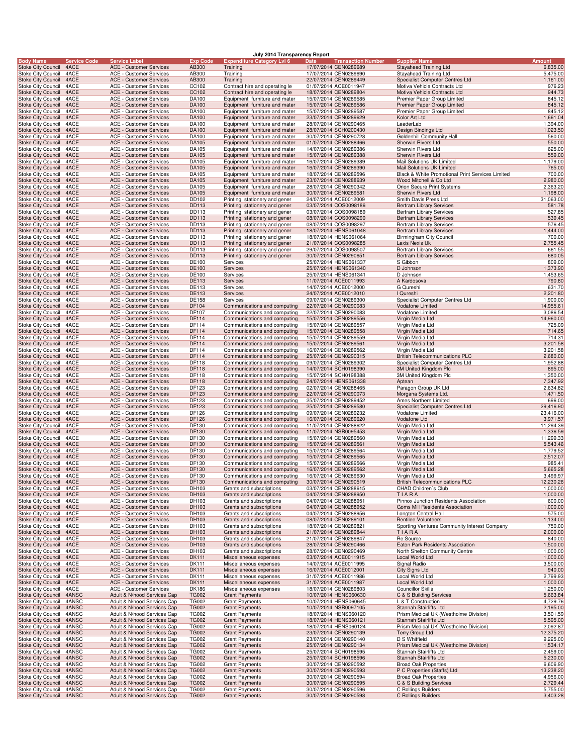# July 2014 Transparency Report

| Body Name | Service Code | Service Label | Exp Code | Expenditure Category Lvl 6 | Date | Transaction Number | Supplier Name | Amount |
|---|---|---|---|---|---|---|---|---|
| Stoke City Council | 4ACE | ACE - Customer Services | AB300 | Training | 17/07/2014 | CEN0289689 | Stayahead Training Ltd | 6,835.00 |
| Stoke City Council | 4ACE | ACE - Customer Services | AB300 | Training | 17/07/2014 | CEN0289690 | Stayahead Training Ltd | 5,475.00 |
| Stoke City Council | 4ACE | ACE - Customer Services | AB300 | Training | 22/07/2014 | CEN0289449 | Specialist Computer Centres Ltd | 1,161.00 |
| Stoke City Council | 4ACE | ACE - Customer Services | CC102 | Contract hire and operating le | 01/07/2014 | ACE0011947 | Motiva Vehicle Contracts Ltd | 976.23 |
| Stoke City Council | 4ACE | ACE - Customer Services | CC102 | Contract hire and operating le | 18/07/2014 | CEN0289804 | Motiva Vehicle Contracts Ltd | 944.73 |
| Stoke City Council | 4ACE | ACE - Customer Services | DA100 | Equipment furniture and mater | 15/07/2014 | CEN0289585 | Premier Paper Group Limited | 845.12 |
| Stoke City Council | 4ACE | ACE - Customer Services | DA100 | Equipment furniture and mater | 15/07/2014 | CEN0289586 | Premier Paper Group Limited | 845.12 |
| Stoke City Council | 4ACE | ACE - Customer Services | DA100 | Equipment furniture and mater | 15/07/2014 | CEN0289587 | Premier Paper Group Limited | 845.12 |
| Stoke City Council | 4ACE | ACE - Customer Services | DA100 | Equipment furniture and mater | 23/07/2014 | CEN0289629 | Kolor Art Ltd | 1,661.04 |
| Stoke City Council | 4ACE | ACE - Customer Services | DA100 | Equipment furniture and mater | 28/07/2014 | CEN0290465 | LeaderLab | 1,394.00 |
| Stoke City Council | 4ACE | ACE - Customer Services | DA100 | Equipment furniture and mater | 28/07/2014 | SCH0200430 | Design Bindings Ltd | 1,023.50 |
| Stoke City Council | 4ACE | ACE - Customer Services | DA100 | Equipment furniture and mater | 30/07/2014 | CEN0290728 | Goldenhill Community Hall | 560.00 |
| Stoke City Council | 4ACE | ACE - Customer Services | DA105 | Equipment furniture and mater | 01/07/2014 | CEN0288466 | Sherwin Rivers Ltd | 550.00 |
| Stoke City Council | 4ACE | ACE - Customer Services | DA105 | Equipment furniture and mater | 14/07/2014 | CEN0289386 | Sherwin Rivers Ltd | 625.00 |
| Stoke City Council | 4ACE | ACE - Customer Services | DA105 | Equipment furniture and mater | 15/07/2014 | CEN0289388 | Sherwin Rivers Ltd | 559.00 |
| Stoke City Council | 4ACE | ACE - Customer Services | DA105 | Equipment furniture and mater | 16/07/2014 | CEN0289389 | Mail Solutions UK Limited | 1,179.00 |
| Stoke City Council | 4ACE | ACE - Customer Services | DA105 | Equipment furniture and mater | 16/07/2014 | CEN0289390 | Mail Solutions UK Limited | 765.00 |
| Stoke City Council | 4ACE | ACE - Customer Services | DA105 | Equipment furniture and mater | 18/07/2014 | CEN0289596 | Black & White Promotional Print Services Limited | 700.00 |
| Stoke City Council | 4ACE | ACE - Customer Services | DA105 | Equipment furniture and mater | 23/07/2014 | CEN0288639 | Wood Mitchell & Co Ltd | 2,980.00 |
| Stoke City Council | 4ACE | ACE - Customer Services | DA105 | Equipment furniture and mater | 28/07/2014 | CEN0290342 | Orion Secure Print Systems | 2,363.20 |
| Stoke City Council | 4ACE | ACE - Customer Services | DA105 | Equipment furniture and mater | 30/07/2014 | CEN0289581 | Sherwin Rivers Ltd | 1,198.00 |
| Stoke City Council | 4ACE | ACE - Customer Services | DD102 | Printing stationery and gener | 24/07/2014 | ACE0012009 | Smith Davis Press Ltd | 31,063.00 |
| Stoke City Council | 4ACE | ACE - Customer Services | DD113 | Printing stationery and gener | 03/07/2014 | COS0098186 | Bertram Library Services | 581.78 |
| Stoke City Council | 4ACE | ACE - Customer Services | DD113 | Printing stationery and gener | 03/07/2014 | COS0098189 | Bertram Library Services | 527.85 |
| Stoke City Council | 4ACE | ACE - Customer Services | DD113 | Printing stationery and gener | 08/07/2014 | COS0098290 | Bertram Library Services | 539.45 |
| Stoke City Council | 4ACE | ACE - Customer Services | DD113 | Printing stationery and gener | 08/07/2014 | COS0098297 | Bertram Library Services | 576.45 |
| Stoke City Council | 4ACE | ACE - Customer Services | DD113 | Printing stationery and gener | 18/07/2014 | HENS061048 | Bertram Library Services | 1,444.00 |
| Stoke City Council | 4ACE | ACE - Customer Services | DD113 | Printing stationery and gener | 18/07/2014 | HENS061064 | Birmingham City Council | 700.00 |
| Stoke City Council | 4ACE | ACE - Customer Services | DD113 | Printing stationery and gener | 21/07/2014 | COS0098285 | Lexis Nexis Uk | 2,755.45 |
| Stoke City Council | 4ACE | ACE - Customer Services | DD113 | Printing stationery and gener | 29/07/2014 | COS0098507 | Bertram Library Services | 661.55 |
| Stoke City Council | 4ACE | ACE - Customer Services | DD113 | Printing stationery and gener | 30/07/2014 | CEN0290651 | Bertram Library Services | 680.05 |
| Stoke City Council | 4ACE | ACE - Customer Services | DE100 | Services | 25/07/2014 | HENS061337 | S Gibbon | 809.00 |
| Stoke City Council | 4ACE | ACE - Customer Services | DE100 | Services | 25/07/2014 | HENS061340 | D Johnson | 1,373.90 |
| Stoke City Council | 4ACE | ACE - Customer Services | DE100 | Services | 25/07/2014 | HENS061341 | D Johnson | 1,453.65 |
| Stoke City Council | 4ACE | ACE - Customer Services | DE113 | Services | 11/07/2014 | ACE0011993 | A Kardosova | 790.80 |
| Stoke City Council | 4ACE | ACE - Customer Services | DE113 | Services | 14/07/2014 | ACE0012000 | G Qureshi | 631.70 |
| Stoke City Council | 4ACE | ACE - Customer Services | DE113 | Services | 24/07/2014 | ACE0012010 | I Qureshi | 2,201.80 |
| Stoke City Council | 4ACE | ACE - Customer Services | DE158 | Services | 09/07/2014 | CEN0289300 | Specialist Computer Centres Ltd | 1,900.00 |
| Stoke City Council | 4ACE | ACE - Customer Services | DF104 | Communications and computing | 22/07/2014 | CEN0290083 | Vodafone Limited | 14,955.61 |
| Stoke City Council | 4ACE | ACE - Customer Services | DF107 | Communications and computing | 22/07/2014 | CEN0290083 | Vodafone Limited | 3,086.54 |
| Stoke City Council | 4ACE | ACE - Customer Services | DF114 | Communications and computing | 15/07/2014 | CEN0289556 | Virgin Media Ltd | 14,960.00 |
| Stoke City Council | 4ACE | ACE - Customer Services | DF114 | Communications and computing | 15/07/2014 | CEN0289557 | Virgin Media Ltd | 725.09 |
| Stoke City Council | 4ACE | ACE - Customer Services | DF114 | Communications and computing | 15/07/2014 | CEN0289558 | Virgin Media Ltd | 714.65 |
| Stoke City Council | 4ACE | ACE - Customer Services | DF114 | Communications and computing | 15/07/2014 | CEN0289559 | Virgin Media Ltd | 714.31 |
| Stoke City Council | 4ACE | ACE - Customer Services | DF114 | Communications and computing | 15/07/2014 | CEN0289561 | Virgin Media Ltd | 3,201.58 |
| Stoke City Council | 4ACE | ACE - Customer Services | DF114 | Communications and computing | 16/07/2014 | CEN0289562 | Virgin Media Ltd | 3,201.58 |
| Stoke City Council | 4ACE | ACE - Customer Services | DF114 | Communications and computing | 25/07/2014 | CEN0290315 | British Telecommunications PLC | 2,680.00 |
| Stoke City Council | 4ACE | ACE - Customer Services | DF118 | Communications and computing | 09/07/2014 | CEN0289302 | Specialist Computer Centres Ltd | 1,952.88 |
| Stoke City Council | 4ACE | ACE - Customer Services | DF118 | Communications and computing | 14/07/2014 | SCH0198390 | 3M United Kingdom Plc | 895.00 |
| Stoke City Council | 4ACE | ACE - Customer Services | DF118 | Communications and computing | 15/07/2014 | SCH0198388 | 3M United Kingdom Plc | 1,350.00 |
| Stoke City Council | 4ACE | ACE - Customer Services | DF118 | Communications and computing | 24/07/2014 | HENS061338 | Aptean | 7,347.92 |
| Stoke City Council | 4ACE | ACE - Customer Services | DF123 | Communications and computing | 02/07/2014 | CEN0288465 | Paragon Group UK Ltd | 2,634.82 |
| Stoke City Council | 4ACE | ACE - Customer Services | DF123 | Communications and computing | 22/07/2014 | CEN0290073 | Morgana Systems Ltd. | 1,471.50 |
| Stoke City Council | 4ACE | ACE - Customer Services | DF123 | Communications and computing | 25/07/2014 | CEN0289452 | Ames Northern Limited | 696.00 |
| Stoke City Council | 4ACE | ACE - Customer Services | DF123 | Communications and computing | 25/07/2014 | CEN0289580 | Specialist Computer Centres Ltd | 29,416.90 |
| Stoke City Council | 4ACE | ACE - Customer Services | DF126 | Communications and computing | 09/07/2014 | CEN0289232 | Vodafone Limited | 23,416.00 |
| Stoke City Council | 4ACE | ACE - Customer Services | DF126 | Communications and computing | 16/07/2014 | CEN0289620 | Vodafone Ltd | 3,971.57 |
| Stoke City Council | 4ACE | ACE - Customer Services | DF130 | Communications and computing | 11/07/2014 | CEN0288622 | Virgin Media Ltd | 11,294.39 |
| Stoke City Council | 4ACE | ACE - Customer Services | DF130 | Communications and computing | 11/07/2014 | NSR0095453 | Virgin Media Ltd | 1,336.59 |
| Stoke City Council | 4ACE | ACE - Customer Services | DF130 | Communications and computing | 15/07/2014 | CEN0289560 | Virgin Media Ltd | 11,299.33 |
| Stoke City Council | 4ACE | ACE - Customer Services | DF130 | Communications and computing | 15/07/2014 | CEN0289561 | Virgin Media Ltd | 5,543.46 |
| Stoke City Council | 4ACE | ACE - Customer Services | DF130 | Communications and computing | 15/07/2014 | CEN0289564 | Virgin Media Ltd | 1,779.52 |
| Stoke City Council | 4ACE | ACE - Customer Services | DF130 | Communications and computing | 15/07/2014 | CEN0289565 | Virgin Media Ltd | 2,512.07 |
| Stoke City Council | 4ACE | ACE - Customer Services | DF130 | Communications and computing | 15/07/2014 | CEN0289566 | Virgin Media Ltd | 985.41 |
| Stoke City Council | 4ACE | ACE - Customer Services | DF130 | Communications and computing | 16/07/2014 | CEN0289562 | Virgin Media Ltd | 5,665.28 |
| Stoke City Council | 4ACE | ACE - Customer Services | DF130 | Communications and computing | 16/07/2014 | CEN0289630 | Virgin Media Ltd | 3,499.97 |
| Stoke City Council | 4ACE | ACE - Customer Services | DF130 | Communications and computing | 30/07/2014 | CEN0290519 | British Telecommunications PLC | 12,230.26 |
| Stoke City Council | 4ACE | ACE - Customer Services | DH103 | Grants and subscriptions | 03/07/2014 | CEN0288615 | CHAD Children`s Club | 1,000.00 |
| Stoke City Council | 4ACE | ACE - Customer Services | DH103 | Grants and subscriptions | 04/07/2014 | CEN0288950 | T I A R A | 1,000.00 |
| Stoke City Council | 4ACE | ACE - Customer Services | DH103 | Grants and subscriptions | 04/07/2014 | CEN0288951 | Pinnox Junction Residents Association | 600.00 |
| Stoke City Council | 4ACE | ACE - Customer Services | DH103 | Grants and subscriptions | 04/07/2014 | CEN0288952 | Goms Mill Residents Association | 1,000.00 |
| Stoke City Council | 4ACE | ACE - Customer Services | DH103 | Grants and subscriptions | 04/07/2014 | CEN0288956 | Longton Central Hall | 575.00 |
| Stoke City Council | 4ACE | ACE - Customer Services | DH103 | Grants and subscriptions | 08/07/2014 | CEN0289101 | Bentilee Volunteers | 1,134.00 |
| Stoke City Council | 4ACE | ACE - Customer Services | DH103 | Grants and subscriptions | 18/07/2014 | CEN0289821 | Sporting Ventures Community Interest Company | 750.00 |
| Stoke City Council | 4ACE | ACE - Customer Services | DH103 | Grants and subscriptions | 21/07/2014 | CEN0289844 | T I A R A | 2,000.00 |
| Stoke City Council | 4ACE | ACE - Customer Services | DH103 | Grants and subscriptions | 21/07/2014 | CEN0289847 | Re:Source | 840.00 |
| Stoke City Council | 4ACE | ACE - Customer Services | DH103 | Grants and subscriptions | 28/07/2014 | CEN0290466 | Eaton Park Residents Association | 1,500.00 |
| Stoke City Council | 4ACE | ACE - Customer Services | DH103 | Grants and subscriptions | 28/07/2014 | CEN0290469 | North Shelton Community Centre | 1,000.00 |
| Stoke City Council | 4ACE | ACE - Customer Services | DK111 | Miscellaneous expenses | 03/07/2014 | ACE0011915 | Local World Ltd | 1,000.00 |
| Stoke City Council | 4ACE | ACE - Customer Services | DK111 | Miscellaneous expenses | 14/07/2014 | ACE0011995 | Signal Radio | 3,500.00 |
| Stoke City Council | 4ACE | ACE - Customer Services | DK111 | Miscellaneous expenses | 16/07/2014 | ACE0012001 | City Signs Ltd | 940.00 |
| Stoke City Council | 4ACE | ACE - Customer Services | DK111 | Miscellaneous expenses | 31/07/2014 | ACE0011986 | Local World Ltd | 2,799.93 |
| Stoke City Council | 4ACE | ACE - Customer Services | DK111 | Miscellaneous expenses | 31/07/2014 | ACE0011987 | Local World Ltd | 1,000.00 |
| Stoke City Council | 4ACE | ACE - Customer Services | DK186 | Miscellaneous expenses | 18/07/2014 | CEN0289803 | Councillor Skills | 1,250.00 |
| Stoke City Council | 4ANSC | Adult & N/hood Services Cap | TG002 | Grant Payments | 10/07/2014 | HENS060630 | C & S Building Services | 5,663.84 |
| Stoke City Council | 4ANSC | Adult & N/hood Services Cap | TG002 | Grant Payments | 10/07/2014 | HENS060645 | L & T Construction | 4,729.76 |
| Stoke City Council | 4ANSC | Adult & N/hood Services Cap | TG002 | Grant Payments | 10/07/2014 | NSR0097105 | Stannah Stairlifts Ltd | 2,195.00 |
| Stoke City Council | 4ANSC | Adult & N/hood Services Cap | TG002 | Grant Payments | 18/07/2014 | HENS060120 | Prism Medical UK (Westholme Division) | 3,501.59 |
| Stoke City Council | 4ANSC | Adult & N/hood Services Cap | TG002 | Grant Payments | 18/07/2014 | HENS060121 | Stannah Stairlifts Ltd | 5,595.00 |
| Stoke City Council | 4ANSC | Adult & N/hood Services Cap | TG002 | Grant Payments | 18/07/2014 | HENS060124 | Prism Medical UK (Westholme Division) | 2,092.87 |
| Stoke City Council | 4ANSC | Adult & N/hood Services Cap | TG002 | Grant Payments | 23/07/2014 | CEN0290139 | Terry Group Ltd | 12,375.20 |
| Stoke City Council | 4ANSC | Adult & N/hood Services Cap | TG002 | Grant Payments | 23/07/2014 | CEN0290140 | D S Whitfield | 9,225.00 |
| Stoke City Council | 4ANSC | Adult & N/hood Services Cap | TG002 | Grant Payments | 25/07/2014 | CEN0290134 | Prism Medical UK (Westholme Division) | 1,534.17 |
| Stoke City Council | 4ANSC | Adult & N/hood Services Cap | TG002 | Grant Payments | 25/07/2014 | SCH0198595 | Stannah Stairlifts Ltd | 2,459.00 |
| Stoke City Council | 4ANSC | Adult & N/hood Services Cap | TG002 | Grant Payments | 25/07/2014 | SCH0198596 | Stannah Stairlifts Ltd | 5,230.00 |
| Stoke City Council | 4ANSC | Adult & N/hood Services Cap | TG002 | Grant Payments | 30/07/2014 | CEN0290592 | Broad Oak Properties | 6,606.90 |
| Stoke City Council | 4ANSC | Adult & N/hood Services Cap | TG002 | Grant Payments | 30/07/2014 | CEN0290593 | P C Properties (Staffs) Ltd | 13,238.20 |
| Stoke City Council | 4ANSC | Adult & N/hood Services Cap | TG002 | Grant Payments | 30/07/2014 | CEN0290594 | Broad Oak Properties | 4,956.00 |
| Stoke City Council | 4ANSC | Adult & N/hood Services Cap | TG002 | Grant Payments | 30/07/2014 | CEN0290595 | C & S Building Services | 2,729.44 |
| Stoke City Council | 4ANSC | Adult & N/hood Services Cap | TG002 | Grant Payments | 30/07/2014 | CEN0290596 | C Rollings Builders | 5,755.00 |
| Stoke City Council | 4ANSC | Adult & N/hood Services Cap | TG002 | Grant Payments | 30/07/2014 | CEN0290598 | C Rollings Builders | 3,403.28 |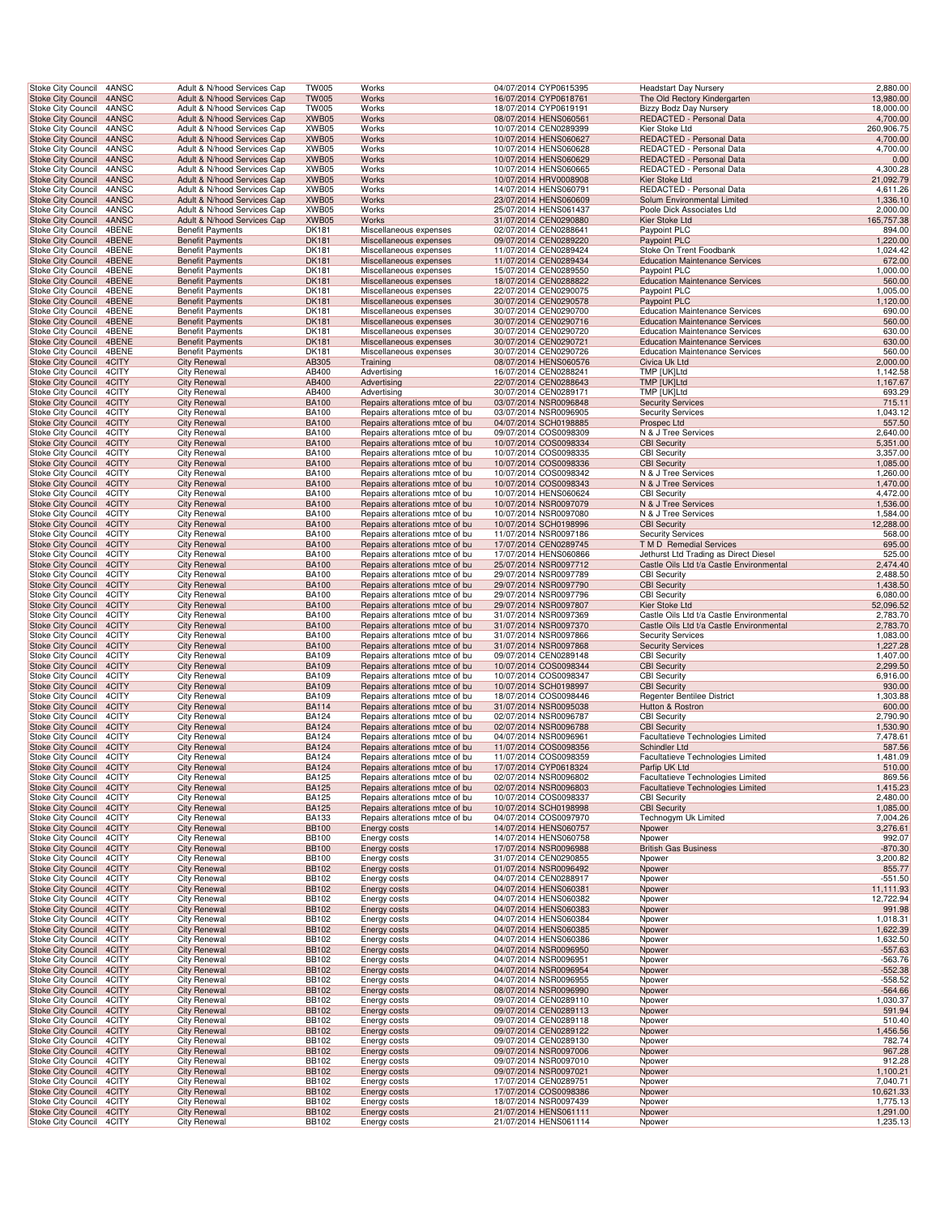| Stoke City Council | 4ANSC | Adult & N/hood Services Cap | TW005 | Works | 04/07/2014 CYP0615395 | Headstart Day Nursery | 2,880.00 |
|---|---|---|---|---|---|---|---|
| Stoke City Council | 4ANSC | Adult & N/hood Services Cap | TW005 | Works | 16/07/2014 CYP0618761 | The Old Rectory Kindergarten | 13,980.00 |
| Stoke City Council | 4ANSC | Adult & N/hood Services Cap | TW005 | Works | 18/07/2014 CYP0619191 | Bizzy Bodz Day Nursery | 18,000.00 |
| Stoke City Council | 4ANSC | Adult & N/hood Services Cap | XWB05 | Works | 08/07/2014 HENS060561 | REDACTED - Personal Data | 4,700.00 |
| Stoke City Council | 4ANSC | Adult & N/hood Services Cap | XWB05 | Works | 10/07/2014 CEN0289399 | Kier Stoke Ltd | 260,906.75 |
| Stoke City Council | 4ANSC | Adult & N/hood Services Cap | XWB05 | Works | 10/07/2014 HENS060627 | REDACTED - Personal Data | 4,700.00 |
| Stoke City Council | 4ANSC | Adult & N/hood Services Cap | XWB05 | Works | 10/07/2014 HENS060628 | REDACTED - Personal Data | 4,700.00 |
| Stoke City Council | 4ANSC | Adult & N/hood Services Cap | XWB05 | Works | 10/07/2014 HENS060629 | REDACTED - Personal Data | 0.00 |
| Stoke City Council | 4ANSC | Adult & N/hood Services Cap | XWB05 | Works | 10/07/2014 HENS060665 | REDACTED - Personal Data | 4,300.28 |
| Stoke City Council | 4ANSC | Adult & N/hood Services Cap | XWB05 | Works | 10/07/2014 HRV0008908 | Kier Stoke Ltd | 21,092.79 |
| Stoke City Council | 4ANSC | Adult & N/hood Services Cap | XWB05 | Works | 14/07/2014 HENS060791 | REDACTED - Personal Data | 4,611.26 |
| Stoke City Council | 4ANSC | Adult & N/hood Services Cap | XWB05 | Works | 23/07/2014 HENS060609 | Solum Environmental Limited | 1,336.10 |
| Stoke City Council | 4ANSC | Adult & N/hood Services Cap | XWB05 | Works | 25/07/2014 HENS061437 | Poole Dick Associates Ltd | 2,000.00 |
| Stoke City Council | 4ANSC | Adult & N/hood Services Cap | XWB05 | Works | 31/07/2014 CEN0290880 | Kier Stoke Ltd | 165,757.38 |
| Stoke City Council | 4BENE | Benefit Payments | DK181 | Miscellaneous expenses | 02/07/2014 CEN0288641 | Paypoint PLC | 894.00 |
| Stoke City Council | 4BENE | Benefit Payments | DK181 | Miscellaneous expenses | 09/07/2014 CEN0289220 | Paypoint PLC | 1,220.00 |
| Stoke City Council | 4BENE | Benefit Payments | DK181 | Miscellaneous expenses | 11/07/2014 CEN0289424 | Stoke On Trent Foodbank | 1,024.42 |
| Stoke City Council | 4BENE | Benefit Payments | DK181 | Miscellaneous expenses | 11/07/2014 CEN0289434 | Education Maintenance Services | 672.00 |
| Stoke City Council | 4BENE | Benefit Payments | DK181 | Miscellaneous expenses | 15/07/2014 CEN0289550 | Paypoint PLC | 1,000.00 |
| Stoke City Council | 4BENE | Benefit Payments | DK181 | Miscellaneous expenses | 18/07/2014 CEN0288822 | Education Maintenance Services | 560.00 |
| Stoke City Council | 4BENE | Benefit Payments | DK181 | Miscellaneous expenses | 22/07/2014 CEN0290075 | Paypoint PLC | 1,005.00 |
| Stoke City Council | 4BENE | Benefit Payments | DK181 | Miscellaneous expenses | 30/07/2014 CEN0290578 | Paypoint PLC | 1,120.00 |
| Stoke City Council | 4BENE | Benefit Payments | DK181 | Miscellaneous expenses | 30/07/2014 CEN0290700 | Education Maintenance Services | 690.00 |
| Stoke City Council | 4BENE | Benefit Payments | DK181 | Miscellaneous expenses | 30/07/2014 CEN0290716 | Education Maintenance Services | 560.00 |
| Stoke City Council | 4BENE | Benefit Payments | DK181 | Miscellaneous expenses | 30/07/2014 CEN0290720 | Education Maintenance Services | 630.00 |
| Stoke City Council | 4BENE | Benefit Payments | DK181 | Miscellaneous expenses | 30/07/2014 CEN0290721 | Education Maintenance Services | 630.00 |
| Stoke City Council | 4BENE | Benefit Payments | DK181 | Miscellaneous expenses | 30/07/2014 CEN0290726 | Education Maintenance Services | 560.00 |
| Stoke City Council | 4CITY | City Renewal | AB305 | Training | 08/07/2014 HENS060576 | Civica Uk Ltd | 2,000.00 |
| Stoke City Council | 4CITY | City Renewal | AB400 | Advertising | 16/07/2014 CEN0288241 | TMP [UK]Ltd | 1,142.58 |
| Stoke City Council | 4CITY | City Renewal | AB400 | Advertising | 22/07/2014 CEN0288643 | TMP [UK]Ltd | 1,167.67 |
| Stoke City Council | 4CITY | City Renewal | AB400 | Advertising | 30/07/2014 CEN0289171 | TMP [UK]Ltd | 693.29 |
| Stoke City Council | 4CITY | City Renewal | BA100 | Repairs alterations mtce of bu | 03/07/2014 NSR0096848 | Security Services | 715.11 |
| Stoke City Council | 4CITY | City Renewal | BA100 | Repairs alterations mtce of bu | 03/07/2014 NSR0096905 | Security Services | 1,043.12 |
| Stoke City Council | 4CITY | City Renewal | BA100 | Repairs alterations mtce of bu | 04/07/2014 SCH0198885 | Prospec Ltd | 557.50 |
| Stoke City Council | 4CITY | City Renewal | BA100 | Repairs alterations mtce of bu | 09/07/2014 COS0098309 | N & J Tree Services | 2,640.00 |
| Stoke City Council | 4CITY | City Renewal | BA100 | Repairs alterations mtce of bu | 10/07/2014 COS0098334 | CBI Security | 5,351.00 |
| Stoke City Council | 4CITY | City Renewal | BA100 | Repairs alterations mtce of bu | 10/07/2014 COS0098335 | CBI Security | 3,357.00 |
| Stoke City Council | 4CITY | City Renewal | BA100 | Repairs alterations mtce of bu | 10/07/2014 COS0098336 | CBI Security | 1,085.00 |
| Stoke City Council | 4CITY | City Renewal | BA100 | Repairs alterations mtce of bu | 10/07/2014 COS0098342 | N & J Tree Services | 1,260.00 |
| Stoke City Council | 4CITY | City Renewal | BA100 | Repairs alterations mtce of bu | 10/07/2014 COS0098343 | N & J Tree Services | 1,470.00 |
| Stoke City Council | 4CITY | City Renewal | BA100 | Repairs alterations mtce of bu | 10/07/2014 HENS060624 | CBI Security | 4,472.00 |
| Stoke City Council | 4CITY | City Renewal | BA100 | Repairs alterations mtce of bu | 10/07/2014 NSR0097079 | N & J Tree Services | 1,536.00 |
| Stoke City Council | 4CITY | City Renewal | BA100 | Repairs alterations mtce of bu | 10/07/2014 NSR0097080 | N & J Tree Services | 1,584.00 |
| Stoke City Council | 4CITY | City Renewal | BA100 | Repairs alterations mtce of bu | 10/07/2014 SCH0198996 | CBI Security | 12,288.00 |
| Stoke City Council | 4CITY | City Renewal | BA100 | Repairs alterations mtce of bu | 11/07/2014 NSR0097186 | Security Services | 568.00 |
| Stoke City Council | 4CITY | City Renewal | BA100 | Repairs alterations mtce of bu | 17/07/2014 CEN0289745 | T M D Remedial Services | 695.00 |
| Stoke City Council | 4CITY | City Renewal | BA100 | Repairs alterations mtce of bu | 17/07/2014 HENS060866 | Jethurst Ltd Trading as Direct Diesel | 525.00 |
| Stoke City Council | 4CITY | City Renewal | BA100 | Repairs alterations mtce of bu | 25/07/2014 NSR0097712 | Castle Oils Ltd t/a Castle Environmental | 2,474.40 |
| Stoke City Council | 4CITY | City Renewal | BA100 | Repairs alterations mtce of bu | 29/07/2014 NSR0097789 | CBI Security | 2,488.50 |
| Stoke City Council | 4CITY | City Renewal | BA100 | Repairs alterations mtce of bu | 29/07/2014 NSR0097790 | CBI Security | 1,438.50 |
| Stoke City Council | 4CITY | City Renewal | BA100 | Repairs alterations mtce of bu | 29/07/2014 NSR0097796 | CBI Security | 6,080.00 |
| Stoke City Council | 4CITY | City Renewal | BA100 | Repairs alterations mtce of bu | 29/07/2014 NSR0097807 | Kier Stoke Ltd | 52,096.52 |
| Stoke City Council | 4CITY | City Renewal | BA100 | Repairs alterations mtce of bu | 31/07/2014 NSR0097369 | Castle Oils Ltd t/a Castle Environmental | 2,783.70 |
| Stoke City Council | 4CITY | City Renewal | BA100 | Repairs alterations mtce of bu | 31/07/2014 NSR0097370 | Castle Oils Ltd t/a Castle Environmental | 2,783.70 |
| Stoke City Council | 4CITY | City Renewal | BA100 | Repairs alterations mtce of bu | 31/07/2014 NSR0097866 | Security Services | 1,083.00 |
| Stoke City Council | 4CITY | City Renewal | BA100 | Repairs alterations mtce of bu | 31/07/2014 NSR0097868 | Security Services | 1,227.28 |
| Stoke City Council | 4CITY | City Renewal | BA109 | Repairs alterations mtce of bu | 09/07/2014 CEN0289148 | CBI Security | 1,407.00 |
| Stoke City Council | 4CITY | City Renewal | BA109 | Repairs alterations mtce of bu | 10/07/2014 COS0098344 | CBI Security | 2,299.50 |
| Stoke City Council | 4CITY | City Renewal | BA109 | Repairs alterations mtce of bu | 10/07/2014 COS0098347 | CBI Security | 6,916.00 |
| Stoke City Council | 4CITY | City Renewal | BA109 | Repairs alterations mtce of bu | 10/07/2014 SCH0198997 | CBI Security | 930.00 |
| Stoke City Council | 4CITY | City Renewal | BA109 | Repairs alterations mtce of bu | 18/07/2014 COS0098446 | Regenter Bentilee District | 1,303.88 |
| Stoke City Council | 4CITY | City Renewal | BA114 | Repairs alterations mtce of bu | 31/07/2014 NSR0095038 | Hutton & Rostron | 600.00 |
| Stoke City Council | 4CITY | City Renewal | BA124 | Repairs alterations mtce of bu | 02/07/2014 NSR0096787 | CBI Security | 2,790.90 |
| Stoke City Council | 4CITY | City Renewal | BA124 | Repairs alterations mtce of bu | 02/07/2014 NSR0096788 | CBI Security | 1,530.90 |
| Stoke City Council | 4CITY | City Renewal | BA124 | Repairs alterations mtce of bu | 04/07/2014 NSR0096961 | Facultatieve Technologies Limited | 7,478.61 |
| Stoke City Council | 4CITY | City Renewal | BA124 | Repairs alterations mtce of bu | 11/07/2014 COS0098356 | Schindler Ltd | 587.56 |
| Stoke City Council | 4CITY | City Renewal | BA124 | Repairs alterations mtce of bu | 11/07/2014 COS0098359 | Facultatieve Technologies Limited | 1,481.09 |
| Stoke City Council | 4CITY | City Renewal | BA124 | Repairs alterations mtce of bu | 17/07/2014 CYP0618324 | Parfip UK Ltd | 510.00 |
| Stoke City Council | 4CITY | City Renewal | BA125 | Repairs alterations mtce of bu | 02/07/2014 NSR0096802 | Facultatieve Technologies Limited | 869.56 |
| Stoke City Council | 4CITY | City Renewal | BA125 | Repairs alterations mtce of bu | 02/07/2014 NSR0096803 | Facultatieve Technologies Limited | 1,415.23 |
| Stoke City Council | 4CITY | City Renewal | BA125 | Repairs alterations mtce of bu | 10/07/2014 COS0098337 | CBI Security | 2,480.00 |
| Stoke City Council | 4CITY | City Renewal | BA125 | Repairs alterations mtce of bu | 10/07/2014 SCH0198998 | CBI Security | 1,085.00 |
| Stoke City Council | 4CITY | City Renewal | BA133 | Repairs alterations mtce of bu | 04/07/2014 COS0097970 | Technogym Uk Limited | 7,004.26 |
| Stoke City Council | 4CITY | City Renewal | BB100 | Energy costs | 14/07/2014 HENS060757 | Npower | 3,276.61 |
| Stoke City Council | 4CITY | City Renewal | BB100 | Energy costs | 14/07/2014 HENS060758 | Npower | 992.07 |
| Stoke City Council | 4CITY | City Renewal | BB100 | Energy costs | 17/07/2014 NSR0096988 | British Gas Business | -870.30 |
| Stoke City Council | 4CITY | City Renewal | BB100 | Energy costs | 31/07/2014 CEN0290855 | Npower | 3,200.82 |
| Stoke City Council | 4CITY | City Renewal | BB102 | Energy costs | 01/07/2014 NSR0096492 | Npower | 855.77 |
| Stoke City Council | 4CITY | City Renewal | BB102 | Energy costs | 04/07/2014 CEN0288917 | Npower | -551.50 |
| Stoke City Council | 4CITY | City Renewal | BB102 | Energy costs | 04/07/2014 HENS060381 | Npower | 11,111.93 |
| Stoke City Council | 4CITY | City Renewal | BB102 | Energy costs | 04/07/2014 HENS060382 | Npower | 12,722.94 |
| Stoke City Council | 4CITY | City Renewal | BB102 | Energy costs | 04/07/2014 HENS060383 | Npower | 991.98 |
| Stoke City Council | 4CITY | City Renewal | BB102 | Energy costs | 04/07/2014 HENS060384 | Npower | 1,018.31 |
| Stoke City Council | 4CITY | City Renewal | BB102 | Energy costs | 04/07/2014 HENS060385 | Npower | 1,622.39 |
| Stoke City Council | 4CITY | City Renewal | BB102 | Energy costs | 04/07/2014 HENS060386 | Npower | 1,632.50 |
| Stoke City Council | 4CITY | City Renewal | BB102 | Energy costs | 04/07/2014 NSR0096950 | Npower | -557.63 |
| Stoke City Council | 4CITY | City Renewal | BB102 | Energy costs | 04/07/2014 NSR0096951 | Npower | -563.76 |
| Stoke City Council | 4CITY | City Renewal | BB102 | Energy costs | 04/07/2014 NSR0096954 | Npower | -552.38 |
| Stoke City Council | 4CITY | City Renewal | BB102 | Energy costs | 04/07/2014 NSR0096955 | Npower | -558.52 |
| Stoke City Council | 4CITY | City Renewal | BB102 | Energy costs | 08/07/2014 NSR0096990 | Npower | -564.66 |
| Stoke City Council | 4CITY | City Renewal | BB102 | Energy costs | 09/07/2014 CEN0289110 | Npower | 1,030.37 |
| Stoke City Council | 4CITY | City Renewal | BB102 | Energy costs | 09/07/2014 CEN0289113 | Npower | 591.94 |
| Stoke City Council | 4CITY | City Renewal | BB102 | Energy costs | 09/07/2014 CEN0289118 | Npower | 510.40 |
| Stoke City Council | 4CITY | City Renewal | BB102 | Energy costs | 09/07/2014 CEN0289122 | Npower | 1,456.56 |
| Stoke City Council | 4CITY | City Renewal | BB102 | Energy costs | 09/07/2014 CEN0289130 | Npower | 782.74 |
| Stoke City Council | 4CITY | City Renewal | BB102 | Energy costs | 09/07/2014 NSR0097006 | Npower | 967.28 |
| Stoke City Council | 4CITY | City Renewal | BB102 | Energy costs | 09/07/2014 NSR0097010 | Npower | 912.28 |
| Stoke City Council | 4CITY | City Renewal | BB102 | Energy costs | 09/07/2014 NSR0097021 | Npower | 1,100.21 |
| Stoke City Council | 4CITY | City Renewal | BB102 | Energy costs | 17/07/2014 CEN0289751 | Npower | 7,040.71 |
| Stoke City Council | 4CITY | City Renewal | BB102 | Energy costs | 17/07/2014 COS0098386 | Npower | 10,621.33 |
| Stoke City Council | 4CITY | City Renewal | BB102 | Energy costs | 18/07/2014 NSR0097439 | Npower | 1,775.13 |
| Stoke City Council | 4CITY | City Renewal | BB102 | Energy costs | 21/07/2014 HENS061111 | Npower | 1,291.00 |
| Stoke City Council | 4CITY | City Renewal | BB102 | Energy costs | 21/07/2014 HENS061114 | Npower | 1,235.13 |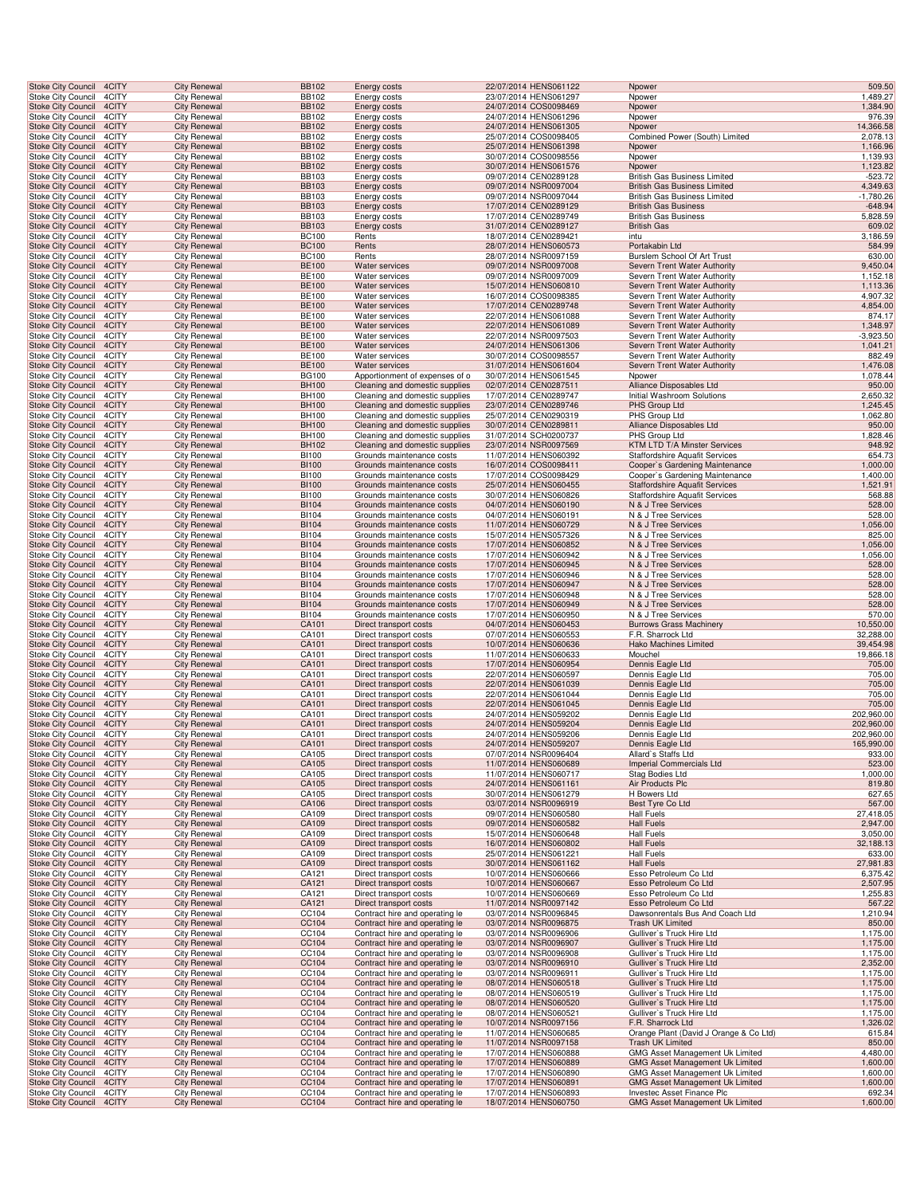| Stoke City Council | 4CITY | City Renewal | BB102 | Energy costs | 22/07/2014 HENS061122 | Npower | 509.50 |
|---|---|---|---|---|---|---|---|
| Stoke City Council | 4CITY | City Renewal | BB102 | Energy costs | 23/07/2014 HENS061297 | Npower | 1,489.27 |
| Stoke City Council | 4CITY | City Renewal | BB102 | Energy costs | 24/07/2014 COS0098469 | Npower | 1,384.90 |
| Stoke City Council | 4CITY | City Renewal | BB102 | Energy costs | 24/07/2014 HENS061296 | Npower | 976.39 |
| Stoke City Council | 4CITY | City Renewal | BB102 | Energy costs | 24/07/2014 HENS061305 | Npower | 14,366.58 |
| Stoke City Council | 4CITY | City Renewal | BB102 | Energy costs | 25/07/2014 COS0098405 | Combined Power (South) Limited | 2,078.13 |
| Stoke City Council | 4CITY | City Renewal | BB102 | Energy costs | 25/07/2014 HENS061398 | Npower | 1,166.96 |
| Stoke City Council | 4CITY | City Renewal | BB102 | Energy costs | 30/07/2014 COS0098556 | Npower | 1,139.93 |
| Stoke City Council | 4CITY | City Renewal | BB102 | Energy costs | 30/07/2014 HENS061576 | Npower | 1,123.82 |
| Stoke City Council | 4CITY | City Renewal | BB103 | Energy costs | 09/07/2014 CEN0289128 | British Gas Business Limited | -523.72 |
| Stoke City Council | 4CITY | City Renewal | BB103 | Energy costs | 09/07/2014 NSR0097004 | British Gas Business Limited | 4,349.63 |
| Stoke City Council | 4CITY | City Renewal | BB103 | Energy costs | 09/07/2014 NSR0097044 | British Gas Business Limited | -1,780.26 |
| Stoke City Council | 4CITY | City Renewal | BB103 | Energy costs | 17/07/2014 CEN0289129 | British Gas Business | -648.94 |
| Stoke City Council | 4CITY | City Renewal | BB103 | Energy costs | 17/07/2014 CEN0289749 | British Gas Business | 5,828.59 |
| Stoke City Council | 4CITY | City Renewal | BB103 | Energy costs | 31/07/2014 CEN0289127 | British Gas | 609.02 |
| Stoke City Council | 4CITY | City Renewal | BC100 | Rents | 18/07/2014 CEN0289421 | intu | 3,186.59 |
| Stoke City Council | 4CITY | City Renewal | BC100 | Rents | 28/07/2014 HENS060573 | Portakabin Ltd | 584.99 |
| Stoke City Council | 4CITY | City Renewal | BC100 | Rents | 28/07/2014 NSR0097159 | Burslem School Of Art Trust | 630.00 |
| Stoke City Council | 4CITY | City Renewal | BE100 | Water services | 09/07/2014 NSR0097008 | Severn Trent Water Authority | 9,450.04 |
| Stoke City Council | 4CITY | City Renewal | BE100 | Water services | 09/07/2014 NSR0097009 | Severn Trent Water Authority | 1,152.18 |
| Stoke City Council | 4CITY | City Renewal | BE100 | Water services | 15/07/2014 HENS060810 | Severn Trent Water Authority | 1,113.36 |
| Stoke City Council | 4CITY | City Renewal | BE100 | Water services | 16/07/2014 COS0098385 | Severn Trent Water Authority | 4,907.32 |
| Stoke City Council | 4CITY | City Renewal | BE100 | Water services | 17/07/2014 CEN0289748 | Severn Trent Water Authority | 4,854.00 |
| Stoke City Council | 4CITY | City Renewal | BE100 | Water services | 22/07/2014 HENS061088 | Severn Trent Water Authority | 874.17 |
| Stoke City Council | 4CITY | City Renewal | BE100 | Water services | 22/07/2014 HENS061089 | Severn Trent Water Authority | 1,348.97 |
| Stoke City Council | 4CITY | City Renewal | BE100 | Water services | 22/07/2014 NSR0097503 | Severn Trent Water Authority | -3,923.50 |
| Stoke City Council | 4CITY | City Renewal | BE100 | Water services | 24/07/2014 HENS061306 | Severn Trent Water Authority | 1,041.21 |
| Stoke City Council | 4CITY | City Renewal | BE100 | Water services | 30/07/2014 COS0098557 | Severn Trent Water Authority | 882.49 |
| Stoke City Council | 4CITY | City Renewal | BE100 | Water services | 31/07/2014 HENS061604 | Severn Trent Water Authority | 1,476.08 |
| Stoke City Council | 4CITY | City Renewal | BG100 | Apportionment of expenses of o | 30/07/2014 HENS061545 | Npower | 1,078.44 |
| Stoke City Council | 4CITY | City Renewal | BH100 | Cleaning and domestic supplies | 02/07/2014 CEN0287511 | Alliance Disposables Ltd | 950.00 |
| Stoke City Council | 4CITY | City Renewal | BH100 | Cleaning and domestic supplies | 17/07/2014 CEN0289747 | Initial Washroom Solutions | 2,650.32 |
| Stoke City Council | 4CITY | City Renewal | BH100 | Cleaning and domestic supplies | 23/07/2014 CEN0289746 | PHS Group Ltd | 1,245.45 |
| Stoke City Council | 4CITY | City Renewal | BH100 | Cleaning and domestic supplies | 25/07/2014 CEN0290319 | PHS Group Ltd | 1,062.80 |
| Stoke City Council | 4CITY | City Renewal | BH100 | Cleaning and domestic supplies | 30/07/2014 CEN0289811 | Alliance Disposables Ltd | 950.00 |
| Stoke City Council | 4CITY | City Renewal | BH100 | Cleaning and domestic supplies | 31/07/2014 SCH0200737 | PHS Group Ltd | 1,828.46 |
| Stoke City Council | 4CITY | City Renewal | BH102 | Cleaning and domestic supplies | 23/07/2014 NSR0097569 | KTM LTD T/A Minster Services | 948.92 |
| Stoke City Council | 4CITY | City Renewal | BI100 | Grounds maintenance costs | 11/07/2014 HENS060392 | Staffordshire Aquafit Services | 654.73 |
| Stoke City Council | 4CITY | City Renewal | BI100 | Grounds maintenance costs | 16/07/2014 COS0098411 | Cooper`s Gardening Maintenance | 1,000.00 |
| Stoke City Council | 4CITY | City Renewal | BI100 | Grounds maintenance costs | 17/07/2014 COS0098429 | Cooper`s Gardening Maintenance | 1,400.00 |
| Stoke City Council | 4CITY | City Renewal | BI100 | Grounds maintenance costs | 25/07/2014 HENS060455 | Staffordshire Aquafit Services | 1,521.91 |
| Stoke City Council | 4CITY | City Renewal | BI100 | Grounds maintenance costs | 30/07/2014 HENS060826 | Staffordshire Aquafit Services | 568.88 |
| Stoke City Council | 4CITY | City Renewal | BI104 | Grounds maintenance costs | 04/07/2014 HENS060190 | N & J Tree Services | 528.00 |
| Stoke City Council | 4CITY | City Renewal | BI104 | Grounds maintenance costs | 04/07/2014 HENS060191 | N & J Tree Services | 528.00 |
| Stoke City Council | 4CITY | City Renewal | BI104 | Grounds maintenance costs | 11/07/2014 HENS060729 | N & J Tree Services | 1,056.00 |
| Stoke City Council | 4CITY | City Renewal | BI104 | Grounds maintenance costs | 15/07/2014 HENS057326 | N & J Tree Services | 825.00 |
| Stoke City Council | 4CITY | City Renewal | BI104 | Grounds maintenance costs | 17/07/2014 HENS060852 | N & J Tree Services | 1,056.00 |
| Stoke City Council | 4CITY | City Renewal | BI104 | Grounds maintenance costs | 17/07/2014 HENS060942 | N & J Tree Services | 1,056.00 |
| Stoke City Council | 4CITY | City Renewal | BI104 | Grounds maintenance costs | 17/07/2014 HENS060945 | N & J Tree Services | 528.00 |
| Stoke City Council | 4CITY | City Renewal | BI104 | Grounds maintenance costs | 17/07/2014 HENS060946 | N & J Tree Services | 528.00 |
| Stoke City Council | 4CITY | City Renewal | BI104 | Grounds maintenance costs | 17/07/2014 HENS060947 | N & J Tree Services | 528.00 |
| Stoke City Council | 4CITY | City Renewal | BI104 | Grounds maintenance costs | 17/07/2014 HENS060948 | N & J Tree Services | 528.00 |
| Stoke City Council | 4CITY | City Renewal | BI104 | Grounds maintenance costs | 17/07/2014 HENS060949 | N & J Tree Services | 528.00 |
| Stoke City Council | 4CITY | City Renewal | BI104 | Grounds maintenance costs | 17/07/2014 HENS060950 | N & J Tree Services | 570.00 |
| Stoke City Council | 4CITY | City Renewal | CA101 | Direct transport costs | 04/07/2014 HENS060453 | Burrows Grass Machinery | 10,550.00 |
| Stoke City Council | 4CITY | City Renewal | CA101 | Direct transport costs | 07/07/2014 HENS060553 | F.R. Sharrock Ltd | 32,288.00 |
| Stoke City Council | 4CITY | City Renewal | CA101 | Direct transport costs | 10/07/2014 HENS060636 | Hako Machines Limited | 39,454.98 |
| Stoke City Council | 4CITY | City Renewal | CA101 | Direct transport costs | 11/07/2014 HENS060633 | Mouchel | 19,866.18 |
| Stoke City Council | 4CITY | City Renewal | CA101 | Direct transport costs | 17/07/2014 HENS060954 | Dennis Eagle Ltd | 705.00 |
| Stoke City Council | 4CITY | City Renewal | CA101 | Direct transport costs | 22/07/2014 HENS060597 | Dennis Eagle Ltd | 705.00 |
| Stoke City Council | 4CITY | City Renewal | CA101 | Direct transport costs | 22/07/2014 HENS061039 | Dennis Eagle Ltd | 705.00 |
| Stoke City Council | 4CITY | City Renewal | CA101 | Direct transport costs | 22/07/2014 HENS061044 | Dennis Eagle Ltd | 705.00 |
| Stoke City Council | 4CITY | City Renewal | CA101 | Direct transport costs | 22/07/2014 HENS061045 | Dennis Eagle Ltd | 705.00 |
| Stoke City Council | 4CITY | City Renewal | CA101 | Direct transport costs | 24/07/2014 HENS059202 | Dennis Eagle Ltd | 202,960.00 |
| Stoke City Council | 4CITY | City Renewal | CA101 | Direct transport costs | 24/07/2014 HENS059204 | Dennis Eagle Ltd | 202,960.00 |
| Stoke City Council | 4CITY | City Renewal | CA101 | Direct transport costs | 24/07/2014 HENS059206 | Dennis Eagle Ltd | 202,960.00 |
| Stoke City Council | 4CITY | City Renewal | CA101 | Direct transport costs | 24/07/2014 HENS059207 | Dennis Eagle Ltd | 165,990.00 |
| Stoke City Council | 4CITY | City Renewal | CA105 | Direct transport costs | 07/07/2014 NSR0096404 | Allard`s Staffs Ltd | 933.00 |
| Stoke City Council | 4CITY | City Renewal | CA105 | Direct transport costs | 11/07/2014 HENS060689 | Imperial Commercials Ltd | 523.00 |
| Stoke City Council | 4CITY | City Renewal | CA105 | Direct transport costs | 11/07/2014 HENS060717 | Stag Bodies Ltd | 1,000.00 |
| Stoke City Council | 4CITY | City Renewal | CA105 | Direct transport costs | 24/07/2014 HENS061161 | Air Products Plc | 819.80 |
| Stoke City Council | 4CITY | City Renewal | CA105 | Direct transport costs | 30/07/2014 HENS061279 | H Bowers Ltd | 627.65 |
| Stoke City Council | 4CITY | City Renewal | CA106 | Direct transport costs | 03/07/2014 NSR0096919 | Best Tyre Co Ltd | 567.00 |
| Stoke City Council | 4CITY | City Renewal | CA109 | Direct transport costs | 09/07/2014 HENS060580 | Hall Fuels | 27,418.05 |
| Stoke City Council | 4CITY | City Renewal | CA109 | Direct transport costs | 09/07/2014 HENS060582 | Hall Fuels | 2,947.00 |
| Stoke City Council | 4CITY | City Renewal | CA109 | Direct transport costs | 15/07/2014 HENS060648 | Hall Fuels | 3,050.00 |
| Stoke City Council | 4CITY | City Renewal | CA109 | Direct transport costs | 16/07/2014 HENS060802 | Hall Fuels | 32,188.13 |
| Stoke City Council | 4CITY | City Renewal | CA109 | Direct transport costs | 25/07/2014 HENS061221 | Hall Fuels | 633.00 |
| Stoke City Council | 4CITY | City Renewal | CA109 | Direct transport costs | 30/07/2014 HENS061162 | Hall Fuels | 27,981.83 |
| Stoke City Council | 4CITY | City Renewal | CA121 | Direct transport costs | 10/07/2014 HENS060666 | Esso Petroleum Co Ltd | 6,375.42 |
| Stoke City Council | 4CITY | City Renewal | CA121 | Direct transport costs | 10/07/2014 HENS060667 | Esso Petroleum Co Ltd | 2,507.95 |
| Stoke City Council | 4CITY | City Renewal | CA121 | Direct transport costs | 10/07/2014 HENS060669 | Esso Petroleum Co Ltd | 1,255.83 |
| Stoke City Council | 4CITY | City Renewal | CA121 | Direct transport costs | 11/07/2014 NSR0097142 | Esso Petroleum Co Ltd | 567.22 |
| Stoke City Council | 4CITY | City Renewal | CC104 | Contract hire and operating le | 03/07/2014 NSR0096845 | Dawsonrentals Bus And Coach Ltd | 1,210.94 |
| Stoke City Council | 4CITY | City Renewal | CC104 | Contract hire and operating le | 03/07/2014 NSR0096875 | Trash UK Limited | 850.00 |
| Stoke City Council | 4CITY | City Renewal | CC104 | Contract hire and operating le | 03/07/2014 NSR0096906 | Gulliver`s Truck Hire Ltd | 1,175.00 |
| Stoke City Council | 4CITY | City Renewal | CC104 | Contract hire and operating le | 03/07/2014 NSR0096907 | Gulliver`s Truck Hire Ltd | 1,175.00 |
| Stoke City Council | 4CITY | City Renewal | CC104 | Contract hire and operating le | 03/07/2014 NSR0096908 | Gulliver`s Truck Hire Ltd | 1,175.00 |
| Stoke City Council | 4CITY | City Renewal | CC104 | Contract hire and operating le | 03/07/2014 NSR0096910 | Gulliver`s Truck Hire Ltd | 2,352.00 |
| Stoke City Council | 4CITY | City Renewal | CC104 | Contract hire and operating le | 03/07/2014 NSR0096911 | Gulliver`s Truck Hire Ltd | 1,175.00 |
| Stoke City Council | 4CITY | City Renewal | CC104 | Contract hire and operating le | 08/07/2014 HENS060518 | Gulliver`s Truck Hire Ltd | 1,175.00 |
| Stoke City Council | 4CITY | City Renewal | CC104 | Contract hire and operating le | 08/07/2014 HENS060519 | Gulliver`s Truck Hire Ltd | 1,175.00 |
| Stoke City Council | 4CITY | City Renewal | CC104 | Contract hire and operating le | 08/07/2014 HENS060520 | Gulliver`s Truck Hire Ltd | 1,175.00 |
| Stoke City Council | 4CITY | City Renewal | CC104 | Contract hire and operating le | 08/07/2014 HENS060521 | Gulliver`s Truck Hire Ltd | 1,175.00 |
| Stoke City Council | 4CITY | City Renewal | CC104 | Contract hire and operating le | 10/07/2014 NSR0097156 | F.R. Sharrock Ltd | 1,326.02 |
| Stoke City Council | 4CITY | City Renewal | CC104 | Contract hire and operating le | 11/07/2014 HENS060685 | Orange Plant (David J Orange & Co Ltd) | 615.84 |
| Stoke City Council | 4CITY | City Renewal | CC104 | Contract hire and operating le | 11/07/2014 NSR0097158 | Trash UK Limited | 850.00 |
| Stoke City Council | 4CITY | City Renewal | CC104 | Contract hire and operating le | 17/07/2014 HENS060888 | GMG Asset Management Uk Limited | 4,480.00 |
| Stoke City Council | 4CITY | City Renewal | CC104 | Contract hire and operating le | 17/07/2014 HENS060889 | GMG Asset Management Uk Limited | 1,600.00 |
| Stoke City Council | 4CITY | City Renewal | CC104 | Contract hire and operating le | 17/07/2014 HENS060890 | GMG Asset Management Uk Limited | 1,600.00 |
| Stoke City Council | 4CITY | City Renewal | CC104 | Contract hire and operating le | 17/07/2014 HENS060891 | GMG Asset Management Uk Limited | 1,600.00 |
| Stoke City Council | 4CITY | City Renewal | CC104 | Contract hire and operating le | 17/07/2014 HENS060893 | Investec Asset Finance Plc | 692.34 |
| Stoke City Council | 4CITY | City Renewal | CC104 | Contract hire and operating le | 18/07/2014 HENS060750 | GMG Asset Management Uk Limited | 1,600.00 |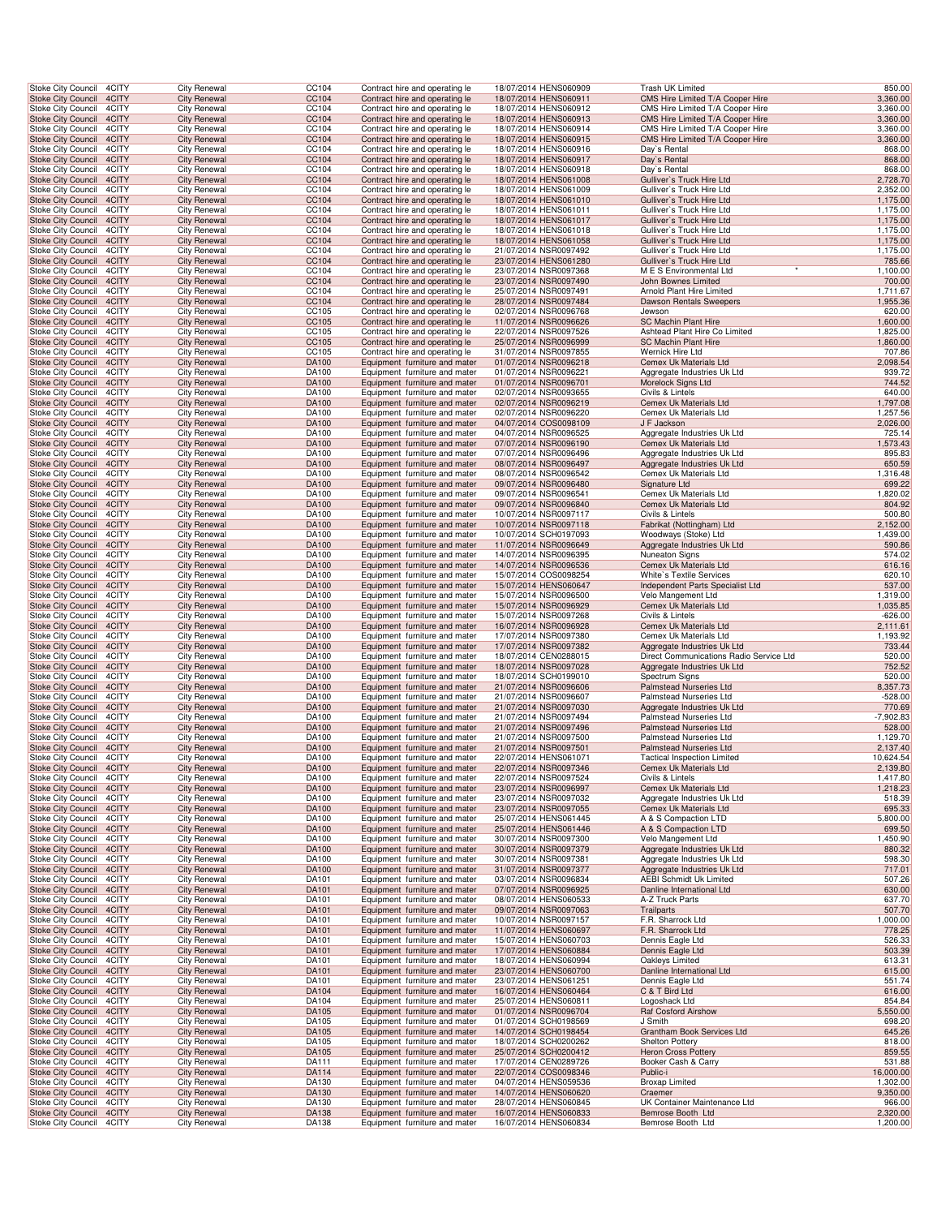| | | | | | | | | |
|---|---|---|---|---|---|---|---|---|
| Stoke City Council | 4CITY | City Renewal | CC104 | Contract hire and operating le | 18/07/2014 | HENS060909 | Trash UK Limited | 850.00 |
| Stoke City Council | 4CITY | City Renewal | CC104 | Contract hire and operating le | 18/07/2014 | HENS060911 | CMS Hire Limited T/A Cooper Hire | 3,360.00 |
| Stoke City Council | 4CITY | City Renewal | CC104 | Contract hire and operating le | 18/07/2014 | HENS060912 | CMS Hire Limited T/A Cooper Hire | 3,360.00 |
| Stoke City Council | 4CITY | City Renewal | CC104 | Contract hire and operating le | 18/07/2014 | HENS060913 | CMS Hire Limited T/A Cooper Hire | 3,360.00 |
| Stoke City Council | 4CITY | City Renewal | CC104 | Contract hire and operating le | 18/07/2014 | HENS060914 | CMS Hire Limited T/A Cooper Hire | 3,360.00 |
| Stoke City Council | 4CITY | City Renewal | CC104 | Contract hire and operating le | 18/07/2014 | HENS060915 | CMS Hire Limited T/A Cooper Hire | 3,360.00 |
| Stoke City Council | 4CITY | City Renewal | CC104 | Contract hire and operating le | 18/07/2014 | HENS060916 | Day`s Rental | 868.00 |
| Stoke City Council | 4CITY | City Renewal | CC104 | Contract hire and operating le | 18/07/2014 | HENS060917 | Day`s Rental | 868.00 |
| Stoke City Council | 4CITY | City Renewal | CC104 | Contract hire and operating le | 18/07/2014 | HENS060918 | Day`s Rental | 868.00 |
| Stoke City Council | 4CITY | City Renewal | CC104 | Contract hire and operating le | 18/07/2014 | HENS061008 | Gulliver`s Truck Hire Ltd | 2,728.70 |
| Stoke City Council | 4CITY | City Renewal | CC104 | Contract hire and operating le | 18/07/2014 | HENS061009 | Gulliver`s Truck Hire Ltd | 2,352.00 |
| Stoke City Council | 4CITY | City Renewal | CC104 | Contract hire and operating le | 18/07/2014 | HENS061010 | Gulliver`s Truck Hire Ltd | 1,175.00 |
| Stoke City Council | 4CITY | City Renewal | CC104 | Contract hire and operating le | 18/07/2014 | HENS061011 | Gulliver`s Truck Hire Ltd | 1,175.00 |
| Stoke City Council | 4CITY | City Renewal | CC104 | Contract hire and operating le | 18/07/2014 | HENS061017 | Gulliver`s Truck Hire Ltd | 1,175.00 |
| Stoke City Council | 4CITY | City Renewal | CC104 | Contract hire and operating le | 18/07/2014 | HENS061018 | Gulliver`s Truck Hire Ltd | 1,175.00 |
| Stoke City Council | 4CITY | City Renewal | CC104 | Contract hire and operating le | 18/07/2014 | HENS061058 | Gulliver`s Truck Hire Ltd | 1,175.00 |
| Stoke City Council | 4CITY | City Renewal | CC104 | Contract hire and operating le | 21/07/2014 | NSR0097492 | Gulliver`s Truck Hire Ltd | 1,175.00 |
| Stoke City Council | 4CITY | City Renewal | CC104 | Contract hire and operating le | 23/07/2014 | HENS061280 | Gulliver`s Truck Hire Ltd | 785.66 |
| Stoke City Council | 4CITY | City Renewal | CC104 | Contract hire and operating le | 23/07/2014 | NSR0097368 | M E S Environmental Ltd * | 1,100.00 |
| Stoke City Council | 4CITY | City Renewal | CC104 | Contract hire and operating le | 23/07/2014 | NSR0097490 | John Bownes Limited | 700.00 |
| Stoke City Council | 4CITY | City Renewal | CC104 | Contract hire and operating le | 25/07/2014 | NSR0097491 | Arnold Plant Hire Limited | 1,711.67 |
| Stoke City Council | 4CITY | City Renewal | CC104 | Contract hire and operating le | 28/07/2014 | NSR0097484 | Dawson Rentals Sweepers | 1,955.36 |
| Stoke City Council | 4CITY | City Renewal | CC105 | Contract hire and operating le | 02/07/2014 | NSR0096768 | Jewson | 620.00 |
| Stoke City Council | 4CITY | City Renewal | CC105 | Contract hire and operating le | 11/07/2014 | NSR0096626 | SC Machin Plant Hire | 1,600.00 |
| Stoke City Council | 4CITY | City Renewal | CC105 | Contract hire and operating le | 22/07/2014 | NSR0097526 | Ashtead Plant Hire Co Limited | 1,825.00 |
| Stoke City Council | 4CITY | City Renewal | CC105 | Contract hire and operating le | 25/07/2014 | NSR0096999 | SC Machin Plant Hire | 1,860.00 |
| Stoke City Council | 4CITY | City Renewal | CC105 | Contract hire and operating le | 31/07/2014 | NSR0097855 | Wernick Hire Ltd | 707.86 |
| Stoke City Council | 4CITY | City Renewal | DA100 | Equipment furniture and mater | 01/07/2014 | NSR0096218 | Cemex Uk Materials Ltd | 2,098.54 |
| Stoke City Council | 4CITY | City Renewal | DA100 | Equipment furniture and mater | 01/07/2014 | NSR0096221 | Aggregate Industries Uk Ltd | 939.72 |
| Stoke City Council | 4CITY | City Renewal | DA100 | Equipment furniture and mater | 01/07/2014 | NSR0096701 | Morelock Signs Ltd | 744.52 |
| Stoke City Council | 4CITY | City Renewal | DA100 | Equipment furniture and mater | 02/07/2014 | NSR0093655 | Civils & Lintels | 640.00 |
| Stoke City Council | 4CITY | City Renewal | DA100 | Equipment furniture and mater | 02/07/2014 | NSR0096219 | Cemex Uk Materials Ltd | 1,797.08 |
| Stoke City Council | 4CITY | City Renewal | DA100 | Equipment furniture and mater | 02/07/2014 | NSR0096220 | Cemex Uk Materials Ltd | 1,257.56 |
| Stoke City Council | 4CITY | City Renewal | DA100 | Equipment furniture and mater | 04/07/2014 | COS0098109 | J F Jackson | 2,026.00 |
| Stoke City Council | 4CITY | City Renewal | DA100 | Equipment furniture and mater | 04/07/2014 | NSR0096525 | Aggregate Industries Uk Ltd | 725.14 |
| Stoke City Council | 4CITY | City Renewal | DA100 | Equipment furniture and mater | 07/07/2014 | NSR0096190 | Cemex Uk Materials Ltd | 1,573.43 |
| Stoke City Council | 4CITY | City Renewal | DA100 | Equipment furniture and mater | 07/07/2014 | NSR0096496 | Aggregate Industries Uk Ltd | 895.83 |
| Stoke City Council | 4CITY | City Renewal | DA100 | Equipment furniture and mater | 08/07/2014 | NSR0096497 | Aggregate Industries Uk Ltd | 650.59 |
| Stoke City Council | 4CITY | City Renewal | DA100 | Equipment furniture and mater | 08/07/2014 | NSR0096542 | Cemex Uk Materials Ltd | 1,316.48 |
| Stoke City Council | 4CITY | City Renewal | DA100 | Equipment furniture and mater | 09/07/2014 | NSR0096480 | Signature Ltd | 699.22 |
| Stoke City Council | 4CITY | City Renewal | DA100 | Equipment furniture and mater | 09/07/2014 | NSR0096541 | Cemex Uk Materials Ltd | 1,820.02 |
| Stoke City Council | 4CITY | City Renewal | DA100 | Equipment furniture and mater | 09/07/2014 | NSR0096840 | Cemex Uk Materials Ltd | 804.92 |
| Stoke City Council | 4CITY | City Renewal | DA100 | Equipment furniture and mater | 10/07/2014 | NSR0097117 | Civils & Lintels | 500.80 |
| Stoke City Council | 4CITY | City Renewal | DA100 | Equipment furniture and mater | 10/07/2014 | NSR0097118 | Fabrikat (Nottingham) Ltd | 2,152.00 |
| Stoke City Council | 4CITY | City Renewal | DA100 | Equipment furniture and mater | 10/07/2014 | SCH0197093 | Woodways (Stoke) Ltd | 1,439.00 |
| Stoke City Council | 4CITY | City Renewal | DA100 | Equipment furniture and mater | 11/07/2014 | NSR0096649 | Aggregate Industries Uk Ltd | 590.86 |
| Stoke City Council | 4CITY | City Renewal | DA100 | Equipment furniture and mater | 14/07/2014 | NSR0096395 | Nuneaton Signs | 574.02 |
| Stoke City Council | 4CITY | City Renewal | DA100 | Equipment furniture and mater | 14/07/2014 | NSR0096536 | Cemex Uk Materials Ltd | 616.16 |
| Stoke City Council | 4CITY | City Renewal | DA100 | Equipment furniture and mater | 15/07/2014 | COS0098254 | White`s Textile Services | 620.10 |
| Stoke City Council | 4CITY | City Renewal | DA100 | Equipment furniture and mater | 15/07/2014 | HENS060647 | Independent Parts Specialist Ltd | 537.00 |
| Stoke City Council | 4CITY | City Renewal | DA100 | Equipment furniture and mater | 15/07/2014 | NSR0096500 | Velo Mangement Ltd | 1,319.00 |
| Stoke City Council | 4CITY | City Renewal | DA100 | Equipment furniture and mater | 15/07/2014 | NSR0096929 | Cemex Uk Materials Ltd | 1,035.85 |
| Stoke City Council | 4CITY | City Renewal | DA100 | Equipment furniture and mater | 15/07/2014 | NSR0097268 | Civils & Lintels | -626.00 |
| Stoke City Council | 4CITY | City Renewal | DA100 | Equipment furniture and mater | 16/07/2014 | NSR0096928 | Cemex Uk Materials Ltd | 2,111.61 |
| Stoke City Council | 4CITY | City Renewal | DA100 | Equipment furniture and mater | 17/07/2014 | NSR0097380 | Cemex Uk Materials Ltd | 1,193.92 |
| Stoke City Council | 4CITY | City Renewal | DA100 | Equipment furniture and mater | 17/07/2014 | NSR0097382 | Aggregate Industries Uk Ltd | 733.44 |
| Stoke City Council | 4CITY | City Renewal | DA100 | Equipment furniture and mater | 18/07/2014 | CEN0288015 | Direct Communications Radio Service Ltd | 520.00 |
| Stoke City Council | 4CITY | City Renewal | DA100 | Equipment furniture and mater | 18/07/2014 | NSR0097028 | Aggregate Industries Uk Ltd | 752.52 |
| Stoke City Council | 4CITY | City Renewal | DA100 | Equipment furniture and mater | 18/07/2014 | SCH0199010 | Spectrum Signs | 520.00 |
| Stoke City Council | 4CITY | City Renewal | DA100 | Equipment furniture and mater | 21/07/2014 | NSR0096606 | Palmstead Nurseries Ltd | 8,357.73 |
| Stoke City Council | 4CITY | City Renewal | DA100 | Equipment furniture and mater | 21/07/2014 | NSR0096607 | Palmstead Nurseries Ltd | -528.00 |
| Stoke City Council | 4CITY | City Renewal | DA100 | Equipment furniture and mater | 21/07/2014 | NSR0097030 | Aggregate Industries Uk Ltd | 770.69 |
| Stoke City Council | 4CITY | City Renewal | DA100 | Equipment furniture and mater | 21/07/2014 | NSR0097494 | Palmstead Nurseries Ltd | -7,902.83 |
| Stoke City Council | 4CITY | City Renewal | DA100 | Equipment furniture and mater | 21/07/2014 | NSR0097496 | Palmstead Nurseries Ltd | 528.00 |
| Stoke City Council | 4CITY | City Renewal | DA100 | Equipment furniture and mater | 21/07/2014 | NSR0097500 | Palmstead Nurseries Ltd | 1,129.70 |
| Stoke City Council | 4CITY | City Renewal | DA100 | Equipment furniture and mater | 21/07/2014 | NSR0097501 | Palmstead Nurseries Ltd | 2,137.40 |
| Stoke City Council | 4CITY | City Renewal | DA100 | Equipment furniture and mater | 22/07/2014 | HENS061071 | Tactical Inspection Limited | 10,624.54 |
| Stoke City Council | 4CITY | City Renewal | DA100 | Equipment furniture and mater | 22/07/2014 | NSR0097346 | Cemex Uk Materials Ltd | 2,139.80 |
| Stoke City Council | 4CITY | City Renewal | DA100 | Equipment furniture and mater | 22/07/2014 | NSR0097524 | Civils & Lintels | 1,417.80 |
| Stoke City Council | 4CITY | City Renewal | DA100 | Equipment furniture and mater | 23/07/2014 | NSR0096997 | Cemex Uk Materials Ltd | 1,218.23 |
| Stoke City Council | 4CITY | City Renewal | DA100 | Equipment furniture and mater | 23/07/2014 | NSR0097032 | Aggregate Industries Uk Ltd | 518.39 |
| Stoke City Council | 4CITY | City Renewal | DA100 | Equipment furniture and mater | 23/07/2014 | NSR0097055 | Cemex Uk Materials Ltd | 695.33 |
| Stoke City Council | 4CITY | City Renewal | DA100 | Equipment furniture and mater | 25/07/2014 | HENS061445 | A & S Compaction LTD | 5,800.00 |
| Stoke City Council | 4CITY | City Renewal | DA100 | Equipment furniture and mater | 25/07/2014 | HENS061446 | A & S Compaction LTD | 699.50 |
| Stoke City Council | 4CITY | City Renewal | DA100 | Equipment furniture and mater | 30/07/2014 | NSR0097300 | Velo Mangement Ltd | 1,450.90 |
| Stoke City Council | 4CITY | City Renewal | DA100 | Equipment furniture and mater | 30/07/2014 | NSR0097379 | Aggregate Industries Uk Ltd | 880.32 |
| Stoke City Council | 4CITY | City Renewal | DA100 | Equipment furniture and mater | 30/07/2014 | NSR0097381 | Aggregate Industries Uk Ltd | 598.30 |
| Stoke City Council | 4CITY | City Renewal | DA100 | Equipment furniture and mater | 31/07/2014 | NSR0097377 | Aggregate Industries Uk Ltd | 717.01 |
| Stoke City Council | 4CITY | City Renewal | DA101 | Equipment furniture and mater | 03/07/2014 | NSR0096834 | AEBI Schmidt Uk Limited | 507.26 |
| Stoke City Council | 4CITY | City Renewal | DA101 | Equipment furniture and mater | 07/07/2014 | NSR0096925 | Danline International Ltd | 630.00 |
| Stoke City Council | 4CITY | City Renewal | DA101 | Equipment furniture and mater | 08/07/2014 | HENS060533 | A-Z Truck Parts | 637.70 |
| Stoke City Council | 4CITY | City Renewal | DA101 | Equipment furniture and mater | 09/07/2014 | NSR0097063 | Trailparts | 507.70 |
| Stoke City Council | 4CITY | City Renewal | DA101 | Equipment furniture and mater | 10/07/2014 | NSR0097157 | F.R. Sharrock Ltd | 1,000.00 |
| Stoke City Council | 4CITY | City Renewal | DA101 | Equipment furniture and mater | 11/07/2014 | HENS060697 | F.R. Sharrock Ltd | 778.25 |
| Stoke City Council | 4CITY | City Renewal | DA101 | Equipment furniture and mater | 15/07/2014 | HENS060703 | Dennis Eagle Ltd | 526.33 |
| Stoke City Council | 4CITY | City Renewal | DA101 | Equipment furniture and mater | 17/07/2014 | HENS060884 | Dennis Eagle Ltd | 503.39 |
| Stoke City Council | 4CITY | City Renewal | DA101 | Equipment furniture and mater | 18/07/2014 | HENS060994 | Oakleys Limited | 613.31 |
| Stoke City Council | 4CITY | City Renewal | DA101 | Equipment furniture and mater | 23/07/2014 | HENS060700 | Danline International Ltd | 615.00 |
| Stoke City Council | 4CITY | City Renewal | DA101 | Equipment furniture and mater | 23/07/2014 | HENS061251 | Dennis Eagle Ltd | 551.74 |
| Stoke City Council | 4CITY | City Renewal | DA104 | Equipment furniture and mater | 16/07/2014 | HENS060464 | C & T Bird Ltd | 616.00 |
| Stoke City Council | 4CITY | City Renewal | DA104 | Equipment furniture and mater | 25/07/2014 | HENS060811 | Logoshack Ltd | 854.84 |
| Stoke City Council | 4CITY | City Renewal | DA105 | Equipment furniture and mater | 01/07/2014 | NSR0096704 | Raf Cosford Airshow | 5,550.00 |
| Stoke City Council | 4CITY | City Renewal | DA105 | Equipment furniture and mater | 01/07/2014 | SCH0198569 | J Smith | 698.20 |
| Stoke City Council | 4CITY | City Renewal | DA105 | Equipment furniture and mater | 14/07/2014 | SCH0198454 | Grantham Book Services Ltd | 645.26 |
| Stoke City Council | 4CITY | City Renewal | DA105 | Equipment furniture and mater | 18/07/2014 | SCH0200262 | Shelton Pottery | 818.00 |
| Stoke City Council | 4CITY | City Renewal | DA105 | Equipment furniture and mater | 25/07/2014 | SCH0200412 | Heron Cross Pottery | 859.55 |
| Stoke City Council | 4CITY | City Renewal | DA111 | Equipment furniture and mater | 17/07/2014 | CEN0289726 | Booker Cash & Carry | 531.88 |
| Stoke City Council | 4CITY | City Renewal | DA114 | Equipment furniture and mater | 22/07/2014 | COS0098346 | Public-i | 16,000.00 |
| Stoke City Council | 4CITY | City Renewal | DA130 | Equipment furniture and mater | 04/07/2014 | HENS059536 | Broxap Limited | 1,302.00 |
| Stoke City Council | 4CITY | City Renewal | DA130 | Equipment furniture and mater | 14/07/2014 | HENS060620 | Craemer | 9,350.00 |
| Stoke City Council | 4CITY | City Renewal | DA130 | Equipment furniture and mater | 28/07/2014 | HENS060845 | UK Container Maintenance Ltd | 966.00 |
| Stoke City Council | 4CITY | City Renewal | DA138 | Equipment furniture and mater | 16/07/2014 | HENS060833 | Bemrose Booth Ltd | 2,320.00 |
| Stoke City Council | 4CITY | City Renewal | DA138 | Equipment furniture and mater | 16/07/2014 | HENS060834 | Bemrose Booth Ltd | 1,200.00 |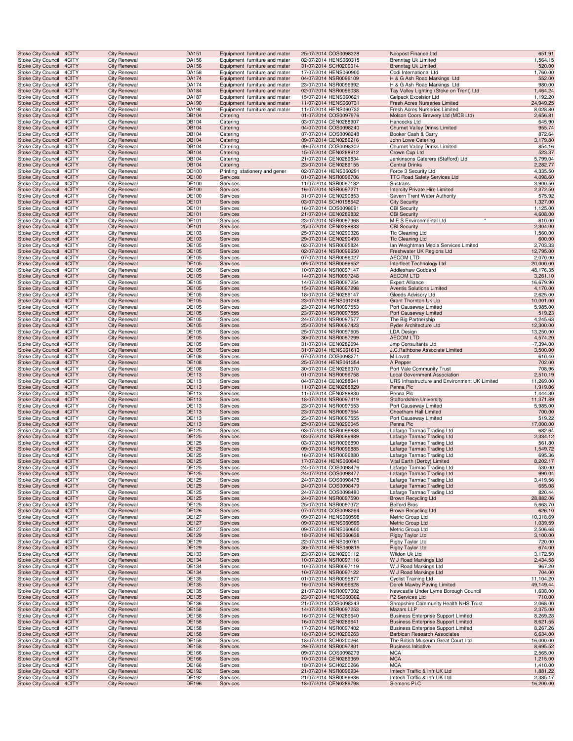| | | | | | | | |
|---|---|---|---|---|---|---|---|
| Stoke City Council | 4CITY | City Renewal | DA151 | Equipment furniture and mater | 25/07/2014 COS0098328 | Neopost Finance Ltd | 651.91 |
| Stoke City Council | 4CITY | City Renewal | DA156 | Equipment furniture and mater | 02/07/2014 HENS060315 | Brenntag Uk Limited | 1,564.15 |
| Stoke City Council | 4CITY | City Renewal | DA156 | Equipment furniture and mater | 31/07/2014 SCH0200014 | Brenntag Uk Limited | 520.00 |
| Stoke City Council | 4CITY | City Renewal | DA158 | Equipment furniture and mater | 17/07/2014 HENS060900 | Codi International Ltd | 1,760.00 |
| Stoke City Council | 4CITY | City Renewal | DA174 | Equipment furniture and mater | 04/07/2014 NSR0096109 | H & G Ash Road Markings Ltd | 552.00 |
| Stoke City Council | 4CITY | City Renewal | DA174 | Equipment furniture and mater | 23/07/2014 NSR0096992 | H & G Ash Road Markings Ltd | 980.00 |
| Stoke City Council | 4CITY | City Renewal | DA184 | Equipment furniture and mater | 02/07/2014 NSR0096038 | Tay Valley Lighting (Stoke on Trent) Ltd | 1,464.24 |
| Stoke City Council | 4CITY | City Renewal | DA187 | Equipment furniture and mater | 15/07/2014 HENS060621 | Gelpack Excelsior Ltd | 1,192.20 |
| Stoke City Council | 4CITY | City Renewal | DA190 | Equipment furniture and mater | 11/07/2014 HENS060731 | Fresh Acres Nurseries Limited | 24,949.25 |
| Stoke City Council | 4CITY | City Renewal | DA190 | Equipment furniture and mater | 11/07/2014 HENS060732 | Fresh Acres Nurseries Limited | 8,028.80 |
| Stoke City Council | 4CITY | City Renewal | DB104 | Catering | 01/07/2014 COS0097976 | Molson Coors Brewery Ltd (MCB Ltd) | 2,656.81 |
| Stoke City Council | 4CITY | City Renewal | DB104 | Catering | 03/07/2014 CEN0288907 | Hancocks Ltd | 645.90 |
| Stoke City Council | 4CITY | City Renewal | DB104 | Catering | 04/07/2014 COS0098240 | Churnet Valley Drinks Limited | 955.74 |
| Stoke City Council | 4CITY | City Renewal | DB104 | Catering | 07/07/2014 COS0098248 | Booker Cash & Carry | 872.64 |
| Stoke City Council | 4CITY | City Renewal | DB104 | Catering | 09/07/2014 CEN0289216 | John Lowe Catering | 3,179.80 |
| Stoke City Council | 4CITY | City Renewal | DB104 | Catering | 09/07/2014 COS0098302 | Churnet Valley Drinks Limited | 854.16 |
| Stoke City Council | 4CITY | City Renewal | DB104 | Catering | 15/07/2014 CEN0288912 | Crown Cup Ltd | 523.37 |
| Stoke City Council | 4CITY | City Renewal | DB104 | Catering | 21/07/2014 CEN0289834 | Jenkinsons Caterers (Stafford) Ltd | 5,799.04 |
| Stoke City Council | 4CITY | City Renewal | DB104 | Catering | 23/07/2014 CEN0289155 | Central Drinks | 2,282.77 |
| Stoke City Council | 4CITY | City Renewal | DD100 | Printing stationery and gener | 02/07/2014 HENS060291 | Force 3 Security Ltd | 4,335.50 |
| Stoke City Council | 4CITY | City Renewal | DE100 | Services | 01/07/2014 NSR0096706 | TTC Road Safety Services Ltd | 4,098.60 |
| Stoke City Council | 4CITY | City Renewal | DE100 | Services | 11/07/2014 NSR0097182 | Sustrans | 3,900.50 |
| Stoke City Council | 4CITY | City Renewal | DE100 | Services | 16/07/2014 NSR0097271 | Intercity Private Hire Limited | 2,372.50 |
| Stoke City Council | 4CITY | City Renewal | DE100 | Services | 31/07/2014 CEN0290853 | Severn Trent Water Authority | 575.92 |
| Stoke City Council | 4CITY | City Renewal | DE101 | Services | 03/07/2014 SCH0198642 | City Security | 1,327.00 |
| Stoke City Council | 4CITY | City Renewal | DE101 | Services | 16/07/2014 COS0098091 | CBI Security | 1,125.00 |
| Stoke City Council | 4CITY | City Renewal | DE101 | Services | 21/07/2014 CEN0289832 | CBI Security | 4,608.00 |
| Stoke City Council | 4CITY | City Renewal | DE101 | Services | 23/07/2014 NSR0097368 | M E S Environmental Ltd * | -410.00 |
| Stoke City Council | 4CITY | City Renewal | DE101 | Services | 25/07/2014 CEN0289833 | CBI Security | 2,304.00 |
| Stoke City Council | 4CITY | City Renewal | DE103 | Services | 25/07/2014 CEN0290326 | Tlc Cleaning Ltd | 1,560.00 |
| Stoke City Council | 4CITY | City Renewal | DE103 | Services | 29/07/2014 CEN0290493 | Tlc Cleaning Ltd | 600.00 |
| Stoke City Council | 4CITY | City Renewal | DE105 | Services | 02/07/2014 NSR0095824 | Ian Weightman Media Services Limited | 2,703.33 |
| Stoke City Council | 4CITY | City Renewal | DE105 | Services | 02/07/2014 NSR0096650 | Freshwater UK Regions Ltd | 12,795.00 |
| Stoke City Council | 4CITY | City Renewal | DE105 | Services | 07/07/2014 NSR0096027 | AECOM LTD | 2,070.00 |
| Stoke City Council | 4CITY | City Renewal | DE105 | Services | 09/07/2014 NSR0096652 | Interfleet Technology Ltd | 20,000.00 |
| Stoke City Council | 4CITY | City Renewal | DE105 | Services | 10/07/2014 NSR0097147 | Addleshaw Goddard | 48,176.35 |
| Stoke City Council | 4CITY | City Renewal | DE105 | Services | 14/07/2014 NSR0097248 | AECOM LTD | 3,261.10 |
| Stoke City Council | 4CITY | City Renewal | DE105 | Services | 14/07/2014 NSR0097254 | Expert Alliance | 16,679.90 |
| Stoke City Council | 4CITY | City Renewal | DE105 | Services | 15/07/2014 NSR0097298 | Aventis Solutions Limited | 4,170.00 |
| Stoke City Council | 4CITY | City Renewal | DE105 | Services | 18/07/2014 CEN0289147 | Gleeds Advisory Ltd | 2,625.00 |
| Stoke City Council | 4CITY | City Renewal | DE105 | Services | 23/07/2014 HENS061248 | Grant Thornton Uk Llp | 10,001.00 |
| Stoke City Council | 4CITY | City Renewal | DE105 | Services | 23/07/2014 NSR0097553 | Port Causeway Limited | 5,985.00 |
| Stoke City Council | 4CITY | City Renewal | DE105 | Services | 23/07/2014 NSR0097555 | Port Causeway Limited | 519.23 |
| Stoke City Council | 4CITY | City Renewal | DE105 | Services | 24/07/2014 NSR0097577 | The Big Partnership | 4,245.63 |
| Stoke City Council | 4CITY | City Renewal | DE105 | Services | 25/07/2014 NSR0097423 | Ryder Architecture Ltd | 12,300.00 |
| Stoke City Council | 4CITY | City Renewal | DE105 | Services | 25/07/2014 NSR0097605 | LDA Design | 13,250.00 |
| Stoke City Council | 4CITY | City Renewal | DE105 | Services | 30/07/2014 NSR0097299 | AECOM LTD | 4,574.20 |
| Stoke City Council | 4CITY | City Renewal | DE105 | Services | 31/07/2014 CEN0282694 | Jmp Consultants Ltd | -7,394.00 |
| Stoke City Council | 4CITY | City Renewal | DE105 | Services | 31/07/2014 HENS061613 | J.C.Rathbone Associate Limited | 3,500.00 |
| Stoke City Council | 4CITY | City Renewal | DE108 | Services | 07/07/2014 COS0098271 | M Lovatt | 610.40 |
| Stoke City Council | 4CITY | City Renewal | DE108 | Services | 25/07/2014 HENS061354 | A Pepper | 702.00 |
| Stoke City Council | 4CITY | City Renewal | DE108 | Services | 30/07/2014 CEN0289370 | Port Vale Community Trust | 708.96 |
| Stoke City Council | 4CITY | City Renewal | DE113 | Services | 01/07/2014 NSR0096758 | Local Government Association | 2,510.19 |
| Stoke City Council | 4CITY | City Renewal | DE113 | Services | 04/07/2014 CEN0288941 | URS Infrastructure and Environment UK Limited | 11,269.00 |
| Stoke City Council | 4CITY | City Renewal | DE113 | Services | 11/07/2014 CEN0288829 | Penna Plc | 1,919.06 |
| Stoke City Council | 4CITY | City Renewal | DE113 | Services | 11/07/2014 CEN0288830 | Penna Plc | 1,444.30 |
| Stoke City Council | 4CITY | City Renewal | DE113 | Services | 18/07/2014 NSR0097419 | Staffordshire University | 11,371.89 |
| Stoke City Council | 4CITY | City Renewal | DE113 | Services | 23/07/2014 NSR0097553 | Port Causeway Limited | 5,985.00 |
| Stoke City Council | 4CITY | City Renewal | DE113 | Services | 23/07/2014 NSR0097554 | Cheetham Hall Limited | 700.00 |
| Stoke City Council | 4CITY | City Renewal | DE113 | Services | 23/07/2014 NSR0097555 | Port Causeway Limited | 519.22 |
| Stoke City Council | 4CITY | City Renewal | DE113 | Services | 25/07/2014 CEN0290045 | Penna Plc | 17,000.00 |
| Stoke City Council | 4CITY | City Renewal | DE125 | Services | 03/07/2014 NSR0096888 | Lafarge Tarmac Trading Ltd | 682.64 |
| Stoke City Council | 4CITY | City Renewal | DE125 | Services | 03/07/2014 NSR0096889 | Lafarge Tarmac Trading Ltd | 2,334.12 |
| Stoke City Council | 4CITY | City Renewal | DE125 | Services | 03/07/2014 NSR0096890 | Lafarge Tarmac Trading Ltd | 561.80 |
| Stoke City Council | 4CITY | City Renewal | DE125 | Services | 09/07/2014 NSR0096885 | Lafarge Tarmac Trading Ltd | 1,549.72 |
| Stoke City Council | 4CITY | City Renewal | DE125 | Services | 16/07/2014 NSR0096880 | Lafarge Tarmac Trading Ltd | 695.36 |
| Stoke City Council | 4CITY | City Renewal | DE125 | Services | 17/07/2014 HENS060840 | Vital Earth (Derby) Limited | 8,202.17 |
| Stoke City Council | 4CITY | City Renewal | DE125 | Services | 24/07/2014 COS0098476 | Lafarge Tarmac Trading Ltd | 530.00 |
| Stoke City Council | 4CITY | City Renewal | DE125 | Services | 24/07/2014 COS0098477 | Lafarge Tarmac Trading Ltd | 990.04 |
| Stoke City Council | 4CITY | City Renewal | DE125 | Services | 24/07/2014 COS0098478 | Lafarge Tarmac Trading Ltd | 3,419.56 |
| Stoke City Council | 4CITY | City Renewal | DE125 | Services | 24/07/2014 COS0098479 | Lafarge Tarmac Trading Ltd | 655.08 |
| Stoke City Council | 4CITY | City Renewal | DE125 | Services | 24/07/2014 COS0098480 | Lafarge Tarmac Trading Ltd | 820.44 |
| Stoke City Council | 4CITY | City Renewal | DE125 | Services | 24/07/2014 NSR0097590 | Brown Recycling Ltd | 28,882.06 |
| Stoke City Council | 4CITY | City Renewal | DE125 | Services | 25/07/2014 NSR0097372 | Belford Bros | 5,663.70 |
| Stoke City Council | 4CITY | City Renewal | DE126 | Services | 07/07/2014 COS0098264 | Brown Recycling Ltd | 626.10 |
| Stoke City Council | 4CITY | City Renewal | DE127 | Services | 09/07/2014 HENS060598 | Metric Group Ltd | 10,318.69 |
| Stoke City Council | 4CITY | City Renewal | DE127 | Services | 09/07/2014 HENS060599 | Metric Group Ltd | 1,039.59 |
| Stoke City Council | 4CITY | City Renewal | DE127 | Services | 09/07/2014 HENS060600 | Metric Group Ltd | 2,506.68 |
| Stoke City Council | 4CITY | City Renewal | DE129 | Services | 18/07/2014 HENS060638 | Rigby Taylor Ltd | 3,100.00 |
| Stoke City Council | 4CITY | City Renewal | DE129 | Services | 22/07/2014 HENS060761 | Rigby Taylor Ltd | 720.00 |
| Stoke City Council | 4CITY | City Renewal | DE129 | Services | 30/07/2014 HENS060819 | Rigby Taylor Ltd | 674.00 |
| Stoke City Council | 4CITY | City Renewal | DE133 | Services | 23/07/2014 CEN0290112 | Wildon Uk Ltd | 3,172.50 |
| Stoke City Council | 4CITY | City Renewal | DE134 | Services | 10/07/2014 NSR0097116 | W J Road Markings Ltd | 2,434.58 |
| Stoke City Council | 4CITY | City Renewal | DE134 | Services | 10/07/2014 NSR0097119 | W J Road Markings Ltd | 967.20 |
| Stoke City Council | 4CITY | City Renewal | DE134 | Services | 10/07/2014 NSR0097122 | W J Road Markings Ltd | 704.00 |
| Stoke City Council | 4CITY | City Renewal | DE135 | Services | 01/07/2014 NSR0095877 | Cyclist Training Ltd | 11,104.20 |
| Stoke City Council | 4CITY | City Renewal | DE135 | Services | 16/07/2014 NSR0096628 | Derek Mawby Paving Limited | 49,149.44 |
| Stoke City Council | 4CITY | City Renewal | DE135 | Services | 21/07/2014 NSR0097002 | Newcastle Under Lyme Borough Council | 1,638.00 |
| Stoke City Council | 4CITY | City Renewal | DE135 | Services | 23/07/2014 HENS060302 | P2 Services Ltd | 710.00 |
| Stoke City Council | 4CITY | City Renewal | DE136 | Services | 21/07/2014 COS0098243 | Shropshire Community Health NHS Trust | 2,068.00 |
| Stoke City Council | 4CITY | City Renewal | DE158 | Services | 14/07/2014 NSR0097253 | Mazars LLP | 2,375.00 |
| Stoke City Council | 4CITY | City Renewal | DE158 | Services | 16/07/2014 CEN0289640 | Business Enterprise Support Limited | 8,269.28 |
| Stoke City Council | 4CITY | City Renewal | DE158 | Services | 16/07/2014 CEN0289641 | Business Enterprise Support Limited | 8,621.55 |
| Stoke City Council | 4CITY | City Renewal | DE158 | Services | 17/07/2014 NSR0097402 | Business Enterprise Support Limited | 8,267.26 |
| Stoke City Council | 4CITY | City Renewal | DE158 | Services | 18/07/2014 SCH0200263 | Barbican Research Associates | 6,634.00 |
| Stoke City Council | 4CITY | City Renewal | DE158 | Services | 18/07/2014 SCH0200264 | The British Museum Great Court Ltd | 16,000.00 |
| Stoke City Council | 4CITY | City Renewal | DE158 | Services | 29/07/2014 NSR0097801 | Business Initiative | 8,695.52 |
| Stoke City Council | 4CITY | City Renewal | DE166 | Services | 09/07/2014 COS0098279 | MCA | 2,565.00 |
| Stoke City Council | 4CITY | City Renewal | DE166 | Services | 10/07/2014 CEN0289369 | MCA | 1,215.00 |
| Stoke City Council | 4CITY | City Renewal | DE166 | Services | 18/07/2014 SCH0200266 | MCA | 1,410.00 |
| Stoke City Council | 4CITY | City Renewal | DE192 | Services | 21/07/2014 NSR0096934 | Imtech Traffic & Infr UK Ltd | 1,881.22 |
| Stoke City Council | 4CITY | City Renewal | DE192 | Services | 21/07/2014 NSR0096936 | Imtech Traffic & Infr UK Ltd | 2,335.17 |
| Stoke City Council | 4CITY | City Renewal | DE196 | Services | 18/07/2014 CEN0289798 | Siemens PLC | 16,200.00 |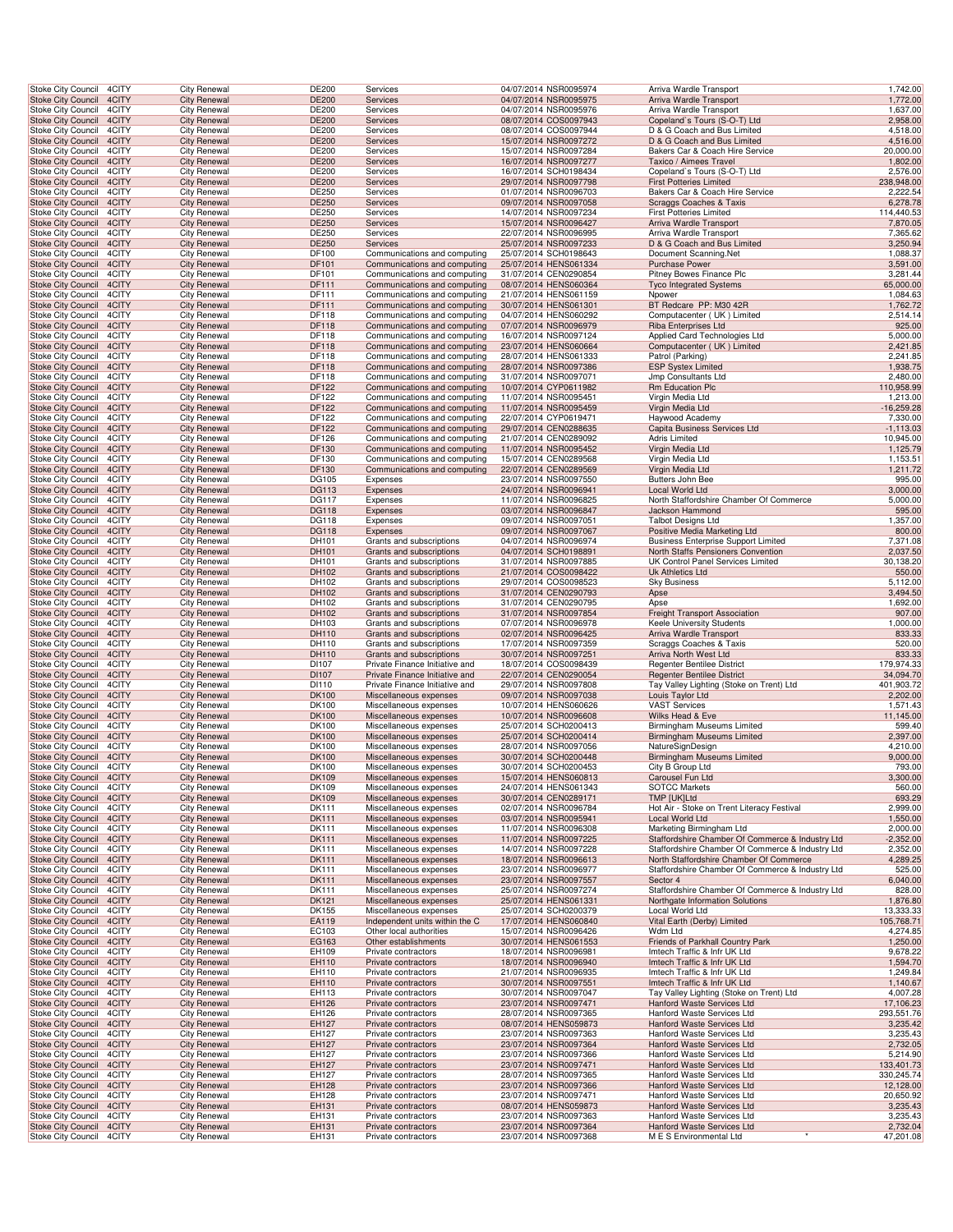| | | | | | | | | |
|---|---|---|---|---|---|---|---|---|
| Stoke City Council | 4CITY | City Renewal | DE200 | Services | 04/07/2014 | NSR0095974 | Arriva Wardle Transport | 1,742.00 |
| Stoke City Council | 4CITY | City Renewal | DE200 | Services | 04/07/2014 | NSR0095975 | Arriva Wardle Transport | 1,772.00 |
| Stoke City Council | 4CITY | City Renewal | DE200 | Services | 04/07/2014 | NSR0095976 | Arriva Wardle Transport | 1,637.00 |
| Stoke City Council | 4CITY | City Renewal | DE200 | Services | 08/07/2014 | COS0097943 | Copeland`s Tours (S-O-T) Ltd | 2,958.00 |
| Stoke City Council | 4CITY | City Renewal | DE200 | Services | 08/07/2014 | COS0097944 | D & G Coach and Bus Limited | 4,518.00 |
| Stoke City Council | 4CITY | City Renewal | DE200 | Services | 15/07/2014 | NSR0097272 | D & G Coach and Bus Limited | 4,516.00 |
| Stoke City Council | 4CITY | City Renewal | DE200 | Services | 15/07/2014 | NSR0097284 | Bakers Car & Coach Hire Service | 20,000.00 |
| Stoke City Council | 4CITY | City Renewal | DE200 | Services | 16/07/2014 | NSR0097277 | Taxico / Aimees Travel | 1,820.00 |
| Stoke City Council | 4CITY | City Renewal | DE200 | Services | 16/07/2014 | SCH0198434 | Copeland`s Tours (S-O-T) Ltd | 2,576.00 |
| Stoke City Council | 4CITY | City Renewal | DE200 | Services | 29/07/2014 | NSR0097798 | First Potteries Limited | 238,948.00 |
| Stoke City Council | 4CITY | City Renewal | DE250 | Services | 01/07/2014 | NSR0096703 | Bakers Car & Coach Hire Service | 2,222.54 |
| Stoke City Council | 4CITY | City Renewal | DE250 | Services | 09/07/2014 | NSR0097058 | Scraggs Coaches & Taxis | 6,278.78 |
| Stoke City Council | 4CITY | City Renewal | DE250 | Services | 14/07/2014 | NSR0097234 | First Potteries Limited | 114,440.53 |
| Stoke City Council | 4CITY | City Renewal | DE250 | Services | 15/07/2014 | NSR0096427 | Arriva Wardle Transport | 7,870.05 |
| Stoke City Council | 4CITY | City Renewal | DE250 | Services | 22/07/2014 | NSR0096995 | Arriva Wardle Transport | 7,365.62 |
| Stoke City Council | 4CITY | City Renewal | DE250 | Services | 25/07/2014 | NSR0097233 | D & G Coach and Bus Limited | 3,250.94 |
| Stoke City Council | 4CITY | City Renewal | DF100 | Communications and computing | 25/07/2014 | SCH0198643 | Document Scanning.Net | 1,088.37 |
| Stoke City Council | 4CITY | City Renewal | DF101 | Communications and computing | 25/07/2014 | HENS061334 | Purchase Power | 3,591.00 |
| Stoke City Council | 4CITY | City Renewal | DF101 | Communications and computing | 31/07/2014 | CEN0290854 | Pitney Bowes Finance Plc | 3,281.44 |
| Stoke City Council | 4CITY | City Renewal | DF111 | Communications and computing | 08/07/2014 | HENS060364 | Tyco Integrated Systems | 65,000.00 |
| Stoke City Council | 4CITY | City Renewal | DF111 | Communications and computing | 21/07/2014 | HENS061159 | Npower | 1,084.63 |
| Stoke City Council | 4CITY | City Renewal | DF111 | Communications and computing | 30/07/2014 | HENS061301 | BT Redcare PP: M30 42R | 1,762.72 |
| Stoke City Council | 4CITY | City Renewal | DF118 | Communications and computing | 04/07/2014 | HENS060292 | Computacenter ( UK ) Limited | 2,514.14 |
| Stoke City Council | 4CITY | City Renewal | DF118 | Communications and computing | 07/07/2014 | NSR0096979 | Riba Enterprises Ltd | 925.00 |
| Stoke City Council | 4CITY | City Renewal | DF118 | Communications and computing | 16/07/2014 | NSR0097124 | Applied Card Technologies Ltd | 5,000.00 |
| Stoke City Council | 4CITY | City Renewal | DF118 | Communications and computing | 23/07/2014 | HENS060664 | Computacenter ( UK ) Limited | 2,421.85 |
| Stoke City Council | 4CITY | City Renewal | DF118 | Communications and computing | 28/07/2014 | HENS061333 | Patrol (Parking) | 2,241.85 |
| Stoke City Council | 4CITY | City Renewal | DF118 | Communications and computing | 28/07/2014 | NSR0097386 | ESP Systex Limited | 1,938.75 |
| Stoke City Council | 4CITY | City Renewal | DF118 | Communications and computing | 31/07/2014 | NSR0097071 | Jmp Consultants Ltd | 2,480.00 |
| Stoke City Council | 4CITY | City Renewal | DF122 | Communications and computing | 10/07/2014 | CYP0611982 | Rm Education Plc | 110,958.99 |
| Stoke City Council | 4CITY | City Renewal | DF122 | Communications and computing | 11/07/2014 | NSR0095451 | Virgin Media Ltd | 1,213.00 |
| Stoke City Council | 4CITY | City Renewal | DF122 | Communications and computing | 11/07/2014 | NSR0095459 | Virgin Media Ltd | -16,259.28 |
| Stoke City Council | 4CITY | City Renewal | DF122 | Communications and computing | 22/07/2014 | CYP0619471 | Haywood Academy | 7,330.00 |
| Stoke City Council | 4CITY | City Renewal | DF122 | Communications and computing | 29/07/2014 | CEN0288635 | Capita Business Services Ltd | -1,113.03 |
| Stoke City Council | 4CITY | City Renewal | DF126 | Communications and computing | 21/07/2014 | CEN0289092 | Adris Limited | 10,945.00 |
| Stoke City Council | 4CITY | City Renewal | DF130 | Communications and computing | 11/07/2014 | NSR0095452 | Virgin Media Ltd | 1,125.79 |
| Stoke City Council | 4CITY | City Renewal | DF130 | Communications and computing | 15/07/2014 | CEN0289568 | Virgin Media Ltd | 1,153.51 |
| Stoke City Council | 4CITY | City Renewal | DF130 | Communications and computing | 22/07/2014 | CEN0289569 | Virgin Media Ltd | 1,211.72 |
| Stoke City Council | 4CITY | City Renewal | DG105 | Expenses | 23/07/2014 | NSR0097550 | Butters John Bee | 995.00 |
| Stoke City Council | 4CITY | City Renewal | DG113 | Expenses | 24/07/2014 | NSR0096941 | Local World Ltd | 3,000.00 |
| Stoke City Council | 4CITY | City Renewal | DG117 | Expenses | 11/07/2014 | NSR0096825 | North Staffordshire Chamber Of Commerce | 5,000.00 |
| Stoke City Council | 4CITY | City Renewal | DG118 | Expenses | 03/07/2014 | NSR0096847 | Jackson Hammond | 595.00 |
| Stoke City Council | 4CITY | City Renewal | DG118 | Expenses | 09/07/2014 | NSR0097051 | Talbot Designs Ltd | 1,357.00 |
| Stoke City Council | 4CITY | City Renewal | DG118 | Expenses | 09/07/2014 | NSR0097067 | Positive Media Marketing Ltd | 800.00 |
| Stoke City Council | 4CITY | City Renewal | DH101 | Grants and subscriptions | 04/07/2014 | NSR0096974 | Business Enterprise Support Limited | 7,371.08 |
| Stoke City Council | 4CITY | City Renewal | DH101 | Grants and subscriptions | 04/07/2014 | SCH0198891 | North Staffs Pensioners Convention | 2,037.50 |
| Stoke City Council | 4CITY | City Renewal | DH101 | Grants and subscriptions | 31/07/2014 | NSR0097885 | UK Control Panel Services Limited | 30,138.20 |
| Stoke City Council | 4CITY | City Renewal | DH102 | Grants and subscriptions | 21/07/2014 | COS0098422 | Uk Athletics Ltd | 550.00 |
| Stoke City Council | 4CITY | City Renewal | DH102 | Grants and subscriptions | 29/07/2014 | COS0098523 | Sky Business | 5,112.00 |
| Stoke City Council | 4CITY | City Renewal | DH102 | Grants and subscriptions | 31/07/2014 | CEN0290793 | Apse | 3,494.50 |
| Stoke City Council | 4CITY | City Renewal | DH102 | Grants and subscriptions | 31/07/2014 | CEN0290795 | Apse | 1,692.00 |
| Stoke City Council | 4CITY | City Renewal | DH102 | Grants and subscriptions | 31/07/2014 | NSR0097854 | Freight Transport Association | 907.00 |
| Stoke City Council | 4CITY | City Renewal | DH103 | Grants and subscriptions | 07/07/2014 | NSR0096978 | Keele University Students | 1,000.00 |
| Stoke City Council | 4CITY | City Renewal | DH110 | Grants and subscriptions | 02/07/2014 | NSR0096425 | Arriva Wardle Transport | 833.33 |
| Stoke City Council | 4CITY | City Renewal | DH110 | Grants and subscriptions | 17/07/2014 | NSR0097359 | Scraggs Coaches & Taxis | 520.00 |
| Stoke City Council | 4CITY | City Renewal | DH110 | Grants and subscriptions | 30/07/2014 | NSR0097251 | Arriva North West Ltd | 833.33 |
| Stoke City Council | 4CITY | City Renewal | DI107 | Private Finance Initiative and | 18/07/2014 | COS0098439 | Regenter Bentilee District | 179,974.33 |
| Stoke City Council | 4CITY | City Renewal | DI107 | Private Finance Initiative and | 22/07/2014 | CEN0290054 | Regenter Bentilee District | 34,094.70 |
| Stoke City Council | 4CITY | City Renewal | DI110 | Private Finance Initiative and | 29/07/2014 | NSR0097808 | Tay Valley Lighting (Stoke on Trent) Ltd | 401,903.72 |
| Stoke City Council | 4CITY | City Renewal | DK100 | Miscellaneous expenses | 09/07/2014 | NSR0097038 | Louis Taylor Ltd | 2,202.00 |
| Stoke City Council | 4CITY | City Renewal | DK100 | Miscellaneous expenses | 10/07/2014 | HENS060626 | VAST Services | 1,571.43 |
| Stoke City Council | 4CITY | City Renewal | DK100 | Miscellaneous expenses | 10/07/2014 | NSR0096608 | Wilks Head & Eve | 11,145.00 |
| Stoke City Council | 4CITY | City Renewal | DK100 | Miscellaneous expenses | 25/07/2014 | SCH0200413 | Birmingham Museums Limited | 599.40 |
| Stoke City Council | 4CITY | City Renewal | DK100 | Miscellaneous expenses | 25/07/2014 | SCH0200414 | Birmingham Museums Limited | 2,397.00 |
| Stoke City Council | 4CITY | City Renewal | DK100 | Miscellaneous expenses | 28/07/2014 | NSR0097056 | NatureSignDesign | 4,210.00 |
| Stoke City Council | 4CITY | City Renewal | DK100 | Miscellaneous expenses | 30/07/2014 | SCH0200448 | Birmingham Museums Limited | 9,000.00 |
| Stoke City Council | 4CITY | City Renewal | DK100 | Miscellaneous expenses | 30/07/2014 | SCH0200453 | City B Group Ltd | 793.00 |
| Stoke City Council | 4CITY | City Renewal | DK109 | Miscellaneous expenses | 15/07/2014 | HENS060813 | Carousel Fun Ltd | 3,300.00 |
| Stoke City Council | 4CITY | City Renewal | DK109 | Miscellaneous expenses | 24/07/2014 | HENS061343 | SOTCC Markets | 560.00 |
| Stoke City Council | 4CITY | City Renewal | DK109 | Miscellaneous expenses | 30/07/2014 | CEN0289171 | TMP [UK]Ltd | 693.29 |
| Stoke City Council | 4CITY | City Renewal | DK111 | Miscellaneous expenses | 02/07/2014 | NSR0096784 | Hot Air - Stoke on Trent Literacy Festival | 2,999.00 |
| Stoke City Council | 4CITY | City Renewal | DK111 | Miscellaneous expenses | 03/07/2014 | NSR0095941 | Local World Ltd | 1,550.00 |
| Stoke City Council | 4CITY | City Renewal | DK111 | Miscellaneous expenses | 11/07/2014 | NSR0096308 | Marketing Birmingham Ltd | 2,000.00 |
| Stoke City Council | 4CITY | City Renewal | DK111 | Miscellaneous expenses | 11/07/2014 | NSR0097225 | Staffordshire Chamber Of Commerce & Industry Ltd | -2,352.00 |
| Stoke City Council | 4CITY | City Renewal | DK111 | Miscellaneous expenses | 14/07/2014 | NSR0097228 | Staffordshire Chamber Of Commerce & Industry Ltd | 2,352.00 |
| Stoke City Council | 4CITY | City Renewal | DK111 | Miscellaneous expenses | 18/07/2014 | NSR0096613 | North Staffordshire Chamber Of Commerce | 4,289.25 |
| Stoke City Council | 4CITY | City Renewal | DK111 | Miscellaneous expenses | 23/07/2014 | NSR0096977 | Staffordshire Chamber Of Commerce & Industry Ltd | 525.00 |
| Stoke City Council | 4CITY | City Renewal | DK111 | Miscellaneous expenses | 23/07/2014 | NSR0097557 | Sector 4 | 6,040.00 |
| Stoke City Council | 4CITY | City Renewal | DK111 | Miscellaneous expenses | 25/07/2014 | NSR0097274 | Staffordshire Chamber Of Commerce & Industry Ltd | 828.00 |
| Stoke City Council | 4CITY | City Renewal | DK121 | Miscellaneous expenses | 25/07/2014 | HENS061331 | Northgate Information Solutions | 1,876.80 |
| Stoke City Council | 4CITY | City Renewal | DK155 | Miscellaneous expenses | 25/07/2014 | SCH0200379 | Local World Ltd | 13,333.33 |
| Stoke City Council | 4CITY | City Renewal | EA119 | Independent units within the C | 17/07/2014 | HENS060840 | Vital Earth (Derby) Limited | 105,768.71 |
| Stoke City Council | 4CITY | City Renewal | EC103 | Other local authorities | 15/07/2014 | NSR0096426 | Wdm Ltd | 4,274.85 |
| Stoke City Council | 4CITY | City Renewal | EG163 | Other establishments | 30/07/2014 | HENS061553 | Friends of Parkhall Country Park | 1,250.00 |
| Stoke City Council | 4CITY | City Renewal | EH109 | Private contractors | 18/07/2014 | NSR0096981 | Imtech Traffic & Infr UK Ltd | 9,678.22 |
| Stoke City Council | 4CITY | City Renewal | EH110 | Private contractors | 18/07/2014 | NSR0096940 | Imtech Traffic & Infr UK Ltd | 1,594.70 |
| Stoke City Council | 4CITY | City Renewal | EH110 | Private contractors | 21/07/2014 | NSR0096935 | Imtech Traffic & Infr UK Ltd | 1,249.84 |
| Stoke City Council | 4CITY | City Renewal | EH110 | Private contractors | 30/07/2014 | NSR0097551 | Imtech Traffic & Infr UK Ltd | 1,140.67 |
| Stoke City Council | 4CITY | City Renewal | EH113 | Private contractors | 30/07/2014 | NSR0097047 | Tay Valley Lighting (Stoke on Trent) Ltd | 4,007.28 |
| Stoke City Council | 4CITY | City Renewal | EH126 | Private contractors | 23/07/2014 | NSR0097471 | Hanford Waste Services Ltd | 17,106.23 |
| Stoke City Council | 4CITY | City Renewal | EH126 | Private contractors | 28/07/2014 | NSR0097365 | Hanford Waste Services Ltd | 293,551.76 |
| Stoke City Council | 4CITY | City Renewal | EH127 | Private contractors | 08/07/2014 | HENS059873 | Hanford Waste Services Ltd | 3,235.42 |
| Stoke City Council | 4CITY | City Renewal | EH127 | Private contractors | 23/07/2014 | NSR0097363 | Hanford Waste Services Ltd | 3,235.43 |
| Stoke City Council | 4CITY | City Renewal | EH127 | Private contractors | 23/07/2014 | NSR0097364 | Hanford Waste Services Ltd | 2,732.05 |
| Stoke City Council | 4CITY | City Renewal | EH127 | Private contractors | 23/07/2014 | NSR0097366 | Hanford Waste Services Ltd | 5,214.90 |
| Stoke City Council | 4CITY | City Renewal | EH127 | Private contractors | 23/07/2014 | NSR0097471 | Hanford Waste Services Ltd | 133,401.73 |
| Stoke City Council | 4CITY | City Renewal | EH127 | Private contractors | 28/07/2014 | NSR0097365 | Hanford Waste Services Ltd | 330,245.74 |
| Stoke City Council | 4CITY | City Renewal | EH128 | Private contractors | 23/07/2014 | NSR0097366 | Hanford Waste Services Ltd | 12,128.00 |
| Stoke City Council | 4CITY | City Renewal | EH128 | Private contractors | 23/07/2014 | NSR0097471 | Hanford Waste Services Ltd | 20,650.92 |
| Stoke City Council | 4CITY | City Renewal | EH131 | Private contractors | 08/07/2014 | HENS059873 | Hanford Waste Services Ltd | 3,235.43 |
| Stoke City Council | 4CITY | City Renewal | EH131 | Private contractors | 23/07/2014 | NSR0097363 | Hanford Waste Services Ltd | 3,235.43 |
| Stoke City Council | 4CITY | City Renewal | EH131 | Private contractors | 23/07/2014 | NSR0097364 | Hanford Waste Services Ltd | 2,732.04 |
| Stoke City Council | 4CITY | City Renewal | EH131 | Private contractors | 23/07/2014 | NSR0097368 | M E S Environmental Ltd * | 47,201.08 |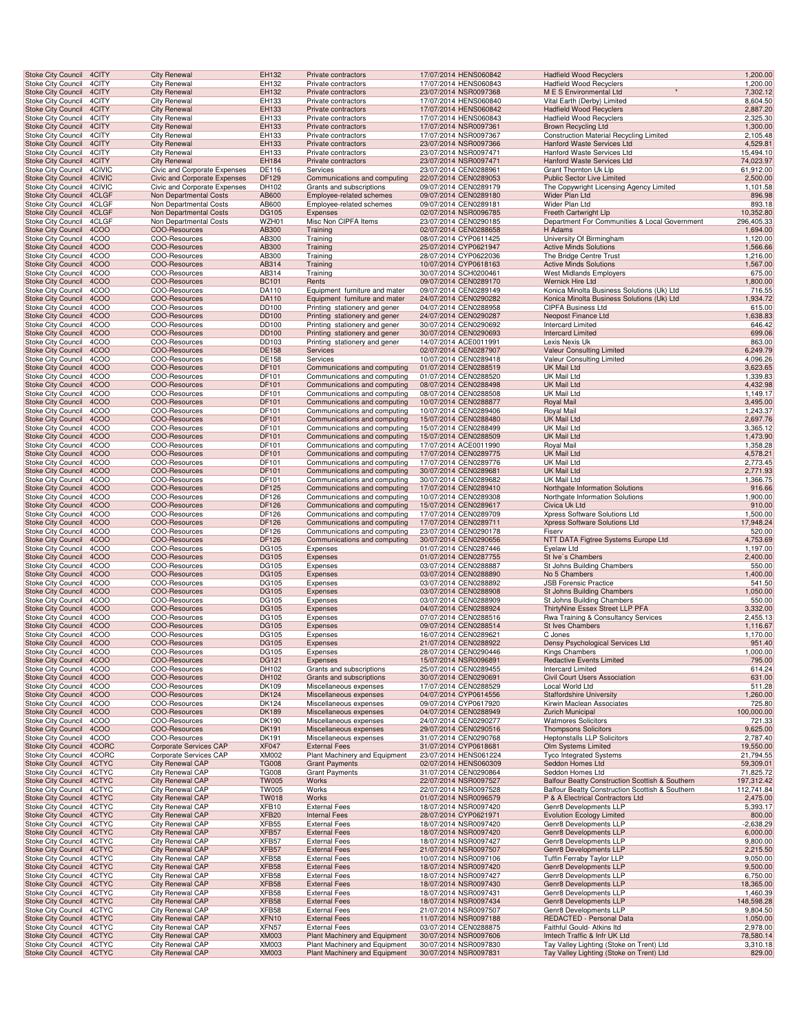| Stoke City Council | 4CITY | City Renewal | EH132 | Private contractors | 17/07/2014 HENS060842 | Hadfield Wood Recyclers | 1,200.00 |
|---|---|---|---|---|---|---|---|
| Stoke City Council | 4CITY | City Renewal | EH132 | Private contractors | 17/07/2014 HENS060843 | Hadfield Wood Recyclers | 1,200.00 |
| Stoke City Council | 4CITY | City Renewal | EH132 | Private contractors | 23/07/2014 NSR0097368 | M E S Environmental Ltd * | 7,302.12 |
| Stoke City Council | 4CITY | City Renewal | EH133 | Private contractors | 17/07/2014 HENS060840 | Vital Earth (Derby) Limited | 8,604.50 |
| Stoke City Council | 4CITY | City Renewal | EH133 | Private contractors | 17/07/2014 HENS060842 | Hadfield Wood Recyclers | 2,887.20 |
| Stoke City Council | 4CITY | City Renewal | EH133 | Private contractors | 17/07/2014 HENS060843 | Hadfield Wood Recyclers | 2,325.30 |
| Stoke City Council | 4CITY | City Renewal | EH133 | Private contractors | 17/07/2014 NSR0097361 | Brown Recycling Ltd | 1,300.00 |
| Stoke City Council | 4CITY | City Renewal | EH133 | Private contractors | 17/07/2014 NSR0097367 | Construction Material Recycling Limited | 2,105.48 |
| Stoke City Council | 4CITY | City Renewal | EH133 | Private contractors | 23/07/2014 NSR0097366 | Hanford Waste Services Ltd | 4,529.81 |
| Stoke City Council | 4CITY | City Renewal | EH133 | Private contractors | 23/07/2014 NSR0097471 | Hanford Waste Services Ltd | 15,494.10 |
| Stoke City Council | 4CITY | City Renewal | EH184 | Private contractors | 23/07/2014 NSR0097471 | Hanford Waste Services Ltd | 74,023.97 |
| Stoke City Council | 4CIVIC | Civic and Corporate Expenses | DE116 | Services | 23/07/2014 CEN0288961 | Grant Thornton Uk Llp | 61,912.00 |
| Stoke City Council | 4CIVIC | Civic and Corporate Expenses | DF129 | Communications and computing | 22/07/2014 CEN0289053 | Public Sector Live Limited | 2,500.00 |
| Stoke City Council | 4CIVIC | Civic and Corporate Expenses | DH102 | Grants and subscriptions | 09/07/2014 CEN0289179 | The Copywright Licensing Agency Limited | 1,101.58 |
| Stoke City Council | 4CLGF | Non Departmental Costs | AB600 | Employee-related schemes | 09/07/2014 CEN0289180 | Wider Plan Ltd | 896.98 |
| Stoke City Council | 4CLGF | Non Departmental Costs | AB600 | Employee-related schemes | 09/07/2014 CEN0289181 | Wider Plan Ltd | 893.18 |
| Stoke City Council | 4CLGF | Non Departmental Costs | DG105 | Expenses | 02/07/2014 NSR0096785 | Freeth Cartwright Llp | 10,352.80 |
| Stoke City Council | 4CLGF | Non Departmental Costs | WZH01 | Misc Non CIPFA Items | 23/07/2014 CEN0290185 | Department For Communities & Local Government | 296,405.33 |
| Stoke City Council | 4COO | COO-Resources | AB300 | Training | 02/07/2014 CEN0288658 | H Adams | 1,694.00 |
| Stoke City Council | 4COO | COO-Resources | AB300 | Training | 08/07/2014 CYP0611425 | University Of Birmingham | 1,120.00 |
| Stoke City Council | 4COO | COO-Resources | AB300 | Training | 25/07/2014 CYP0621947 | Active Minds Solutions | 1,566.66 |
| Stoke City Council | 4COO | COO-Resources | AB300 | Training | 28/07/2014 CYP0622036 | The Bridge Centre Trust | 1,216.00 |
| Stoke City Council | 4COO | COO-Resources | AB314 | Training | 10/07/2014 CYP0618163 | Active Minds Solutions | 1,567.00 |
| Stoke City Council | 4COO | COO-Resources | AB314 | Training | 30/07/2014 SCH0200461 | West Midlands Employers | 675.00 |
| Stoke City Council | 4COO | COO-Resources | BC101 | Rents | 09/07/2014 CEN0289170 | Wernick Hire Ltd | 1,800.00 |
| Stoke City Council | 4COO | COO-Resources | DA110 | Equipment furniture and mater | 09/07/2014 CEN0289149 | Konica Minolta Business Solutions (Uk) Ltd | 716.55 |
| Stoke City Council | 4COO | COO-Resources | DA110 | Equipment furniture and mater | 24/07/2014 CEN0290282 | Konica Minolta Business Solutions (Uk) Ltd | 1,934.72 |
| Stoke City Council | 4COO | COO-Resources | DD100 | Printing stationery and gener | 04/07/2014 CEN0288958 | CIPFA Business Ltd | 615.00 |
| Stoke City Council | 4COO | COO-Resources | DD100 | Printing stationery and gener | 24/07/2014 CEN0290287 | Neopost Finance Ltd | 1,638.83 |
| Stoke City Council | 4COO | COO-Resources | DD100 | Printing stationery and gener | 30/07/2014 CEN0290692 | Intercard Limited | 646.42 |
| Stoke City Council | 4COO | COO-Resources | DD100 | Printing stationery and gener | 30/07/2014 CEN0290693 | Intercard Limited | 699.06 |
| Stoke City Council | 4COO | COO-Resources | DD103 | Printing stationery and gener | 14/07/2014 ACE0011991 | Lexis Nexis Uk | 863.00 |
| Stoke City Council | 4COO | COO-Resources | DE158 | Services | 02/07/2014 CEN0287907 | Valeur Consulting Limited | 6,249.79 |
| Stoke City Council | 4COO | COO-Resources | DE158 | Services | 10/07/2014 CEN0289418 | Valeur Consulting Limited | 4,096.26 |
| Stoke City Council | 4COO | COO-Resources | DF101 | Communications and computing | 01/07/2014 CEN0288519 | UK Mail Ltd | 3,623.65 |
| Stoke City Council | 4COO | COO-Resources | DF101 | Communications and computing | 01/07/2014 CEN0288520 | UK Mail Ltd | 1,339.83 |
| Stoke City Council | 4COO | COO-Resources | DF101 | Communications and computing | 08/07/2014 CEN0288498 | UK Mail Ltd | 4,432.98 |
| Stoke City Council | 4COO | COO-Resources | DF101 | Communications and computing | 08/07/2014 CEN0288508 | UK Mail Ltd | 1,149.17 |
| Stoke City Council | 4COO | COO-Resources | DF101 | Communications and computing | 10/07/2014 CEN0288877 | Royal Mail | 3,495.00 |
| Stoke City Council | 4COO | COO-Resources | DF101 | Communications and computing | 10/07/2014 CEN0289406 | Royal Mail | 1,243.37 |
| Stoke City Council | 4COO | COO-Resources | DF101 | Communications and computing | 15/07/2014 CEN0288480 | UK Mail Ltd | 2,697.76 |
| Stoke City Council | 4COO | COO-Resources | DF101 | Communications and computing | 15/07/2014 CEN0288499 | UK Mail Ltd | 3,365.12 |
| Stoke City Council | 4COO | COO-Resources | DF101 | Communications and computing | 15/07/2014 CEN0288509 | UK Mail Ltd | 1,473.90 |
| Stoke City Council | 4COO | COO-Resources | DF101 | Communications and computing | 17/07/2014 ACE0011990 | Royal Mail | 1,358.28 |
| Stoke City Council | 4COO | COO-Resources | DF101 | Communications and computing | 17/07/2014 CEN0289775 | UK Mail Ltd | 4,578.21 |
| Stoke City Council | 4COO | COO-Resources | DF101 | Communications and computing | 17/07/2014 CEN0289776 | UK Mail Ltd | 2,773.45 |
| Stoke City Council | 4COO | COO-Resources | DF101 | Communications and computing | 30/07/2014 CEN0289681 | UK Mail Ltd | 2,771.93 |
| Stoke City Council | 4COO | COO-Resources | DF101 | Communications and computing | 30/07/2014 CEN0289682 | UK Mail Ltd | 1,366.75 |
| Stoke City Council | 4COO | COO-Resources | DF125 | Communications and computing | 17/07/2014 CEN0289410 | Northgate Information Solutions | 916.66 |
| Stoke City Council | 4COO | COO-Resources | DF126 | Communications and computing | 10/07/2014 CEN0289308 | Northgate Information Solutions | 1,900.00 |
| Stoke City Council | 4COO | COO-Resources | DF126 | Communications and computing | 15/07/2014 CEN0289617 | Civica Uk Ltd | 910.00 |
| Stoke City Council | 4COO | COO-Resources | DF126 | Communications and computing | 17/07/2014 CEN0289709 | Xpress Software Solutions Ltd | 1,500.00 |
| Stoke City Council | 4COO | COO-Resources | DF126 | Communications and computing | 17/07/2014 CEN0289711 | Xpress Software Solutions Ltd | 17,948.24 |
| Stoke City Council | 4COO | COO-Resources | DF126 | Communications and computing | 23/07/2014 CEN0290178 | Fiserv | 520.00 |
| Stoke City Council | 4COO | COO-Resources | DF126 | Communications and computing | 30/07/2014 CEN0290656 | NTT DATA Figtree Systems Europe Ltd | 4,753.69 |
| Stoke City Council | 4COO | COO-Resources | DG105 | Expenses | 01/07/2014 CEN0287446 | Eyelaw Ltd | 1,197.00 |
| Stoke City Council | 4COO | COO-Resources | DG105 | Expenses | 01/07/2014 CEN0287755 | St Ive`s Chambers | 2,400.00 |
| Stoke City Council | 4COO | COO-Resources | DG105 | Expenses | 03/07/2014 CEN0288887 | St Johns Building Chambers | 550.00 |
| Stoke City Council | 4COO | COO-Resources | DG105 | Expenses | 03/07/2014 CEN0288890 | No 5 Chambers | 1,400.00 |
| Stoke City Council | 4COO | COO-Resources | DG105 | Expenses | 03/07/2014 CEN0288892 | JSB Forensic Practice | 541.50 |
| Stoke City Council | 4COO | COO-Resources | DG105 | Expenses | 03/07/2014 CEN0288908 | St Johns Building Chambers | 1,050.00 |
| Stoke City Council | 4COO | COO-Resources | DG105 | Expenses | 03/07/2014 CEN0288909 | St Johns Building Chambers | 550.00 |
| Stoke City Council | 4COO | COO-Resources | DG105 | Expenses | 04/07/2014 CEN0288924 | ThirtyNine Essex Street LLP PFA | 3,332.00 |
| Stoke City Council | 4COO | COO-Resources | DG105 | Expenses | 07/07/2014 CEN0288516 | Rwa Training & Consultancy Services | 2,455.13 |
| Stoke City Council | 4COO | COO-Resources | DG105 | Expenses | 09/07/2014 CEN0288514 | St Ives Chambers | 1,116.67 |
| Stoke City Council | 4COO | COO-Resources | DG105 | Expenses | 16/07/2014 CEN0289621 | C Jones | 1,170.00 |
| Stoke City Council | 4COO | COO-Resources | DG105 | Expenses | 21/07/2014 CEN0288922 | Densy Psychological Services Ltd | 951.40 |
| Stoke City Council | 4COO | COO-Resources | DG105 | Expenses | 28/07/2014 CEN0290446 | Kings Chambers | 1,000.00 |
| Stoke City Council | 4COO | COO-Resources | DG121 | Expenses | 15/07/2014 NSR0096891 | Redactive Events Limited | 795.00 |
| Stoke City Council | 4COO | COO-Resources | DH102 | Grants and subscriptions | 25/07/2014 CEN0289455 | Intercard Limited | 614.24 |
| Stoke City Council | 4COO | COO-Resources | DH102 | Grants and subscriptions | 30/07/2014 CEN0290691 | Civil Court Users Association | 631.00 |
| Stoke City Council | 4COO | COO-Resources | DK109 | Miscellaneous expenses | 17/07/2014 CEN0288529 | Local World Ltd | 511.28 |
| Stoke City Council | 4COO | COO-Resources | DK124 | Miscellaneous expenses | 04/07/2014 CYP0614556 | Staffordshire University | 1,260.00 |
| Stoke City Council | 4COO | COO-Resources | DK124 | Miscellaneous expenses | 09/07/2014 CYP0617920 | Kirwin Maclean Associates | 725.80 |
| Stoke City Council | 4COO | COO-Resources | DK189 | Miscellaneous expenses | 04/07/2014 CEN0288949 | Zurich Municipal | 100,000.00 |
| Stoke City Council | 4COO | COO-Resources | DK190 | Miscellaneous expenses | 24/07/2014 CEN0290277 | Watmores Solicitors | 721.33 |
| Stoke City Council | 4COO | COO-Resources | DK191 | Miscellaneous expenses | 29/07/2014 CEN0290516 | Thompsons Solicitors | 9,625.00 |
| Stoke City Council | 4COO | COO-Resources | DK191 | Miscellaneous expenses | 31/07/2014 CEN0290768 | Heptonstalls LLP Solicitors | 2,787.40 |
| Stoke City Council | 4CORC | Corporate Services CAP | XF047 | External Fees | 31/07/2014 CYP0618681 | Olm Systems Limited | 19,550.00 |
| Stoke City Council | 4CORC | Corporate Services CAP | XM002 | Plant Machinery and Equipment | 23/07/2014 HENS061224 | Tyco Integrated Systems | 21,794.55 |
| Stoke City Council | 4CTYC | City Renewal CAP | TG008 | Grant Payments | 02/07/2014 HENS060309 | Seddon Homes Ltd | 59,309.01 |
| Stoke City Council | 4CTYC | City Renewal CAP | TG008 | Grant Payments | 31/07/2014 CEN0290864 | Seddon Homes Ltd | 71,825.72 |
| Stoke City Council | 4CTYC | City Renewal CAP | TW005 | Works | 22/07/2014 NSR0097527 | Balfour Beatty Construction Scottish & Southern | 197,312.42 |
| Stoke City Council | 4CTYC | City Renewal CAP | TW005 | Works | 22/07/2014 NSR0097528 | Balfour Beatty Construction Scottish & Southern | 112,741.84 |
| Stoke City Council | 4CTYC | City Renewal CAP | TW018 | Works | 01/07/2014 NSR0096579 | P & A Electrical Contractors Ltd | 2,475.00 |
| Stoke City Council | 4CTYC | City Renewal CAP | XFB10 | External Fees | 18/07/2014 NSR0097420 | Genr8 Developments LLP | 5,393.17 |
| Stoke City Council | 4CTYC | City Renewal CAP | XFB20 | Internal Fees | 28/07/2014 CYP0621971 | Evolution Ecology Limited | 800.00 |
| Stoke City Council | 4CTYC | City Renewal CAP | XFB55 | External Fees | 18/07/2014 NSR0097420 | Genr8 Developments LLP | -2,638.29 |
| Stoke City Council | 4CTYC | City Renewal CAP | XFB57 | External Fees | 18/07/2014 NSR0097420 | Genr8 Developments LLP | 6,000.00 |
| Stoke City Council | 4CTYC | City Renewal CAP | XFB57 | External Fees | 18/07/2014 NSR0097427 | Genr8 Developments LLP | 9,800.00 |
| Stoke City Council | 4CTYC | City Renewal CAP | XFB57 | External Fees | 21/07/2014 NSR0097507 | Genr8 Developments LLP | 2,215.50 |
| Stoke City Council | 4CTYC | City Renewal CAP | XFB58 | External Fees | 10/07/2014 NSR0097106 | Tuffin Ferraby Taylor LLP | 9,050.00 |
| Stoke City Council | 4CTYC | City Renewal CAP | XFB58 | External Fees | 18/07/2014 NSR0097420 | Genr8 Developments LLP | 9,500.00 |
| Stoke City Council | 4CTYC | City Renewal CAP | XFB58 | External Fees | 18/07/2014 NSR0097427 | Genr8 Developments LLP | 6,750.00 |
| Stoke City Council | 4CTYC | City Renewal CAP | XFB58 | External Fees | 18/07/2014 NSR0097430 | Genr8 Developments LLP | 18,365.00 |
| Stoke City Council | 4CTYC | City Renewal CAP | XFB58 | External Fees | 18/07/2014 NSR0097431 | Genr8 Developments LLP | 1,460.39 |
| Stoke City Council | 4CTYC | City Renewal CAP | XFB58 | External Fees | 18/07/2014 NSR0097434 | Genr8 Developments LLP | 148,598.28 |
| Stoke City Council | 4CTYC | City Renewal CAP | XFB58 | External Fees | 21/07/2014 NSR0097507 | Genr8 Developments LLP | 9,804.50 |
| Stoke City Council | 4CTYC | City Renewal CAP | XFN10 | External Fees | 11/07/2014 NSR0097188 | REDACTED - Personal Data | 1,050.00 |
| Stoke City Council | 4CTYC | City Renewal CAP | XFN57 | External Fees | 03/07/2014 CEN0288875 | Faithful Gould- Atkins ltd | 2,978.00 |
| Stoke City Council | 4CTYC | City Renewal CAP | XM003 | Plant Machinery and Equipment | 30/07/2014 NSR0097606 | Imtech Traffic & Infr UK Ltd | 78,580.14 |
| Stoke City Council | 4CTYC | City Renewal CAP | XM003 | Plant Machinery and Equipment | 30/07/2014 NSR0097830 | Tay Valley Lighting (Stoke on Trent) Ltd | 3,310.18 |
| Stoke City Council | 4CTYC | City Renewal CAP | XM003 | Plant Machinery and Equipment | 30/07/2014 NSR0097831 | Tay Valley Lighting (Stoke on Trent) Ltd | 829.00 |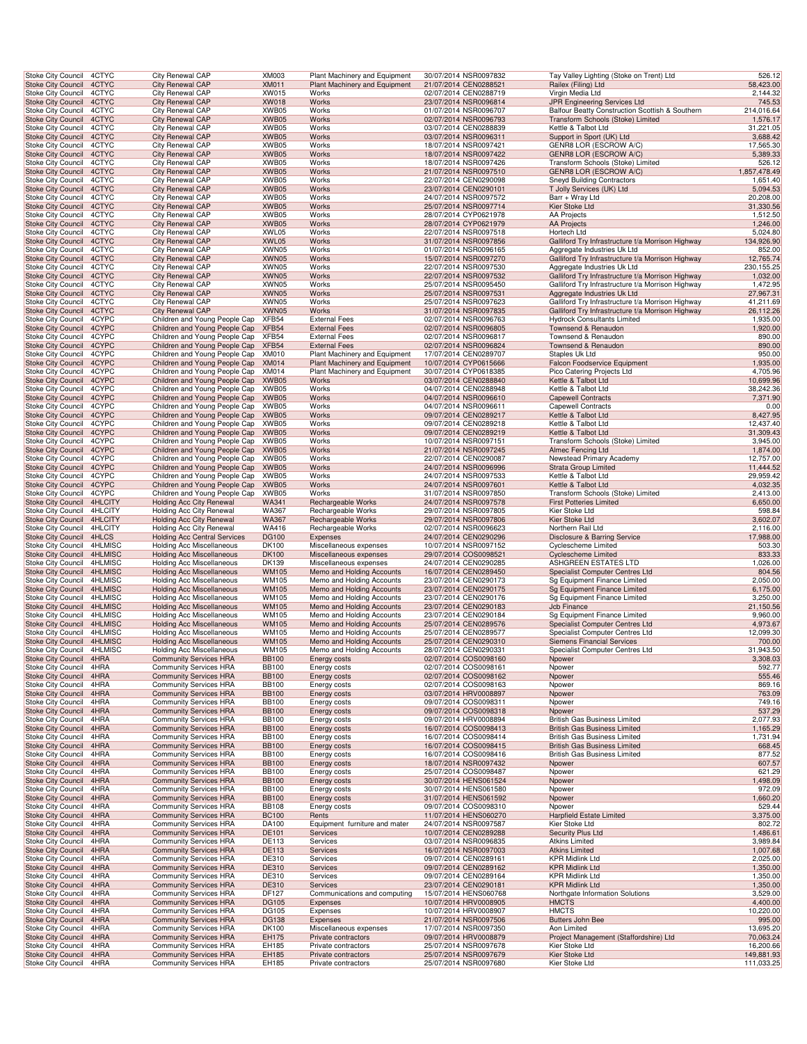| Stoke City Council | 4CTYC | City Renewal CAP | XM003 | Plant Machinery and Equipment | 30/07/2014 NSR0097832 | Tay Valley Lighting (Stoke on Trent) Ltd | 526.12 |
|---|---|---|---|---|---|---|---|
| Stoke City Council | 4CTYC | City Renewal CAP | XM011 | Plant Machinery and Equipment | 21/07/2014 CEN0288521 | Railex (Filing) Ltd | 58,423.00 |
| Stoke City Council | 4CTYC | City Renewal CAP | XW015 | Works | 02/07/2014 CEN0288719 | Virgin Media Ltd | 2,144.32 |
| Stoke City Council | 4CTYC | City Renewal CAP | XW018 | Works | 23/07/2014 NSR0096814 | JPR Engineering Services Ltd | 745.53 |
| Stoke City Council | 4CTYC | City Renewal CAP | XWB05 | Works | 01/07/2014 NSR0096707 | Balfour Beatty Construction Scottish & Southern | 214,016.64 |
| Stoke City Council | 4CTYC | City Renewal CAP | XWB05 | Works | 02/07/2014 NSR0096793 | Transform Schools (Stoke) Limited | 1,576.17 |
| Stoke City Council | 4CTYC | City Renewal CAP | XWB05 | Works | 03/07/2014 CEN0288839 | Kettle & Talbot Ltd | 31,221.05 |
| Stoke City Council | 4CTYC | City Renewal CAP | XWB05 | Works | 03/07/2014 NSR0096311 | Support in Sport (UK) Ltd | 3,688.42 |
| Stoke City Council | 4CTYC | City Renewal CAP | XWB05 | Works | 18/07/2014 NSR0097421 | GENR8 LOR (ESCROW A/C) | 17,565.30 |
| Stoke City Council | 4CTYC | City Renewal CAP | XWB05 | Works | 18/07/2014 NSR0097422 | GENR8 LOR (ESCROW A/C) | 5,389.33 |
| Stoke City Council | 4CTYC | City Renewal CAP | XWB05 | Works | 18/07/2014 NSR0097426 | Transform Schools (Stoke) Limited | 526.12 |
| Stoke City Council | 4CTYC | City Renewal CAP | XWB05 | Works | 21/07/2014 NSR0097510 | GENR8 LOR (ESCROW A/C) | 1,857,478.49 |
| Stoke City Council | 4CTYC | City Renewal CAP | XWB05 | Works | 22/07/2014 CEN0290098 | Sneyd Building Contractors | 1,651.40 |
| Stoke City Council | 4CTYC | City Renewal CAP | XWB05 | Works | 23/07/2014 CEN0290101 | T Jolly Services (UK) Ltd | 5,094.53 |
| Stoke City Council | 4CTYC | City Renewal CAP | XWB05 | Works | 24/07/2014 NSR0097572 | Barr + Wray Ltd | 20,208.00 |
| Stoke City Council | 4CTYC | City Renewal CAP | XWB05 | Works | 25/07/2014 NSR0097714 | Kier Stoke Ltd | 31,330.56 |
| Stoke City Council | 4CTYC | City Renewal CAP | XWB05 | Works | 28/07/2014 CYP0621978 | AA Projects | 1,512.50 |
| Stoke City Council | 4CTYC | City Renewal CAP | XWB05 | Works | 28/07/2014 CYP0621979 | AA Projects | 1,246.00 |
| Stoke City Council | 4CTYC | City Renewal CAP | XWL05 | Works | 22/07/2014 NSR0097518 | Hortech Ltd | 5,024.80 |
| Stoke City Council | 4CTYC | City Renewal CAP | XWL05 | Works | 31/07/2014 NSR0097856 | Galliford Try Infrastructure t/a Morrison Highway | 134,926.90 |
| Stoke City Council | 4CTYC | City Renewal CAP | XWN05 | Works | 01/07/2014 NSR0096165 | Aggregate Industries Uk Ltd | 852.00 |
| Stoke City Council | 4CTYC | City Renewal CAP | XWN05 | Works | 15/07/2014 NSR0097270 | Galliford Try Infrastructure t/a Morrison Highway | 12,765.74 |
| Stoke City Council | 4CTYC | City Renewal CAP | XWN05 | Works | 22/07/2014 NSR0097530 | Aggregate Industries Uk Ltd | 230,155.25 |
| Stoke City Council | 4CTYC | City Renewal CAP | XWN05 | Works | 22/07/2014 NSR0097532 | Galliford Try Infrastructure t/a Morrison Highway | 1,032.00 |
| Stoke City Council | 4CTYC | City Renewal CAP | XWN05 | Works | 25/07/2014 NSR0095450 | Galliford Try Infrastructure t/a Morrison Highway | 1,472.95 |
| Stoke City Council | 4CTYC | City Renewal CAP | XWN05 | Works | 25/07/2014 NSR0097531 | Aggregate Industries Uk Ltd | 27,967.31 |
| Stoke City Council | 4CTYC | City Renewal CAP | XWN05 | Works | 25/07/2014 NSR0097623 | Galliford Try Infrastructure t/a Morrison Highway | 41,211.69 |
| Stoke City Council | 4CTYC | City Renewal CAP | XWN05 | Works | 31/07/2014 NSR0097835 | Galliford Try Infrastructure t/a Morrison Highway | 26,112.26 |
| Stoke City Council | 4CYPC | Children and Young People Cap | XFB54 | External Fees | 02/07/2014 NSR0096763 | Hydrock Consultants Limited | 1,935.00 |
| Stoke City Council | 4CYPC | Children and Young People Cap | XFB54 | External Fees | 02/07/2014 NSR0096805 | Townsend & Renaudon | 1,920.00 |
| Stoke City Council | 4CYPC | Children and Young People Cap | XFB54 | External Fees | 02/07/2014 NSR0096817 | Townsend & Renaudon | 890.00 |
| Stoke City Council | 4CYPC | Children and Young People Cap | XFB54 | External Fees | 02/07/2014 NSR0096824 | Townsend & Renaudon | 890.00 |
| Stoke City Council | 4CYPC | Children and Young People Cap | XM010 | Plant Machinery and Equipment | 17/07/2014 CEN0289707 | Staples Uk Ltd | 950.00 |
| Stoke City Council | 4CYPC | Children and Young People Cap | XM014 | Plant Machinery and Equipment | 10/07/2014 CYP0615666 | Falcon Foodservice Equipment | 1,935.00 |
| Stoke City Council | 4CYPC | Children and Young People Cap | XM014 | Plant Machinery and Equipment | 30/07/2014 CYP0618385 | Pico Catering Projects Ltd | 4,705.96 |
| Stoke City Council | 4CYPC | Children and Young People Cap | XWB05 | Works | 03/07/2014 CEN0288840 | Kettle & Talbot Ltd | 10,699.96 |
| Stoke City Council | 4CYPC | Children and Young People Cap | XWB05 | Works | 04/07/2014 CEN0288948 | Kettle & Talbot Ltd | 38,242.36 |
| Stoke City Council | 4CYPC | Children and Young People Cap | XWB05 | Works | 04/07/2014 NSR0096610 | Capewell Contracts | 7,371.90 |
| Stoke City Council | 4CYPC | Children and Young People Cap | XWB05 | Works | 04/07/2014 NSR0096611 | Capewell Contracts | 0.00 |
| Stoke City Council | 4CYPC | Children and Young People Cap | XWB05 | Works | 09/07/2014 CEN0289217 | Kettle & Talbot Ltd | 8,427.95 |
| Stoke City Council | 4CYPC | Children and Young People Cap | XWB05 | Works | 09/07/2014 CEN0289218 | Kettle & Talbot Ltd | 12,437.40 |
| Stoke City Council | 4CYPC | Children and Young People Cap | XWB05 | Works | 09/07/2014 CEN0289219 | Kettle & Talbot Ltd | 31,309.43 |
| Stoke City Council | 4CYPC | Children and Young People Cap | XWB05 | Works | 10/07/2014 NSR0097151 | Transform Schools (Stoke) Limited | 3,945.00 |
| Stoke City Council | 4CYPC | Children and Young People Cap | XWB05 | Works | 21/07/2014 NSR0097245 | Almec Fencing Ltd | 1,874.00 |
| Stoke City Council | 4CYPC | Children and Young People Cap | XWB05 | Works | 22/07/2014 CEN0290087 | Newstead Primary Academy | 12,757.00 |
| Stoke City Council | 4CYPC | Children and Young People Cap | XWB05 | Works | 24/07/2014 NSR0096996 | Strata Group Limited | 11,444.52 |
| Stoke City Council | 4CYPC | Children and Young People Cap | XWB05 | Works | 24/07/2014 NSR0097533 | Kettle & Talbot Ltd | 29,959.42 |
| Stoke City Council | 4CYPC | Children and Young People Cap | XWB05 | Works | 24/07/2014 NSR0097601 | Kettle & Talbot Ltd | 4,032.35 |
| Stoke City Council | 4CYPC | Children and Young People Cap | XWB05 | Works | 31/07/2014 NSR0097850 | Transform Schools (Stoke) Limited | 2,413.00 |
| Stoke City Council | 4HLCITY | Holding Acc City Renewal | WA341 | Rechargeable Works | 24/07/2014 NSR0097578 | First Potteries Limited | 6,650.00 |
| Stoke City Council | 4HLCITY | Holding Acc City Renewal | WA367 | Rechargeable Works | 29/07/2014 NSR0097805 | Kier Stoke Ltd | 598.84 |
| Stoke City Council | 4HLCITY | Holding Acc City Renewal | WA367 | Rechargeable Works | 29/07/2014 NSR0097806 | Kier Stoke Ltd | 3,602.07 |
| Stoke City Council | 4HLCITY | Holding Acc City Renewal | WA416 | Rechargeable Works | 02/07/2014 NSR0096623 | Northern Rail Ltd | 2,116.00 |
| Stoke City Council | 4HLCS | Holding Acc Central Services | DG100 | Expenses | 24/07/2014 CEN0290296 | Disclosure & Barring Service | 17,988.00 |
| Stoke City Council | 4HLMISC | Holding Acc Miscellaneous | DK100 | Miscellaneous expenses | 10/07/2014 NSR0097152 | Cyclescheme Limited | 503.30 |
| Stoke City Council | 4HLMISC | Holding Acc Miscellaneous | DK100 | Miscellaneous expenses | 29/07/2014 COS0098521 | Cyclescheme Limited | 833.33 |
| Stoke City Council | 4HLMISC | Holding Acc Miscellaneous | DK139 | Miscellaneous expenses | 24/07/2014 CEN0290285 | ASHGREEN ESTATES LTD | 1,026.00 |
| Stoke City Council | 4HLMISC | Holding Acc Miscellaneous | WM105 | Memo and Holding Accounts | 16/07/2014 CEN0289450 | Specialist Computer Centres Ltd | 804.56 |
| Stoke City Council | 4HLMISC | Holding Acc Miscellaneous | WM105 | Memo and Holding Accounts | 23/07/2014 CEN0290173 | Sg Equipment Finance Limited | 2,050.00 |
| Stoke City Council | 4HLMISC | Holding Acc Miscellaneous | WM105 | Memo and Holding Accounts | 23/07/2014 CEN0290175 | Sg Equipment Finance Limited | 6,175.00 |
| Stoke City Council | 4HLMISC | Holding Acc Miscellaneous | WM105 | Memo and Holding Accounts | 23/07/2014 CEN0290176 | Sg Equipment Finance Limited | 3,250.00 |
| Stoke City Council | 4HLMISC | Holding Acc Miscellaneous | WM105 | Memo and Holding Accounts | 23/07/2014 CEN0290183 | Jcb Finance | 21,150.56 |
| Stoke City Council | 4HLMISC | Holding Acc Miscellaneous | WM105 | Memo and Holding Accounts | 23/07/2014 CEN0290184 | Sg Equipment Finance Limited | 9,960.00 |
| Stoke City Council | 4HLMISC | Holding Acc Miscellaneous | WM105 | Memo and Holding Accounts | 25/07/2014 CEN0289576 | Specialist Computer Centres Ltd | 4,973.67 |
| Stoke City Council | 4HLMISC | Holding Acc Miscellaneous | WM105 | Memo and Holding Accounts | 25/07/2014 CEN0289577 | Specialist Computer Centres Ltd | 12,099.30 |
| Stoke City Council | 4HLMISC | Holding Acc Miscellaneous | WM105 | Memo and Holding Accounts | 25/07/2014 CEN0290310 | Siemens Financial Services | 700.00 |
| Stoke City Council | 4HLMISC | Holding Acc Miscellaneous | WM105 | Memo and Holding Accounts | 28/07/2014 CEN0290331 | Specialist Computer Centres Ltd | 31,943.50 |
| Stoke City Council | 4HRA | Community Services HRA | BB100 | Energy costs | 02/07/2014 COS0098160 | Npower | 3,308.03 |
| Stoke City Council | 4HRA | Community Services HRA | BB100 | Energy costs | 02/07/2014 COS0098161 | Npower | 592.77 |
| Stoke City Council | 4HRA | Community Services HRA | BB100 | Energy costs | 02/07/2014 COS0098162 | Npower | 555.46 |
| Stoke City Council | 4HRA | Community Services HRA | BB100 | Energy costs | 02/07/2014 COS0098163 | Npower | 869.16 |
| Stoke City Council | 4HRA | Community Services HRA | BB100 | Energy costs | 03/07/2014 HRV0008897 | Npower | 763.09 |
| Stoke City Council | 4HRA | Community Services HRA | BB100 | Energy costs | 09/07/2014 COS0098311 | Npower | 749.16 |
| Stoke City Council | 4HRA | Community Services HRA | BB100 | Energy costs | 09/07/2014 COS0098318 | Npower | 537.29 |
| Stoke City Council | 4HRA | Community Services HRA | BB100 | Energy costs | 09/07/2014 HRV0008894 | British Gas Business Limited | 2,077.93 |
| Stoke City Council | 4HRA | Community Services HRA | BB100 | Energy costs | 16/07/2014 COS0098413 | British Gas Business Limited | 1,165.29 |
| Stoke City Council | 4HRA | Community Services HRA | BB100 | Energy costs | 16/07/2014 COS0098414 | British Gas Business Limited | 1,731.94 |
| Stoke City Council | 4HRA | Community Services HRA | BB100 | Energy costs | 16/07/2014 COS0098415 | British Gas Business Limited | 668.45 |
| Stoke City Council | 4HRA | Community Services HRA | BB100 | Energy costs | 16/07/2014 COS0098416 | British Gas Business Limited | 877.52 |
| Stoke City Council | 4HRA | Community Services HRA | BB100 | Energy costs | 18/07/2014 NSR0097432 | Npower | 607.57 |
| Stoke City Council | 4HRA | Community Services HRA | BB100 | Energy costs | 25/07/2014 COS0098487 | Npower | 621.29 |
| Stoke City Council | 4HRA | Community Services HRA | BB100 | Energy costs | 30/07/2014 HENS061524 | Npower | 1,498.09 |
| Stoke City Council | 4HRA | Community Services HRA | BB100 | Energy costs | 30/07/2014 HENS061580 | Npower | 972.09 |
| Stoke City Council | 4HRA | Community Services HRA | BB100 | Energy costs | 31/07/2014 HENS061592 | Npower | 1,660.20 |
| Stoke City Council | 4HRA | Community Services HRA | BB108 | Energy costs | 09/07/2014 COS0098310 | Npower | 529.44 |
| Stoke City Council | 4HRA | Community Services HRA | BC100 | Rents | 11/07/2014 HENS060270 | Harpfield Estate Limited | 3,375.00 |
| Stoke City Council | 4HRA | Community Services HRA | DA100 | Equipment furniture and mater | 24/07/2014 NSR0097587 | Kier Stoke Ltd | 802.72 |
| Stoke City Council | 4HRA | Community Services HRA | DE101 | Services | 10/07/2014 CEN0289288 | Security Plus Ltd | 1,486.61 |
| Stoke City Council | 4HRA | Community Services HRA | DE113 | Services | 03/07/2014 NSR0096835 | Atkins Limited | 3,989.84 |
| Stoke City Council | 4HRA | Community Services HRA | DE113 | Services | 16/07/2014 NSR0097003 | Atkins Limited | 1,007.68 |
| Stoke City Council | 4HRA | Community Services HRA | DE310 | Services | 09/07/2014 CEN0289161 | KPR Midlink Ltd | 2,025.00 |
| Stoke City Council | 4HRA | Community Services HRA | DE310 | Services | 09/07/2014 CEN0289162 | KPR Midlink Ltd | 1,350.00 |
| Stoke City Council | 4HRA | Community Services HRA | DE310 | Services | 09/07/2014 CEN0289164 | KPR Midlink Ltd | 1,350.00 |
| Stoke City Council | 4HRA | Community Services HRA | DE310 | Services | 23/07/2014 CEN0290181 | KPR Midlink Ltd | 1,350.00 |
| Stoke City Council | 4HRA | Community Services HRA | DF127 | Communications and computing | 15/07/2014 HENS060768 | Northgate Information Solutions | 3,529.00 |
| Stoke City Council | 4HRA | Community Services HRA | DG105 | Expenses | 10/07/2014 HRV0008905 | HMCTS | 4,400.00 |
| Stoke City Council | 4HRA | Community Services HRA | DG105 | Expenses | 10/07/2014 HRV0008907 | HMCTS | 10,220.00 |
| Stoke City Council | 4HRA | Community Services HRA | DG138 | Expenses | 21/07/2014 NSR0097506 | Butters John Bee | 995.00 |
| Stoke City Council | 4HRA | Community Services HRA | DK100 | Miscellaneous expenses | 17/07/2014 NSR0097350 | Aon Limited | 13,695.20 |
| Stoke City Council | 4HRA | Community Services HRA | EH175 | Private contractors | 09/07/2014 HRV0008879 | Project Management (Staffordshire) Ltd | 70,063.24 |
| Stoke City Council | 4HRA | Community Services HRA | EH185 | Private contractors | 25/07/2014 NSR0097678 | Kier Stoke Ltd | 16,200.66 |
| Stoke City Council | 4HRA | Community Services HRA | EH185 | Private contractors | 25/07/2014 NSR0097679 | Kier Stoke Ltd | 149,881.93 |
| Stoke City Council | 4HRA | Community Services HRA | EH185 | Private contractors | 25/07/2014 NSR0097680 | Kier Stoke Ltd | 111,033.25 |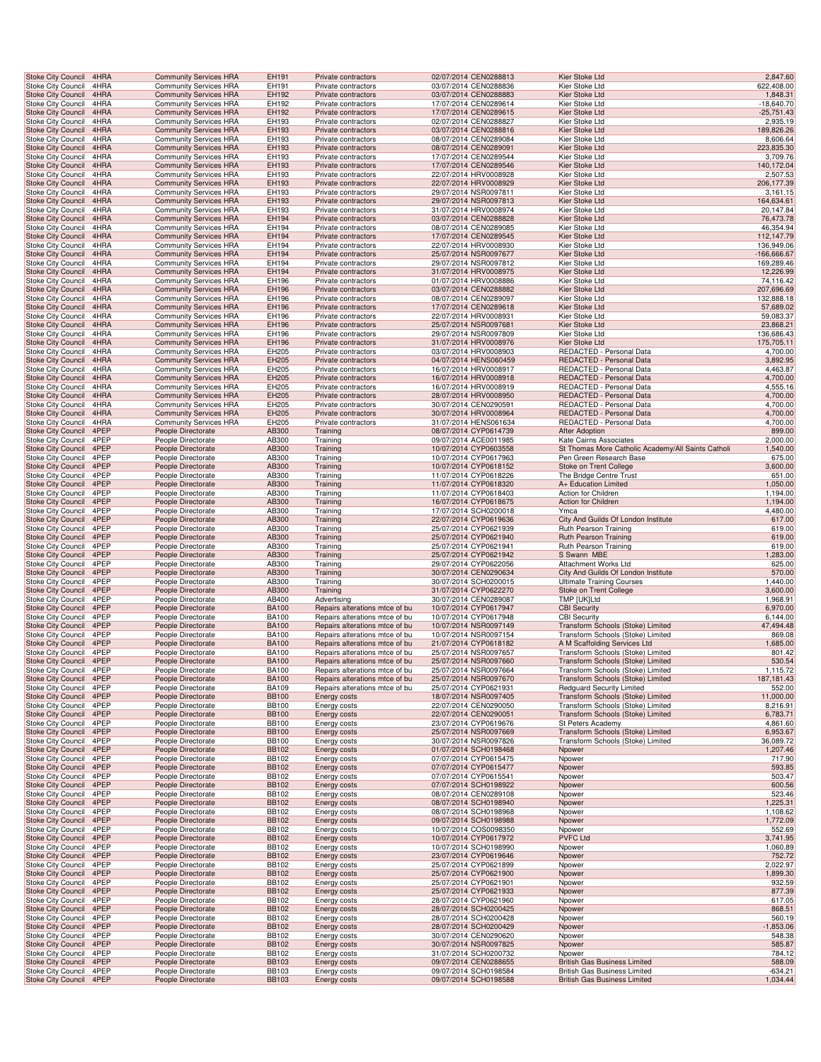| | | | | | | | | |
|---|---|---|---|---|---|---|---|---|
| Stoke City Council | 4HRA | Community Services HRA | EH191 | Private contractors | 02/07/2014 | CEN0288813 | Kier Stoke Ltd | 2,847.60 |
| Stoke City Council | 4HRA | Community Services HRA | EH191 | Private contractors | 03/07/2014 | CEN0288836 | Kier Stoke Ltd | 622,408.00 |
| Stoke City Council | 4HRA | Community Services HRA | EH192 | Private contractors | 03/07/2014 | CEN0288883 | Kier Stoke Ltd | 1,848.31 |
| Stoke City Council | 4HRA | Community Services HRA | EH192 | Private contractors | 17/07/2014 | CEN0289614 | Kier Stoke Ltd | -18,640.70 |
| Stoke City Council | 4HRA | Community Services HRA | EH192 | Private contractors | 17/07/2014 | CEN0289615 | Kier Stoke Ltd | -25,751.43 |
| Stoke City Council | 4HRA | Community Services HRA | EH193 | Private contractors | 02/07/2014 | CEN0288827 | Kier Stoke Ltd | 2,935.19 |
| Stoke City Council | 4HRA | Community Services HRA | EH193 | Private contractors | 03/07/2014 | CEN0288816 | Kier Stoke Ltd | 189,826.26 |
| Stoke City Council | 4HRA | Community Services HRA | EH193 | Private contractors | 08/07/2014 | CEN0289084 | Kier Stoke Ltd | 8,606.64 |
| Stoke City Council | 4HRA | Community Services HRA | EH193 | Private contractors | 08/07/2014 | CEN0289091 | Kier Stoke Ltd | 223,835.30 |
| Stoke City Council | 4HRA | Community Services HRA | EH193 | Private contractors | 17/07/2014 | CEN0289544 | Kier Stoke Ltd | 3,709.76 |
| Stoke City Council | 4HRA | Community Services HRA | EH193 | Private contractors | 17/07/2014 | CEN0289546 | Kier Stoke Ltd | 140,172.04 |
| Stoke City Council | 4HRA | Community Services HRA | EH193 | Private contractors | 22/07/2014 | HRV0008928 | Kier Stoke Ltd | 2,507.53 |
| Stoke City Council | 4HRA | Community Services HRA | EH193 | Private contractors | 22/07/2014 | HRV0008929 | Kier Stoke Ltd | 206,177.39 |
| Stoke City Council | 4HRA | Community Services HRA | EH193 | Private contractors | 29/07/2014 | NSR0097811 | Kier Stoke Ltd | 3,161.15 |
| Stoke City Council | 4HRA | Community Services HRA | EH193 | Private contractors | 29/07/2014 | NSR0097813 | Kier Stoke Ltd | 164,634.61 |
| Stoke City Council | 4HRA | Community Services HRA | EH193 | Private contractors | 31/07/2014 | HRV0008974 | Kier Stoke Ltd | 20,147.84 |
| Stoke City Council | 4HRA | Community Services HRA | EH194 | Private contractors | 03/07/2014 | CEN0288828 | Kier Stoke Ltd | 76,473.78 |
| Stoke City Council | 4HRA | Community Services HRA | EH194 | Private contractors | 08/07/2014 | CEN0289085 | Kier Stoke Ltd | 46,354.94 |
| Stoke City Council | 4HRA | Community Services HRA | EH194 | Private contractors | 17/07/2014 | CEN0289545 | Kier Stoke Ltd | 112,147.79 |
| Stoke City Council | 4HRA | Community Services HRA | EH194 | Private contractors | 22/07/2014 | HRV0008930 | Kier Stoke Ltd | 136,949.06 |
| Stoke City Council | 4HRA | Community Services HRA | EH194 | Private contractors | 25/07/2014 | NSR0097677 | Kier Stoke Ltd | -166,666.67 |
| Stoke City Council | 4HRA | Community Services HRA | EH194 | Private contractors | 29/07/2014 | NSR0097812 | Kier Stoke Ltd | 169,289.46 |
| Stoke City Council | 4HRA | Community Services HRA | EH194 | Private contractors | 31/07/2014 | HRV0008975 | Kier Stoke Ltd | 12,226.99 |
| Stoke City Council | 4HRA | Community Services HRA | EH196 | Private contractors | 01/07/2014 | HRV0008886 | Kier Stoke Ltd | 74,116.42 |
| Stoke City Council | 4HRA | Community Services HRA | EH196 | Private contractors | 03/07/2014 | CEN0288882 | Kier Stoke Ltd | 207,696.69 |
| Stoke City Council | 4HRA | Community Services HRA | EH196 | Private contractors | 08/07/2014 | CEN0289097 | Kier Stoke Ltd | 132,888.18 |
| Stoke City Council | 4HRA | Community Services HRA | EH196 | Private contractors | 17/07/2014 | CEN0289618 | Kier Stoke Ltd | 57,689.02 |
| Stoke City Council | 4HRA | Community Services HRA | EH196 | Private contractors | 22/07/2014 | HRV0008931 | Kier Stoke Ltd | 59,083.37 |
| Stoke City Council | 4HRA | Community Services HRA | EH196 | Private contractors | 25/07/2014 | NSR0097681 | Kier Stoke Ltd | 23,868.21 |
| Stoke City Council | 4HRA | Community Services HRA | EH196 | Private contractors | 29/07/2014 | NSR0097809 | Kier Stoke Ltd | 136,686.43 |
| Stoke City Council | 4HRA | Community Services HRA | EH196 | Private contractors | 31/07/2014 | HRV0008976 | Kier Stoke Ltd | 175,705.11 |
| Stoke City Council | 4HRA | Community Services HRA | EH205 | Private contractors | 03/07/2014 | HRV0008903 | REDACTED - Personal Data | 4,700.00 |
| Stoke City Council | 4HRA | Community Services HRA | EH205 | Private contractors | 04/07/2014 | HENS060459 | REDACTED - Personal Data | 3,892.95 |
| Stoke City Council | 4HRA | Community Services HRA | EH205 | Private contractors | 16/07/2014 | HRV0008917 | REDACTED - Personal Data | 4,463.87 |
| Stoke City Council | 4HRA | Community Services HRA | EH205 | Private contractors | 16/07/2014 | HRV0008918 | REDACTED - Personal Data | 4,700.00 |
| Stoke City Council | 4HRA | Community Services HRA | EH205 | Private contractors | 16/07/2014 | HRV0008919 | REDACTED - Personal Data | 4,555.16 |
| Stoke City Council | 4HRA | Community Services HRA | EH205 | Private contractors | 28/07/2014 | HRV0008950 | REDACTED - Personal Data | 4,700.00 |
| Stoke City Council | 4HRA | Community Services HRA | EH205 | Private contractors | 30/07/2014 | CEN0290591 | REDACTED - Personal Data | 4,700.00 |
| Stoke City Council | 4HRA | Community Services HRA | EH205 | Private contractors | 30/07/2014 | HRV0008964 | REDACTED - Personal Data | 4,700.00 |
| Stoke City Council | 4HRA | Community Services HRA | EH205 | Private contractors | 31/07/2014 | HENS061634 | REDACTED - Personal Data | 4,700.00 |
| Stoke City Council | 4PEP | People Directorate | AB300 | Training | 08/07/2014 | CYP0614739 | After Adoption | 899.00 |
| Stoke City Council | 4PEP | People Directorate | AB300 | Training | 09/07/2014 | ACE0011985 | Kate Cairns Associates | 2,000.00 |
| Stoke City Council | 4PEP | People Directorate | AB300 | Training | 10/07/2014 | CYP0603558 | St Thomas More Catholic Academy/All Saints Catholi | 1,540.00 |
| Stoke City Council | 4PEP | People Directorate | AB300 | Training | 10/07/2014 | CYP0617963 | Pen Green Research Base | 675.00 |
| Stoke City Council | 4PEP | People Directorate | AB300 | Training | 10/07/2014 | CYP0618152 | Stoke on Trent College | 3,600.00 |
| Stoke City Council | 4PEP | People Directorate | AB300 | Training | 11/07/2014 | CYP0618226 | The Bridge Centre Trust | 651.00 |
| Stoke City Council | 4PEP | People Directorate | AB300 | Training | 11/07/2014 | CYP0618320 | A+ Education Limited | 1,050.00 |
| Stoke City Council | 4PEP | People Directorate | AB300 | Training | 11/07/2014 | CYP0618403 | Action for Children | 1,194.00 |
| Stoke City Council | 4PEP | People Directorate | AB300 | Training | 16/07/2014 | CYP0618675 | Action for Children | 1,194.00 |
| Stoke City Council | 4PEP | People Directorate | AB300 | Training | 17/07/2014 | SCH0200018 | Ymca | 4,480.00 |
| Stoke City Council | 4PEP | People Directorate | AB300 | Training | 22/07/2014 | CYP0619636 | City And Guilds Of London Institute | 617.00 |
| Stoke City Council | 4PEP | People Directorate | AB300 | Training | 25/07/2014 | CYP0621939 | Ruth Pearson Training | 619.00 |
| Stoke City Council | 4PEP | People Directorate | AB300 | Training | 25/07/2014 | CYP0621940 | Ruth Pearson Training | 619.00 |
| Stoke City Council | 4PEP | People Directorate | AB300 | Training | 25/07/2014 | CYP0621941 | Ruth Pearson Training | 619.00 |
| Stoke City Council | 4PEP | People Directorate | AB300 | Training | 25/07/2014 | CYP0621942 | S Swann MBE | 1,283.00 |
| Stoke City Council | 4PEP | People Directorate | AB300 | Training | 29/07/2014 | CYP0622056 | Attachment Works Ltd | 625.00 |
| Stoke City Council | 4PEP | People Directorate | AB300 | Training | 30/07/2014 | CEN0290634 | City And Guilds Of London Institute | 570.00 |
| Stoke City Council | 4PEP | People Directorate | AB300 | Training | 30/07/2014 | SCH0200015 | Ultimate Training Courses | 1,440.00 |
| Stoke City Council | 4PEP | People Directorate | AB300 | Training | 31/07/2014 | CYP0622270 | Stoke on Trent College | 3,600.00 |
| Stoke City Council | 4PEP | People Directorate | AB400 | Advertising | 30/07/2014 | CEN0289087 | TMP [UK]Ltd | 1,968.91 |
| Stoke City Council | 4PEP | People Directorate | BA100 | Repairs alterations mtce of bu | 10/07/2014 | CYP0617947 | CBI Security | 6,970.00 |
| Stoke City Council | 4PEP | People Directorate | BA100 | Repairs alterations mtce of bu | 10/07/2014 | CYP0617948 | CBI Security | 6,144.00 |
| Stoke City Council | 4PEP | People Directorate | BA100 | Repairs alterations mtce of bu | 10/07/2014 | NSR0097149 | Transform Schools (Stoke) Limited | 47,494.48 |
| Stoke City Council | 4PEP | People Directorate | BA100 | Repairs alterations mtce of bu | 10/07/2014 | NSR0097154 | Transform Schools (Stoke) Limited | 869.08 |
| Stoke City Council | 4PEP | People Directorate | BA100 | Repairs alterations mtce of bu | 21/07/2014 | CYP0618182 | A M Scaffolding Services Ltd | 1,685.00 |
| Stoke City Council | 4PEP | People Directorate | BA100 | Repairs alterations mtce of bu | 25/07/2014 | NSR0097657 | Transform Schools (Stoke) Limited | 801.42 |
| Stoke City Council | 4PEP | People Directorate | BA100 | Repairs alterations mtce of bu | 25/07/2014 | NSR0097660 | Transform Schools (Stoke) Limited | 530.54 |
| Stoke City Council | 4PEP | People Directorate | BA100 | Repairs alterations mtce of bu | 25/07/2014 | NSR0097664 | Transform Schools (Stoke) Limited | 1,115.72 |
| Stoke City Council | 4PEP | People Directorate | BA100 | Repairs alterations mtce of bu | 25/07/2014 | NSR0097670 | Transform Schools (Stoke) Limited | 187,181.43 |
| Stoke City Council | 4PEP | People Directorate | BA109 | Repairs alterations mtce of bu | 25/07/2014 | CYP0621931 | Redguard Security Limited | 552.00 |
| Stoke City Council | 4PEP | People Directorate | BB100 | Energy costs | 18/07/2014 | NSR0097405 | Transform Schools (Stoke) Limited | 11,000.00 |
| Stoke City Council | 4PEP | People Directorate | BB100 | Energy costs | 22/07/2014 | CEN0290050 | Transform Schools (Stoke) Limited | 8,216.91 |
| Stoke City Council | 4PEP | People Directorate | BB100 | Energy costs | 22/07/2014 | CEN0290051 | Transform Schools (Stoke) Limited | 6,783.71 |
| Stoke City Council | 4PEP | People Directorate | BB100 | Energy costs | 23/07/2014 | CYP0619676 | St Peters Academy | 4,861.60 |
| Stoke City Council | 4PEP | People Directorate | BB100 | Energy costs | 25/07/2014 | NSR0097669 | Transform Schools (Stoke) Limited | 6,953.67 |
| Stoke City Council | 4PEP | People Directorate | BB100 | Energy costs | 30/07/2014 | NSR0097826 | Transform Schools (Stoke) Limited | 36,089.72 |
| Stoke City Council | 4PEP | People Directorate | BB102 | Energy costs | 01/07/2014 | SCH0198468 | Npower | 1,207.46 |
| Stoke City Council | 4PEP | People Directorate | BB102 | Energy costs | 07/07/2014 | CYP0615475 | Npower | 717.90 |
| Stoke City Council | 4PEP | People Directorate | BB102 | Energy costs | 07/07/2014 | CYP0615477 | Npower | 593.85 |
| Stoke City Council | 4PEP | People Directorate | BB102 | Energy costs | 07/07/2014 | CYP0615541 | Npower | 503.47 |
| Stoke City Council | 4PEP | People Directorate | BB102 | Energy costs | 07/07/2014 | SCH0198922 | Npower | 600.56 |
| Stoke City Council | 4PEP | People Directorate | BB102 | Energy costs | 08/07/2014 | CEN0289108 | Npower | 523.46 |
| Stoke City Council | 4PEP | People Directorate | BB102 | Energy costs | 08/07/2014 | SCH0198940 | Npower | 1,225.31 |
| Stoke City Council | 4PEP | People Directorate | BB102 | Energy costs | 08/07/2014 | SCH0198968 | Npower | 1,108.62 |
| Stoke City Council | 4PEP | People Directorate | BB102 | Energy costs | 09/07/2014 | SCH0198988 | Npower | 1,772.09 |
| Stoke City Council | 4PEP | People Directorate | BB102 | Energy costs | 10/07/2014 | COS0098350 | Npower | 552.69 |
| Stoke City Council | 4PEP | People Directorate | BB102 | Energy costs | 10/07/2014 | CYP0617972 | PVFC Ltd | 3,741.95 |
| Stoke City Council | 4PEP | People Directorate | BB102 | Energy costs | 10/07/2014 | SCH0198990 | Npower | 1,060.89 |
| Stoke City Council | 4PEP | People Directorate | BB102 | Energy costs | 23/07/2014 | CYP0619646 | Npower | 752.72 |
| Stoke City Council | 4PEP | People Directorate | BB102 | Energy costs | 25/07/2014 | CYP0621899 | Npower | 2,022.97 |
| Stoke City Council | 4PEP | People Directorate | BB102 | Energy costs | 25/07/2014 | CYP0621900 | Npower | 1,899.30 |
| Stoke City Council | 4PEP | People Directorate | BB102 | Energy costs | 25/07/2014 | CYP0621901 | Npower | 932.59 |
| Stoke City Council | 4PEP | People Directorate | BB102 | Energy costs | 25/07/2014 | CYP0621933 | Npower | 877.39 |
| Stoke City Council | 4PEP | People Directorate | BB102 | Energy costs | 28/07/2014 | CYP0621960 | Npower | 617.05 |
| Stoke City Council | 4PEP | People Directorate | BB102 | Energy costs | 28/07/2014 | SCH0200425 | Npower | 868.51 |
| Stoke City Council | 4PEP | People Directorate | BB102 | Energy costs | 28/07/2014 | SCH0200428 | Npower | 560.19 |
| Stoke City Council | 4PEP | People Directorate | BB102 | Energy costs | 28/07/2014 | SCH0200429 | Npower | -1,853.06 |
| Stoke City Council | 4PEP | People Directorate | BB102 | Energy costs | 30/07/2014 | CEN0290620 | Npower | 548.38 |
| Stoke City Council | 4PEP | People Directorate | BB102 | Energy costs | 30/07/2014 | NSR0097825 | Npower | 585.87 |
| Stoke City Council | 4PEP | People Directorate | BB102 | Energy costs | 31/07/2014 | SCH0200732 | Npower | 784.12 |
| Stoke City Council | 4PEP | People Directorate | BB103 | Energy costs | 09/07/2014 | CEN0288655 | British Gas Business Limited | 588.09 |
| Stoke City Council | 4PEP | People Directorate | BB103 | Energy costs | 09/07/2014 | SCH0198584 | British Gas Business Limited | -634.21 |
| Stoke City Council | 4PEP | People Directorate | BB103 | Energy costs | 09/07/2014 | SCH0198588 | British Gas Business Limited | 1,034.44 |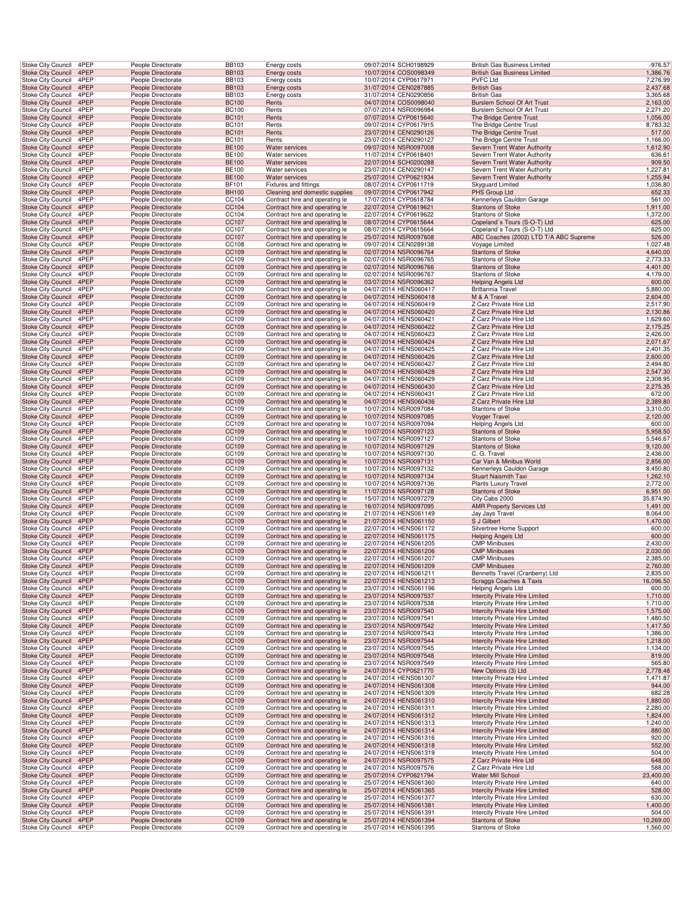| | | | | | | | |
|---|---|---|---|---|---|---|---|
| Stoke City Council | 4PEP | People Directorate | BB103 | Energy costs | 09/07/2014 SCH0198929 | British Gas Business Limited | -976.57 |
| Stoke City Council | 4PEP | People Directorate | BB103 | Energy costs | 10/07/2014 COS0098349 | British Gas Business Limited | 1,386.76 |
| Stoke City Council | 4PEP | People Directorate | BB103 | Energy costs | 10/07/2014 CYP0617971 | PVFC Ltd | 7,276.99 |
| Stoke City Council | 4PEP | People Directorate | BB103 | Energy costs | 31/07/2014 CEN0287885 | British Gas | 2,437.68 |
| Stoke City Council | 4PEP | People Directorate | BB103 | Energy costs | 31/07/2014 CEN0290856 | British Gas | 3,365.68 |
| Stoke City Council | 4PEP | People Directorate | BC100 | Rents | 04/07/2014 COS0098040 | Burslem School Of Art Trust | 2,163.00 |
| Stoke City Council | 4PEP | People Directorate | BC100 | Rents | 07/07/2014 NSR0096984 | Burslem School Of Art Trust | 2,271.20 |
| Stoke City Council | 4PEP | People Directorate | BC101 | Rents | 07/07/2014 CYP0615640 | The Bridge Centre Trust | 1,056.00 |
| Stoke City Council | 4PEP | People Directorate | BC101 | Rents | 09/07/2014 CYP0617915 | The Bridge Centre Trust | 8,783.32 |
| Stoke City Council | 4PEP | People Directorate | BC101 | Rents | 23/07/2014 CEN0290126 | The Bridge Centre Trust | 517.00 |
| Stoke City Council | 4PEP | People Directorate | BC101 | Rents | 23/07/2014 CEN0290127 | The Bridge Centre Trust | 1,166.00 |
| Stoke City Council | 4PEP | People Directorate | BE100 | Water services | 09/07/2014 NSR0097008 | Severn Trent Water Authority | 1,612.90 |
| Stoke City Council | 4PEP | People Directorate | BE100 | Water services | 11/07/2014 CYP0618401 | Severn Trent Water Authority | 636.61 |
| Stoke City Council | 4PEP | People Directorate | BE100 | Water services | 22/07/2014 SCH0200288 | Severn Trent Water Authority | 909.50 |
| Stoke City Council | 4PEP | People Directorate | BE100 | Water services | 23/07/2014 CEN0290147 | Severn Trent Water Authority | 1,227.81 |
| Stoke City Council | 4PEP | People Directorate | BE100 | Water services | 25/07/2014 CYP0621934 | Severn Trent Water Authority | 1,255.94 |
| Stoke City Council | 4PEP | People Directorate | BF101 | Fixtures and fittings | 08/07/2014 CYP0611719 | Skyguard Limited | 1,036.80 |
| Stoke City Council | 4PEP | People Directorate | BH100 | Cleaning and domestic supplies | 09/07/2014 CYP0617942 | PHS Group Ltd | 652.33 |
| Stoke City Council | 4PEP | People Directorate | CC104 | Contract hire and operating le | 17/07/2014 CYP0618784 | Kennerleys Cauldon Garage | 561.00 |
| Stoke City Council | 4PEP | People Directorate | CC104 | Contract hire and operating le | 22/07/2014 CYP0619621 | Stantons of Stoke | 1,911.00 |
| Stoke City Council | 4PEP | People Directorate | CC104 | Contract hire and operating le | 22/07/2014 CYP0619622 | Stantons of Stoke | 1,372.00 |
| Stoke City Council | 4PEP | People Directorate | CC107 | Contract hire and operating le | 08/07/2014 CYP0615644 | Copeland`s Tours (S-O-T) Ltd | 625.00 |
| Stoke City Council | 4PEP | People Directorate | CC107 | Contract hire and operating le | 08/07/2014 CYP0615664 | Copeland`s Tours (S-O-T) Ltd | 625.00 |
| Stoke City Council | 4PEP | People Directorate | CC107 | Contract hire and operating le | 25/07/2014 NSR0097608 | ABC Coaches (2002) LTD T/A ABC Supreme | 526.00 |
| Stoke City Council | 4PEP | People Directorate | CC108 | Contract hire and operating le | 09/07/2014 CEN0289138 | Voyage Limited | 1,027.48 |
| Stoke City Council | 4PEP | People Directorate | CC109 | Contract hire and operating le | 02/07/2014 NSR0096764 | Stantons of Stoke | 4,640.00 |
| Stoke City Council | 4PEP | People Directorate | CC109 | Contract hire and operating le | 02/07/2014 NSR0096765 | Stantons of Stoke | 2,773.33 |
| Stoke City Council | 4PEP | People Directorate | CC109 | Contract hire and operating le | 02/07/2014 NSR0096766 | Stantons of Stoke | 4,401.00 |
| Stoke City Council | 4PEP | People Directorate | CC109 | Contract hire and operating le | 02/07/2014 NSR0096767 | Stantons of Stoke | 4,179.00 |
| Stoke City Council | 4PEP | People Directorate | CC109 | Contract hire and operating le | 03/07/2014 NSR0096362 | Helping Angels Ltd | 600.00 |
| Stoke City Council | 4PEP | People Directorate | CC109 | Contract hire and operating le | 04/07/2014 HENS060417 | Brittannia Travel | 5,880.00 |
| Stoke City Council | 4PEP | People Directorate | CC109 | Contract hire and operating le | 04/07/2014 HENS060418 | M & A Travel | 2,604.00 |
| Stoke City Council | 4PEP | People Directorate | CC109 | Contract hire and operating le | 04/07/2014 HENS060419 | Z Carz Private Hire Ltd | 2,517.90 |
| Stoke City Council | 4PEP | People Directorate | CC109 | Contract hire and operating le | 04/07/2014 HENS060420 | Z Carz Private Hire Ltd | 2,130.86 |
| Stoke City Council | 4PEP | People Directorate | CC109 | Contract hire and operating le | 04/07/2014 HENS060421 | Z Carz Private Hire Ltd | 1,629.60 |
| Stoke City Council | 4PEP | People Directorate | CC109 | Contract hire and operating le | 04/07/2014 HENS060422 | Z Carz Private Hire Ltd | 2,175.25 |
| Stoke City Council | 4PEP | People Directorate | CC109 | Contract hire and operating le | 04/07/2014 HENS060423 | Z Carz Private Hire Ltd | 2,426.00 |
| Stoke City Council | 4PEP | People Directorate | CC109 | Contract hire and operating le | 04/07/2014 HENS060424 | Z Carz Private Hire Ltd | 2,071.67 |
| Stoke City Council | 4PEP | People Directorate | CC109 | Contract hire and operating le | 04/07/2014 HENS060425 | Z Carz Private Hire Ltd | 2,401.35 |
| Stoke City Council | 4PEP | People Directorate | CC109 | Contract hire and operating le | 04/07/2014 HENS060426 | Z Carz Private Hire Ltd | 2,600.00 |
| Stoke City Council | 4PEP | People Directorate | CC109 | Contract hire and operating le | 04/07/2014 HENS060427 | Z Carz Private Hire Ltd | 2,494.80 |
| Stoke City Council | 4PEP | People Directorate | CC109 | Contract hire and operating le | 04/07/2014 HENS060428 | Z Carz Private Hire Ltd | 2,547.30 |
| Stoke City Council | 4PEP | People Directorate | CC109 | Contract hire and operating le | 04/07/2014 HENS060429 | Z Carz Private Hire Ltd | 2,308.95 |
| Stoke City Council | 4PEP | People Directorate | CC109 | Contract hire and operating le | 04/07/2014 HENS060430 | Z Carz Private Hire Ltd | 2,275.35 |
| Stoke City Council | 4PEP | People Directorate | CC109 | Contract hire and operating le | 04/07/2014 HENS060431 | Z Carz Private Hire Ltd | 672.00 |
| Stoke City Council | 4PEP | People Directorate | CC109 | Contract hire and operating le | 04/07/2014 HENS060436 | Z Carz Private Hire Ltd | 2,389.80 |
| Stoke City Council | 4PEP | People Directorate | CC109 | Contract hire and operating le | 10/07/2014 NSR0097084 | Stantons of Stoke | 3,310.00 |
| Stoke City Council | 4PEP | People Directorate | CC109 | Contract hire and operating le | 10/07/2014 NSR0097085 | Voyger Travel | 2,120.00 |
| Stoke City Council | 4PEP | People Directorate | CC109 | Contract hire and operating le | 10/07/2014 NSR0097094 | Helping Angels Ltd | 600.00 |
| Stoke City Council | 4PEP | People Directorate | CC109 | Contract hire and operating le | 10/07/2014 NSR0097123 | Stantons of Stoke | 5,958.50 |
| Stoke City Council | 4PEP | People Directorate | CC109 | Contract hire and operating le | 10/07/2014 NSR0097127 | Stantons of Stoke | 5,546.67 |
| Stoke City Council | 4PEP | People Directorate | CC109 | Contract hire and operating le | 10/07/2014 NSR0097129 | Stantons of Stoke | 9,120.00 |
| Stoke City Council | 4PEP | People Directorate | CC109 | Contract hire and operating le | 10/07/2014 NSR0097130 | C. G. Travel | 2,436.00 |
| Stoke City Council | 4PEP | People Directorate | CC109 | Contract hire and operating le | 10/07/2014 NSR0097131 | Car Van & Minibus World | 2,856.00 |
| Stoke City Council | 4PEP | People Directorate | CC109 | Contract hire and operating le | 10/07/2014 NSR0097132 | Kennerleys Cauldon Garage | 8,450.80 |
| Stoke City Council | 4PEP | People Directorate | CC109 | Contract hire and operating le | 10/07/2014 NSR0097134 | Stuart Naismith Taxi | 1,262.10 |
| Stoke City Council | 4PEP | People Directorate | CC109 | Contract hire and operating le | 10/07/2014 NSR0097136 | Plants Luxury Travel | 2,772.00 |
| Stoke City Council | 4PEP | People Directorate | CC109 | Contract hire and operating le | 11/07/2014 NSR0097128 | Stantons of Stoke | 6,951.00 |
| Stoke City Council | 4PEP | People Directorate | CC109 | Contract hire and operating le | 15/07/2014 NSR0097279 | City Cabs 2000 | 35,874.90 |
| Stoke City Council | 4PEP | People Directorate | CC109 | Contract hire and operating le | 16/07/2014 NSR0097095 | AMR Property Services Ltd | 1,491.00 |
| Stoke City Council | 4PEP | People Directorate | CC109 | Contract hire and operating le | 21/07/2014 HENS061149 | Jay Jays Travel | 8,064.00 |
| Stoke City Council | 4PEP | People Directorate | CC109 | Contract hire and operating le | 21/07/2014 HENS061150 | S J Gilbert | 1,470.00 |
| Stoke City Council | 4PEP | People Directorate | CC109 | Contract hire and operating le | 22/07/2014 HENS061172 | Silvertree Home Support | 600.00 |
| Stoke City Council | 4PEP | People Directorate | CC109 | Contract hire and operating le | 22/07/2014 HENS061175 | Helping Angels Ltd | 600.00 |
| Stoke City Council | 4PEP | People Directorate | CC109 | Contract hire and operating le | 22/07/2014 HENS061205 | CMP Minibuses | 2,430.00 |
| Stoke City Council | 4PEP | People Directorate | CC109 | Contract hire and operating le | 22/07/2014 HENS061206 | CMP Minibuses | 2,030.00 |
| Stoke City Council | 4PEP | People Directorate | CC109 | Contract hire and operating le | 22/07/2014 HENS061207 | CMP Minibuses | 2,385.00 |
| Stoke City Council | 4PEP | People Directorate | CC109 | Contract hire and operating le | 22/07/2014 HENS061209 | CMP Minibuses | 2,760.00 |
| Stoke City Council | 4PEP | People Directorate | CC109 | Contract hire and operating le | 22/07/2014 HENS061211 | Bennetts Travel (Cranberry) Ltd | 2,835.00 |
| Stoke City Council | 4PEP | People Directorate | CC109 | Contract hire and operating le | 22/07/2014 HENS061213 | Scraggs Coaches & Taxis | 16,096.50 |
| Stoke City Council | 4PEP | People Directorate | CC109 | Contract hire and operating le | 23/07/2014 HENS061196 | Helping Angels Ltd | 600.00 |
| Stoke City Council | 4PEP | People Directorate | CC109 | Contract hire and operating le | 23/07/2014 NSR0097537 | Intercity Private Hire Limited | 1,710.00 |
| Stoke City Council | 4PEP | People Directorate | CC109 | Contract hire and operating le | 23/07/2014 NSR0097538 | Intercity Private Hire Limited | 1,710.00 |
| Stoke City Council | 4PEP | People Directorate | CC109 | Contract hire and operating le | 23/07/2014 NSR0097540 | Intercity Private Hire Limited | 1,575.00 |
| Stoke City Council | 4PEP | People Directorate | CC109 | Contract hire and operating le | 23/07/2014 NSR0097541 | Intercity Private Hire Limited | 1,480.50 |
| Stoke City Council | 4PEP | People Directorate | CC109 | Contract hire and operating le | 23/07/2014 NSR0097542 | Intercity Private Hire Limited | 1,417.50 |
| Stoke City Council | 4PEP | People Directorate | CC109 | Contract hire and operating le | 23/07/2014 NSR0097543 | Intercity Private Hire Limited | 1,386.00 |
| Stoke City Council | 4PEP | People Directorate | CC109 | Contract hire and operating le | 23/07/2014 NSR0097544 | Intercity Private Hire Limited | 1,218.00 |
| Stoke City Council | 4PEP | People Directorate | CC109 | Contract hire and operating le | 23/07/2014 NSR0097545 | Intercity Private Hire Limited | 1,134.00 |
| Stoke City Council | 4PEP | People Directorate | CC109 | Contract hire and operating le | 23/07/2014 NSR0097548 | Intercity Private Hire Limited | 819.00 |
| Stoke City Council | 4PEP | People Directorate | CC109 | Contract hire and operating le | 23/07/2014 NSR0097549 | Intercity Private Hire Limited | 565.80 |
| Stoke City Council | 4PEP | People Directorate | CC109 | Contract hire and operating le | 24/07/2014 CYP0621770 | New Options (3) Ltd | 2,778.48 |
| Stoke City Council | 4PEP | People Directorate | CC109 | Contract hire and operating le | 24/07/2014 HENS061307 | Intercity Private Hire Limited | 1,471.87 |
| Stoke City Council | 4PEP | People Directorate | CC109 | Contract hire and operating le | 24/07/2014 HENS061308 | Intercity Private Hire Limited | 944.00 |
| Stoke City Council | 4PEP | People Directorate | CC109 | Contract hire and operating le | 24/07/2014 HENS061309 | Intercity Private Hire Limited | 682.28 |
| Stoke City Council | 4PEP | People Directorate | CC109 | Contract hire and operating le | 24/07/2014 HENS061310 | Intercity Private Hire Limited | 1,880.00 |
| Stoke City Council | 4PEP | People Directorate | CC109 | Contract hire and operating le | 24/07/2014 HENS061311 | Intercity Private Hire Limited | 2,280.00 |
| Stoke City Council | 4PEP | People Directorate | CC109 | Contract hire and operating le | 24/07/2014 HENS061312 | Intercity Private Hire Limited | 1,824.00 |
| Stoke City Council | 4PEP | People Directorate | CC109 | Contract hire and operating le | 24/07/2014 HENS061313 | Intercity Private Hire Limited | 1,240.00 |
| Stoke City Council | 4PEP | People Directorate | CC109 | Contract hire and operating le | 24/07/2014 HENS061314 | Intercity Private Hire Limited | 880.00 |
| Stoke City Council | 4PEP | People Directorate | CC109 | Contract hire and operating le | 24/07/2014 HENS061316 | Intercity Private Hire Limited | 920.00 |
| Stoke City Council | 4PEP | People Directorate | CC109 | Contract hire and operating le | 24/07/2014 HENS061318 | Intercity Private Hire Limited | 552.00 |
| Stoke City Council | 4PEP | People Directorate | CC109 | Contract hire and operating le | 24/07/2014 HENS061319 | Intercity Private Hire Limited | 504.00 |
| Stoke City Council | 4PEP | People Directorate | CC109 | Contract hire and operating le | 24/07/2014 NSR0097575 | Z Carz Private Hire Ltd | 648.00 |
| Stoke City Council | 4PEP | People Directorate | CC109 | Contract hire and operating le | 24/07/2014 NSR0097576 | Z Carz Private Hire Ltd | 588.00 |
| Stoke City Council | 4PEP | People Directorate | CC109 | Contract hire and operating le | 25/07/2014 CYP0621794 | Water Mill School | 23,400.00 |
| Stoke City Council | 4PEP | People Directorate | CC109 | Contract hire and operating le | 25/07/2014 HENS061360 | Intercity Private Hire Limited | 640.00 |
| Stoke City Council | 4PEP | People Directorate | CC109 | Contract hire and operating le | 25/07/2014 HENS061365 | Intercity Private Hire Limited | 528.00 |
| Stoke City Council | 4PEP | People Directorate | CC109 | Contract hire and operating le | 25/07/2014 HENS061377 | Intercity Private Hire Limited | 630.00 |
| Stoke City Council | 4PEP | People Directorate | CC109 | Contract hire and operating le | 25/07/2014 HENS061381 | Intercity Private Hire Limited | 1,400.00 |
| Stoke City Council | 4PEP | People Directorate | CC109 | Contract hire and operating le | 25/07/2014 HENS061391 | Intercity Private Hire Limited | 504.00 |
| Stoke City Council | 4PEP | People Directorate | CC109 | Contract hire and operating le | 25/07/2014 HENS061394 | Stantons of Stoke | 10,269.00 |
| Stoke City Council | 4PEP | People Directorate | CC109 | Contract hire and operating le | 25/07/2014 HENS061395 | Stantons of Stoke | 1,560.00 |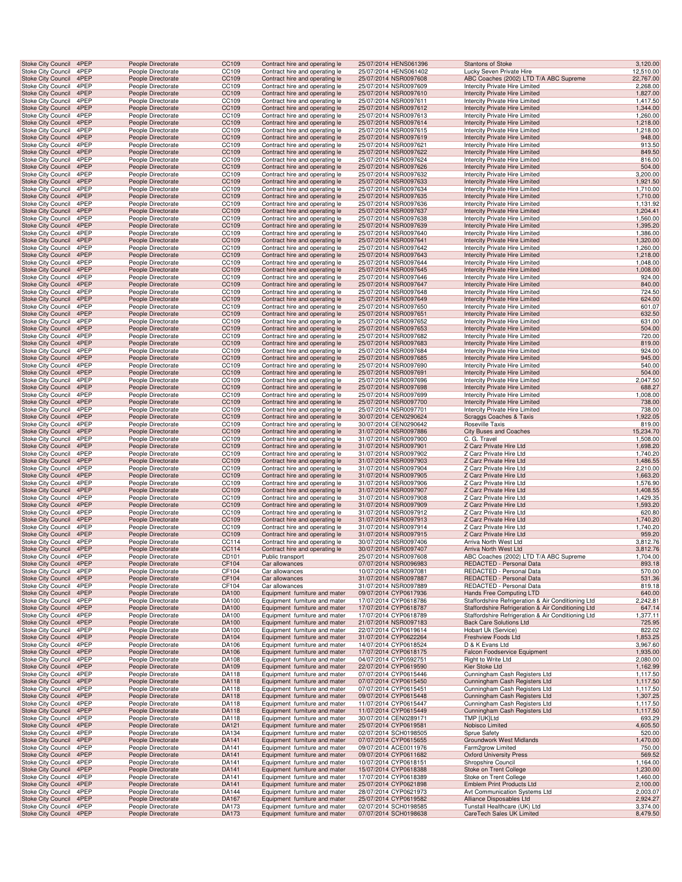| Stoke City Council | 4PEP | People Directorate | CC109 | Contract hire and operating le | 25/07/2014 | HENS061396 | Stantons of Stoke | 3,120.00 |
|---|---|---|---|---|---|---|---|---|
| Stoke City Council | 4PEP | People Directorate | CC109 | Contract hire and operating le | 25/07/2014 | HENS061402 | Lucky Seven Private Hire | 12,510.00 |
| Stoke City Council | 4PEP | People Directorate | CC109 | Contract hire and operating le | 25/07/2014 | NSR0097608 | ABC Coaches (2002) LTD T/A ABC Supreme | 22,767.00 |
| Stoke City Council | 4PEP | People Directorate | CC109 | Contract hire and operating le | 25/07/2014 | NSR0097609 | Intercity Private Hire Limited | 2,268.00 |
| Stoke City Council | 4PEP | People Directorate | CC109 | Contract hire and operating le | 25/07/2014 | NSR0097610 | Intercity Private Hire Limited | 1,827.00 |
| Stoke City Council | 4PEP | People Directorate | CC109 | Contract hire and operating le | 25/07/2014 | NSR0097611 | Intercity Private Hire Limited | 1,417.50 |
| Stoke City Council | 4PEP | People Directorate | CC109 | Contract hire and operating le | 25/07/2014 | NSR0097612 | Intercity Private Hire Limited | 1,344.00 |
| Stoke City Council | 4PEP | People Directorate | CC109 | Contract hire and operating le | 25/07/2014 | NSR0097613 | Intercity Private Hire Limited | 1,260.00 |
| Stoke City Council | 4PEP | People Directorate | CC109 | Contract hire and operating le | 25/07/2014 | NSR0097614 | Intercity Private Hire Limited | 1,218.00 |
| Stoke City Council | 4PEP | People Directorate | CC109 | Contract hire and operating le | 25/07/2014 | NSR0097615 | Intercity Private Hire Limited | 1,218.00 |
| Stoke City Council | 4PEP | People Directorate | CC109 | Contract hire and operating le | 25/07/2014 | NSR0097619 | Intercity Private Hire Limited | 948.00 |
| Stoke City Council | 4PEP | People Directorate | CC109 | Contract hire and operating le | 25/07/2014 | NSR0097621 | Intercity Private Hire Limited | 913.50 |
| Stoke City Council | 4PEP | People Directorate | CC109 | Contract hire and operating le | 25/07/2014 | NSR0097622 | Intercity Private Hire Limited | 849.50 |
| Stoke City Council | 4PEP | People Directorate | CC109 | Contract hire and operating le | 25/07/2014 | NSR0097624 | Intercity Private Hire Limited | 816.00 |
| Stoke City Council | 4PEP | People Directorate | CC109 | Contract hire and operating le | 25/07/2014 | NSR0097626 | Intercity Private Hire Limited | 504.00 |
| Stoke City Council | 4PEP | People Directorate | CC109 | Contract hire and operating le | 25/07/2014 | NSR0097632 | Intercity Private Hire Limited | 3,200.00 |
| Stoke City Council | 4PEP | People Directorate | CC109 | Contract hire and operating le | 25/07/2014 | NSR0097633 | Intercity Private Hire Limited | 1,921.50 |
| Stoke City Council | 4PEP | People Directorate | CC109 | Contract hire and operating le | 25/07/2014 | NSR0097634 | Intercity Private Hire Limited | 1,710.00 |
| Stoke City Council | 4PEP | People Directorate | CC109 | Contract hire and operating le | 25/07/2014 | NSR0097635 | Intercity Private Hire Limited | 1,710.00 |
| Stoke City Council | 4PEP | People Directorate | CC109 | Contract hire and operating le | 25/07/2014 | NSR0097636 | Intercity Private Hire Limited | 1,131.92 |
| Stoke City Council | 4PEP | People Directorate | CC109 | Contract hire and operating le | 25/07/2014 | NSR0097637 | Intercity Private Hire Limited | 1,204.41 |
| Stoke City Council | 4PEP | People Directorate | CC109 | Contract hire and operating le | 25/07/2014 | NSR0097638 | Intercity Private Hire Limited | 1,560.00 |
| Stoke City Council | 4PEP | People Directorate | CC109 | Contract hire and operating le | 25/07/2014 | NSR0097639 | Intercity Private Hire Limited | 1,395.20 |
| Stoke City Council | 4PEP | People Directorate | CC109 | Contract hire and operating le | 25/07/2014 | NSR0097640 | Intercity Private Hire Limited | 1,386.00 |
| Stoke City Council | 4PEP | People Directorate | CC109 | Contract hire and operating le | 25/07/2014 | NSR0097641 | Intercity Private Hire Limited | 1,320.00 |
| Stoke City Council | 4PEP | People Directorate | CC109 | Contract hire and operating le | 25/07/2014 | NSR0097642 | Intercity Private Hire Limited | 1,260.00 |
| Stoke City Council | 4PEP | People Directorate | CC109 | Contract hire and operating le | 25/07/2014 | NSR0097643 | Intercity Private Hire Limited | 1,218.00 |
| Stoke City Council | 4PEP | People Directorate | CC109 | Contract hire and operating le | 25/07/2014 | NSR0097644 | Intercity Private Hire Limited | 1,048.00 |
| Stoke City Council | 4PEP | People Directorate | CC109 | Contract hire and operating le | 25/07/2014 | NSR0097645 | Intercity Private Hire Limited | 1,008.00 |
| Stoke City Council | 4PEP | People Directorate | CC109 | Contract hire and operating le | 25/07/2014 | NSR0097646 | Intercity Private Hire Limited | 924.00 |
| Stoke City Council | 4PEP | People Directorate | CC109 | Contract hire and operating le | 25/07/2014 | NSR0097647 | Intercity Private Hire Limited | 840.00 |
| Stoke City Council | 4PEP | People Directorate | CC109 | Contract hire and operating le | 25/07/2014 | NSR0097648 | Intercity Private Hire Limited | 724.50 |
| Stoke City Council | 4PEP | People Directorate | CC109 | Contract hire and operating le | 25/07/2014 | NSR0097649 | Intercity Private Hire Limited | 624.00 |
| Stoke City Council | 4PEP | People Directorate | CC109 | Contract hire and operating le | 25/07/2014 | NSR0097650 | Intercity Private Hire Limited | 601.07 |
| Stoke City Council | 4PEP | People Directorate | CC109 | Contract hire and operating le | 25/07/2014 | NSR0097651 | Intercity Private Hire Limited | 632.50 |
| Stoke City Council | 4PEP | People Directorate | CC109 | Contract hire and operating le | 25/07/2014 | NSR0097652 | Intercity Private Hire Limited | 631.00 |
| Stoke City Council | 4PEP | People Directorate | CC109 | Contract hire and operating le | 25/07/2014 | NSR0097653 | Intercity Private Hire Limited | 504.00 |
| Stoke City Council | 4PEP | People Directorate | CC109 | Contract hire and operating le | 25/07/2014 | NSR0097682 | Intercity Private Hire Limited | 720.00 |
| Stoke City Council | 4PEP | People Directorate | CC109 | Contract hire and operating le | 25/07/2014 | NSR0097683 | Intercity Private Hire Limited | 819.00 |
| Stoke City Council | 4PEP | People Directorate | CC109 | Contract hire and operating le | 25/07/2014 | NSR0097684 | Intercity Private Hire Limited | 924.00 |
| Stoke City Council | 4PEP | People Directorate | CC109 | Contract hire and operating le | 25/07/2014 | NSR0097685 | Intercity Private Hire Limited | 945.00 |
| Stoke City Council | 4PEP | People Directorate | CC109 | Contract hire and operating le | 25/07/2014 | NSR0097690 | Intercity Private Hire Limited | 540.00 |
| Stoke City Council | 4PEP | People Directorate | CC109 | Contract hire and operating le | 25/07/2014 | NSR0097691 | Intercity Private Hire Limited | 504.00 |
| Stoke City Council | 4PEP | People Directorate | CC109 | Contract hire and operating le | 25/07/2014 | NSR0097696 | Intercity Private Hire Limited | 2,047.50 |
| Stoke City Council | 4PEP | People Directorate | CC109 | Contract hire and operating le | 25/07/2014 | NSR0097698 | Intercity Private Hire Limited | 688.27 |
| Stoke City Council | 4PEP | People Directorate | CC109 | Contract hire and operating le | 25/07/2014 | NSR0097699 | Intercity Private Hire Limited | 1,008.00 |
| Stoke City Council | 4PEP | People Directorate | CC109 | Contract hire and operating le | 25/07/2014 | NSR0097700 | Intercity Private Hire Limited | 738.00 |
| Stoke City Council | 4PEP | People Directorate | CC109 | Contract hire and operating le | 25/07/2014 | NSR0097701 | Intercity Private Hire Limited | 738.00 |
| Stoke City Council | 4PEP | People Directorate | CC109 | Contract hire and operating le | 30/07/2014 | CEN0290624 | Scraggs Coaches & Taxis | 1,922.05 |
| Stoke City Council | 4PEP | People Directorate | CC109 | Contract hire and operating le | 30/07/2014 | CEN0290642 | Roseville Taxis | 819.00 |
| Stoke City Council | 4PEP | People Directorate | CC109 | Contract hire and operating le | 31/07/2014 | NSR0097886 | City Buses and Coaches | 15,234.70 |
| Stoke City Council | 4PEP | People Directorate | CC109 | Contract hire and operating le | 31/07/2014 | NSR0097900 | C. G. Travel | 1,508.00 |
| Stoke City Council | 4PEP | People Directorate | CC109 | Contract hire and operating le | 31/07/2014 | NSR0097901 | Z Carz Private Hire Ltd | 1,698.20 |
| Stoke City Council | 4PEP | People Directorate | CC109 | Contract hire and operating le | 31/07/2014 | NSR0097902 | Z Carz Private Hire Ltd | 1,740.20 |
| Stoke City Council | 4PEP | People Directorate | CC109 | Contract hire and operating le | 31/07/2014 | NSR0097903 | Z Carz Private Hire Ltd | 1,486.55 |
| Stoke City Council | 4PEP | People Directorate | CC109 | Contract hire and operating le | 31/07/2014 | NSR0097904 | Z Carz Private Hire Ltd | 2,210.00 |
| Stoke City Council | 4PEP | People Directorate | CC109 | Contract hire and operating le | 31/07/2014 | NSR0097905 | Z Carz Private Hire Ltd | 1,663.20 |
| Stoke City Council | 4PEP | People Directorate | CC109 | Contract hire and operating le | 31/07/2014 | NSR0097906 | Z Carz Private Hire Ltd | 1,576.90 |
| Stoke City Council | 4PEP | People Directorate | CC109 | Contract hire and operating le | 31/07/2014 | NSR0097907 | Z Carz Private Hire Ltd | 1,408.55 |
| Stoke City Council | 4PEP | People Directorate | CC109 | Contract hire and operating le | 31/07/2014 | NSR0097908 | Z Carz Private Hire Ltd | 1,429.35 |
| Stoke City Council | 4PEP | People Directorate | CC109 | Contract hire and operating le | 31/07/2014 | NSR0097909 | Z Carz Private Hire Ltd | 1,593.20 |
| Stoke City Council | 4PEP | People Directorate | CC109 | Contract hire and operating le | 31/07/2014 | NSR0097912 | Z Carz Private Hire Ltd | 620.80 |
| Stoke City Council | 4PEP | People Directorate | CC109 | Contract hire and operating le | 31/07/2014 | NSR0097913 | Z Carz Private Hire Ltd | 1,740.20 |
| Stoke City Council | 4PEP | People Directorate | CC109 | Contract hire and operating le | 31/07/2014 | NSR0097914 | Z Carz Private Hire Ltd | 1,740.20 |
| Stoke City Council | 4PEP | People Directorate | CC109 | Contract hire and operating le | 31/07/2014 | NSR0097915 | Z Carz Private Hire Ltd | 959.20 |
| Stoke City Council | 4PEP | People Directorate | CC114 | Contract hire and operating le | 30/07/2014 | NSR0097406 | Arriva North West Ltd | 3,812.76 |
| Stoke City Council | 4PEP | People Directorate | CC114 | Contract hire and operating le | 30/07/2014 | NSR0097407 | Arriva North West Ltd | 3,812.76 |
| Stoke City Council | 4PEP | People Directorate | CD101 | Public transport | 25/07/2014 | NSR0097608 | ABC Coaches (2002) LTD T/A ABC Supreme | 1,704.00 |
| Stoke City Council | 4PEP | People Directorate | CF104 | Car allowances | 07/07/2014 | NSR0096983 | REDACTED - Personal Data | 893.18 |
| Stoke City Council | 4PEP | People Directorate | CF104 | Car allowances | 10/07/2014 | NSR0097081 | REDACTED - Personal Data | 570.00 |
| Stoke City Council | 4PEP | People Directorate | CF104 | Car allowances | 31/07/2014 | NSR0097887 | REDACTED - Personal Data | 531.36 |
| Stoke City Council | 4PEP | People Directorate | CF104 | Car allowances | 31/07/2014 | NSR0097889 | REDACTED - Personal Data | 819.18 |
| Stoke City Council | 4PEP | People Directorate | DA100 | Equipment furniture and mater | 09/07/2014 | CYP0617936 | Hands Free Computing LTD | 640.00 |
| Stoke City Council | 4PEP | People Directorate | DA100 | Equipment furniture and mater | 17/07/2014 | CYP0618786 | Staffordshire Refrigeration & Air Conditioning Ltd | 2,242.81 |
| Stoke City Council | 4PEP | People Directorate | DA100 | Equipment furniture and mater | 17/07/2014 | CYP0618787 | Staffordshire Refrigeration & Air Conditioning Ltd | 647.14 |
| Stoke City Council | 4PEP | People Directorate | DA100 | Equipment furniture and mater | 17/07/2014 | CYP0618789 | Staffordshire Refrigeration & Air Conditioning Ltd | 1,377.11 |
| Stoke City Council | 4PEP | People Directorate | DA100 | Equipment furniture and mater | 21/07/2014 | NSR0097183 | Back Care Solutions Ltd | 725.95 |
| Stoke City Council | 4PEP | People Directorate | DA100 | Equipment furniture and mater | 22/07/2014 | CYP0619614 | Hobart Uk (Service) | 822.02 |
| Stoke City Council | 4PEP | People Directorate | DA104 | Equipment furniture and mater | 31/07/2014 | CYP0622264 | Freshview Foods Ltd | 1,853.25 |
| Stoke City Council | 4PEP | People Directorate | DA106 | Equipment furniture and mater | 14/07/2014 | CYP0618524 | D & K Evans Ltd | 3,967.60 |
| Stoke City Council | 4PEP | People Directorate | DA106 | Equipment furniture and mater | 17/07/2014 | CYP0618175 | Falcon Foodservice Equipment | 1,935.00 |
| Stoke City Council | 4PEP | People Directorate | DA108 | Equipment furniture and mater | 04/07/2014 | CYP0592751 | Right to Write Ltd | 2,080.00 |
| Stoke City Council | 4PEP | People Directorate | DA109 | Equipment furniture and mater | 22/07/2014 | CYP0619590 | Kier Stoke Ltd | 1,162.99 |
| Stoke City Council | 4PEP | People Directorate | DA118 | Equipment furniture and mater | 07/07/2014 | CYP0615446 | Cunningham Cash Registers Ltd | 1,117.50 |
| Stoke City Council | 4PEP | People Directorate | DA118 | Equipment furniture and mater | 07/07/2014 | CYP0615450 | Cunningham Cash Registers Ltd | 1,117.50 |
| Stoke City Council | 4PEP | People Directorate | DA118 | Equipment furniture and mater | 07/07/2014 | CYP0615451 | Cunningham Cash Registers Ltd | 1,117.50 |
| Stoke City Council | 4PEP | People Directorate | DA118 | Equipment furniture and mater | 09/07/2014 | CYP0615448 | Cunningham Cash Registers Ltd | 1,307.25 |
| Stoke City Council | 4PEP | People Directorate | DA118 | Equipment furniture and mater | 11/07/2014 | CYP0615447 | Cunningham Cash Registers Ltd | 1,117.50 |
| Stoke City Council | 4PEP | People Directorate | DA118 | Equipment furniture and mater | 11/07/2014 | CYP0615449 | Cunningham Cash Registers Ltd | 1,117.50 |
| Stoke City Council | 4PEP | People Directorate | DA118 | Equipment furniture and mater | 30/07/2014 | CEN0289171 | TMP [UK]Ltd | 693.29 |
| Stoke City Council | 4PEP | People Directorate | DA121 | Equipment furniture and mater | 25/07/2014 | CYP0619581 | Nobisco Limited | 4,605.50 |
| Stoke City Council | 4PEP | People Directorate | DA134 | Equipment furniture and mater | 02/07/2014 | SCH0198505 | Sprue Safety | 520.00 |
| Stoke City Council | 4PEP | People Directorate | DA141 | Equipment furniture and mater | 07/07/2014 | CYP0615655 | Groundwork West Midlands | 1,470.00 |
| Stoke City Council | 4PEP | People Directorate | DA141 | Equipment furniture and mater | 09/07/2014 | ACE0011976 | Farm2grow Limited | 750.00 |
| Stoke City Council | 4PEP | People Directorate | DA141 | Equipment furniture and mater | 09/07/2014 | CYP0611682 | Oxford University Press | 569.52 |
| Stoke City Council | 4PEP | People Directorate | DA141 | Equipment furniture and mater | 10/07/2014 | CYP0618151 | Shropshire Council | 1,164.00 |
| Stoke City Council | 4PEP | People Directorate | DA141 | Equipment furniture and mater | 15/07/2014 | CYP0618388 | Stoke on Trent College | 1,230.00 |
| Stoke City Council | 4PEP | People Directorate | DA141 | Equipment furniture and mater | 17/07/2014 | CYP0618389 | Stoke on Trent College | 1,460.00 |
| Stoke City Council | 4PEP | People Directorate | DA141 | Equipment furniture and mater | 25/07/2014 | CYP0621898 | Emblem Print Products Ltd | 2,100.00 |
| Stoke City Council | 4PEP | People Directorate | DA144 | Equipment furniture and mater | 28/07/2014 | CYP0621973 | Avt Communication Systems Ltd | 2,003.07 |
| Stoke City Council | 4PEP | People Directorate | DA167 | Equipment furniture and mater | 25/07/2014 | CYP0619582 | Alliance Disposables Ltd | 2,924.27 |
| Stoke City Council | 4PEP | People Directorate | DA173 | Equipment furniture and mater | 02/07/2014 | SCH0198585 | Tunstall Healthcare (UK) Ltd | 3,374.00 |
| Stoke City Council | 4PEP | People Directorate | DA173 | Equipment furniture and mater | 07/07/2014 | SCH0198638 | CareTech Sales UK Limited | 8,479.50 |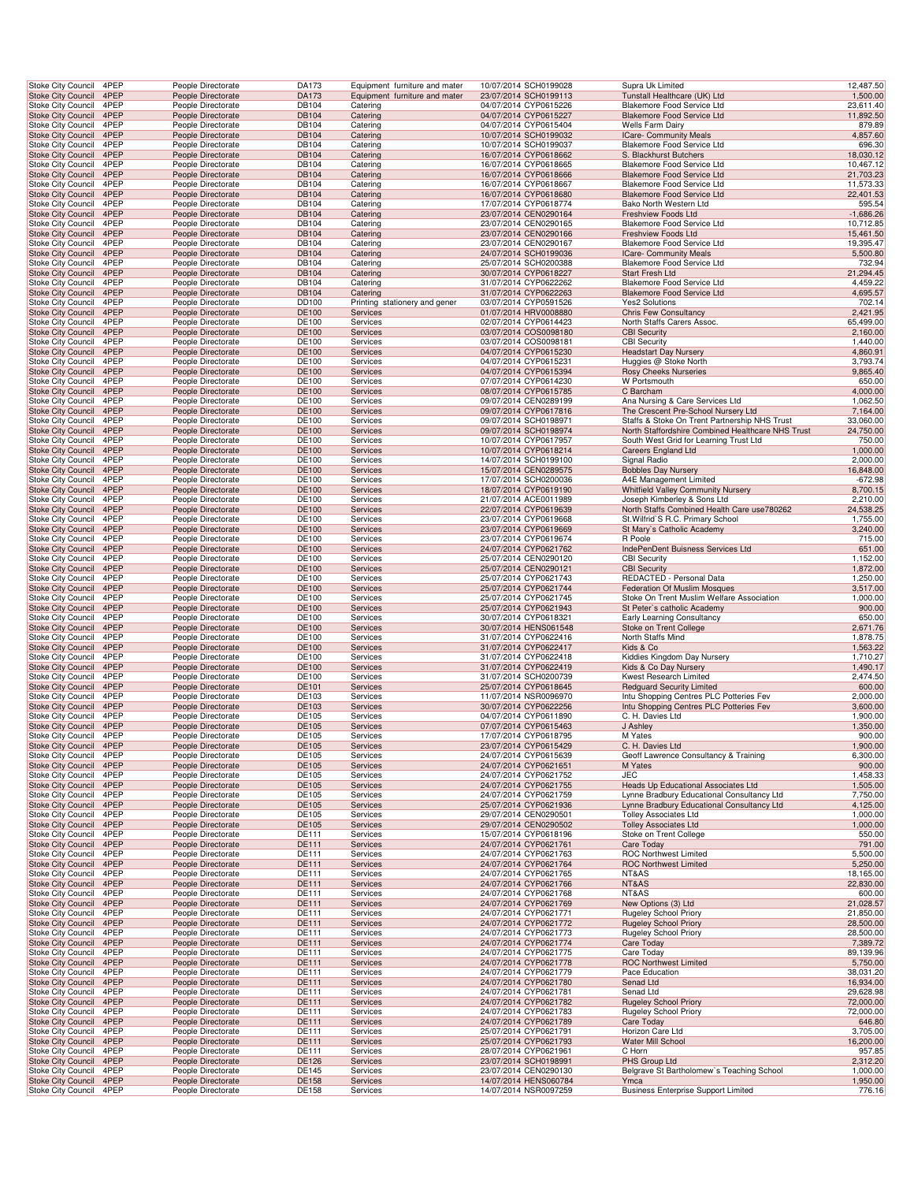| Stoke City Council | 4PEP | People Directorate | DA173 | Equipment furniture and mater | 10/07/2014 | SCH0199028 | Supra Uk Limited | 12,487.50 |
|---|---|---|---|---|---|---|---|---|
| Stoke City Council | 4PEP | People Directorate | DA173 | Equipment furniture and mater | 23/07/2014 | SCH0199113 | Tunstall Healthcare (UK) Ltd | 1,500.00 |
| Stoke City Council | 4PEP | People Directorate | DB104 | Catering | 04/07/2014 | CYP0615226 | Blakemore Food Service Ltd | 23,611.40 |
| Stoke City Council | 4PEP | People Directorate | DB104 | Catering | 04/07/2014 | CYP0615227 | Blakemore Food Service Ltd | 11,892.50 |
| Stoke City Council | 4PEP | People Directorate | DB104 | Catering | 04/07/2014 | CYP0615404 | Wells Farm Dairy | 879.89 |
| Stoke City Council | 4PEP | People Directorate | DB104 | Catering | 10/07/2014 | SCH0199032 | ICare- Community Meals | 4,857.60 |
| Stoke City Council | 4PEP | People Directorate | DB104 | Catering | 10/07/2014 | SCH0199037 | Blakemore Food Service Ltd | 696.30 |
| Stoke City Council | 4PEP | People Directorate | DB104 | Catering | 16/07/2014 | CYP0618662 | S. Blackhurst Butchers | 18,030.12 |
| Stoke City Council | 4PEP | People Directorate | DB104 | Catering | 16/07/2014 | CYP0618665 | Blakemore Food Service Ltd | 10,467.12 |
| Stoke City Council | 4PEP | People Directorate | DB104 | Catering | 16/07/2014 | CYP0618666 | Blakemore Food Service Ltd | 21,703.23 |
| Stoke City Council | 4PEP | People Directorate | DB104 | Catering | 16/07/2014 | CYP0618667 | Blakemore Food Service Ltd | 11,573.33 |
| Stoke City Council | 4PEP | People Directorate | DB104 | Catering | 16/07/2014 | CYP0618680 | Blakemore Food Service Ltd | 22,401.53 |
| Stoke City Council | 4PEP | People Directorate | DB104 | Catering | 17/07/2014 | CYP0618774 | Bako North Western Ltd | 595.54 |
| Stoke City Council | 4PEP | People Directorate | DB104 | Catering | 23/07/2014 | CEN0290164 | Freshview Foods Ltd | -1,686.26 |
| Stoke City Council | 4PEP | People Directorate | DB104 | Catering | 23/07/2014 | CEN0290165 | Blakemore Food Service Ltd | 10,712.85 |
| Stoke City Council | 4PEP | People Directorate | DB104 | Catering | 23/07/2014 | CEN0290166 | Freshview Foods Ltd | 15,461.50 |
| Stoke City Council | 4PEP | People Directorate | DB104 | Catering | 23/07/2014 | CEN0290167 | Blakemore Food Service Ltd | 19,395.47 |
| Stoke City Council | 4PEP | People Directorate | DB104 | Catering | 24/07/2014 | SCH0199036 | ICare- Community Meals | 5,500.80 |
| Stoke City Council | 4PEP | People Directorate | DB104 | Catering | 25/07/2014 | SCH0200388 | Blakemore Food Service Ltd | 732.94 |
| Stoke City Council | 4PEP | People Directorate | DB104 | Catering | 30/07/2014 | CYP0618227 | Start Fresh Ltd | 21,294.45 |
| Stoke City Council | 4PEP | People Directorate | DB104 | Catering | 31/07/2014 | CYP0622262 | Blakemore Food Service Ltd | 4,459.22 |
| Stoke City Council | 4PEP | People Directorate | DB104 | Catering | 31/07/2014 | CYP0622263 | Blakemore Food Service Ltd | 4,695.57 |
| Stoke City Council | 4PEP | People Directorate | DD100 | Printing stationery and gener | 03/07/2014 | CYP0591526 | Yes2 Solutions | 702.14 |
| Stoke City Council | 4PEP | People Directorate | DE100 | Services | 01/07/2014 | HRV0008880 | Chris Few Consultancy | 2,421.95 |
| Stoke City Council | 4PEP | People Directorate | DE100 | Services | 02/07/2014 | CYP0614423 | North Staffs Carers Assoc. | 65,499.00 |
| Stoke City Council | 4PEP | People Directorate | DE100 | Services | 03/07/2014 | COS0098180 | CBI Security | 2,160.00 |
| Stoke City Council | 4PEP | People Directorate | DE100 | Services | 03/07/2014 | COS0098181 | CBI Security | 1,440.00 |
| Stoke City Council | 4PEP | People Directorate | DE100 | Services | 04/07/2014 | CYP0615230 | Headstart Day Nursery | 4,860.91 |
| Stoke City Council | 4PEP | People Directorate | DE100 | Services | 04/07/2014 | CYP0615231 | Huggies @ Stoke North | 3,793.74 |
| Stoke City Council | 4PEP | People Directorate | DE100 | Services | 04/07/2014 | CYP0615394 | Rosy Cheeks Nurseries | 9,865.40 |
| Stoke City Council | 4PEP | People Directorate | DE100 | Services | 07/07/2014 | CYP0614230 | W Portsmouth | 650.00 |
| Stoke City Council | 4PEP | People Directorate | DE100 | Services | 08/07/2014 | CYP0615785 | C Barcham | 4,000.00 |
| Stoke City Council | 4PEP | People Directorate | DE100 | Services | 09/07/2014 | CEN0289199 | Ana Nursing & Care Services Ltd | 1,062.50 |
| Stoke City Council | 4PEP | People Directorate | DE100 | Services | 09/07/2014 | CYP0617816 | The Crescent Pre-School Nursery Ltd | 7,164.00 |
| Stoke City Council | 4PEP | People Directorate | DE100 | Services | 09/07/2014 | SCH0198971 | Staffs & Stoke On Trent Partnership NHS Trust | 33,060.00 |
| Stoke City Council | 4PEP | People Directorate | DE100 | Services | 09/07/2014 | SCH0198974 | North Staffordshire Combined Healthcare NHS Trust | 24,750.00 |
| Stoke City Council | 4PEP | People Directorate | DE100 | Services | 10/07/2014 | CYP0617957 | South West Grid for Learning Trust Ltd | 750.00 |
| Stoke City Council | 4PEP | People Directorate | DE100 | Services | 10/07/2014 | CYP0618214 | Careers England Ltd | 1,000.00 |
| Stoke City Council | 4PEP | People Directorate | DE100 | Services | 14/07/2014 | SCH0199100 | Signal Radio | 2,000.00 |
| Stoke City Council | 4PEP | People Directorate | DE100 | Services | 15/07/2014 | CEN0289575 | Bobbles Day Nursery | 16,848.00 |
| Stoke City Council | 4PEP | People Directorate | DE100 | Services | 17/07/2014 | SCH0200036 | A4E Management Limited | -672.98 |
| Stoke City Council | 4PEP | People Directorate | DE100 | Services | 18/07/2014 | CYP0619190 | Whitfield Valley Community Nursery | 8,700.15 |
| Stoke City Council | 4PEP | People Directorate | DE100 | Services | 21/07/2014 | ACE0011989 | Joseph Kimberley & Sons Ltd | 2,210.00 |
| Stoke City Council | 4PEP | People Directorate | DE100 | Services | 22/07/2014 | CYP0619639 | North Staffs Combined Health Care use780262 | 24,538.25 |
| Stoke City Council | 4PEP | People Directorate | DE100 | Services | 23/07/2014 | CYP0619668 | St.Wilfrid`S R.C. Primary School | 1,755.00 |
| Stoke City Council | 4PEP | People Directorate | DE100 | Services | 23/07/2014 | CYP0619669 | St Mary`s Catholic Academy | 3,240.00 |
| Stoke City Council | 4PEP | People Directorate | DE100 | Services | 23/07/2014 | CYP0619674 | R Poole | 715.00 |
| Stoke City Council | 4PEP | People Directorate | DE100 | Services | 24/07/2014 | CYP0621762 | IndePenDent Buisness Services Ltd | 651.00 |
| Stoke City Council | 4PEP | People Directorate | DE100 | Services | 25/07/2014 | CEN0290120 | CBI Security | 1,152.00 |
| Stoke City Council | 4PEP | People Directorate | DE100 | Services | 25/07/2014 | CEN0290121 | CBI Security | 1,872.00 |
| Stoke City Council | 4PEP | People Directorate | DE100 | Services | 25/07/2014 | CYP0621743 | REDACTED - Personal Data | 1,250.00 |
| Stoke City Council | 4PEP | People Directorate | DE100 | Services | 25/07/2014 | CYP0621744 | Federation Of Muslim Mosques | 3,517.00 |
| Stoke City Council | 4PEP | People Directorate | DE100 | Services | 25/07/2014 | CYP0621745 | Stoke On Trent Muslim Welfare Association | 1,000.00 |
| Stoke City Council | 4PEP | People Directorate | DE100 | Services | 25/07/2014 | CYP0621943 | St Peter`s catholic Academy | 900.00 |
| Stoke City Council | 4PEP | People Directorate | DE100 | Services | 30/07/2014 | CYP0618321 | Early Learning Consultancy | 650.00 |
| Stoke City Council | 4PEP | People Directorate | DE100 | Services | 30/07/2014 | HENS061548 | Stoke on Trent College | 2,671.76 |
| Stoke City Council | 4PEP | People Directorate | DE100 | Services | 31/07/2014 | CYP0622416 | North Staffs Mind | 1,878.75 |
| Stoke City Council | 4PEP | People Directorate | DE100 | Services | 31/07/2014 | CYP0622417 | Kids & Co | 1,563.22 |
| Stoke City Council | 4PEP | People Directorate | DE100 | Services | 31/07/2014 | CYP0622418 | Kiddies Kingdom Day Nursery | 1,710.27 |
| Stoke City Council | 4PEP | People Directorate | DE100 | Services | 31/07/2014 | CYP0622419 | Kids & Co Day Nursery | 1,490.17 |
| Stoke City Council | 4PEP | People Directorate | DE100 | Services | 31/07/2014 | SCH0200739 | Kwest Research Limited | 2,474.50 |
| Stoke City Council | 4PEP | People Directorate | DE101 | Services | 25/07/2014 | CYP0618645 | Redguard Security Limited | 600.00 |
| Stoke City Council | 4PEP | People Directorate | DE103 | Services | 11/07/2014 | NSR0096970 | Intu Shopping Centres PLC Potteries Fev | 2,000.00 |
| Stoke City Council | 4PEP | People Directorate | DE103 | Services | 30/07/2014 | CYP0622256 | Intu Shopping Centres PLC Potteries Fev | 3,600.00 |
| Stoke City Council | 4PEP | People Directorate | DE105 | Services | 04/07/2014 | CYP0611890 | C. H. Davies Ltd | 1,900.00 |
| Stoke City Council | 4PEP | People Directorate | DE105 | Services | 07/07/2014 | CYP0615463 | J Ashley | 1,350.00 |
| Stoke City Council | 4PEP | People Directorate | DE105 | Services | 17/07/2014 | CYP0618795 | M Yates | 900.00 |
| Stoke City Council | 4PEP | People Directorate | DE105 | Services | 23/07/2014 | CYP0615429 | C. H. Davies Ltd | 1,900.00 |
| Stoke City Council | 4PEP | People Directorate | DE105 | Services | 24/07/2014 | CYP0615639 | Geoff Lawrence Consultancy & Training | 6,300.00 |
| Stoke City Council | 4PEP | People Directorate | DE105 | Services | 24/07/2014 | CYP0621651 | M Yates | 900.00 |
| Stoke City Council | 4PEP | People Directorate | DE105 | Services | 24/07/2014 | CYP0621752 | JEC | 1,458.33 |
| Stoke City Council | 4PEP | People Directorate | DE105 | Services | 24/07/2014 | CYP0621755 | Heads Up Educational Associates Ltd | 1,505.00 |
| Stoke City Council | 4PEP | People Directorate | DE105 | Services | 24/07/2014 | CYP0621759 | Lynne Bradbury Educational Consultancy Ltd | 7,750.00 |
| Stoke City Council | 4PEP | People Directorate | DE105 | Services | 25/07/2014 | CYP0621936 | Lynne Bradbury Educational Consultancy Ltd | 4,125.00 |
| Stoke City Council | 4PEP | People Directorate | DE105 | Services | 29/07/2014 | CEN0290501 | Tolley Associates Ltd | 1,000.00 |
| Stoke City Council | 4PEP | People Directorate | DE105 | Services | 29/07/2014 | CEN0290502 | Tolley Associates Ltd | 1,000.00 |
| Stoke City Council | 4PEP | People Directorate | DE111 | Services | 15/07/2014 | CYP0618196 | Stoke on Trent College | 550.00 |
| Stoke City Council | 4PEP | People Directorate | DE111 | Services | 24/07/2014 | CYP0621761 | Care Today | 791.00 |
| Stoke City Council | 4PEP | People Directorate | DE111 | Services | 24/07/2014 | CYP0621763 | ROC Northwest Limited | 5,500.00 |
| Stoke City Council | 4PEP | People Directorate | DE111 | Services | 24/07/2014 | CYP0621764 | ROC Northwest Limited | 5,250.00 |
| Stoke City Council | 4PEP | People Directorate | DE111 | Services | 24/07/2014 | CYP0621765 | NT&AS | 18,165.00 |
| Stoke City Council | 4PEP | People Directorate | DE111 | Services | 24/07/2014 | CYP0621766 | NT&AS | 22,830.00 |
| Stoke City Council | 4PEP | People Directorate | DE111 | Services | 24/07/2014 | CYP0621768 | NT&AS | 600.00 |
| Stoke City Council | 4PEP | People Directorate | DE111 | Services | 24/07/2014 | CYP0621769 | New Options (3) Ltd | 21,028.57 |
| Stoke City Council | 4PEP | People Directorate | DE111 | Services | 24/07/2014 | CYP0621771 | Rugeley School Priory | 21,850.00 |
| Stoke City Council | 4PEP | People Directorate | DE111 | Services | 24/07/2014 | CYP0621772 | Rugeley School Priory | 28,500.00 |
| Stoke City Council | 4PEP | People Directorate | DE111 | Services | 24/07/2014 | CYP0621773 | Rugeley School Priory | 28,500.00 |
| Stoke City Council | 4PEP | People Directorate | DE111 | Services | 24/07/2014 | CYP0621774 | Care Today | 7,389.72 |
| Stoke City Council | 4PEP | People Directorate | DE111 | Services | 24/07/2014 | CYP0621775 | Care Today | 89,139.96 |
| Stoke City Council | 4PEP | People Directorate | DE111 | Services | 24/07/2014 | CYP0621778 | ROC Northwest Limited | 5,750.00 |
| Stoke City Council | 4PEP | People Directorate | DE111 | Services | 24/07/2014 | CYP0621779 | Pace Education | 38,031.20 |
| Stoke City Council | 4PEP | People Directorate | DE111 | Services | 24/07/2014 | CYP0621780 | Senad Ltd | 16,934.00 |
| Stoke City Council | 4PEP | People Directorate | DE111 | Services | 24/07/2014 | CYP0621781 | Senad Ltd | 29,628.98 |
| Stoke City Council | 4PEP | People Directorate | DE111 | Services | 24/07/2014 | CYP0621782 | Rugeley School Priory | 72,000.00 |
| Stoke City Council | 4PEP | People Directorate | DE111 | Services | 24/07/2014 | CYP0621783 | Rugeley School Priory | 72,000.00 |
| Stoke City Council | 4PEP | People Directorate | DE111 | Services | 24/07/2014 | CYP0621789 | Care Today | 646.80 |
| Stoke City Council | 4PEP | People Directorate | DE111 | Services | 25/07/2014 | CYP0621791 | Horizon Care Ltd | 3,705.00 |
| Stoke City Council | 4PEP | People Directorate | DE111 | Services | 25/07/2014 | CYP0621793 | Water Mill School | 16,200.00 |
| Stoke City Council | 4PEP | People Directorate | DE111 | Services | 28/07/2014 | CYP0621961 | C Horn | 957.85 |
| Stoke City Council | 4PEP | People Directorate | DE126 | Services | 23/07/2014 | SCH0198991 | PHS Group Ltd | 2,312.20 |
| Stoke City Council | 4PEP | People Directorate | DE145 | Services | 23/07/2014 | CEN0290130 | Belgrave St Bartholomew`s Teaching School | 1,000.00 |
| Stoke City Council | 4PEP | People Directorate | DE158 | Services | 14/07/2014 | HENS060784 | Ymca | 1,950.00 |
| Stoke City Council | 4PEP | People Directorate | DE158 | Services | 14/07/2014 | NSR0097259 | Business Enterprise Support Limited | 776.16 |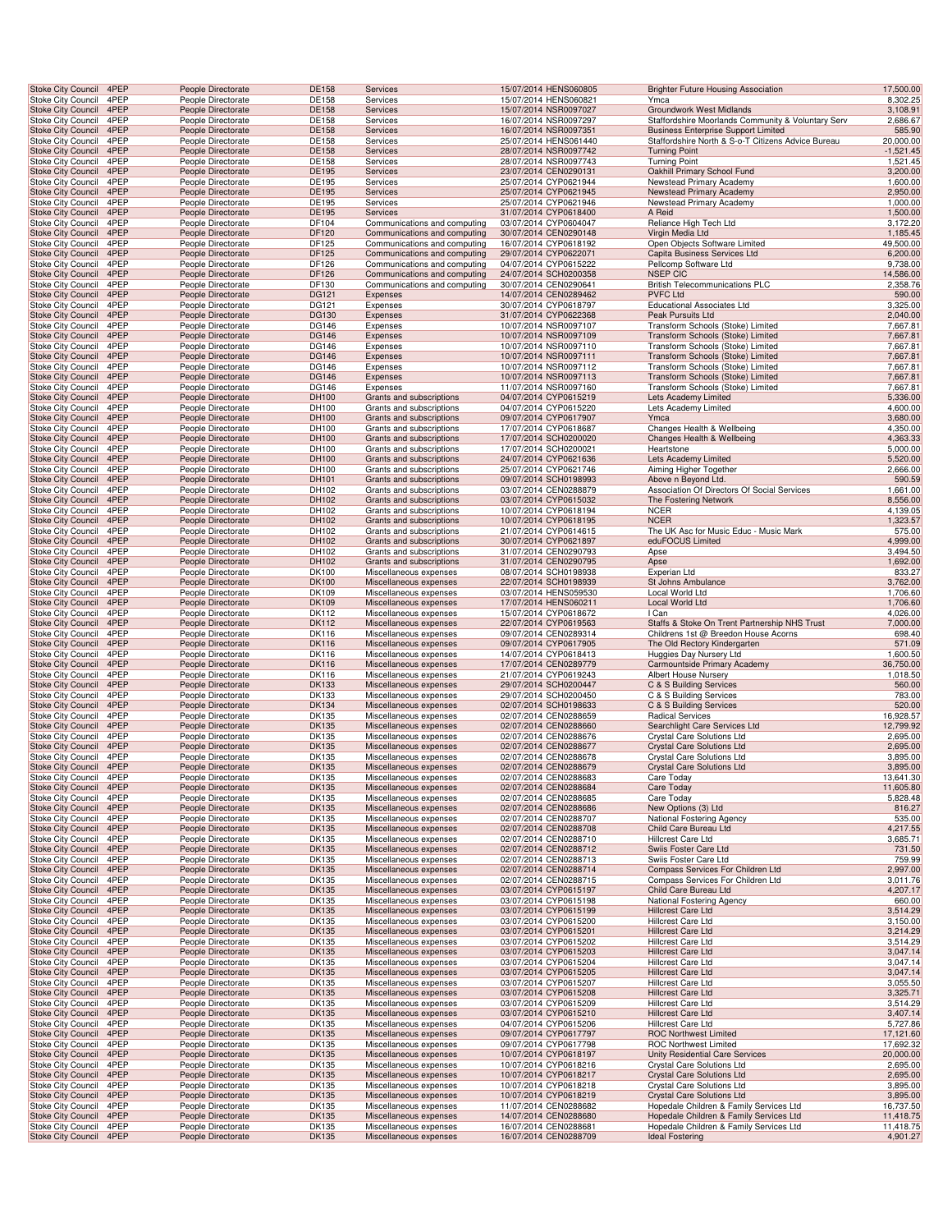| Stoke City Council | 4PEP | People Directorate | DE158 | Services | 15/07/2014 | HENS060805 | Brighter Future Housing Association | 17,500.00 |
|---|---|---|---|---|---|---|---|---|
| Stoke City Council | 4PEP | People Directorate | DE158 | Services | 15/07/2014 | HENS060821 | Ymca | 8,302.25 |
| Stoke City Council | 4PEP | People Directorate | DE158 | Services | 15/07/2014 | NSR0097027 | Groundwork West Midlands | 3,108.91 |
| Stoke City Council | 4PEP | People Directorate | DE158 | Services | 16/07/2014 | NSR0097297 | Staffordshire Moorlands Community & Voluntary Serv | 2,686.67 |
| Stoke City Council | 4PEP | People Directorate | DE158 | Services | 16/07/2014 | NSR0097351 | Business Enterprise Support Limited | 585.90 |
| Stoke City Council | 4PEP | People Directorate | DE158 | Services | 25/07/2014 | HENS061440 | Staffordshire North & S-o-T Citizens Advice Bureau | 20,000.00 |
| Stoke City Council | 4PEP | People Directorate | DE158 | Services | 28/07/2014 | NSR0097742 | Turning Point | -1,521.45 |
| Stoke City Council | 4PEP | People Directorate | DE158 | Services | 28/07/2014 | NSR0097743 | Turning Point | 1,521.45 |
| Stoke City Council | 4PEP | People Directorate | DE195 | Services | 23/07/2014 | CEN0290131 | Oakhill Primary School Fund | 3,200.00 |
| Stoke City Council | 4PEP | People Directorate | DE195 | Services | 25/07/2014 | CYP0621944 | Newstead Primary Academy | 1,600.00 |
| Stoke City Council | 4PEP | People Directorate | DE195 | Services | 25/07/2014 | CYP0621945 | Newstead Primary Academy | 2,950.00 |
| Stoke City Council | 4PEP | People Directorate | DE195 | Services | 25/07/2014 | CYP0621946 | Newstead Primary Academy | 1,000.00 |
| Stoke City Council | 4PEP | People Directorate | DE195 | Services | 31/07/2014 | CYP0618400 | A Reid | 1,500.00 |
| Stoke City Council | 4PEP | People Directorate | DF104 | Communications and computing | 03/07/2014 | CYP0604047 | Reliance High Tech Ltd | 3,172.20 |
| Stoke City Council | 4PEP | People Directorate | DF120 | Communications and computing | 30/07/2014 | CEN0290148 | Virgin Media Ltd | 1,185.45 |
| Stoke City Council | 4PEP | People Directorate | DF125 | Communications and computing | 16/07/2014 | CYP0618192 | Open Objects Software Limited | 49,500.00 |
| Stoke City Council | 4PEP | People Directorate | DF125 | Communications and computing | 29/07/2014 | CYP0622071 | Capita Business Services Ltd | 6,200.00 |
| Stoke City Council | 4PEP | People Directorate | DF126 | Communications and computing | 04/07/2014 | CYP0615222 | Pellcomp Software Ltd | 9,738.00 |
| Stoke City Council | 4PEP | People Directorate | DF126 | Communications and computing | 24/07/2014 | SCH0200358 | NSEP CIC | 14,586.00 |
| Stoke City Council | 4PEP | People Directorate | DF130 | Communications and computing | 30/07/2014 | CEN0290641 | British Telecommunications PLC | 2,358.76 |
| Stoke City Council | 4PEP | People Directorate | DG121 | Expenses | 14/07/2014 | CEN0289462 | PVFC Ltd | 590.00 |
| Stoke City Council | 4PEP | People Directorate | DG121 | Expenses | 30/07/2014 | CYP0618797 | Educational Associates Ltd | 3,325.00 |
| Stoke City Council | 4PEP | People Directorate | DG130 | Expenses | 31/07/2014 | CYP0622368 | Peak Pursuits Ltd | 2,040.00 |
| Stoke City Council | 4PEP | People Directorate | DG146 | Expenses | 10/07/2014 | NSR0097107 | Transform Schools (Stoke) Limited | 7,667.81 |
| Stoke City Council | 4PEP | People Directorate | DG146 | Expenses | 10/07/2014 | NSR0097109 | Transform Schools (Stoke) Limited | 7,667.81 |
| Stoke City Council | 4PEP | People Directorate | DG146 | Expenses | 10/07/2014 | NSR0097110 | Transform Schools (Stoke) Limited | 7,667.81 |
| Stoke City Council | 4PEP | People Directorate | DG146 | Expenses | 10/07/2014 | NSR0097111 | Transform Schools (Stoke) Limited | 7,667.81 |
| Stoke City Council | 4PEP | People Directorate | DG146 | Expenses | 10/07/2014 | NSR0097112 | Transform Schools (Stoke) Limited | 7,667.81 |
| Stoke City Council | 4PEP | People Directorate | DG146 | Expenses | 10/07/2014 | NSR0097113 | Transform Schools (Stoke) Limited | 7,667.81 |
| Stoke City Council | 4PEP | People Directorate | DG146 | Expenses | 11/07/2014 | NSR0097160 | Transform Schools (Stoke) Limited | 7,667.81 |
| Stoke City Council | 4PEP | People Directorate | DH100 | Grants and subscriptions | 04/07/2014 | CYP0615219 | Lets Academy Limited | 5,336.00 |
| Stoke City Council | 4PEP | People Directorate | DH100 | Grants and subscriptions | 04/07/2014 | CYP0615220 | Lets Academy Limited | 4,600.00 |
| Stoke City Council | 4PEP | People Directorate | DH100 | Grants and subscriptions | 09/07/2014 | CYP0617907 | Ymca | 3,680.00 |
| Stoke City Council | 4PEP | People Directorate | DH100 | Grants and subscriptions | 17/07/2014 | CYP0618687 | Changes Health & Wellbeing | 4,350.00 |
| Stoke City Council | 4PEP | People Directorate | DH100 | Grants and subscriptions | 17/07/2014 | SCH0200020 | Changes Health & Wellbeing | 4,363.33 |
| Stoke City Council | 4PEP | People Directorate | DH100 | Grants and subscriptions | 17/07/2014 | SCH0200021 | Heartstone | 5,000.00 |
| Stoke City Council | 4PEP | People Directorate | DH100 | Grants and subscriptions | 24/07/2014 | CYP0621636 | Lets Academy Limited | 5,520.00 |
| Stoke City Council | 4PEP | People Directorate | DH100 | Grants and subscriptions | 25/07/2014 | CYP0621746 | Aiming Higher Together | 2,666.00 |
| Stoke City Council | 4PEP | People Directorate | DH101 | Grants and subscriptions | 09/07/2014 | SCH0198993 | Above n Beyond Ltd. | 590.59 |
| Stoke City Council | 4PEP | People Directorate | DH102 | Grants and subscriptions | 03/07/2014 | CEN0288879 | Association Of Directors Of Social Services | 1,661.00 |
| Stoke City Council | 4PEP | People Directorate | DH102 | Grants and subscriptions | 03/07/2014 | CYP0615032 | The Fostering Network | 8,556.00 |
| Stoke City Council | 4PEP | People Directorate | DH102 | Grants and subscriptions | 10/07/2014 | CYP0618194 | NCER | 4,139.05 |
| Stoke City Council | 4PEP | People Directorate | DH102 | Grants and subscriptions | 10/07/2014 | CYP0618195 | NCER | 1,323.57 |
| Stoke City Council | 4PEP | People Directorate | DH102 | Grants and subscriptions | 21/07/2014 | CYP0614615 | The UK Asc for Music Educ - Music Mark | 575.00 |
| Stoke City Council | 4PEP | People Directorate | DH102 | Grants and subscriptions | 30/07/2014 | CYP0621897 | eduFOCUS Limited | 4,999.00 |
| Stoke City Council | 4PEP | People Directorate | DH102 | Grants and subscriptions | 31/07/2014 | CEN0290793 | Apse | 3,494.50 |
| Stoke City Council | 4PEP | People Directorate | DH102 | Grants and subscriptions | 31/07/2014 | CEN0290795 | Apse | 1,692.00 |
| Stoke City Council | 4PEP | People Directorate | DK100 | Miscellaneous expenses | 08/07/2014 | SCH0198938 | Experian Ltd | 833.27 |
| Stoke City Council | 4PEP | People Directorate | DK100 | Miscellaneous expenses | 22/07/2014 | SCH0198939 | St Johns Ambulance | 3,762.00 |
| Stoke City Council | 4PEP | People Directorate | DK109 | Miscellaneous expenses | 03/07/2014 | HENS059530 | Local World Ltd | 1,706.60 |
| Stoke City Council | 4PEP | People Directorate | DK109 | Miscellaneous expenses | 17/07/2014 | HENS060211 | Local World Ltd | 1,706.60 |
| Stoke City Council | 4PEP | People Directorate | DK112 | Miscellaneous expenses | 15/07/2014 | CYP0618672 | I Can | 4,026.00 |
| Stoke City Council | 4PEP | People Directorate | DK112 | Miscellaneous expenses | 22/07/2014 | CYP0619563 | Staffs & Stoke On Trent Partnership NHS Trust | 7,000.00 |
| Stoke City Council | 4PEP | People Directorate | DK116 | Miscellaneous expenses | 09/07/2014 | CEN0289314 | Childrens 1st @ Breedon House Acorns | 698.40 |
| Stoke City Council | 4PEP | People Directorate | DK116 | Miscellaneous expenses | 09/07/2014 | CYP0617905 | The Old Rectory Kindergarten | 571.09 |
| Stoke City Council | 4PEP | People Directorate | DK116 | Miscellaneous expenses | 14/07/2014 | CYP0618413 | Huggies Day Nursery Ltd | 1,600.50 |
| Stoke City Council | 4PEP | People Directorate | DK116 | Miscellaneous expenses | 17/07/2014 | CEN0289779 | Carmountside Primary Academy | 36,750.00 |
| Stoke City Council | 4PEP | People Directorate | DK116 | Miscellaneous expenses | 21/07/2014 | CYP0619243 | Albert House Nursery | 1,018.50 |
| Stoke City Council | 4PEP | People Directorate | DK133 | Miscellaneous expenses | 29/07/2014 | SCH0200447 | C & S Building Services | 560.00 |
| Stoke City Council | 4PEP | People Directorate | DK133 | Miscellaneous expenses | 29/07/2014 | SCH0200450 | C & S Building Services | 783.00 |
| Stoke City Council | 4PEP | People Directorate | DK134 | Miscellaneous expenses | 02/07/2014 | SCH0198633 | C & S Building Services | 520.00 |
| Stoke City Council | 4PEP | People Directorate | DK135 | Miscellaneous expenses | 02/07/2014 | CEN0288659 | Radical Services | 16,928.57 |
| Stoke City Council | 4PEP | People Directorate | DK135 | Miscellaneous expenses | 02/07/2014 | CEN0288660 | Searchlight Care Services Ltd | 12,799.92 |
| Stoke City Council | 4PEP | People Directorate | DK135 | Miscellaneous expenses | 02/07/2014 | CEN0288676 | Crystal Care Solutions Ltd | 2,695.00 |
| Stoke City Council | 4PEP | People Directorate | DK135 | Miscellaneous expenses | 02/07/2014 | CEN0288677 | Crystal Care Solutions Ltd | 2,695.00 |
| Stoke City Council | 4PEP | People Directorate | DK135 | Miscellaneous expenses | 02/07/2014 | CEN0288678 | Crystal Care Solutions Ltd | 3,895.00 |
| Stoke City Council | 4PEP | People Directorate | DK135 | Miscellaneous expenses | 02/07/2014 | CEN0288679 | Crystal Care Solutions Ltd | 3,895.00 |
| Stoke City Council | 4PEP | People Directorate | DK135 | Miscellaneous expenses | 02/07/2014 | CEN0288683 | Care Today | 13,641.30 |
| Stoke City Council | 4PEP | People Directorate | DK135 | Miscellaneous expenses | 02/07/2014 | CEN0288684 | Care Today | 11,605.80 |
| Stoke City Council | 4PEP | People Directorate | DK135 | Miscellaneous expenses | 02/07/2014 | CEN0288685 | Care Today | 5,828.48 |
| Stoke City Council | 4PEP | People Directorate | DK135 | Miscellaneous expenses | 02/07/2014 | CEN0288686 | New Options (3) Ltd | 816.27 |
| Stoke City Council | 4PEP | People Directorate | DK135 | Miscellaneous expenses | 02/07/2014 | CEN0288707 | National Fostering Agency | 535.00 |
| Stoke City Council | 4PEP | People Directorate | DK135 | Miscellaneous expenses | 02/07/2014 | CEN0288708 | Child Care Bureau Ltd | 4,217.55 |
| Stoke City Council | 4PEP | People Directorate | DK135 | Miscellaneous expenses | 02/07/2014 | CEN0288710 | Hillcrest Care Ltd | 3,685.71 |
| Stoke City Council | 4PEP | People Directorate | DK135 | Miscellaneous expenses | 02/07/2014 | CEN0288712 | Swiis Foster Care Ltd | 731.50 |
| Stoke City Council | 4PEP | People Directorate | DK135 | Miscellaneous expenses | 02/07/2014 | CEN0288713 | Swiis Foster Care Ltd | 759.99 |
| Stoke City Council | 4PEP | People Directorate | DK135 | Miscellaneous expenses | 02/07/2014 | CEN0288714 | Compass Services For Children Ltd | 2,997.00 |
| Stoke City Council | 4PEP | People Directorate | DK135 | Miscellaneous expenses | 02/07/2014 | CEN0288715 | Compass Services For Children Ltd | 3,011.76 |
| Stoke City Council | 4PEP | People Directorate | DK135 | Miscellaneous expenses | 03/07/2014 | CYP0615197 | Child Care Bureau Ltd | 4,207.17 |
| Stoke City Council | 4PEP | People Directorate | DK135 | Miscellaneous expenses | 03/07/2014 | CYP0615198 | National Fostering Agency | 660.00 |
| Stoke City Council | 4PEP | People Directorate | DK135 | Miscellaneous expenses | 03/07/2014 | CYP0615199 | Hillcrest Care Ltd | 3,514.29 |
| Stoke City Council | 4PEP | People Directorate | DK135 | Miscellaneous expenses | 03/07/2014 | CYP0615200 | Hillcrest Care Ltd | 3,150.00 |
| Stoke City Council | 4PEP | People Directorate | DK135 | Miscellaneous expenses | 03/07/2014 | CYP0615201 | Hillcrest Care Ltd | 3,214.29 |
| Stoke City Council | 4PEP | People Directorate | DK135 | Miscellaneous expenses | 03/07/2014 | CYP0615202 | Hillcrest Care Ltd | 3,514.29 |
| Stoke City Council | 4PEP | People Directorate | DK135 | Miscellaneous expenses | 03/07/2014 | CYP0615203 | Hillcrest Care Ltd | 3,047.14 |
| Stoke City Council | 4PEP | People Directorate | DK135 | Miscellaneous expenses | 03/07/2014 | CYP0615204 | Hillcrest Care Ltd | 3,047.14 |
| Stoke City Council | 4PEP | People Directorate | DK135 | Miscellaneous expenses | 03/07/2014 | CYP0615205 | Hillcrest Care Ltd | 3,047.14 |
| Stoke City Council | 4PEP | People Directorate | DK135 | Miscellaneous expenses | 03/07/2014 | CYP0615207 | Hillcrest Care Ltd | 3,055.50 |
| Stoke City Council | 4PEP | People Directorate | DK135 | Miscellaneous expenses | 03/07/2014 | CYP0615208 | Hillcrest Care Ltd | 3,325.71 |
| Stoke City Council | 4PEP | People Directorate | DK135 | Miscellaneous expenses | 03/07/2014 | CYP0615209 | Hillcrest Care Ltd | 3,514.29 |
| Stoke City Council | 4PEP | People Directorate | DK135 | Miscellaneous expenses | 03/07/2014 | CYP0615210 | Hillcrest Care Ltd | 3,407.14 |
| Stoke City Council | 4PEP | People Directorate | DK135 | Miscellaneous expenses | 04/07/2014 | CYP0615206 | Hillcrest Care Ltd | 5,727.86 |
| Stoke City Council | 4PEP | People Directorate | DK135 | Miscellaneous expenses | 09/07/2014 | CYP0617797 | ROC Northwest Limited | 17,121.60 |
| Stoke City Council | 4PEP | People Directorate | DK135 | Miscellaneous expenses | 09/07/2014 | CYP0617798 | ROC Northwest Limited | 17,692.32 |
| Stoke City Council | 4PEP | People Directorate | DK135 | Miscellaneous expenses | 10/07/2014 | CYP0618197 | Unity Residential Care Services | 20,000.00 |
| Stoke City Council | 4PEP | People Directorate | DK135 | Miscellaneous expenses | 10/07/2014 | CYP0618216 | Crystal Care Solutions Ltd | 2,695.00 |
| Stoke City Council | 4PEP | People Directorate | DK135 | Miscellaneous expenses | 10/07/2014 | CYP0618217 | Crystal Care Solutions Ltd | 2,695.00 |
| Stoke City Council | 4PEP | People Directorate | DK135 | Miscellaneous expenses | 10/07/2014 | CYP0618218 | Crystal Care Solutions Ltd | 3,895.00 |
| Stoke City Council | 4PEP | People Directorate | DK135 | Miscellaneous expenses | 10/07/2014 | CYP0618219 | Crystal Care Solutions Ltd | 3,895.00 |
| Stoke City Council | 4PEP | People Directorate | DK135 | Miscellaneous expenses | 11/07/2014 | CEN0288682 | Hopedale Children & Family Services Ltd | 16,737.50 |
| Stoke City Council | 4PEP | People Directorate | DK135 | Miscellaneous expenses | 14/07/2014 | CEN0288680 | Hopedale Children & Family Services Ltd | 11,418.75 |
| Stoke City Council | 4PEP | People Directorate | DK135 | Miscellaneous expenses | 16/07/2014 | CEN0288681 | Hopedale Children & Family Services Ltd | 11,418.75 |
| Stoke City Council | 4PEP | People Directorate | DK135 | Miscellaneous expenses | 16/07/2014 | CEN0288709 | Ideal Fostering | 4,901.27 |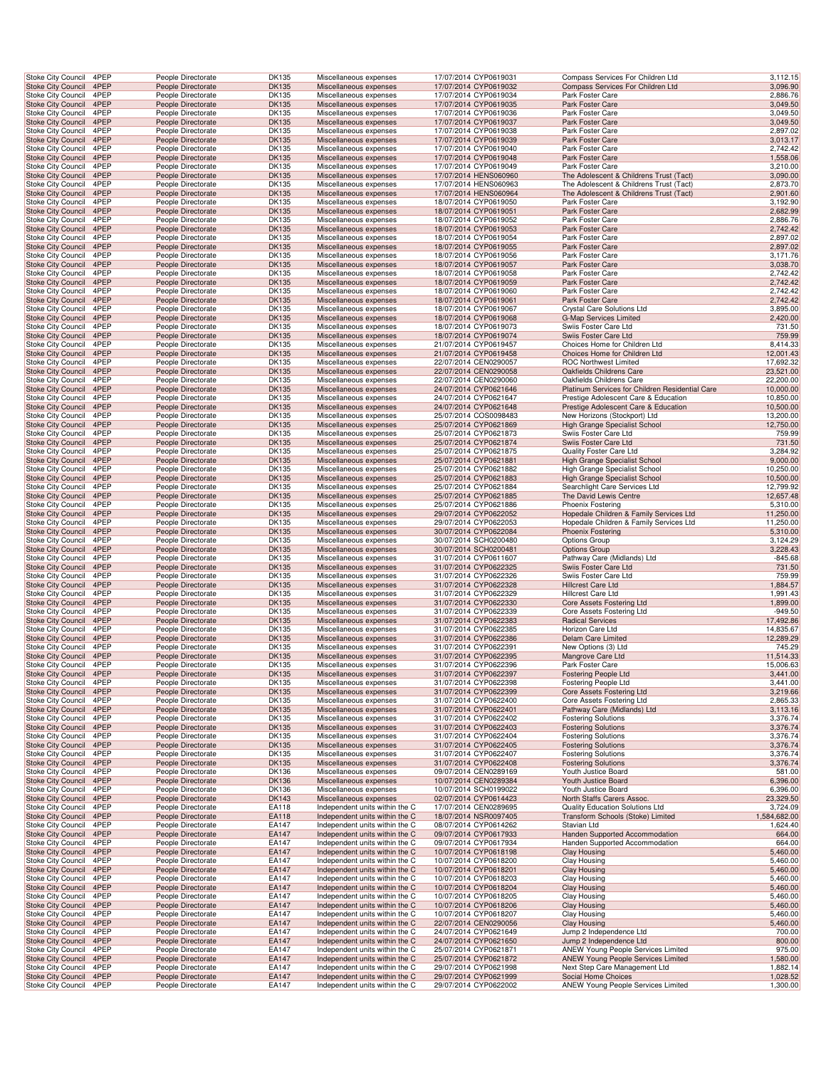| | | | | | | | | |
|---|---|---|---|---|---|---|---|---|
| Stoke City Council | 4PEP | People Directorate | DK135 | Miscellaneous expenses | 17/07/2014 | CYP0619031 | Compass Services For Children Ltd | 3,112.15 |
| Stoke City Council | 4PEP | People Directorate | DK135 | Miscellaneous expenses | 17/07/2014 | CYP0619032 | Compass Services For Children Ltd | 3,096.90 |
| Stoke City Council | 4PEP | People Directorate | DK135 | Miscellaneous expenses | 17/07/2014 | CYP0619034 | Park Foster Care | 2,886.76 |
| Stoke City Council | 4PEP | People Directorate | DK135 | Miscellaneous expenses | 17/07/2014 | CYP0619035 | Park Foster Care | 3,049.50 |
| Stoke City Council | 4PEP | People Directorate | DK135 | Miscellaneous expenses | 17/07/2014 | CYP0619036 | Park Foster Care | 3,049.50 |
| Stoke City Council | 4PEP | People Directorate | DK135 | Miscellaneous expenses | 17/07/2014 | CYP0619037 | Park Foster Care | 3,049.50 |
| Stoke City Council | 4PEP | People Directorate | DK135 | Miscellaneous expenses | 17/07/2014 | CYP0619038 | Park Foster Care | 2,897.02 |
| Stoke City Council | 4PEP | People Directorate | DK135 | Miscellaneous expenses | 17/07/2014 | CYP0619039 | Park Foster Care | 3,013.17 |
| Stoke City Council | 4PEP | People Directorate | DK135 | Miscellaneous expenses | 17/07/2014 | CYP0619040 | Park Foster Care | 2,742.42 |
| Stoke City Council | 4PEP | People Directorate | DK135 | Miscellaneous expenses | 17/07/2014 | CYP0619048 | Park Foster Care | 1,558.06 |
| Stoke City Council | 4PEP | People Directorate | DK135 | Miscellaneous expenses | 17/07/2014 | CYP0619049 | Park Foster Care | 3,210.00 |
| Stoke City Council | 4PEP | People Directorate | DK135 | Miscellaneous expenses | 17/07/2014 | HENS060960 | The Adolescent & Childrens Trust (Tact) | 3,090.00 |
| Stoke City Council | 4PEP | People Directorate | DK135 | Miscellaneous expenses | 17/07/2014 | HENS060963 | The Adolescent & Childrens Trust (Tact) | 2,873.70 |
| Stoke City Council | 4PEP | People Directorate | DK135 | Miscellaneous expenses | 17/07/2014 | HENS060964 | The Adolescent & Childrens Trust (Tact) | 2,901.60 |
| Stoke City Council | 4PEP | People Directorate | DK135 | Miscellaneous expenses | 18/07/2014 | CYP0619050 | Park Foster Care | 3,192.90 |
| Stoke City Council | 4PEP | People Directorate | DK135 | Miscellaneous expenses | 18/07/2014 | CYP0619051 | Park Foster Care | 2,682.99 |
| Stoke City Council | 4PEP | People Directorate | DK135 | Miscellaneous expenses | 18/07/2014 | CYP0619052 | Park Foster Care | 2,886.76 |
| Stoke City Council | 4PEP | People Directorate | DK135 | Miscellaneous expenses | 18/07/2014 | CYP0619053 | Park Foster Care | 2,742.42 |
| Stoke City Council | 4PEP | People Directorate | DK135 | Miscellaneous expenses | 18/07/2014 | CYP0619054 | Park Foster Care | 2,897.02 |
| Stoke City Council | 4PEP | People Directorate | DK135 | Miscellaneous expenses | 18/07/2014 | CYP0619055 | Park Foster Care | 2,897.02 |
| Stoke City Council | 4PEP | People Directorate | DK135 | Miscellaneous expenses | 18/07/2014 | CYP0619056 | Park Foster Care | 3,171.76 |
| Stoke City Council | 4PEP | People Directorate | DK135 | Miscellaneous expenses | 18/07/2014 | CYP0619057 | Park Foster Care | 3,038.70 |
| Stoke City Council | 4PEP | People Directorate | DK135 | Miscellaneous expenses | 18/07/2014 | CYP0619058 | Park Foster Care | 2,742.42 |
| Stoke City Council | 4PEP | People Directorate | DK135 | Miscellaneous expenses | 18/07/2014 | CYP0619059 | Park Foster Care | 2,742.42 |
| Stoke City Council | 4PEP | People Directorate | DK135 | Miscellaneous expenses | 18/07/2014 | CYP0619060 | Park Foster Care | 2,742.42 |
| Stoke City Council | 4PEP | People Directorate | DK135 | Miscellaneous expenses | 18/07/2014 | CYP0619061 | Park Foster Care | 2,742.42 |
| Stoke City Council | 4PEP | People Directorate | DK135 | Miscellaneous expenses | 18/07/2014 | CYP0619067 | Crystal Care Solutions Ltd | 3,895.00 |
| Stoke City Council | 4PEP | People Directorate | DK135 | Miscellaneous expenses | 18/07/2014 | CYP0619068 | G-Map Services Limited | 2,420.00 |
| Stoke City Council | 4PEP | People Directorate | DK135 | Miscellaneous expenses | 18/07/2014 | CYP0619073 | Swiis Foster Care Ltd | 731.50 |
| Stoke City Council | 4PEP | People Directorate | DK135 | Miscellaneous expenses | 18/07/2014 | CYP0619074 | Swiis Foster Care Ltd | 759.99 |
| Stoke City Council | 4PEP | People Directorate | DK135 | Miscellaneous expenses | 21/07/2014 | CYP0619457 | Choices Home for Children Ltd | 8,414.33 |
| Stoke City Council | 4PEP | People Directorate | DK135 | Miscellaneous expenses | 21/07/2014 | CYP0619458 | Choices Home for Children Ltd | 12,001.43 |
| Stoke City Council | 4PEP | People Directorate | DK135 | Miscellaneous expenses | 22/07/2014 | CEN0290057 | ROC Northwest Limited | 17,692.32 |
| Stoke City Council | 4PEP | People Directorate | DK135 | Miscellaneous expenses | 22/07/2014 | CEN0290058 | Oakfields Childrens Care | 23,521.00 |
| Stoke City Council | 4PEP | People Directorate | DK135 | Miscellaneous expenses | 22/07/2014 | CEN0290060 | Oakfields Childrens Care | 22,200.00 |
| Stoke City Council | 4PEP | People Directorate | DK135 | Miscellaneous expenses | 24/07/2014 | CYP0621646 | Platinum Services for Children Residential Care | 10,000.00 |
| Stoke City Council | 4PEP | People Directorate | DK135 | Miscellaneous expenses | 24/07/2014 | CYP0621647 | Prestige Adolescent Care & Education | 10,850.00 |
| Stoke City Council | 4PEP | People Directorate | DK135 | Miscellaneous expenses | 24/07/2014 | CYP0621648 | Prestige Adolescent Care & Education | 10,500.00 |
| Stoke City Council | 4PEP | People Directorate | DK135 | Miscellaneous expenses | 25/07/2014 | COS0098483 | New Horizons (Stockport) Ltd | 13,200.00 |
| Stoke City Council | 4PEP | People Directorate | DK135 | Miscellaneous expenses | 25/07/2014 | CYP0621869 | High Grange Specialist School | 12,750.00 |
| Stoke City Council | 4PEP | People Directorate | DK135 | Miscellaneous expenses | 25/07/2014 | CYP0621873 | Swiis Foster Care Ltd | 759.99 |
| Stoke City Council | 4PEP | People Directorate | DK135 | Miscellaneous expenses | 25/07/2014 | CYP0621874 | Swiis Foster Care Ltd | 731.50 |
| Stoke City Council | 4PEP | People Directorate | DK135 | Miscellaneous expenses | 25/07/2014 | CYP0621875 | Quality Foster Care Ltd | 3,284.92 |
| Stoke City Council | 4PEP | People Directorate | DK135 | Miscellaneous expenses | 25/07/2014 | CYP0621881 | High Grange Specialist School | 9,000.00 |
| Stoke City Council | 4PEP | People Directorate | DK135 | Miscellaneous expenses | 25/07/2014 | CYP0621882 | High Grange Specialist School | 10,250.00 |
| Stoke City Council | 4PEP | People Directorate | DK135 | Miscellaneous expenses | 25/07/2014 | CYP0621883 | High Grange Specialist School | 10,500.00 |
| Stoke City Council | 4PEP | People Directorate | DK135 | Miscellaneous expenses | 25/07/2014 | CYP0621884 | Searchlight Care Services Ltd | 12,799.92 |
| Stoke City Council | 4PEP | People Directorate | DK135 | Miscellaneous expenses | 25/07/2014 | CYP0621885 | The David Lewis Centre | 12,657.48 |
| Stoke City Council | 4PEP | People Directorate | DK135 | Miscellaneous expenses | 25/07/2014 | CYP0621886 | Phoenix Fostering | 5,310.00 |
| Stoke City Council | 4PEP | People Directorate | DK135 | Miscellaneous expenses | 29/07/2014 | CYP0622052 | Hopedale Children & Family Services Ltd | 11,250.00 |
| Stoke City Council | 4PEP | People Directorate | DK135 | Miscellaneous expenses | 29/07/2014 | CYP0622053 | Hopedale Children & Family Services Ltd | 11,250.00 |
| Stoke City Council | 4PEP | People Directorate | DK135 | Miscellaneous expenses | 30/07/2014 | CYP0622084 | Phoenix Fostering | 5,310.00 |
| Stoke City Council | 4PEP | People Directorate | DK135 | Miscellaneous expenses | 30/07/2014 | SCH0200480 | Options Group | 3,124.29 |
| Stoke City Council | 4PEP | People Directorate | DK135 | Miscellaneous expenses | 30/07/2014 | SCH0200481 | Options Group | 3,228.43 |
| Stoke City Council | 4PEP | People Directorate | DK135 | Miscellaneous expenses | 31/07/2014 | CYP0611607 | Pathway Care (Midlands) Ltd | -845.68 |
| Stoke City Council | 4PEP | People Directorate | DK135 | Miscellaneous expenses | 31/07/2014 | CYP0622325 | Swiis Foster Care Ltd | 731.50 |
| Stoke City Council | 4PEP | People Directorate | DK135 | Miscellaneous expenses | 31/07/2014 | CYP0622326 | Swiis Foster Care Ltd | 759.99 |
| Stoke City Council | 4PEP | People Directorate | DK135 | Miscellaneous expenses | 31/07/2014 | CYP0622328 | Hillcrest Care Ltd | 1,884.57 |
| Stoke City Council | 4PEP | People Directorate | DK135 | Miscellaneous expenses | 31/07/2014 | CYP0622329 | Hillcrest Care Ltd | 1,991.43 |
| Stoke City Council | 4PEP | People Directorate | DK135 | Miscellaneous expenses | 31/07/2014 | CYP0622330 | Core Assets Fostering Ltd | 1,899.00 |
| Stoke City Council | 4PEP | People Directorate | DK135 | Miscellaneous expenses | 31/07/2014 | CYP0622339 | Core Assets Fostering Ltd | -949.50 |
| Stoke City Council | 4PEP | People Directorate | DK135 | Miscellaneous expenses | 31/07/2014 | CYP0622383 | Radical Services | 17,492.86 |
| Stoke City Council | 4PEP | People Directorate | DK135 | Miscellaneous expenses | 31/07/2014 | CYP0622385 | Horizon Care Ltd | 14,835.67 |
| Stoke City Council | 4PEP | People Directorate | DK135 | Miscellaneous expenses | 31/07/2014 | CYP0622386 | Delam Care Limited | 12,289.29 |
| Stoke City Council | 4PEP | People Directorate | DK135 | Miscellaneous expenses | 31/07/2014 | CYP0622391 | New Options (3) Ltd | 745.29 |
| Stoke City Council | 4PEP | People Directorate | DK135 | Miscellaneous expenses | 31/07/2014 | CYP0622395 | Mangrove Care Ltd | 11,514.33 |
| Stoke City Council | 4PEP | People Directorate | DK135 | Miscellaneous expenses | 31/07/2014 | CYP0622396 | Park Foster Care | 15,006.63 |
| Stoke City Council | 4PEP | People Directorate | DK135 | Miscellaneous expenses | 31/07/2014 | CYP0622397 | Fostering People Ltd | 3,441.00 |
| Stoke City Council | 4PEP | People Directorate | DK135 | Miscellaneous expenses | 31/07/2014 | CYP0622398 | Fostering People Ltd | 3,441.00 |
| Stoke City Council | 4PEP | People Directorate | DK135 | Miscellaneous expenses | 31/07/2014 | CYP0622399 | Core Assets Fostering Ltd | 3,219.66 |
| Stoke City Council | 4PEP | People Directorate | DK135 | Miscellaneous expenses | 31/07/2014 | CYP0622400 | Core Assets Fostering Ltd | 2,865.33 |
| Stoke City Council | 4PEP | People Directorate | DK135 | Miscellaneous expenses | 31/07/2014 | CYP0622401 | Pathway Care (Midlands) Ltd | 3,113.16 |
| Stoke City Council | 4PEP | People Directorate | DK135 | Miscellaneous expenses | 31/07/2014 | CYP0622402 | Fostering Solutions | 3,376.74 |
| Stoke City Council | 4PEP | People Directorate | DK135 | Miscellaneous expenses | 31/07/2014 | CYP0622403 | Fostering Solutions | 3,376.74 |
| Stoke City Council | 4PEP | People Directorate | DK135 | Miscellaneous expenses | 31/07/2014 | CYP0622404 | Fostering Solutions | 3,376.74 |
| Stoke City Council | 4PEP | People Directorate | DK135 | Miscellaneous expenses | 31/07/2014 | CYP0622405 | Fostering Solutions | 3,376.74 |
| Stoke City Council | 4PEP | People Directorate | DK135 | Miscellaneous expenses | 31/07/2014 | CYP0622407 | Fostering Solutions | 3,376.74 |
| Stoke City Council | 4PEP | People Directorate | DK135 | Miscellaneous expenses | 31/07/2014 | CYP0622408 | Fostering Solutions | 3,376.74 |
| Stoke City Council | 4PEP | People Directorate | DK136 | Miscellaneous expenses | 09/07/2014 | CEN0289169 | Youth Justice Board | 581.00 |
| Stoke City Council | 4PEP | People Directorate | DK136 | Miscellaneous expenses | 10/07/2014 | CEN0289384 | Youth Justice Board | 6,396.00 |
| Stoke City Council | 4PEP | People Directorate | DK136 | Miscellaneous expenses | 10/07/2014 | SCH0199022 | Youth Justice Board | 6,396.00 |
| Stoke City Council | 4PEP | People Directorate | DK143 | Miscellaneous expenses | 02/07/2014 | CYP0614423 | North Staffs Carers Assoc. | 23,329.50 |
| Stoke City Council | 4PEP | People Directorate | EA118 | Independent units within the C | 17/07/2014 | CEN0289695 | Quality Education Solutions Ltd | 3,724.09 |
| Stoke City Council | 4PEP | People Directorate | EA118 | Independent units within the C | 18/07/2014 | NSR0097405 | Transform Schools (Stoke) Limited | 1,584,682.00 |
| Stoke City Council | 4PEP | People Directorate | EA147 | Independent units within the C | 08/07/2014 | CYP0614262 | Stavian Ltd | 1,624.40 |
| Stoke City Council | 4PEP | People Directorate | EA147 | Independent units within the C | 09/07/2014 | CYP0617933 | Handen Supported Accommodation | 664.00 |
| Stoke City Council | 4PEP | People Directorate | EA147 | Independent units within the C | 09/07/2014 | CYP0617934 | Handen Supported Accommodation | 664.00 |
| Stoke City Council | 4PEP | People Directorate | EA147 | Independent units within the C | 10/07/2014 | CYP0618198 | Clay Housing | 5,460.00 |
| Stoke City Council | 4PEP | People Directorate | EA147 | Independent units within the C | 10/07/2014 | CYP0618200 | Clay Housing | 5,460.00 |
| Stoke City Council | 4PEP | People Directorate | EA147 | Independent units within the C | 10/07/2014 | CYP0618201 | Clay Housing | 5,460.00 |
| Stoke City Council | 4PEP | People Directorate | EA147 | Independent units within the C | 10/07/2014 | CYP0618203 | Clay Housing | 5,460.00 |
| Stoke City Council | 4PEP | People Directorate | EA147 | Independent units within the C | 10/07/2014 | CYP0618204 | Clay Housing | 5,460.00 |
| Stoke City Council | 4PEP | People Directorate | EA147 | Independent units within the C | 10/07/2014 | CYP0618205 | Clay Housing | 5,460.00 |
| Stoke City Council | 4PEP | People Directorate | EA147 | Independent units within the C | 10/07/2014 | CYP0618206 | Clay Housing | 5,460.00 |
| Stoke City Council | 4PEP | People Directorate | EA147 | Independent units within the C | 10/07/2014 | CYP0618207 | Clay Housing | 5,460.00 |
| Stoke City Council | 4PEP | People Directorate | EA147 | Independent units within the C | 22/07/2014 | CEN0290056 | Clay Housing | 5,460.00 |
| Stoke City Council | 4PEP | People Directorate | EA147 | Independent units within the C | 24/07/2014 | CYP0621649 | Jump 2 Independence Ltd | 700.00 |
| Stoke City Council | 4PEP | People Directorate | EA147 | Independent units within the C | 24/07/2014 | CYP0621650 | Jump 2 Independence Ltd | 800.00 |
| Stoke City Council | 4PEP | People Directorate | EA147 | Independent units within the C | 25/07/2014 | CYP0621871 | ANEW Young People Services Limited | 975.00 |
| Stoke City Council | 4PEP | People Directorate | EA147 | Independent units within the C | 25/07/2014 | CYP0621872 | ANEW Young People Services Limited | 1,580.00 |
| Stoke City Council | 4PEP | People Directorate | EA147 | Independent units within the C | 29/07/2014 | CYP0621998 | Next Step Care Management Ltd | 1,882.14 |
| Stoke City Council | 4PEP | People Directorate | EA147 | Independent units within the C | 29/07/2014 | CYP0621999 | Social Home Choices | 1,028.52 |
| Stoke City Council | 4PEP | People Directorate | EA147 | Independent units within the C | 29/07/2014 | CYP0622002 | ANEW Young People Services Limited | 1,300.00 |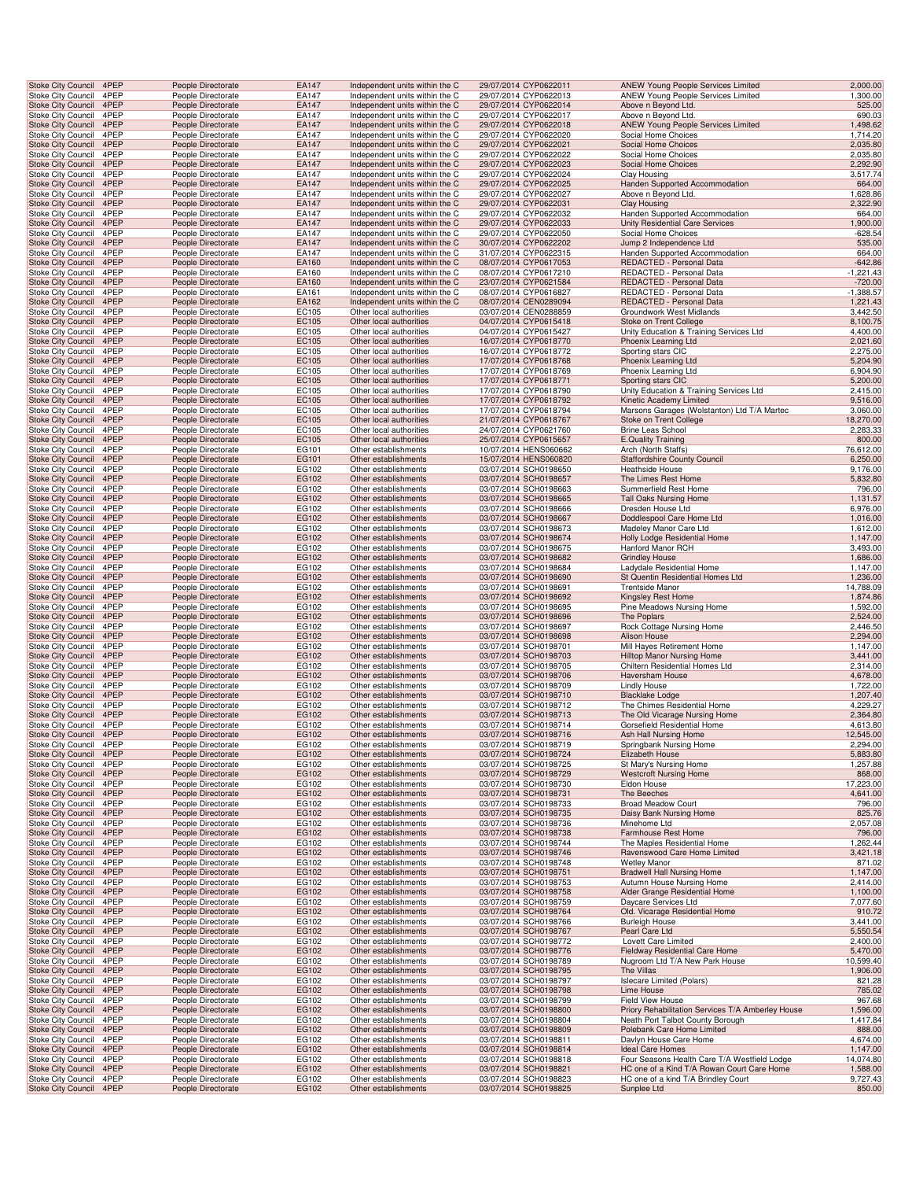| Stoke City Council | 4PEP | People Directorate | EA147 | Independent units within the C | 29/07/2014 CYP0622011 | ANEW Young People Services Limited | 2,000.00 |
|---|---|---|---|---|---|---|---|
| Stoke City Council | 4PEP | People Directorate | EA147 | Independent units within the C | 29/07/2014 CYP0622013 | ANEW Young People Services Limited | 1,300.00 |
| Stoke City Council | 4PEP | People Directorate | EA147 | Independent units within the C | 29/07/2014 CYP0622014 | Above n Beyond Ltd. | 525.00 |
| Stoke City Council | 4PEP | People Directorate | EA147 | Independent units within the C | 29/07/2014 CYP0622017 | Above n Beyond Ltd. | 690.03 |
| Stoke City Council | 4PEP | People Directorate | EA147 | Independent units within the C | 29/07/2014 CYP0622018 | ANEW Young People Services Limited | 1,498.62 |
| Stoke City Council | 4PEP | People Directorate | EA147 | Independent units within the C | 29/07/2014 CYP0622020 | Social Home Choices | 1,714.20 |
| Stoke City Council | 4PEP | People Directorate | EA147 | Independent units within the C | 29/07/2014 CYP0622021 | Social Home Choices | 2,035.80 |
| Stoke City Council | 4PEP | People Directorate | EA147 | Independent units within the C | 29/07/2014 CYP0622022 | Social Home Choices | 2,035.80 |
| Stoke City Council | 4PEP | People Directorate | EA147 | Independent units within the C | 29/07/2014 CYP0622023 | Social Home Choices | 2,292.90 |
| Stoke City Council | 4PEP | People Directorate | EA147 | Independent units within the C | 29/07/2014 CYP0622024 | Clay Housing | 3,517.74 |
| Stoke City Council | 4PEP | People Directorate | EA147 | Independent units within the C | 29/07/2014 CYP0622025 | Handen Supported Accommodation | 664.00 |
| Stoke City Council | 4PEP | People Directorate | EA147 | Independent units within the C | 29/07/2014 CYP0622027 | Above n Beyond Ltd. | 1,628.86 |
| Stoke City Council | 4PEP | People Directorate | EA147 | Independent units within the C | 29/07/2014 CYP0622031 | Clay Housing | 2,322.90 |
| Stoke City Council | 4PEP | People Directorate | EA147 | Independent units within the C | 29/07/2014 CYP0622032 | Handen Supported Accommodation | 664.00 |
| Stoke City Council | 4PEP | People Directorate | EA147 | Independent units within the C | 29/07/2014 CYP0622033 | Unity Residential Care Services | 1,900.00 |
| Stoke City Council | 4PEP | People Directorate | EA147 | Independent units within the C | 29/07/2014 CYP0622050 | Social Home Choices | -628.54 |
| Stoke City Council | 4PEP | People Directorate | EA147 | Independent units within the C | 30/07/2014 CYP0622202 | Jump 2 Independence Ltd | 535.00 |
| Stoke City Council | 4PEP | People Directorate | EA147 | Independent units within the C | 31/07/2014 CYP0622315 | Handen Supported Accommodation | 664.00 |
| Stoke City Council | 4PEP | People Directorate | EA160 | Independent units within the C | 08/07/2014 CYP0617053 | REDACTED - Personal Data | -642.86 |
| Stoke City Council | 4PEP | People Directorate | EA160 | Independent units within the C | 08/07/2014 CYP0617210 | REDACTED - Personal Data | -1,221.43 |
| Stoke City Council | 4PEP | People Directorate | EA160 | Independent units within the C | 23/07/2014 CYP0621584 | REDACTED - Personal Data | -720.00 |
| Stoke City Council | 4PEP | People Directorate | EA161 | Independent units within the C | 08/07/2014 CYP0616827 | REDACTED - Personal Data | -1,388.57 |
| Stoke City Council | 4PEP | People Directorate | EA162 | Independent units within the C | 08/07/2014 CEN0289094 | REDACTED - Personal Data | 1,221.43 |
| Stoke City Council | 4PEP | People Directorate | EC105 | Other local authorities | 03/07/2014 CEN0288859 | Groundwork West Midlands | 3,442.50 |
| Stoke City Council | 4PEP | People Directorate | EC105 | Other local authorities | 04/07/2014 CYP0615418 | Stoke on Trent College | 8,100.75 |
| Stoke City Council | 4PEP | People Directorate | EC105 | Other local authorities | 04/07/2014 CYP0615427 | Unity Education & Training Services Ltd | 4,400.00 |
| Stoke City Council | 4PEP | People Directorate | EC105 | Other local authorities | 16/07/2014 CYP0618770 | Phoenix Learning Ltd | 2,021.60 |
| Stoke City Council | 4PEP | People Directorate | EC105 | Other local authorities | 16/07/2014 CYP0618772 | Sporting stars CIC | 2,275.00 |
| Stoke City Council | 4PEP | People Directorate | EC105 | Other local authorities | 17/07/2014 CYP0618768 | Phoenix Learning Ltd | 5,204.90 |
| Stoke City Council | 4PEP | People Directorate | EC105 | Other local authorities | 17/07/2014 CYP0618769 | Phoenix Learning Ltd | 6,904.90 |
| Stoke City Council | 4PEP | People Directorate | EC105 | Other local authorities | 17/07/2014 CYP0618771 | Sporting stars CIC | 5,200.00 |
| Stoke City Council | 4PEP | People Directorate | EC105 | Other local authorities | 17/07/2014 CYP0618790 | Unity Education & Training Services Ltd | 2,415.00 |
| Stoke City Council | 4PEP | People Directorate | EC105 | Other local authorities | 17/07/2014 CYP0618792 | Kinetic Academy Limited | 9,516.00 |
| Stoke City Council | 4PEP | People Directorate | EC105 | Other local authorities | 17/07/2014 CYP0618794 | Marsons Garages (Wolstanton) Ltd T/A Martec | 3,060.00 |
| Stoke City Council | 4PEP | People Directorate | EC105 | Other local authorities | 21/07/2014 CYP0618767 | Stoke on Trent College | 18,270.00 |
| Stoke City Council | 4PEP | People Directorate | EC105 | Other local authorities | 24/07/2014 CYP0621760 | Brine Leas School | 2,283.33 |
| Stoke City Council | 4PEP | People Directorate | EC105 | Other local authorities | 25/07/2014 CYP0615657 | E.Quality Training | 800.00 |
| Stoke City Council | 4PEP | People Directorate | EG101 | Other establishments | 10/07/2014 HENS060662 | Arch (North Staffs) | 76,612.00 |
| Stoke City Council | 4PEP | People Directorate | EG101 | Other establishments | 15/07/2014 HENS060820 | Staffordshire County Council | 6,250.00 |
| Stoke City Council | 4PEP | People Directorate | EG102 | Other establishments | 03/07/2014 SCH0198650 | Heathside House | 9,176.00 |
| Stoke City Council | 4PEP | People Directorate | EG102 | Other establishments | 03/07/2014 SCH0198657 | The Limes Rest Home | 5,832.80 |
| Stoke City Council | 4PEP | People Directorate | EG102 | Other establishments | 03/07/2014 SCH0198663 | Summerfield Rest Home | 796.00 |
| Stoke City Council | 4PEP | People Directorate | EG102 | Other establishments | 03/07/2014 SCH0198665 | Tall Oaks Nursing Home | 1,131.57 |
| Stoke City Council | 4PEP | People Directorate | EG102 | Other establishments | 03/07/2014 SCH0198666 | Dresden House Ltd | 6,976.00 |
| Stoke City Council | 4PEP | People Directorate | EG102 | Other establishments | 03/07/2014 SCH0198667 | Doddlespool Care Home Ltd | 1,016.00 |
| Stoke City Council | 4PEP | People Directorate | EG102 | Other establishments | 03/07/2014 SCH0198673 | Madeley Manor Care Ltd | 1,612.00 |
| Stoke City Council | 4PEP | People Directorate | EG102 | Other establishments | 03/07/2014 SCH0198674 | Holly Lodge Residential Home | 1,147.00 |
| Stoke City Council | 4PEP | People Directorate | EG102 | Other establishments | 03/07/2014 SCH0198675 | Hanford Manor RCH | 3,493.00 |
| Stoke City Council | 4PEP | People Directorate | EG102 | Other establishments | 03/07/2014 SCH0198682 | Grindley House | 1,686.00 |
| Stoke City Council | 4PEP | People Directorate | EG102 | Other establishments | 03/07/2014 SCH0198684 | Ladydale Residential Home | 1,147.00 |
| Stoke City Council | 4PEP | People Directorate | EG102 | Other establishments | 03/07/2014 SCH0198690 | St Quentin Residential Homes Ltd | 1,236.00 |
| Stoke City Council | 4PEP | People Directorate | EG102 | Other establishments | 03/07/2014 SCH0198691 | Trentside Manor | 14,788.09 |
| Stoke City Council | 4PEP | People Directorate | EG102 | Other establishments | 03/07/2014 SCH0198692 | Kingsley Rest Home | 1,874.86 |
| Stoke City Council | 4PEP | People Directorate | EG102 | Other establishments | 03/07/2014 SCH0198695 | Pine Meadows Nursing Home | 1,592.00 |
| Stoke City Council | 4PEP | People Directorate | EG102 | Other establishments | 03/07/2014 SCH0198696 | The Poplars | 2,524.00 |
| Stoke City Council | 4PEP | People Directorate | EG102 | Other establishments | 03/07/2014 SCH0198697 | Rock Cottage Nursing Home | 2,446.50 |
| Stoke City Council | 4PEP | People Directorate | EG102 | Other establishments | 03/07/2014 SCH0198698 | Alison House | 2,294.00 |
| Stoke City Council | 4PEP | People Directorate | EG102 | Other establishments | 03/07/2014 SCH0198701 | Mill Hayes Retirement Home | 1,147.00 |
| Stoke City Council | 4PEP | People Directorate | EG102 | Other establishments | 03/07/2014 SCH0198703 | Hilltop Manor Nursing Home | 3,441.00 |
| Stoke City Council | 4PEP | People Directorate | EG102 | Other establishments | 03/07/2014 SCH0198705 | Chiltern Residential Homes Ltd | 2,314.00 |
| Stoke City Council | 4PEP | People Directorate | EG102 | Other establishments | 03/07/2014 SCH0198706 | Haversham House | 4,678.00 |
| Stoke City Council | 4PEP | People Directorate | EG102 | Other establishments | 03/07/2014 SCH0198709 | Lindly House | 1,722.00 |
| Stoke City Council | 4PEP | People Directorate | EG102 | Other establishments | 03/07/2014 SCH0198710 | Blacklake Lodge | 1,207.40 |
| Stoke City Council | 4PEP | People Directorate | EG102 | Other establishments | 03/07/2014 SCH0198712 | The Chimes Residential Home | 4,229.27 |
| Stoke City Council | 4PEP | People Directorate | EG102 | Other establishments | 03/07/2014 SCH0198713 | The Old Vicarage Nursing Home | 2,364.80 |
| Stoke City Council | 4PEP | People Directorate | EG102 | Other establishments | 03/07/2014 SCH0198714 | Gorsefield Residential Home | 4,613.80 |
| Stoke City Council | 4PEP | People Directorate | EG102 | Other establishments | 03/07/2014 SCH0198716 | Ash Hall Nursing Home | 12,545.00 |
| Stoke City Council | 4PEP | People Directorate | EG102 | Other establishments | 03/07/2014 SCH0198719 | Springbank Nursing Home | 2,294.00 |
| Stoke City Council | 4PEP | People Directorate | EG102 | Other establishments | 03/07/2014 SCH0198724 | Elizabeth House | 5,883.80 |
| Stoke City Council | 4PEP | People Directorate | EG102 | Other establishments | 03/07/2014 SCH0198725 | St Mary's Nursing Home | 1,257.88 |
| Stoke City Council | 4PEP | People Directorate | EG102 | Other establishments | 03/07/2014 SCH0198729 | Westcroft Nursing Home | 868.00 |
| Stoke City Council | 4PEP | People Directorate | EG102 | Other establishments | 03/07/2014 SCH0198730 | Eldon House | 17,223.00 |
| Stoke City Council | 4PEP | People Directorate | EG102 | Other establishments | 03/07/2014 SCH0198731 | The Beeches | 4,641.00 |
| Stoke City Council | 4PEP | People Directorate | EG102 | Other establishments | 03/07/2014 SCH0198733 | Broad Meadow Court | 796.00 |
| Stoke City Council | 4PEP | People Directorate | EG102 | Other establishments | 03/07/2014 SCH0198735 | Daisy Bank Nursing Home | 825.76 |
| Stoke City Council | 4PEP | People Directorate | EG102 | Other establishments | 03/07/2014 SCH0198736 | Minehome Ltd | 2,057.08 |
| Stoke City Council | 4PEP | People Directorate | EG102 | Other establishments | 03/07/2014 SCH0198738 | Farmhouse Rest Home | 796.00 |
| Stoke City Council | 4PEP | People Directorate | EG102 | Other establishments | 03/07/2014 SCH0198744 | The Maples Residential Home | 1,262.44 |
| Stoke City Council | 4PEP | People Directorate | EG102 | Other establishments | 03/07/2014 SCH0198746 | Ravenswood Care Home Limited | 3,421.18 |
| Stoke City Council | 4PEP | People Directorate | EG102 | Other establishments | 03/07/2014 SCH0198748 | Wetley Manor | 871.02 |
| Stoke City Council | 4PEP | People Directorate | EG102 | Other establishments | 03/07/2014 SCH0198751 | Bradwell Hall Nursing Home | 1,147.00 |
| Stoke City Council | 4PEP | People Directorate | EG102 | Other establishments | 03/07/2014 SCH0198753 | Autumn House Nursing Home | 2,414.00 |
| Stoke City Council | 4PEP | People Directorate | EG102 | Other establishments | 03/07/2014 SCH0198758 | Alder Grange Residential Home | 1,100.00 |
| Stoke City Council | 4PEP | People Directorate | EG102 | Other establishments | 03/07/2014 SCH0198759 | Daycare Services Ltd | 7,077.60 |
| Stoke City Council | 4PEP | People Directorate | EG102 | Other establishments | 03/07/2014 SCH0198764 | Old. Vicarage Residential Home | 910.72 |
| Stoke City Council | 4PEP | People Directorate | EG102 | Other establishments | 03/07/2014 SCH0198766 | Burleigh House | 3,441.00 |
| Stoke City Council | 4PEP | People Directorate | EG102 | Other establishments | 03/07/2014 SCH0198767 | Pearl Care Ltd | 5,550.54 |
| Stoke City Council | 4PEP | People Directorate | EG102 | Other establishments | 03/07/2014 SCH0198772 | Lovett Care Limited | 2,400.00 |
| Stoke City Council | 4PEP | People Directorate | EG102 | Other establishments | 03/07/2014 SCH0198776 | Fieldway Residential Care Home | 5,470.00 |
| Stoke City Council | 4PEP | People Directorate | EG102 | Other establishments | 03/07/2014 SCH0198789 | Nugroom Ltd T/A New Park House | 10,599.40 |
| Stoke City Council | 4PEP | People Directorate | EG102 | Other establishments | 03/07/2014 SCH0198795 | The Villas | 1,906.00 |
| Stoke City Council | 4PEP | People Directorate | EG102 | Other establishments | 03/07/2014 SCH0198797 | Islecare Limited (Polars) | 821.28 |
| Stoke City Council | 4PEP | People Directorate | EG102 | Other establishments | 03/07/2014 SCH0198798 | Lime House | 785.02 |
| Stoke City Council | 4PEP | People Directorate | EG102 | Other establishments | 03/07/2014 SCH0198799 | Field View House | 967.68 |
| Stoke City Council | 4PEP | People Directorate | EG102 | Other establishments | 03/07/2014 SCH0198800 | Priory Rehabilitation Services T/A Amberley House | 1,596.00 |
| Stoke City Council | 4PEP | People Directorate | EG102 | Other establishments | 03/07/2014 SCH0198804 | Neath Port Talbot County Borough | 1,417.84 |
| Stoke City Council | 4PEP | People Directorate | EG102 | Other establishments | 03/07/2014 SCH0198809 | Polebank Care Home Limited | 888.00 |
| Stoke City Council | 4PEP | People Directorate | EG102 | Other establishments | 03/07/2014 SCH0198811 | Davlyn House Care Home | 4,674.00 |
| Stoke City Council | 4PEP | People Directorate | EG102 | Other establishments | 03/07/2014 SCH0198814 | Ideal Care Homes | 1,147.00 |
| Stoke City Council | 4PEP | People Directorate | EG102 | Other establishments | 03/07/2014 SCH0198818 | Four Seasons Health Care T/A Westfield Lodge | 14,074.80 |
| Stoke City Council | 4PEP | People Directorate | EG102 | Other establishments | 03/07/2014 SCH0198821 | HC one of a Kind T/A Rowan Court Care Home | 1,588.00 |
| Stoke City Council | 4PEP | People Directorate | EG102 | Other establishments | 03/07/2014 SCH0198823 | HC one of a kind T/A Brindley Court | 9,727.43 |
| Stoke City Council | 4PEP | People Directorate | EG102 | Other establishments | 03/07/2014 SCH0198825 | Sunplee Ltd | 850.00 |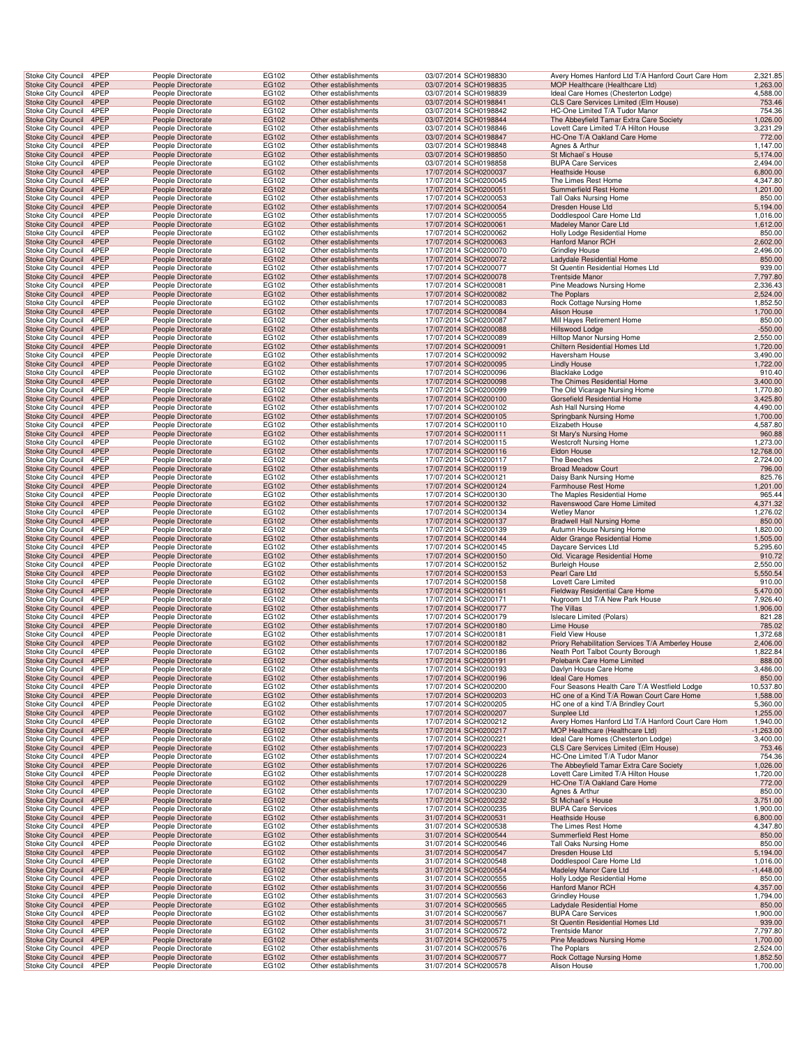| | | | | | | | |
|---|---|---|---|---|---|---|---|
| Stoke City Council | 4PEP | People Directorate | EG102 | Other establishments | 03/07/2014 SCH0198830 | Avery Homes Hanford Ltd T/A Hanford Court Care Hom | 2,321.85 |
| Stoke City Council | 4PEP | People Directorate | EG102 | Other establishments | 03/07/2014 SCH0198835 | MOP Healthcare (Healthcare Ltd) | 1,263.00 |
| Stoke City Council | 4PEP | People Directorate | EG102 | Other establishments | 03/07/2014 SCH0198839 | Ideal Care Homes (Chesterton Lodge) | 4,588.00 |
| Stoke City Council | 4PEP | People Directorate | EG102 | Other establishments | 03/07/2014 SCH0198841 | CLS Care Services Limited (Elm House) | 753.46 |
| Stoke City Council | 4PEP | People Directorate | EG102 | Other establishments | 03/07/2014 SCH0198842 | HC-One Limited T/A Tudor Manor | 754.36 |
| Stoke City Council | 4PEP | People Directorate | EG102 | Other establishments | 03/07/2014 SCH0198844 | The Abbeyfield Tamar Extra Care Society | 1,026.00 |
| Stoke City Council | 4PEP | People Directorate | EG102 | Other establishments | 03/07/2014 SCH0198846 | Lovett Care Limited T/A Hilton House | 3,231.29 |
| Stoke City Council | 4PEP | People Directorate | EG102 | Other establishments | 03/07/2014 SCH0198847 | HC-One T/A Oakland Care Home | 772.00 |
| Stoke City Council | 4PEP | People Directorate | EG102 | Other establishments | 03/07/2014 SCH0198848 | Agnes & Arthur | 1,147.00 |
| Stoke City Council | 4PEP | People Directorate | EG102 | Other establishments | 03/07/2014 SCH0198850 | St Michael`s House | 5,174.00 |
| Stoke City Council | 4PEP | People Directorate | EG102 | Other establishments | 03/07/2014 SCH0198858 | BUPA Care Services | 2,494.00 |
| Stoke City Council | 4PEP | People Directorate | EG102 | Other establishments | 17/07/2014 SCH0200037 | Heathside House | 6,800.00 |
| Stoke City Council | 4PEP | People Directorate | EG102 | Other establishments | 17/07/2014 SCH0200045 | The Limes Rest Home | 4,347.80 |
| Stoke City Council | 4PEP | People Directorate | EG102 | Other establishments | 17/07/2014 SCH0200051 | Summerfield Rest Home | 1,201.00 |
| Stoke City Council | 4PEP | People Directorate | EG102 | Other establishments | 17/07/2014 SCH0200053 | Tall Oaks Nursing Home | 850.00 |
| Stoke City Council | 4PEP | People Directorate | EG102 | Other establishments | 17/07/2014 SCH0200054 | Dresden House Ltd | 5,194.00 |
| Stoke City Council | 4PEP | People Directorate | EG102 | Other establishments | 17/07/2014 SCH0200055 | Doddlespool Care Home Ltd | 1,016.00 |
| Stoke City Council | 4PEP | People Directorate | EG102 | Other establishments | 17/07/2014 SCH0200061 | Madeley Manor Care Ltd | 1,612.00 |
| Stoke City Council | 4PEP | People Directorate | EG102 | Other establishments | 17/07/2014 SCH0200062 | Holly Lodge Residential Home | 850.00 |
| Stoke City Council | 4PEP | People Directorate | EG102 | Other establishments | 17/07/2014 SCH0200063 | Hanford Manor RCH | 2,602.00 |
| Stoke City Council | 4PEP | People Directorate | EG102 | Other establishments | 17/07/2014 SCH0200070 | Grindley House | 2,496.00 |
| Stoke City Council | 4PEP | People Directorate | EG102 | Other establishments | 17/07/2014 SCH0200072 | Ladydale Residential Home | 850.00 |
| Stoke City Council | 4PEP | People Directorate | EG102 | Other establishments | 17/07/2014 SCH0200077 | St Quentin Residential Homes Ltd | 939.00 |
| Stoke City Council | 4PEP | People Directorate | EG102 | Other establishments | 17/07/2014 SCH0200078 | Trentside Manor | 7,797.80 |
| Stoke City Council | 4PEP | People Directorate | EG102 | Other establishments | 17/07/2014 SCH0200081 | Pine Meadows Nursing Home | 2,336.43 |
| Stoke City Council | 4PEP | People Directorate | EG102 | Other establishments | 17/07/2014 SCH0200082 | The Poplars | 2,524.00 |
| Stoke City Council | 4PEP | People Directorate | EG102 | Other establishments | 17/07/2014 SCH0200083 | Rock Cottage Nursing Home | 1,852.50 |
| Stoke City Council | 4PEP | People Directorate | EG102 | Other establishments | 17/07/2014 SCH0200084 | Alison House | 1,700.00 |
| Stoke City Council | 4PEP | People Directorate | EG102 | Other establishments | 17/07/2014 SCH0200087 | Mill Hayes Retirement Home | 850.00 |
| Stoke City Council | 4PEP | People Directorate | EG102 | Other establishments | 17/07/2014 SCH0200088 | Hillswood Lodge | -550.00 |
| Stoke City Council | 4PEP | People Directorate | EG102 | Other establishments | 17/07/2014 SCH0200089 | Hilltop Manor Nursing Home | 2,550.00 |
| Stoke City Council | 4PEP | People Directorate | EG102 | Other establishments | 17/07/2014 SCH0200091 | Chiltern Residential Homes Ltd | 1,720.00 |
| Stoke City Council | 4PEP | People Directorate | EG102 | Other establishments | 17/07/2014 SCH0200092 | Haversham House | 3,490.00 |
| Stoke City Council | 4PEP | People Directorate | EG102 | Other establishments | 17/07/2014 SCH0200095 | Lindly House | 1,722.00 |
| Stoke City Council | 4PEP | People Directorate | EG102 | Other establishments | 17/07/2014 SCH0200096 | Blacklake Lodge | 910.40 |
| Stoke City Council | 4PEP | People Directorate | EG102 | Other establishments | 17/07/2014 SCH0200098 | The Chimes Residential Home | 3,400.00 |
| Stoke City Council | 4PEP | People Directorate | EG102 | Other establishments | 17/07/2014 SCH0200099 | The Old Vicarage Nursing Home | 1,770.80 |
| Stoke City Council | 4PEP | People Directorate | EG102 | Other establishments | 17/07/2014 SCH0200100 | Gorsefield Residential Home | 3,425.80 |
| Stoke City Council | 4PEP | People Directorate | EG102 | Other establishments | 17/07/2014 SCH0200102 | Ash Hall Nursing Home | 4,490.00 |
| Stoke City Council | 4PEP | People Directorate | EG102 | Other establishments | 17/07/2014 SCH0200105 | Springbank Nursing Home | 1,700.00 |
| Stoke City Council | 4PEP | People Directorate | EG102 | Other establishments | 17/07/2014 SCH0200110 | Elizabeth House | 4,587.80 |
| Stoke City Council | 4PEP | People Directorate | EG102 | Other establishments | 17/07/2014 SCH0200111 | St Mary's Nursing Home | 960.88 |
| Stoke City Council | 4PEP | People Directorate | EG102 | Other establishments | 17/07/2014 SCH0200115 | Westcroft Nursing Home | 1,273.00 |
| Stoke City Council | 4PEP | People Directorate | EG102 | Other establishments | 17/07/2014 SCH0200116 | Eldon House | 12,768.00 |
| Stoke City Council | 4PEP | People Directorate | EG102 | Other establishments | 17/07/2014 SCH0200117 | The Beeches | 2,724.00 |
| Stoke City Council | 4PEP | People Directorate | EG102 | Other establishments | 17/07/2014 SCH0200119 | Broad Meadow Court | 796.00 |
| Stoke City Council | 4PEP | People Directorate | EG102 | Other establishments | 17/07/2014 SCH0200121 | Daisy Bank Nursing Home | 825.76 |
| Stoke City Council | 4PEP | People Directorate | EG102 | Other establishments | 17/07/2014 SCH0200124 | Farmhouse Rest Home | 1,201.00 |
| Stoke City Council | 4PEP | People Directorate | EG102 | Other establishments | 17/07/2014 SCH0200130 | The Maples Residential Home | 965.44 |
| Stoke City Council | 4PEP | People Directorate | EG102 | Other establishments | 17/07/2014 SCH0200132 | Ravenswood Care Home Limited | 4,371.32 |
| Stoke City Council | 4PEP | People Directorate | EG102 | Other establishments | 17/07/2014 SCH0200134 | Wetley Manor | 1,276.02 |
| Stoke City Council | 4PEP | People Directorate | EG102 | Other establishments | 17/07/2014 SCH0200137 | Bradwell Hall Nursing Home | 850.00 |
| Stoke City Council | 4PEP | People Directorate | EG102 | Other establishments | 17/07/2014 SCH0200139 | Autumn House Nursing Home | 1,820.00 |
| Stoke City Council | 4PEP | People Directorate | EG102 | Other establishments | 17/07/2014 SCH0200144 | Alder Grange Residential Home | 1,505.00 |
| Stoke City Council | 4PEP | People Directorate | EG102 | Other establishments | 17/07/2014 SCH0200145 | Daycare Services Ltd | 5,295.60 |
| Stoke City Council | 4PEP | People Directorate | EG102 | Other establishments | 17/07/2014 SCH0200150 | Old. Vicarage Residential Home | 910.72 |
| Stoke City Council | 4PEP | People Directorate | EG102 | Other establishments | 17/07/2014 SCH0200152 | Burleigh House | 2,550.00 |
| Stoke City Council | 4PEP | People Directorate | EG102 | Other establishments | 17/07/2014 SCH0200153 | Pearl Care Ltd | 5,550.54 |
| Stoke City Council | 4PEP | People Directorate | EG102 | Other establishments | 17/07/2014 SCH0200158 | Lovett Care Limited | 910.00 |
| Stoke City Council | 4PEP | People Directorate | EG102 | Other establishments | 17/07/2014 SCH0200161 | Fieldway Residential Care Home | 5,470.00 |
| Stoke City Council | 4PEP | People Directorate | EG102 | Other establishments | 17/07/2014 SCH0200171 | Nugroom Ltd T/A New Park House | 7,926.40 |
| Stoke City Council | 4PEP | People Directorate | EG102 | Other establishments | 17/07/2014 SCH0200177 | The Villas | 1,906.00 |
| Stoke City Council | 4PEP | People Directorate | EG102 | Other establishments | 17/07/2014 SCH0200179 | Islecare Limited (Polars) | 821.28 |
| Stoke City Council | 4PEP | People Directorate | EG102 | Other establishments | 17/07/2014 SCH0200180 | Lime House | 785.02 |
| Stoke City Council | 4PEP | People Directorate | EG102 | Other establishments | 17/07/2014 SCH0200181 | Field View House | 1,372.68 |
| Stoke City Council | 4PEP | People Directorate | EG102 | Other establishments | 17/07/2014 SCH0200182 | Priory Rehabilitation Services T/A Amberley House | 2,406.00 |
| Stoke City Council | 4PEP | People Directorate | EG102 | Other establishments | 17/07/2014 SCH0200186 | Neath Port Talbot County Borough | 1,822.84 |
| Stoke City Council | 4PEP | People Directorate | EG102 | Other establishments | 17/07/2014 SCH0200191 | Polebank Care Home Limited | 888.00 |
| Stoke City Council | 4PEP | People Directorate | EG102 | Other establishments | 17/07/2014 SCH0200193 | Davlyn House Care Home | 3,486.00 |
| Stoke City Council | 4PEP | People Directorate | EG102 | Other establishments | 17/07/2014 SCH0200196 | Ideal Care Homes | 850.00 |
| Stoke City Council | 4PEP | People Directorate | EG102 | Other establishments | 17/07/2014 SCH0200200 | Four Seasons Health Care T/A Westfield Lodge | 10,537.80 |
| Stoke City Council | 4PEP | People Directorate | EG102 | Other establishments | 17/07/2014 SCH0200203 | HC one of a Kind T/A Rowan Court Care Home | 1,588.00 |
| Stoke City Council | 4PEP | People Directorate | EG102 | Other establishments | 17/07/2014 SCH0200205 | HC one of a kind T/A Brindley Court | 5,360.00 |
| Stoke City Council | 4PEP | People Directorate | EG102 | Other establishments | 17/07/2014 SCH0200207 | Sunplee Ltd | 1,255.00 |
| Stoke City Council | 4PEP | People Directorate | EG102 | Other establishments | 17/07/2014 SCH0200212 | Avery Homes Hanford Ltd T/A Hanford Court Care Hom | 1,940.00 |
| Stoke City Council | 4PEP | People Directorate | EG102 | Other establishments | 17/07/2014 SCH0200217 | MOP Healthcare (Healthcare Ltd) | -1,263.00 |
| Stoke City Council | 4PEP | People Directorate | EG102 | Other establishments | 17/07/2014 SCH0200221 | Ideal Care Homes (Chesterton Lodge) | 3,400.00 |
| Stoke City Council | 4PEP | People Directorate | EG102 | Other establishments | 17/07/2014 SCH0200223 | CLS Care Services Limited (Elm House) | 753.46 |
| Stoke City Council | 4PEP | People Directorate | EG102 | Other establishments | 17/07/2014 SCH0200224 | HC-One Limited T/A Tudor Manor | 754.36 |
| Stoke City Council | 4PEP | People Directorate | EG102 | Other establishments | 17/07/2014 SCH0200226 | The Abbeyfield Tamar Extra Care Society | 1,026.00 |
| Stoke City Council | 4PEP | People Directorate | EG102 | Other establishments | 17/07/2014 SCH0200228 | Lovett Care Limited T/A Hilton House | 1,720.00 |
| Stoke City Council | 4PEP | People Directorate | EG102 | Other establishments | 17/07/2014 SCH0200229 | HC-One T/A Oakland Care Home | 772.00 |
| Stoke City Council | 4PEP | People Directorate | EG102 | Other establishments | 17/07/2014 SCH0200230 | Agnes & Arthur | 850.00 |
| Stoke City Council | 4PEP | People Directorate | EG102 | Other establishments | 17/07/2014 SCH0200232 | St Michael`s House | 3,751.00 |
| Stoke City Council | 4PEP | People Directorate | EG102 | Other establishments | 17/07/2014 SCH0200235 | BUPA Care Services | 1,900.00 |
| Stoke City Council | 4PEP | People Directorate | EG102 | Other establishments | 31/07/2014 SCH0200531 | Heathside House | 6,800.00 |
| Stoke City Council | 4PEP | People Directorate | EG102 | Other establishments | 31/07/2014 SCH0200538 | The Limes Rest Home | 4,347.80 |
| Stoke City Council | 4PEP | People Directorate | EG102 | Other establishments | 31/07/2014 SCH0200544 | Summerfield Rest Home | 850.00 |
| Stoke City Council | 4PEP | People Directorate | EG102 | Other establishments | 31/07/2014 SCH0200546 | Tall Oaks Nursing Home | 850.00 |
| Stoke City Council | 4PEP | People Directorate | EG102 | Other establishments | 31/07/2014 SCH0200547 | Dresden House Ltd | 5,194.00 |
| Stoke City Council | 4PEP | People Directorate | EG102 | Other establishments | 31/07/2014 SCH0200548 | Doddlespool Care Home Ltd | 1,016.00 |
| Stoke City Council | 4PEP | People Directorate | EG102 | Other establishments | 31/07/2014 SCH0200554 | Madeley Manor Care Ltd | -1,448.00 |
| Stoke City Council | 4PEP | People Directorate | EG102 | Other establishments | 31/07/2014 SCH0200555 | Holly Lodge Residential Home | 850.00 |
| Stoke City Council | 4PEP | People Directorate | EG102 | Other establishments | 31/07/2014 SCH0200556 | Hanford Manor RCH | 4,357.00 |
| Stoke City Council | 4PEP | People Directorate | EG102 | Other establishments | 31/07/2014 SCH0200563 | Grindley House | 1,794.00 |
| Stoke City Council | 4PEP | People Directorate | EG102 | Other establishments | 31/07/2014 SCH0200565 | Ladydale Residential Home | 850.00 |
| Stoke City Council | 4PEP | People Directorate | EG102 | Other establishments | 31/07/2014 SCH0200567 | BUPA Care Services | 1,900.00 |
| Stoke City Council | 4PEP | People Directorate | EG102 | Other establishments | 31/07/2014 SCH0200571 | St Quentin Residential Homes Ltd | 939.00 |
| Stoke City Council | 4PEP | People Directorate | EG102 | Other establishments | 31/07/2014 SCH0200572 | Trentside Manor | 7,797.80 |
| Stoke City Council | 4PEP | People Directorate | EG102 | Other establishments | 31/07/2014 SCH0200575 | Pine Meadows Nursing Home | 1,700.00 |
| Stoke City Council | 4PEP | People Directorate | EG102 | Other establishments | 31/07/2014 SCH0200576 | The Poplars | 2,524.00 |
| Stoke City Council | 4PEP | People Directorate | EG102 | Other establishments | 31/07/2014 SCH0200577 | Rock Cottage Nursing Home | 1,852.50 |
| Stoke City Council | 4PEP | People Directorate | EG102 | Other establishments | 31/07/2014 SCH0200578 | Alison House | 1,700.00 |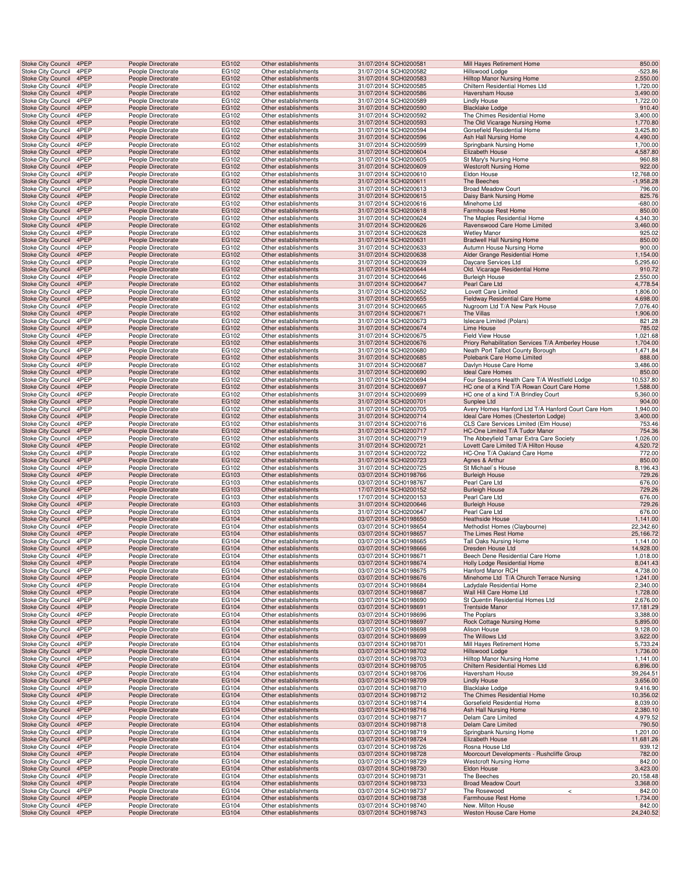| | | | | | | | | |
|---|---|---|---|---|---|---|---|---|
| Stoke City Council | 4PEP | People Directorate | EG102 | Other establishments | 31/07/2014 | SCH0200581 | Mill Hayes Retirement Home | 850.00 |
| Stoke City Council | 4PEP | People Directorate | EG102 | Other establishments | 31/07/2014 | SCH0200582 | Hillswood Lodge | -523.86 |
| Stoke City Council | 4PEP | People Directorate | EG102 | Other establishments | 31/07/2014 | SCH0200583 | Hilltop Manor Nursing Home | 2,550.00 |
| Stoke City Council | 4PEP | People Directorate | EG102 | Other establishments | 31/07/2014 | SCH0200585 | Chiltern Residential Homes Ltd | 1,720.00 |
| Stoke City Council | 4PEP | People Directorate | EG102 | Other establishments | 31/07/2014 | SCH0200586 | Haversham House | 3,490.00 |
| Stoke City Council | 4PEP | People Directorate | EG102 | Other establishments | 31/07/2014 | SCH0200589 | Lindly House | 1,722.00 |
| Stoke City Council | 4PEP | People Directorate | EG102 | Other establishments | 31/07/2014 | SCH0200590 | Blacklake Lodge | 910.40 |
| Stoke City Council | 4PEP | People Directorate | EG102 | Other establishments | 31/07/2014 | SCH0200592 | The Chimes Residential Home | 3,400.00 |
| Stoke City Council | 4PEP | People Directorate | EG102 | Other establishments | 31/07/2014 | SCH0200593 | The Old Vicarage Nursing Home | 1,770.80 |
| Stoke City Council | 4PEP | People Directorate | EG102 | Other establishments | 31/07/2014 | SCH0200594 | Gorsefield Residential Home | 3,425.80 |
| Stoke City Council | 4PEP | People Directorate | EG102 | Other establishments | 31/07/2014 | SCH0200596 | Ash Hall Nursing Home | 4,490.00 |
| Stoke City Council | 4PEP | People Directorate | EG102 | Other establishments | 31/07/2014 | SCH0200599 | Springbank Nursing Home | 1,700.00 |
| Stoke City Council | 4PEP | People Directorate | EG102 | Other establishments | 31/07/2014 | SCH0200604 | Elizabeth House | 4,587.80 |
| Stoke City Council | 4PEP | People Directorate | EG102 | Other establishments | 31/07/2014 | SCH0200605 | St Mary's Nursing Home | 960.88 |
| Stoke City Council | 4PEP | People Directorate | EG102 | Other establishments | 31/07/2014 | SCH0200609 | Westcroft Nursing Home | 922.00 |
| Stoke City Council | 4PEP | People Directorate | EG102 | Other establishments | 31/07/2014 | SCH0200610 | Eldon House | 12,768.00 |
| Stoke City Council | 4PEP | People Directorate | EG102 | Other establishments | 31/07/2014 | SCH0200611 | The Beeches | -1,958.28 |
| Stoke City Council | 4PEP | People Directorate | EG102 | Other establishments | 31/07/2014 | SCH0200613 | Broad Meadow Court | 796.00 |
| Stoke City Council | 4PEP | People Directorate | EG102 | Other establishments | 31/07/2014 | SCH0200615 | Daisy Bank Nursing Home | 825.76 |
| Stoke City Council | 4PEP | People Directorate | EG102 | Other establishments | 31/07/2014 | SCH0200616 | Minehome Ltd | -680.00 |
| Stoke City Council | 4PEP | People Directorate | EG102 | Other establishments | 31/07/2014 | SCH0200618 | Farmhouse Rest Home | 850.00 |
| Stoke City Council | 4PEP | People Directorate | EG102 | Other establishments | 31/07/2014 | SCH0200624 | The Maples Residential Home | 4,340.30 |
| Stoke City Council | 4PEP | People Directorate | EG102 | Other establishments | 31/07/2014 | SCH0200626 | Ravenswood Care Home Limited | 3,460.00 |
| Stoke City Council | 4PEP | People Directorate | EG102 | Other establishments | 31/07/2014 | SCH0200628 | Wetley Manor | 925.02 |
| Stoke City Council | 4PEP | People Directorate | EG102 | Other establishments | 31/07/2014 | SCH0200631 | Bradwell Hall Nursing Home | 850.00 |
| Stoke City Council | 4PEP | People Directorate | EG102 | Other establishments | 31/07/2014 | SCH0200633 | Autumn House Nursing Home | 900.00 |
| Stoke City Council | 4PEP | People Directorate | EG102 | Other establishments | 31/07/2014 | SCH0200638 | Alder Grange Residential Home | 1,154.00 |
| Stoke City Council | 4PEP | People Directorate | EG102 | Other establishments | 31/07/2014 | SCH0200639 | Daycare Services Ltd | 5,295.60 |
| Stoke City Council | 4PEP | People Directorate | EG102 | Other establishments | 31/07/2014 | SCH0200644 | Old. Vicarage Residential Home | 910.72 |
| Stoke City Council | 4PEP | People Directorate | EG102 | Other establishments | 31/07/2014 | SCH0200646 | Burleigh House | 2,550.00 |
| Stoke City Council | 4PEP | People Directorate | EG102 | Other establishments | 31/07/2014 | SCH0200647 | Pearl Care Ltd | 4,778.54 |
| Stoke City Council | 4PEP | People Directorate | EG102 | Other establishments | 31/07/2014 | SCH0200652 | Lovett Care Limited | 1,806.00 |
| Stoke City Council | 4PEP | People Directorate | EG102 | Other establishments | 31/07/2014 | SCH0200655 | Fieldway Residential Care Home | 4,698.00 |
| Stoke City Council | 4PEP | People Directorate | EG102 | Other establishments | 31/07/2014 | SCH0200665 | Nugroom Ltd T/A New Park House | 7,076.40 |
| Stoke City Council | 4PEP | People Directorate | EG102 | Other establishments | 31/07/2014 | SCH0200671 | The Villas | 1,906.00 |
| Stoke City Council | 4PEP | People Directorate | EG102 | Other establishments | 31/07/2014 | SCH0200673 | Islecare Limited (Polars) | 821.28 |
| Stoke City Council | 4PEP | People Directorate | EG102 | Other establishments | 31/07/2014 | SCH0200674 | Lime House | 785.02 |
| Stoke City Council | 4PEP | People Directorate | EG102 | Other establishments | 31/07/2014 | SCH0200675 | Field View House | 1,021.68 |
| Stoke City Council | 4PEP | People Directorate | EG102 | Other establishments | 31/07/2014 | SCH0200676 | Priory Rehabilitation Services T/A Amberley House | 1,704.00 |
| Stoke City Council | 4PEP | People Directorate | EG102 | Other establishments | 31/07/2014 | SCH0200680 | Neath Port Talbot County Borough | 1,471.84 |
| Stoke City Council | 4PEP | People Directorate | EG102 | Other establishments | 31/07/2014 | SCH0200685 | Polebank Care Home Limited | 888.00 |
| Stoke City Council | 4PEP | People Directorate | EG102 | Other establishments | 31/07/2014 | SCH0200687 | Davlyn House Care Home | 3,486.00 |
| Stoke City Council | 4PEP | People Directorate | EG102 | Other establishments | 31/07/2014 | SCH0200690 | Ideal Care Homes | 850.00 |
| Stoke City Council | 4PEP | People Directorate | EG102 | Other establishments | 31/07/2014 | SCH0200694 | Four Seasons Health Care T/A Westfield Lodge | 10,537.80 |
| Stoke City Council | 4PEP | People Directorate | EG102 | Other establishments | 31/07/2014 | SCH0200697 | HC one of a Kind T/A Rowan Court Care Home | 1,588.00 |
| Stoke City Council | 4PEP | People Directorate | EG102 | Other establishments | 31/07/2014 | SCH0200699 | HC one of a kind T/A Brindley Court | 5,360.00 |
| Stoke City Council | 4PEP | People Directorate | EG102 | Other establishments | 31/07/2014 | SCH0200701 | Sunplee Ltd | 904.00 |
| Stoke City Council | 4PEP | People Directorate | EG102 | Other establishments | 31/07/2014 | SCH0200705 | Avery Homes Hanford Ltd T/A Hanford Court Care Hom | 1,940.00 |
| Stoke City Council | 4PEP | People Directorate | EG102 | Other establishments | 31/07/2014 | SCH0200714 | Ideal Care Homes (Chesterton Lodge) | 3,400.00 |
| Stoke City Council | 4PEP | People Directorate | EG102 | Other establishments | 31/07/2014 | SCH0200716 | CLS Care Services Limited (Elm House) | 753.46 |
| Stoke City Council | 4PEP | People Directorate | EG102 | Other establishments | 31/07/2014 | SCH0200717 | HC-One Limited T/A Tudor Manor | 754.36 |
| Stoke City Council | 4PEP | People Directorate | EG102 | Other establishments | 31/07/2014 | SCH0200719 | The Abbeyfield Tamar Extra Care Society | 1,026.00 |
| Stoke City Council | 4PEP | People Directorate | EG102 | Other establishments | 31/07/2014 | SCH0200721 | Lovett Care Limited T/A Hilton House | 4,520.72 |
| Stoke City Council | 4PEP | People Directorate | EG102 | Other establishments | 31/07/2014 | SCH0200722 | HC-One T/A Oakland Care Home | 772.00 |
| Stoke City Council | 4PEP | People Directorate | EG102 | Other establishments | 31/07/2014 | SCH0200723 | Agnes & Arthur | 850.00 |
| Stoke City Council | 4PEP | People Directorate | EG102 | Other establishments | 31/07/2014 | SCH0200725 | St Michael`s House | 8,196.43 |
| Stoke City Council | 4PEP | People Directorate | EG103 | Other establishments | 03/07/2014 | SCH0198766 | Burleigh House | 729.26 |
| Stoke City Council | 4PEP | People Directorate | EG103 | Other establishments | 03/07/2014 | SCH0198767 | Pearl Care Ltd | 676.00 |
| Stoke City Council | 4PEP | People Directorate | EG103 | Other establishments | 17/07/2014 | SCH0200152 | Burleigh House | 729.26 |
| Stoke City Council | 4PEP | People Directorate | EG103 | Other establishments | 17/07/2014 | SCH0200153 | Pearl Care Ltd | 676.00 |
| Stoke City Council | 4PEP | People Directorate | EG103 | Other establishments | 31/07/2014 | SCH0200646 | Burleigh House | 729.26 |
| Stoke City Council | 4PEP | People Directorate | EG103 | Other establishments | 31/07/2014 | SCH0200647 | Pearl Care Ltd | 676.00 |
| Stoke City Council | 4PEP | People Directorate | EG104 | Other establishments | 03/07/2014 | SCH0198650 | Heathside House | 1,141.00 |
| Stoke City Council | 4PEP | People Directorate | EG104 | Other establishments | 03/07/2014 | SCH0198654 | Methodist Homes (Claybourne) | 22,342.60 |
| Stoke City Council | 4PEP | People Directorate | EG104 | Other establishments | 03/07/2014 | SCH0198657 | The Limes Rest Home | 25,166.72 |
| Stoke City Council | 4PEP | People Directorate | EG104 | Other establishments | 03/07/2014 | SCH0198665 | Tall Oaks Nursing Home | 1,141.00 |
| Stoke City Council | 4PEP | People Directorate | EG104 | Other establishments | 03/07/2014 | SCH0198666 | Dresden House Ltd | 14,928.00 |
| Stoke City Council | 4PEP | People Directorate | EG104 | Other establishments | 03/07/2014 | SCH0198671 | Beech Dene Residential Care Home | 1,018.00 |
| Stoke City Council | 4PEP | People Directorate | EG104 | Other establishments | 03/07/2014 | SCH0198674 | Holly Lodge Residential Home | 8,041.43 |
| Stoke City Council | 4PEP | People Directorate | EG104 | Other establishments | 03/07/2014 | SCH0198675 | Hanford Manor RCH | 4,738.00 |
| Stoke City Council | 4PEP | People Directorate | EG104 | Other establishments | 03/07/2014 | SCH0198676 | Minehome Ltd T/A Church Terrace Nursing | 1,241.00 |
| Stoke City Council | 4PEP | People Directorate | EG104 | Other establishments | 03/07/2014 | SCH0198684 | Ladydale Residential Home | 2,340.00 |
| Stoke City Council | 4PEP | People Directorate | EG104 | Other establishments | 03/07/2014 | SCH0198687 | Wall Hill Care Home Ltd | 1,728.00 |
| Stoke City Council | 4PEP | People Directorate | EG104 | Other establishments | 03/07/2014 | SCH0198690 | St Quentin Residential Homes Ltd | 2,676.00 |
| Stoke City Council | 4PEP | People Directorate | EG104 | Other establishments | 03/07/2014 | SCH0198691 | Trentside Manor | 17,181.29 |
| Stoke City Council | 4PEP | People Directorate | EG104 | Other establishments | 03/07/2014 | SCH0198696 | The Poplars | 3,388.00 |
| Stoke City Council | 4PEP | People Directorate | EG104 | Other establishments | 03/07/2014 | SCH0198697 | Rock Cottage Nursing Home | 5,895.00 |
| Stoke City Council | 4PEP | People Directorate | EG104 | Other establishments | 03/07/2014 | SCH0198698 | Alison House | 9,128.00 |
| Stoke City Council | 4PEP | People Directorate | EG104 | Other establishments | 03/07/2014 | SCH0198699 | The Willows Ltd | 3,622.00 |
| Stoke City Council | 4PEP | People Directorate | EG104 | Other establishments | 03/07/2014 | SCH0198701 | Mill Hayes Retirement Home | 5,733.24 |
| Stoke City Council | 4PEP | People Directorate | EG104 | Other establishments | 03/07/2014 | SCH0198702 | Hillswood Lodge | 1,736.00 |
| Stoke City Council | 4PEP | People Directorate | EG104 | Other establishments | 03/07/2014 | SCH0198703 | Hilltop Manor Nursing Home | 1,141.00 |
| Stoke City Council | 4PEP | People Directorate | EG104 | Other establishments | 03/07/2014 | SCH0198705 | Chiltern Residential Homes Ltd | 6,896.00 |
| Stoke City Council | 4PEP | People Directorate | EG104 | Other establishments | 03/07/2014 | SCH0198706 | Haversham House | 39,264.51 |
| Stoke City Council | 4PEP | People Directorate | EG104 | Other establishments | 03/07/2014 | SCH0198709 | Lindly House | 3,656.00 |
| Stoke City Council | 4PEP | People Directorate | EG104 | Other establishments | 03/07/2014 | SCH0198710 | Blacklake Lodge | 9,416.90 |
| Stoke City Council | 4PEP | People Directorate | EG104 | Other establishments | 03/07/2014 | SCH0198712 | The Chimes Residential Home | 10,356.02 |
| Stoke City Council | 4PEP | People Directorate | EG104 | Other establishments | 03/07/2014 | SCH0198714 | Gorsefield Residential Home | 8,039.00 |
| Stoke City Council | 4PEP | People Directorate | EG104 | Other establishments | 03/07/2014 | SCH0198716 | Ash Hall Nursing Home | 2,380.10 |
| Stoke City Council | 4PEP | People Directorate | EG104 | Other establishments | 03/07/2014 | SCH0198717 | Delam Care Limited | 4,979.52 |
| Stoke City Council | 4PEP | People Directorate | EG104 | Other establishments | 03/07/2014 | SCH0198718 | Delam Care Limited | 790.50 |
| Stoke City Council | 4PEP | People Directorate | EG104 | Other establishments | 03/07/2014 | SCH0198719 | Springbank Nursing Home | 1,201.00 |
| Stoke City Council | 4PEP | People Directorate | EG104 | Other establishments | 03/07/2014 | SCH0198724 | Elizabeth House | 11,681.26 |
| Stoke City Council | 4PEP | People Directorate | EG104 | Other establishments | 03/07/2014 | SCH0198726 | Rosna House Ltd | 939.12 |
| Stoke City Council | 4PEP | People Directorate | EG104 | Other establishments | 03/07/2014 | SCH0198728 | Moorcourt Developments - Rushcliffe Group | 782.00 |
| Stoke City Council | 4PEP | People Directorate | EG104 | Other establishments | 03/07/2014 | SCH0198729 | Westcroft Nursing Home | 842.00 |
| Stoke City Council | 4PEP | People Directorate | EG104 | Other establishments | 03/07/2014 | SCH0198730 | Eldon House | 3,423.00 |
| Stoke City Council | 4PEP | People Directorate | EG104 | Other establishments | 03/07/2014 | SCH0198731 | The Beeches | 20,158.48 |
| Stoke City Council | 4PEP | People Directorate | EG104 | Other establishments | 03/07/2014 | SCH0198733 | Broad Meadow Court | 3,368.00 |
| Stoke City Council | 4PEP | People Directorate | EG104 | Other establishments | 03/07/2014 | SCH0198737 | The Rosewood < | 842.00 |
| Stoke City Council | 4PEP | People Directorate | EG104 | Other establishments | 03/07/2014 | SCH0198738 | Farmhouse Rest Home | 1,734.00 |
| Stoke City Council | 4PEP | People Directorate | EG104 | Other establishments | 03/07/2014 | SCH0198740 | New. Milton House | 842.00 |
| Stoke City Council | 4PEP | People Directorate | EG104 | Other establishments | 03/07/2014 | SCH0198743 | Weston House Care Home | 24,240.52 |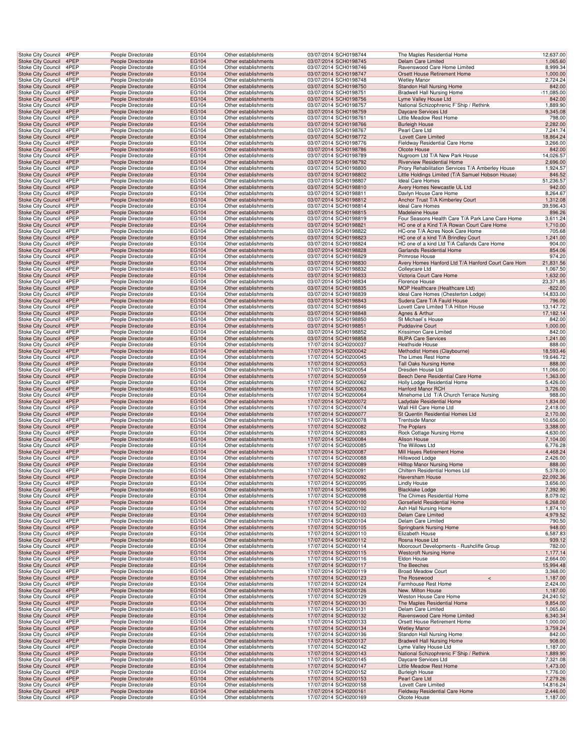| Stoke City Council | 4PEP | People Directorate | EG104 | Other establishments | 03/07/2014 | SCH0198744 | The Maples Residential Home | 12,637.00 |
|---|---|---|---|---|---|---|---|---|
| Stoke City Council | 4PEP | People Directorate | EG104 | Other establishments | 03/07/2014 | SCH0198745 | Delam Care Limited | 1,065.60 |
| Stoke City Council | 4PEP | People Directorate | EG104 | Other establishments | 03/07/2014 | SCH0198746 | Ravenswood Care Home Limited | 8,999.34 |
| Stoke City Council | 4PEP | People Directorate | EG104 | Other establishments | 03/07/2014 | SCH0198747 | Orsett House Retirement Home | 1,000.00 |
| Stoke City Council | 4PEP | People Directorate | EG104 | Other establishments | 03/07/2014 | SCH0198748 | Wetley Manor | 2,724.24 |
| Stoke City Council | 4PEP | People Directorate | EG104 | Other establishments | 03/07/2014 | SCH0198750 | Standon Hall Nursing Home | 842.00 |
| Stoke City Council | 4PEP | People Directorate | EG104 | Other establishments | 03/07/2014 | SCH0198751 | Bradwell Hall Nursing Home | -11,085.00 |
| Stoke City Council | 4PEP | People Directorate | EG104 | Other establishments | 03/07/2014 | SCH0198756 | Lyme Valley House Ltd | 842.00 |
| Stoke City Council | 4PEP | People Directorate | EG104 | Other establishments | 03/07/2014 | SCH0198757 | National Schizophrenic F`Ship / Rethink | 1,889.90 |
| Stoke City Council | 4PEP | People Directorate | EG104 | Other establishments | 03/07/2014 | SCH0198759 | Daycare Services Ltd | 9,345.08 |
| Stoke City Council | 4PEP | People Directorate | EG104 | Other establishments | 03/07/2014 | SCH0198761 | Little Meadow Rest Home | 798.00 |
| Stoke City Council | 4PEP | People Directorate | EG104 | Other establishments | 03/07/2014 | SCH0198766 | Burleigh House | 2,282.00 |
| Stoke City Council | 4PEP | People Directorate | EG104 | Other establishments | 03/07/2014 | SCH0198767 | Pearl Care Ltd | 7,241.74 |
| Stoke City Council | 4PEP | People Directorate | EG104 | Other establishments | 03/07/2014 | SCH0198772 | Lovett Care Limited | 18,864.24 |
| Stoke City Council | 4PEP | People Directorate | EG104 | Other establishments | 03/07/2014 | SCH0198776 | Fieldway Residential Care Home | 3,266.00 |
| Stoke City Council | 4PEP | People Directorate | EG104 | Other establishments | 03/07/2014 | SCH0198786 | Olcote House | 842.00 |
| Stoke City Council | 4PEP | People Directorate | EG104 | Other establishments | 03/07/2014 | SCH0198789 | Nugroom Ltd T/A New Park House | 14,026.57 |
| Stoke City Council | 4PEP | People Directorate | EG104 | Other establishments | 03/07/2014 | SCH0198792 | Riverview Residential Home | 2,696.00 |
| Stoke City Council | 4PEP | People Directorate | EG104 | Other establishments | 03/07/2014 | SCH0198800 | Priory Rehabilitation Services T/A Amberley House | 1,924.57 |
| Stoke City Council | 4PEP | People Directorate | EG104 | Other establishments | 03/07/2014 | SCH0198802 | Little Holdings Limited (T/A Samuel Hobson House) | 846.52 |
| Stoke City Council | 4PEP | People Directorate | EG104 | Other establishments | 03/07/2014 | SCH0198807 | Ideal Care Homes | 51,236.57 |
| Stoke City Council | 4PEP | People Directorate | EG104 | Other establishments | 03/07/2014 | SCH0198810 | Avery Homes Newcastle UL Ltd | 942.00 |
| Stoke City Council | 4PEP | People Directorate | EG104 | Other establishments | 03/07/2014 | SCH0198811 | Davlyn House Care Home | 8,264.67 |
| Stoke City Council | 4PEP | People Directorate | EG104 | Other establishments | 03/07/2014 | SCH0198812 | Anchor Trust T/A Kimberley Court | 1,312.08 |
| Stoke City Council | 4PEP | People Directorate | EG104 | Other establishments | 03/07/2014 | SCH0198814 | Ideal Care Homes | 39,596.43 |
| Stoke City Council | 4PEP | People Directorate | EG104 | Other establishments | 03/07/2014 | SCH0198815 | Madeleine House | 896.26 |
| Stoke City Council | 4PEP | People Directorate | EG104 | Other establishments | 03/07/2014 | SCH0198819 | Four Seasons Health Care T/A Park Lane Care Home | 3,611.24 |
| Stoke City Council | 4PEP | People Directorate | EG104 | Other establishments | 03/07/2014 | SCH0198821 | HC one of a Kind T/A Rowan Court Care Home | 1,710.00 |
| Stoke City Council | 4PEP | People Directorate | EG104 | Other establishments | 03/07/2014 | SCH0198822 | HC-one T/A Acres Nook Care Home | 705.68 |
| Stoke City Council | 4PEP | People Directorate | EG104 | Other establishments | 03/07/2014 | SCH0198823 | HC one of a kind T/A Brindley Court | 1,241.00 |
| Stoke City Council | 4PEP | People Directorate | EG104 | Other establishments | 03/07/2014 | SCH0198824 | HC one of a kind Ltd T/A Callands Care Home | 904.00 |
| Stoke City Council | 4PEP | People Directorate | EG104 | Other establishments | 03/07/2014 | SCH0198828 | Garlands Residential Home | 854.06 |
| Stoke City Council | 4PEP | People Directorate | EG104 | Other establishments | 03/07/2014 | SCH0198829 | Primrose House | 974.20 |
| Stoke City Council | 4PEP | People Directorate | EG104 | Other establishments | 03/07/2014 | SCH0198830 | Avery Homes Hanford Ltd T/A Hanford Court Care Hom | 21,831.56 |
| Stoke City Council | 4PEP | People Directorate | EG104 | Other establishments | 03/07/2014 | SCH0198832 | Colleycare Ltd | 1,067.50 |
| Stoke City Council | 4PEP | People Directorate | EG104 | Other establishments | 03/07/2014 | SCH0198833 | Victoria Court Care Home | 1,632.00 |
| Stoke City Council | 4PEP | People Directorate | EG104 | Other establishments | 03/07/2014 | SCH0198834 | Florence House | 23,371.85 |
| Stoke City Council | 4PEP | People Directorate | EG104 | Other establishments | 03/07/2014 | SCH0198835 | MOP Healthcare (Healthcare Ltd) | -822.00 |
| Stoke City Council | 4PEP | People Directorate | EG104 | Other establishments | 03/07/2014 | SCH0198839 | Ideal Care Homes (Chesterton Lodge) | 14,833.00 |
| Stoke City Council | 4PEP | People Directorate | EG104 | Other establishments | 03/07/2014 | SCH0198843 | Sudera Care T/A Fauld House | 796.00 |
| Stoke City Council | 4PEP | People Directorate | EG104 | Other establishments | 03/07/2014 | SCH0198846 | Lovett Care Limited T/A Hilton House | 13,147.72 |
| Stoke City Council | 4PEP | People Directorate | EG104 | Other establishments | 03/07/2014 | SCH0198848 | Agnes & Arthur | 17,182.14 |
| Stoke City Council | 4PEP | People Directorate | EG104 | Other establishments | 03/07/2014 | SCH0198850 | St Michael`s House | 842.00 |
| Stoke City Council | 4PEP | People Directorate | EG104 | Other establishments | 03/07/2014 | SCH0198851 | Puddavine Court | 1,000.00 |
| Stoke City Council | 4PEP | People Directorate | EG104 | Other establishments | 03/07/2014 | SCH0198852 | Krissimon Care Limited | 842.00 |
| Stoke City Council | 4PEP | People Directorate | EG104 | Other establishments | 03/07/2014 | SCH0198858 | BUPA Care Services | 1,241.00 |
| Stoke City Council | 4PEP | People Directorate | EG104 | Other establishments | 17/07/2014 | SCH0200037 | Heathside House | 888.00 |
| Stoke City Council | 4PEP | People Directorate | EG104 | Other establishments | 17/07/2014 | SCH0200042 | Methodist Homes (Claybourne) | 18,593.46 |
| Stoke City Council | 4PEP | People Directorate | EG104 | Other establishments | 17/07/2014 | SCH0200045 | The Limes Rest Home | 19,646.72 |
| Stoke City Council | 4PEP | People Directorate | EG104 | Other establishments | 17/07/2014 | SCH0200053 | Tall Oaks Nursing Home | 888.00 |
| Stoke City Council | 4PEP | People Directorate | EG104 | Other establishments | 17/07/2014 | SCH0200054 | Dresden House Ltd | 11,066.00 |
| Stoke City Council | 4PEP | People Directorate | EG104 | Other establishments | 17/07/2014 | SCH0200059 | Beech Dene Residential Care Home | 1,363.00 |
| Stoke City Council | 4PEP | People Directorate | EG104 | Other establishments | 17/07/2014 | SCH0200062 | Holly Lodge Residential Home | 5,426.00 |
| Stoke City Council | 4PEP | People Directorate | EG104 | Other establishments | 17/07/2014 | SCH0200063 | Hanford Manor RCH | 3,726.00 |
| Stoke City Council | 4PEP | People Directorate | EG104 | Other establishments | 17/07/2014 | SCH0200064 | Minehome Ltd T/A Church Terrace Nursing | 988.00 |
| Stoke City Council | 4PEP | People Directorate | EG104 | Other establishments | 17/07/2014 | SCH0200072 | Ladydale Residential Home | 1,834.00 |
| Stoke City Council | 4PEP | People Directorate | EG104 | Other establishments | 17/07/2014 | SCH0200074 | Wall Hill Care Home Ltd | 2,418.00 |
| Stoke City Council | 4PEP | People Directorate | EG104 | Other establishments | 17/07/2014 | SCH0200077 | St Quentin Residential Homes Ltd | 2,170.00 |
| Stoke City Council | 4PEP | People Directorate | EG104 | Other establishments | 17/07/2014 | SCH0200078 | Trentside Manor | 10,656.00 |
| Stoke City Council | 4PEP | People Directorate | EG104 | Other establishments | 17/07/2014 | SCH0200082 | The Poplars | 3,388.00 |
| Stoke City Council | 4PEP | People Directorate | EG104 | Other establishments | 17/07/2014 | SCH0200083 | Rock Cottage Nursing Home | 4,630.00 |
| Stoke City Council | 4PEP | People Directorate | EG104 | Other establishments | 17/07/2014 | SCH0200084 | Alison House | 7,104.00 |
| Stoke City Council | 4PEP | People Directorate | EG104 | Other establishments | 17/07/2014 | SCH0200085 | The Willows Ltd | 6,776.28 |
| Stoke City Council | 4PEP | People Directorate | EG104 | Other establishments | 17/07/2014 | SCH0200087 | Mill Hayes Retirement Home | 4,468.24 |
| Stoke City Council | 4PEP | People Directorate | EG104 | Other establishments | 17/07/2014 | SCH0200088 | Hillswood Lodge | 2,426.00 |
| Stoke City Council | 4PEP | People Directorate | EG104 | Other establishments | 17/07/2014 | SCH0200089 | Hilltop Manor Nursing Home | 888.00 |
| Stoke City Council | 4PEP | People Directorate | EG104 | Other establishments | 17/07/2014 | SCH0200091 | Chiltern Residential Homes Ltd | 5,378.00 |
| Stoke City Council | 4PEP | People Directorate | EG104 | Other establishments | 17/07/2014 | SCH0200092 | Haversham House | 22,092.36 |
| Stoke City Council | 4PEP | People Directorate | EG104 | Other establishments | 17/07/2014 | SCH0200095 | Lindly House | 3,656.00 |
| Stoke City Council | 4PEP | People Directorate | EG104 | Other establishments | 17/07/2014 | SCH0200096 | Blacklake Lodge | 7,392.90 |
| Stoke City Council | 4PEP | People Directorate | EG104 | Other establishments | 17/07/2014 | SCH0200098 | The Chimes Residential Home | 8,079.02 |
| Stoke City Council | 4PEP | People Directorate | EG104 | Other establishments | 17/07/2014 | SCH0200100 | Gorsefield Residential Home | 6,268.00 |
| Stoke City Council | 4PEP | People Directorate | EG104 | Other establishments | 17/07/2014 | SCH0200102 | Ash Hall Nursing Home | 1,874.10 |
| Stoke City Council | 4PEP | People Directorate | EG104 | Other establishments | 17/07/2014 | SCH0200103 | Delam Care Limited | 4,979.52 |
| Stoke City Council | 4PEP | People Directorate | EG104 | Other establishments | 17/07/2014 | SCH0200104 | Delam Care Limited | 790.50 |
| Stoke City Council | 4PEP | People Directorate | EG104 | Other establishments | 17/07/2014 | SCH0200105 | Springbank Nursing Home | 948.00 |
| Stoke City Council | 4PEP | People Directorate | EG104 | Other establishments | 17/07/2014 | SCH0200110 | Elizabeth House | 6,587.83 |
| Stoke City Council | 4PEP | People Directorate | EG104 | Other establishments | 17/07/2014 | SCH0200112 | Rosna House Ltd | 939.12 |
| Stoke City Council | 4PEP | People Directorate | EG104 | Other establishments | 17/07/2014 | SCH0200114 | Moorcourt Developments - Rushcliffe Group | 782.00 |
| Stoke City Council | 4PEP | People Directorate | EG104 | Other establishments | 17/07/2014 | SCH0200115 | Westcroft Nursing Home | 1,177.14 |
| Stoke City Council | 4PEP | People Directorate | EG104 | Other establishments | 17/07/2014 | SCH0200116 | Eldon House | 2,664.00 |
| Stoke City Council | 4PEP | People Directorate | EG104 | Other establishments | 17/07/2014 | SCH0200117 | The Beeches | 15,994.48 |
| Stoke City Council | 4PEP | People Directorate | EG104 | Other establishments | 17/07/2014 | SCH0200119 | Broad Meadow Court | 3,368.00 |
| Stoke City Council | 4PEP | People Directorate | EG104 | Other establishments | 17/07/2014 | SCH0200123 | The Rosewood < | 1,187.00 |
| Stoke City Council | 4PEP | People Directorate | EG104 | Other establishments | 17/07/2014 | SCH0200124 | Farmhouse Rest Home | 2,424.00 |
| Stoke City Council | 4PEP | People Directorate | EG104 | Other establishments | 17/07/2014 | SCH0200126 | New. Milton House | 1,187.00 |
| Stoke City Council | 4PEP | People Directorate | EG104 | Other establishments | 17/07/2014 | SCH0200129 | Weston House Care Home | 24,240.52 |
| Stoke City Council | 4PEP | People Directorate | EG104 | Other establishments | 17/07/2014 | SCH0200130 | The Maples Residential Home | 9,854.00 |
| Stoke City Council | 4PEP | People Directorate | EG104 | Other establishments | 17/07/2014 | SCH0200131 | Delam Care Limited | 1,065.60 |
| Stoke City Council | 4PEP | People Directorate | EG104 | Other establishments | 17/07/2014 | SCH0200132 | Ravenswood Care Home Limited | 6,340.34 |
| Stoke City Council | 4PEP | People Directorate | EG104 | Other establishments | 17/07/2014 | SCH0200133 | Orsett House Retirement Home | 1,000.00 |
| Stoke City Council | 4PEP | People Directorate | EG104 | Other establishments | 17/07/2014 | SCH0200134 | Wetley Manor | 3,759.24 |
| Stoke City Council | 4PEP | People Directorate | EG104 | Other establishments | 17/07/2014 | SCH0200136 | Standon Hall Nursing Home | 842.00 |
| Stoke City Council | 4PEP | People Directorate | EG104 | Other establishments | 17/07/2014 | SCH0200137 | Bradwell Hall Nursing Home | 908.00 |
| Stoke City Council | 4PEP | People Directorate | EG104 | Other establishments | 17/07/2014 | SCH0200142 | Lyme Valley House Ltd | 1,187.00 |
| Stoke City Council | 4PEP | People Directorate | EG104 | Other establishments | 17/07/2014 | SCH0200143 | National Schizophrenic F`Ship / Rethink | 1,889.90 |
| Stoke City Council | 4PEP | People Directorate | EG104 | Other establishments | 17/07/2014 | SCH0200145 | Daycare Services Ltd | 7,321.08 |
| Stoke City Council | 4PEP | People Directorate | EG104 | Other establishments | 17/07/2014 | SCH0200147 | Little Meadow Rest Home | 1,473.00 |
| Stoke City Council | 4PEP | People Directorate | EG104 | Other establishments | 17/07/2014 | SCH0200152 | Burleigh House | 1,776.00 |
| Stoke City Council | 4PEP | People Directorate | EG104 | Other establishments | 17/07/2014 | SCH0200153 | Pearl Care Ltd | 7,279.26 |
| Stoke City Council | 4PEP | People Directorate | EG104 | Other establishments | 17/07/2014 | SCH0200158 | Lovett Care Limited | 14,816.24 |
| Stoke City Council | 4PEP | People Directorate | EG104 | Other establishments | 17/07/2014 | SCH0200161 | Fieldway Residential Care Home | 2,446.00 |
| Stoke City Council | 4PEP | People Directorate | EG104 | Other establishments | 17/07/2014 | SCH0200169 | Olcote House | 1,187.00 |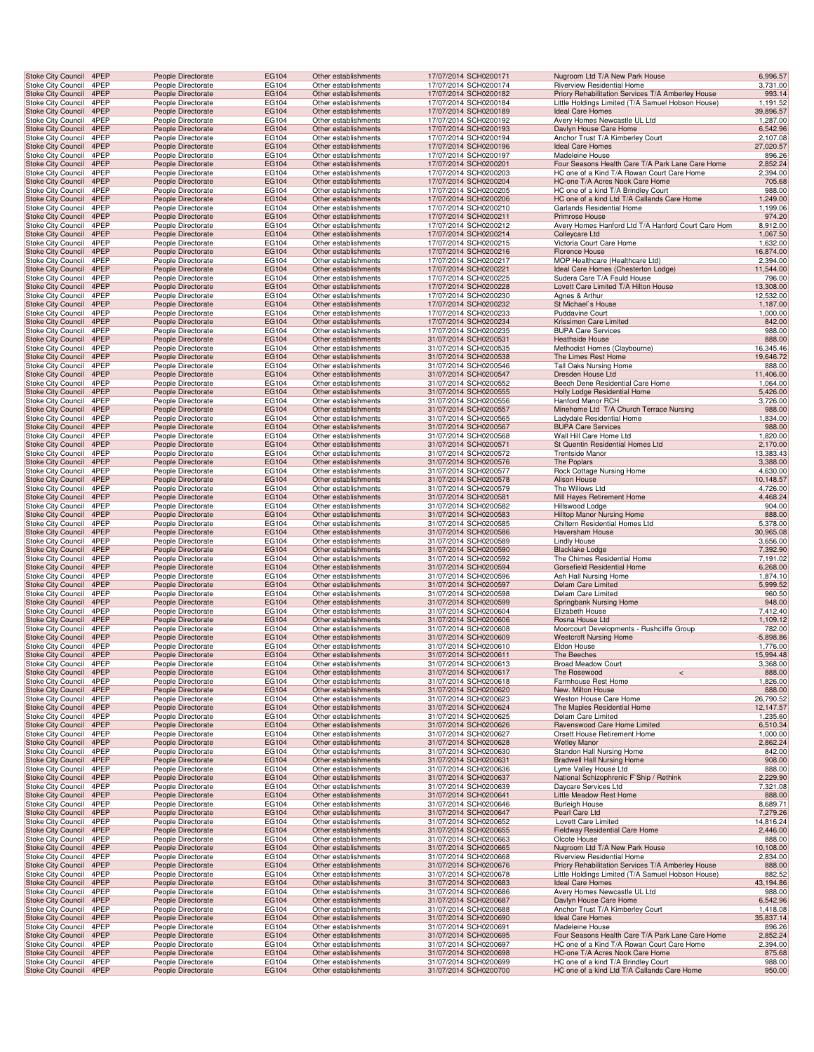| Stoke City Council | 4PEP | People Directorate | EG104 | Other establishments | 17/07/2014 | SCH0200171 | Nugroom Ltd T/A New Park House | 6,996.57 |
|---|---|---|---|---|---|---|---|---|
| Stoke City Council | 4PEP | People Directorate | EG104 | Other establishments | 17/07/2014 | SCH0200174 | Riverview Residential Home | 3,731.00 |
| Stoke City Council | 4PEP | People Directorate | EG104 | Other establishments | 17/07/2014 | SCH0200182 | Priory Rehabilitation Services T/A Amberley House | 993.14 |
| Stoke City Council | 4PEP | People Directorate | EG104 | Other establishments | 17/07/2014 | SCH0200184 | Little Holdings Limited (T/A Samuel Hobson House) | 1,191.52 |
| Stoke City Council | 4PEP | People Directorate | EG104 | Other establishments | 17/07/2014 | SCH0200189 | Ideal Care Homes | 39,896.57 |
| Stoke City Council | 4PEP | People Directorate | EG104 | Other establishments | 17/07/2014 | SCH0200192 | Avery Homes Newcastle UL Ltd | 1,287.00 |
| Stoke City Council | 4PEP | People Directorate | EG104 | Other establishments | 17/07/2014 | SCH0200193 | Davlyn House Care Home | 6,542.96 |
| Stoke City Council | 4PEP | People Directorate | EG104 | Other establishments | 17/07/2014 | SCH0200194 | Anchor Trust T/A Kimberley Court | 2,107.08 |
| Stoke City Council | 4PEP | People Directorate | EG104 | Other establishments | 17/07/2014 | SCH0200196 | Ideal Care Homes | 27,020.57 |
| Stoke City Council | 4PEP | People Directorate | EG104 | Other establishments | 17/07/2014 | SCH0200197 | Madeleine House | 896.26 |
| Stoke City Council | 4PEP | People Directorate | EG104 | Other establishments | 17/07/2014 | SCH0200201 | Four Seasons Health Care T/A Park Lane Care Home | 2,852.24 |
| Stoke City Council | 4PEP | People Directorate | EG104 | Other establishments | 17/07/2014 | SCH0200203 | HC one of a Kind T/A Rowan Court Care Home | 2,394.00 |
| Stoke City Council | 4PEP | People Directorate | EG104 | Other establishments | 17/07/2014 | SCH0200204 | HC-one T/A Acres Nook Care Home | 705.68 |
| Stoke City Council | 4PEP | People Directorate | EG104 | Other establishments | 17/07/2014 | SCH0200205 | HC one of a kind T/A Brindley Court | 988.00 |
| Stoke City Council | 4PEP | People Directorate | EG104 | Other establishments | 17/07/2014 | SCH0200206 | HC one of a kind Ltd T/A Callands Care Home | 1,249.00 |
| Stoke City Council | 4PEP | People Directorate | EG104 | Other establishments | 17/07/2014 | SCH0200210 | Garlands Residential Home | 1,199.06 |
| Stoke City Council | 4PEP | People Directorate | EG104 | Other establishments | 17/07/2014 | SCH0200211 | Primrose House | 974.20 |
| Stoke City Council | 4PEP | People Directorate | EG104 | Other establishments | 17/07/2014 | SCH0200212 | Avery Homes Hanford Ltd T/A Hanford Court Care Hom | 8,912.00 |
| Stoke City Council | 4PEP | People Directorate | EG104 | Other establishments | 17/07/2014 | SCH0200214 | Colleycare Ltd | 1,067.50 |
| Stoke City Council | 4PEP | People Directorate | EG104 | Other establishments | 17/07/2014 | SCH0200215 | Victoria Court Care Home | 1,632.00 |
| Stoke City Council | 4PEP | People Directorate | EG104 | Other establishments | 17/07/2014 | SCH0200216 | Florence House | 16,874.00 |
| Stoke City Council | 4PEP | People Directorate | EG104 | Other establishments | 17/07/2014 | SCH0200217 | MOP Healthcare (Healthcare Ltd) | 2,394.00 |
| Stoke City Council | 4PEP | People Directorate | EG104 | Other establishments | 17/07/2014 | SCH0200221 | Ideal Care Homes (Chesterton Lodge) | 11,544.00 |
| Stoke City Council | 4PEP | People Directorate | EG104 | Other establishments | 17/07/2014 | SCH0200225 | Sudera Care T/A Fauld House | 796.00 |
| Stoke City Council | 4PEP | People Directorate | EG104 | Other establishments | 17/07/2014 | SCH0200228 | Lovett Care Limited T/A Hilton House | 13,308.00 |
| Stoke City Council | 4PEP | People Directorate | EG104 | Other establishments | 17/07/2014 | SCH0200230 | Agnes & Arthur | 12,532.00 |
| Stoke City Council | 4PEP | People Directorate | EG104 | Other establishments | 17/07/2014 | SCH0200232 | St Michael`s House | 1,187.00 |
| Stoke City Council | 4PEP | People Directorate | EG104 | Other establishments | 17/07/2014 | SCH0200233 | Puddavine Court | 1,000.00 |
| Stoke City Council | 4PEP | People Directorate | EG104 | Other establishments | 17/07/2014 | SCH0200234 | Krissimon Care Limited | 842.00 |
| Stoke City Council | 4PEP | People Directorate | EG104 | Other establishments | 17/07/2014 | SCH0200235 | BUPA Care Services | 988.00 |
| Stoke City Council | 4PEP | People Directorate | EG104 | Other establishments | 31/07/2014 | SCH0200531 | Heathside House | 888.00 |
| Stoke City Council | 4PEP | People Directorate | EG104 | Other establishments | 31/07/2014 | SCH0200535 | Methodist Homes (Claybourne) | 16,345.46 |
| Stoke City Council | 4PEP | People Directorate | EG104 | Other establishments | 31/07/2014 | SCH0200538 | The Limes Rest Home | 19,646.72 |
| Stoke City Council | 4PEP | People Directorate | EG104 | Other establishments | 31/07/2014 | SCH0200546 | Tall Oaks Nursing Home | 888.00 |
| Stoke City Council | 4PEP | People Directorate | EG104 | Other establishments | 31/07/2014 | SCH0200547 | Dresden House Ltd | 11,406.00 |
| Stoke City Council | 4PEP | People Directorate | EG104 | Other establishments | 31/07/2014 | SCH0200552 | Beech Dene Residential Care Home | 1,064.00 |
| Stoke City Council | 4PEP | People Directorate | EG104 | Other establishments | 31/07/2014 | SCH0200555 | Holly Lodge Residential Home | 5,426.00 |
| Stoke City Council | 4PEP | People Directorate | EG104 | Other establishments | 31/07/2014 | SCH0200556 | Hanford Manor RCH | 3,726.00 |
| Stoke City Council | 4PEP | People Directorate | EG104 | Other establishments | 31/07/2014 | SCH0200557 | Minehome Ltd T/A Church Terrace Nursing | 988.00 |
| Stoke City Council | 4PEP | People Directorate | EG104 | Other establishments | 31/07/2014 | SCH0200565 | Ladydale Residential Home | 1,834.00 |
| Stoke City Council | 4PEP | People Directorate | EG104 | Other establishments | 31/07/2014 | SCH0200567 | BUPA Care Services | 988.00 |
| Stoke City Council | 4PEP | People Directorate | EG104 | Other establishments | 31/07/2014 | SCH0200568 | Wall Hill Care Home Ltd | 1,820.00 |
| Stoke City Council | 4PEP | People Directorate | EG104 | Other establishments | 31/07/2014 | SCH0200571 | St Quentin Residential Homes Ltd | 2,170.00 |
| Stoke City Council | 4PEP | People Directorate | EG104 | Other establishments | 31/07/2014 | SCH0200572 | Trentside Manor | 13,383.43 |
| Stoke City Council | 4PEP | People Directorate | EG104 | Other establishments | 31/07/2014 | SCH0200576 | The Poplars | 3,388.00 |
| Stoke City Council | 4PEP | People Directorate | EG104 | Other establishments | 31/07/2014 | SCH0200577 | Rock Cottage Nursing Home | 4,630.00 |
| Stoke City Council | 4PEP | People Directorate | EG104 | Other establishments | 31/07/2014 | SCH0200578 | Alison House | 10,148.57 |
| Stoke City Council | 4PEP | People Directorate | EG104 | Other establishments | 31/07/2014 | SCH0200579 | The Willows Ltd | 4,726.00 |
| Stoke City Council | 4PEP | People Directorate | EG104 | Other establishments | 31/07/2014 | SCH0200581 | Mill Hayes Retirement Home | 4,468.24 |
| Stoke City Council | 4PEP | People Directorate | EG104 | Other establishments | 31/07/2014 | SCH0200582 | Hillswood Lodge | 904.00 |
| Stoke City Council | 4PEP | People Directorate | EG104 | Other establishments | 31/07/2014 | SCH0200583 | Hilltop Manor Nursing Home | 888.00 |
| Stoke City Council | 4PEP | People Directorate | EG104 | Other establishments | 31/07/2014 | SCH0200585 | Chiltern Residential Homes Ltd | 5,378.00 |
| Stoke City Council | 4PEP | People Directorate | EG104 | Other establishments | 31/07/2014 | SCH0200586 | Haversham House | 30,965.08 |
| Stoke City Council | 4PEP | People Directorate | EG104 | Other establishments | 31/07/2014 | SCH0200589 | Lindly House | 3,656.00 |
| Stoke City Council | 4PEP | People Directorate | EG104 | Other establishments | 31/07/2014 | SCH0200590 | Blacklake Lodge | 7,392.90 |
| Stoke City Council | 4PEP | People Directorate | EG104 | Other establishments | 31/07/2014 | SCH0200592 | The Chimes Residential Home | 7,191.02 |
| Stoke City Council | 4PEP | People Directorate | EG104 | Other establishments | 31/07/2014 | SCH0200594 | Gorsefield Residential Home | 6,268.00 |
| Stoke City Council | 4PEP | People Directorate | EG104 | Other establishments | 31/07/2014 | SCH0200596 | Ash Hall Nursing Home | 1,874.10 |
| Stoke City Council | 4PEP | People Directorate | EG104 | Other establishments | 31/07/2014 | SCH0200597 | Delam Care Limited | 5,999.52 |
| Stoke City Council | 4PEP | People Directorate | EG104 | Other establishments | 31/07/2014 | SCH0200598 | Delam Care Limited | 960.50 |
| Stoke City Council | 4PEP | People Directorate | EG104 | Other establishments | 31/07/2014 | SCH0200599 | Springbank Nursing Home | 948.00 |
| Stoke City Council | 4PEP | People Directorate | EG104 | Other establishments | 31/07/2014 | SCH0200604 | Elizabeth House | 7,412.40 |
| Stoke City Council | 4PEP | People Directorate | EG104 | Other establishments | 31/07/2014 | SCH0200606 | Rosna House Ltd | 1,109.12 |
| Stoke City Council | 4PEP | People Directorate | EG104 | Other establishments | 31/07/2014 | SCH0200608 | Moorcourt Developments - Rushcliffe Group | 782.00 |
| Stoke City Council | 4PEP | People Directorate | EG104 | Other establishments | 31/07/2014 | SCH0200609 | Westcroft Nursing Home | -5,898.86 |
| Stoke City Council | 4PEP | People Directorate | EG104 | Other establishments | 31/07/2014 | SCH0200610 | Eldon House | 1,776.00 |
| Stoke City Council | 4PEP | People Directorate | EG104 | Other establishments | 31/07/2014 | SCH0200611 | The Beeches | 15,994.48 |
| Stoke City Council | 4PEP | People Directorate | EG104 | Other establishments | 31/07/2014 | SCH0200613 | Broad Meadow Court | 3,368.00 |
| Stoke City Council | 4PEP | People Directorate | EG104 | Other establishments | 31/07/2014 | SCH0200617 | The Rosewood < | 888.00 |
| Stoke City Council | 4PEP | People Directorate | EG104 | Other establishments | 31/07/2014 | SCH0200618 | Farmhouse Rest Home | 1,826.00 |
| Stoke City Council | 4PEP | People Directorate | EG104 | Other establishments | 31/07/2014 | SCH0200620 | New. Milton House | 888.00 |
| Stoke City Council | 4PEP | People Directorate | EG104 | Other establishments | 31/07/2014 | SCH0200623 | Weston House Care Home | 26,790.52 |
| Stoke City Council | 4PEP | People Directorate | EG104 | Other establishments | 31/07/2014 | SCH0200624 | The Maples Residential Home | 12,147.57 |
| Stoke City Council | 4PEP | People Directorate | EG104 | Other establishments | 31/07/2014 | SCH0200625 | Delam Care Limited | 1,235.60 |
| Stoke City Council | 4PEP | People Directorate | EG104 | Other establishments | 31/07/2014 | SCH0200626 | Ravenswood Care Home Limited | 6,510.34 |
| Stoke City Council | 4PEP | People Directorate | EG104 | Other establishments | 31/07/2014 | SCH0200627 | Orsett House Retirement Home | 1,000.00 |
| Stoke City Council | 4PEP | People Directorate | EG104 | Other establishments | 31/07/2014 | SCH0200628 | Wetley Manor | 2,862.24 |
| Stoke City Council | 4PEP | People Directorate | EG104 | Other establishments | 31/07/2014 | SCH0200630 | Standon Hall Nursing Home | 842.00 |
| Stoke City Council | 4PEP | People Directorate | EG104 | Other establishments | 31/07/2014 | SCH0200631 | Bradwell Hall Nursing Home | 908.00 |
| Stoke City Council | 4PEP | People Directorate | EG104 | Other establishments | 31/07/2014 | SCH0200636 | Lyme Valley House Ltd | 888.00 |
| Stoke City Council | 4PEP | People Directorate | EG104 | Other establishments | 31/07/2014 | SCH0200637 | National Schizophrenic F`Ship / Rethink | 2,229.90 |
| Stoke City Council | 4PEP | People Directorate | EG104 | Other establishments | 31/07/2014 | SCH0200639 | Daycare Services Ltd | 7,321.08 |
| Stoke City Council | 4PEP | People Directorate | EG104 | Other establishments | 31/07/2014 | SCH0200641 | Little Meadow Rest Home | 888.00 |
| Stoke City Council | 4PEP | People Directorate | EG104 | Other establishments | 31/07/2014 | SCH0200646 | Burleigh House | 8,689.71 |
| Stoke City Council | 4PEP | People Directorate | EG104 | Other establishments | 31/07/2014 | SCH0200647 | Pearl Care Ltd | 7,279.26 |
| Stoke City Council | 4PEP | People Directorate | EG104 | Other establishments | 31/07/2014 | SCH0200652 | Lovett Care Limited | 14,816.24 |
| Stoke City Council | 4PEP | People Directorate | EG104 | Other establishments | 31/07/2014 | SCH0200655 | Fieldway Residential Care Home | 2,446.00 |
| Stoke City Council | 4PEP | People Directorate | EG104 | Other establishments | 31/07/2014 | SCH0200663 | Olcote House | 888.00 |
| Stoke City Council | 4PEP | People Directorate | EG104 | Other establishments | 31/07/2014 | SCH0200665 | Nugroom Ltd T/A New Park House | 10,108.00 |
| Stoke City Council | 4PEP | People Directorate | EG104 | Other establishments | 31/07/2014 | SCH0200668 | Riverview Residential Home | 2,834.00 |
| Stoke City Council | 4PEP | People Directorate | EG104 | Other establishments | 31/07/2014 | SCH0200676 | Priory Rehabilitation Services T/A Amberley House | 888.00 |
| Stoke City Council | 4PEP | People Directorate | EG104 | Other establishments | 31/07/2014 | SCH0200678 | Little Holdings Limited (T/A Samuel Hobson House) | 882.52 |
| Stoke City Council | 4PEP | People Directorate | EG104 | Other establishments | 31/07/2014 | SCH0200683 | Ideal Care Homes | 43,194.86 |
| Stoke City Council | 4PEP | People Directorate | EG104 | Other establishments | 31/07/2014 | SCH0200686 | Avery Homes Newcastle UL Ltd | 988.00 |
| Stoke City Council | 4PEP | People Directorate | EG104 | Other establishments | 31/07/2014 | SCH0200687 | Davlyn House Care Home | 6,542.96 |
| Stoke City Council | 4PEP | People Directorate | EG104 | Other establishments | 31/07/2014 | SCH0200688 | Anchor Trust T/A Kimberley Court | 1,418.08 |
| Stoke City Council | 4PEP | People Directorate | EG104 | Other establishments | 31/07/2014 | SCH0200690 | Ideal Care Homes | 35,837.14 |
| Stoke City Council | 4PEP | People Directorate | EG104 | Other establishments | 31/07/2014 | SCH0200691 | Madeleine House | 896.26 |
| Stoke City Council | 4PEP | People Directorate | EG104 | Other establishments | 31/07/2014 | SCH0200695 | Four Seasons Health Care T/A Park Lane Care Home | 2,852.24 |
| Stoke City Council | 4PEP | People Directorate | EG104 | Other establishments | 31/07/2014 | SCH0200697 | HC one of a Kind T/A Rowan Court Care Home | 2,394.00 |
| Stoke City Council | 4PEP | People Directorate | EG104 | Other establishments | 31/07/2014 | SCH0200698 | HC-one T/A Acres Nook Care Home | 875.68 |
| Stoke City Council | 4PEP | People Directorate | EG104 | Other establishments | 31/07/2014 | SCH0200699 | HC one of a kind T/A Brindley Court | 988.00 |
| Stoke City Council | 4PEP | People Directorate | EG104 | Other establishments | 31/07/2014 | SCH0200700 | HC one of a kind Ltd T/A Callands Care Home | 950.00 |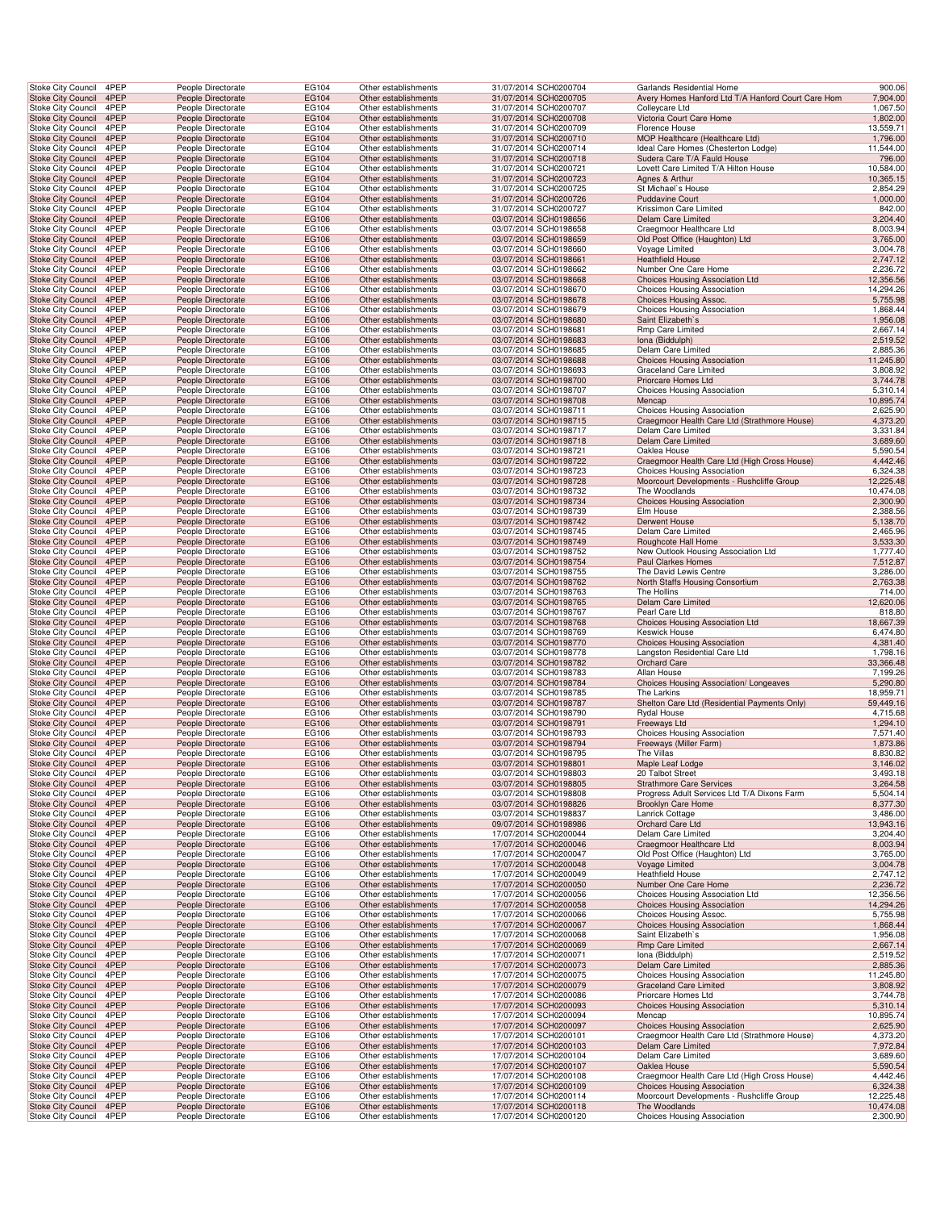| Stoke City Council | 4PEP | People Directorate | EG104 | Other establishments | 31/07/2014 | SCH0200704 | Garlands Residential Home | 900.06 |
|---|---|---|---|---|---|---|---|---|
| Stoke City Council | 4PEP | People Directorate | EG104 | Other establishments | 31/07/2014 | SCH0200705 | Avery Homes Hanford Ltd T/A Hanford Court Care Hom | 7,904.00 |
| Stoke City Council | 4PEP | People Directorate | EG104 | Other establishments | 31/07/2014 | SCH0200707 | Colleycare Ltd | 1,067.50 |
| Stoke City Council | 4PEP | People Directorate | EG104 | Other establishments | 31/07/2014 | SCH0200708 | Victoria Court Care Home | 1,802.00 |
| Stoke City Council | 4PEP | People Directorate | EG104 | Other establishments | 31/07/2014 | SCH0200709 | Florence House | 13,559.71 |
| Stoke City Council | 4PEP | People Directorate | EG104 | Other establishments | 31/07/2014 | SCH0200710 | MOP Healthcare (Healthcare Ltd) | 1,796.00 |
| Stoke City Council | 4PEP | People Directorate | EG104 | Other establishments | 31/07/2014 | SCH0200714 | Ideal Care Homes (Chesterton Lodge) | 11,544.00 |
| Stoke City Council | 4PEP | People Directorate | EG104 | Other establishments | 31/07/2014 | SCH0200718 | Sudera Care T/A Fauld House | 796.00 |
| Stoke City Council | 4PEP | People Directorate | EG104 | Other establishments | 31/07/2014 | SCH0200721 | Lovett Care Limited T/A Hilton House | 10,584.00 |
| Stoke City Council | 4PEP | People Directorate | EG104 | Other establishments | 31/07/2014 | SCH0200723 | Agnes & Arthur | 10,365.15 |
| Stoke City Council | 4PEP | People Directorate | EG104 | Other establishments | 31/07/2014 | SCH0200725 | St Michael`s House | 2,854.29 |
| Stoke City Council | 4PEP | People Directorate | EG104 | Other establishments | 31/07/2014 | SCH0200726 | Puddavine Court | 1,000.00 |
| Stoke City Council | 4PEP | People Directorate | EG104 | Other establishments | 31/07/2014 | SCH0200727 | Krissimon Care Limited | 842.00 |
| Stoke City Council | 4PEP | People Directorate | EG106 | Other establishments | 03/07/2014 | SCH0198656 | Delam Care Limited | 3,204.40 |
| Stoke City Council | 4PEP | People Directorate | EG106 | Other establishments | 03/07/2014 | SCH0198658 | Craegmoor Healthcare Ltd | 8,003.94 |
| Stoke City Council | 4PEP | People Directorate | EG106 | Other establishments | 03/07/2014 | SCH0198659 | Old Post Office (Haughton) Ltd | 3,765.00 |
| Stoke City Council | 4PEP | People Directorate | EG106 | Other establishments | 03/07/2014 | SCH0198660 | Voyage Limited | 3,004.78 |
| Stoke City Council | 4PEP | People Directorate | EG106 | Other establishments | 03/07/2014 | SCH0198661 | Heathfield House | 2,747.12 |
| Stoke City Council | 4PEP | People Directorate | EG106 | Other establishments | 03/07/2014 | SCH0198662 | Number One Care Home | 2,236.72 |
| Stoke City Council | 4PEP | People Directorate | EG106 | Other establishments | 03/07/2014 | SCH0198668 | Choices Housing Association Ltd | 12,356.56 |
| Stoke City Council | 4PEP | People Directorate | EG106 | Other establishments | 03/07/2014 | SCH0198670 | Choices Housing Association | 14,294.26 |
| Stoke City Council | 4PEP | People Directorate | EG106 | Other establishments | 03/07/2014 | SCH0198678 | Choices Housing Assoc. | 5,755.98 |
| Stoke City Council | 4PEP | People Directorate | EG106 | Other establishments | 03/07/2014 | SCH0198679 | Choices Housing Association | 1,868.44 |
| Stoke City Council | 4PEP | People Directorate | EG106 | Other establishments | 03/07/2014 | SCH0198680 | Saint Elizabeth`s | 1,956.08 |
| Stoke City Council | 4PEP | People Directorate | EG106 | Other establishments | 03/07/2014 | SCH0198681 | Rmp Care Limited | 2,667.14 |
| Stoke City Council | 4PEP | People Directorate | EG106 | Other establishments | 03/07/2014 | SCH0198683 | Iona (Biddulph) | 2,519.52 |
| Stoke City Council | 4PEP | People Directorate | EG106 | Other establishments | 03/07/2014 | SCH0198685 | Delam Care Limited | 2,885.36 |
| Stoke City Council | 4PEP | People Directorate | EG106 | Other establishments | 03/07/2014 | SCH0198688 | Choices Housing Association | 11,245.80 |
| Stoke City Council | 4PEP | People Directorate | EG106 | Other establishments | 03/07/2014 | SCH0198693 | Graceland Care Limited | 3,808.92 |
| Stoke City Council | 4PEP | People Directorate | EG106 | Other establishments | 03/07/2014 | SCH0198700 | Priorcare Homes Ltd | 3,744.78 |
| Stoke City Council | 4PEP | People Directorate | EG106 | Other establishments | 03/07/2014 | SCH0198707 | Choices Housing Association | 5,310.14 |
| Stoke City Council | 4PEP | People Directorate | EG106 | Other establishments | 03/07/2014 | SCH0198708 | Mencap | 10,895.74 |
| Stoke City Council | 4PEP | People Directorate | EG106 | Other establishments | 03/07/2014 | SCH0198711 | Choices Housing Association | 2,625.90 |
| Stoke City Council | 4PEP | People Directorate | EG106 | Other establishments | 03/07/2014 | SCH0198715 | Craegmoor Health Care Ltd (Strathmore House) | 4,373.20 |
| Stoke City Council | 4PEP | People Directorate | EG106 | Other establishments | 03/07/2014 | SCH0198717 | Delam Care Limited | 3,331.84 |
| Stoke City Council | 4PEP | People Directorate | EG106 | Other establishments | 03/07/2014 | SCH0198718 | Delam Care Limited | 3,689.60 |
| Stoke City Council | 4PEP | People Directorate | EG106 | Other establishments | 03/07/2014 | SCH0198721 | Oaklea House | 5,590.54 |
| Stoke City Council | 4PEP | People Directorate | EG106 | Other establishments | 03/07/2014 | SCH0198722 | Craegmoor Health Care Ltd (High Cross House) | 4,442.46 |
| Stoke City Council | 4PEP | People Directorate | EG106 | Other establishments | 03/07/2014 | SCH0198723 | Choices Housing Association | 6,324.38 |
| Stoke City Council | 4PEP | People Directorate | EG106 | Other establishments | 03/07/2014 | SCH0198728 | Moorcourt Developments - Rushcliffe Group | 12,225.48 |
| Stoke City Council | 4PEP | People Directorate | EG106 | Other establishments | 03/07/2014 | SCH0198732 | The Woodlands | 10,474.08 |
| Stoke City Council | 4PEP | People Directorate | EG106 | Other establishments | 03/07/2014 | SCH0198734 | Choices Housing Association | 2,300.90 |
| Stoke City Council | 4PEP | People Directorate | EG106 | Other establishments | 03/07/2014 | SCH0198739 | Elm House | 2,388.56 |
| Stoke City Council | 4PEP | People Directorate | EG106 | Other establishments | 03/07/2014 | SCH0198742 | Derwent House | 5,138.70 |
| Stoke City Council | 4PEP | People Directorate | EG106 | Other establishments | 03/07/2014 | SCH0198745 | Delam Care Limited | 2,465.96 |
| Stoke City Council | 4PEP | People Directorate | EG106 | Other establishments | 03/07/2014 | SCH0198749 | Roughcote Hall Home | 3,533.30 |
| Stoke City Council | 4PEP | People Directorate | EG106 | Other establishments | 03/07/2014 | SCH0198752 | New Outlook Housing Association Ltd | 1,777.40 |
| Stoke City Council | 4PEP | People Directorate | EG106 | Other establishments | 03/07/2014 | SCH0198754 | Paul Clarkes Homes | 7,512.87 |
| Stoke City Council | 4PEP | People Directorate | EG106 | Other establishments | 03/07/2014 | SCH0198755 | The David Lewis Centre | 3,286.00 |
| Stoke City Council | 4PEP | People Directorate | EG106 | Other establishments | 03/07/2014 | SCH0198762 | North Staffs Housing Consortium | 2,763.38 |
| Stoke City Council | 4PEP | People Directorate | EG106 | Other establishments | 03/07/2014 | SCH0198763 | The Hollins | 714.00 |
| Stoke City Council | 4PEP | People Directorate | EG106 | Other establishments | 03/07/2014 | SCH0198765 | Delam Care Limited | 12,620.06 |
| Stoke City Council | 4PEP | People Directorate | EG106 | Other establishments | 03/07/2014 | SCH0198767 | Pearl Care Ltd | 818.80 |
| Stoke City Council | 4PEP | People Directorate | EG106 | Other establishments | 03/07/2014 | SCH0198768 | Choices Housing Association Ltd | 18,667.39 |
| Stoke City Council | 4PEP | People Directorate | EG106 | Other establishments | 03/07/2014 | SCH0198769 | Keswick House | 6,474.80 |
| Stoke City Council | 4PEP | People Directorate | EG106 | Other establishments | 03/07/2014 | SCH0198770 | Choices Housing Association | 4,381.40 |
| Stoke City Council | 4PEP | People Directorate | EG106 | Other establishments | 03/07/2014 | SCH0198778 | Langston Residential Care Ltd | 1,798.16 |
| Stoke City Council | 4PEP | People Directorate | EG106 | Other establishments | 03/07/2014 | SCH0198782 | Orchard Care | 33,366.48 |
| Stoke City Council | 4PEP | People Directorate | EG106 | Other establishments | 03/07/2014 | SCH0198783 | Allan House | 7,199.26 |
| Stoke City Council | 4PEP | People Directorate | EG106 | Other establishments | 03/07/2014 | SCH0198784 | Choices Housing Association/ Longeaves | 5,290.80 |
| Stoke City Council | 4PEP | People Directorate | EG106 | Other establishments | 03/07/2014 | SCH0198785 | The Larkins | 18,959.71 |
| Stoke City Council | 4PEP | People Directorate | EG106 | Other establishments | 03/07/2014 | SCH0198787 | Shelton Care Ltd (Residential Payments Only) | 59,449.16 |
| Stoke City Council | 4PEP | People Directorate | EG106 | Other establishments | 03/07/2014 | SCH0198790 | Rydal House | 4,715.68 |
| Stoke City Council | 4PEP | People Directorate | EG106 | Other establishments | 03/07/2014 | SCH0198791 | Freeways Ltd | 1,294.10 |
| Stoke City Council | 4PEP | People Directorate | EG106 | Other establishments | 03/07/2014 | SCH0198793 | Choices Housing Association | 7,571.40 |
| Stoke City Council | 4PEP | People Directorate | EG106 | Other establishments | 03/07/2014 | SCH0198794 | Freeways (Miller Farm) | 1,873.86 |
| Stoke City Council | 4PEP | People Directorate | EG106 | Other establishments | 03/07/2014 | SCH0198795 | The Villas | 8,830.82 |
| Stoke City Council | 4PEP | People Directorate | EG106 | Other establishments | 03/07/2014 | SCH0198801 | Maple Leaf Lodge | 3,146.02 |
| Stoke City Council | 4PEP | People Directorate | EG106 | Other establishments | 03/07/2014 | SCH0198803 | 20 Talbot Street | 3,493.18 |
| Stoke City Council | 4PEP | People Directorate | EG106 | Other establishments | 03/07/2014 | SCH0198805 | Strathmore Care Services | 3,264.58 |
| Stoke City Council | 4PEP | People Directorate | EG106 | Other establishments | 03/07/2014 | SCH0198808 | Progress Adult Services Ltd T/A Dixons Farm | 5,504.14 |
| Stoke City Council | 4PEP | People Directorate | EG106 | Other establishments | 03/07/2014 | SCH0198826 | Brooklyn Care Home | 8,377.30 |
| Stoke City Council | 4PEP | People Directorate | EG106 | Other establishments | 03/07/2014 | SCH0198837 | Lanrick Cottage | 3,486.00 |
| Stoke City Council | 4PEP | People Directorate | EG106 | Other establishments | 09/07/2014 | SCH0198986 | Orchard Care Ltd | 13,943.16 |
| Stoke City Council | 4PEP | People Directorate | EG106 | Other establishments | 17/07/2014 | SCH0200044 | Delam Care Limited | 3,204.40 |
| Stoke City Council | 4PEP | People Directorate | EG106 | Other establishments | 17/07/2014 | SCH0200046 | Craegmoor Healthcare Ltd | 8,003.94 |
| Stoke City Council | 4PEP | People Directorate | EG106 | Other establishments | 17/07/2014 | SCH0200047 | Old Post Office (Haughton) Ltd | 3,765.00 |
| Stoke City Council | 4PEP | People Directorate | EG106 | Other establishments | 17/07/2014 | SCH0200048 | Voyage Limited | 3,004.78 |
| Stoke City Council | 4PEP | People Directorate | EG106 | Other establishments | 17/07/2014 | SCH0200049 | Heathfield House | 2,747.12 |
| Stoke City Council | 4PEP | People Directorate | EG106 | Other establishments | 17/07/2014 | SCH0200050 | Number One Care Home | 2,236.72 |
| Stoke City Council | 4PEP | People Directorate | EG106 | Other establishments | 17/07/2014 | SCH0200056 | Choices Housing Association Ltd | 12,356.56 |
| Stoke City Council | 4PEP | People Directorate | EG106 | Other establishments | 17/07/2014 | SCH0200058 | Choices Housing Association | 14,294.26 |
| Stoke City Council | 4PEP | People Directorate | EG106 | Other establishments | 17/07/2014 | SCH0200066 | Choices Housing Assoc. | 5,755.98 |
| Stoke City Council | 4PEP | People Directorate | EG106 | Other establishments | 17/07/2014 | SCH0200067 | Choices Housing Association | 1,868.44 |
| Stoke City Council | 4PEP | People Directorate | EG106 | Other establishments | 17/07/2014 | SCH0200068 | Saint Elizabeth`s | 1,956.08 |
| Stoke City Council | 4PEP | People Directorate | EG106 | Other establishments | 17/07/2014 | SCH0200069 | Rmp Care Limited | 2,667.14 |
| Stoke City Council | 4PEP | People Directorate | EG106 | Other establishments | 17/07/2014 | SCH0200071 | Iona (Biddulph) | 2,519.52 |
| Stoke City Council | 4PEP | People Directorate | EG106 | Other establishments | 17/07/2014 | SCH0200073 | Delam Care Limited | 2,885.36 |
| Stoke City Council | 4PEP | People Directorate | EG106 | Other establishments | 17/07/2014 | SCH0200075 | Choices Housing Association | 11,245.80 |
| Stoke City Council | 4PEP | People Directorate | EG106 | Other establishments | 17/07/2014 | SCH0200079 | Graceland Care Limited | 3,808.92 |
| Stoke City Council | 4PEP | People Directorate | EG106 | Other establishments | 17/07/2014 | SCH0200086 | Priorcare Homes Ltd | 3,744.78 |
| Stoke City Council | 4PEP | People Directorate | EG106 | Other establishments | 17/07/2014 | SCH0200093 | Choices Housing Association | 5,310.14 |
| Stoke City Council | 4PEP | People Directorate | EG106 | Other establishments | 17/07/2014 | SCH0200094 | Mencap | 10,895.74 |
| Stoke City Council | 4PEP | People Directorate | EG106 | Other establishments | 17/07/2014 | SCH0200097 | Choices Housing Association | 2,625.90 |
| Stoke City Council | 4PEP | People Directorate | EG106 | Other establishments | 17/07/2014 | SCH0200101 | Craegmoor Health Care Ltd (Strathmore House) | 4,373.20 |
| Stoke City Council | 4PEP | People Directorate | EG106 | Other establishments | 17/07/2014 | SCH0200103 | Delam Care Limited | 7,972.84 |
| Stoke City Council | 4PEP | People Directorate | EG106 | Other establishments | 17/07/2014 | SCH0200104 | Delam Care Limited | 3,689.60 |
| Stoke City Council | 4PEP | People Directorate | EG106 | Other establishments | 17/07/2014 | SCH0200107 | Oaklea House | 5,590.54 |
| Stoke City Council | 4PEP | People Directorate | EG106 | Other establishments | 17/07/2014 | SCH0200108 | Craegmoor Health Care Ltd (High Cross House) | 4,442.46 |
| Stoke City Council | 4PEP | People Directorate | EG106 | Other establishments | 17/07/2014 | SCH0200109 | Choices Housing Association | 6,324.38 |
| Stoke City Council | 4PEP | People Directorate | EG106 | Other establishments | 17/07/2014 | SCH0200114 | Moorcourt Developments - Rushcliffe Group | 12,225.48 |
| Stoke City Council | 4PEP | People Directorate | EG106 | Other establishments | 17/07/2014 | SCH0200118 | The Woodlands | 10,474.08 |
| Stoke City Council | 4PEP | People Directorate | EG106 | Other establishments | 17/07/2014 | SCH0200120 | Choices Housing Association | 2,300.90 |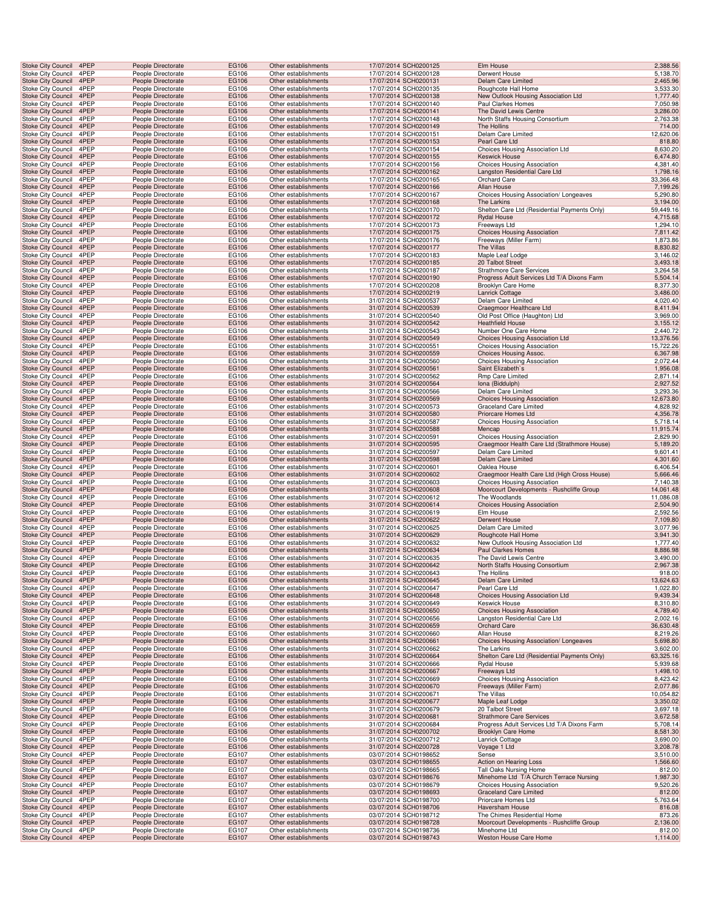| Stoke City Council | 4PEP | People Directorate | EG106 | Other establishments | 17/07/2014 | SCH0200125 | Elm House | 2,388.56 |
|---|---|---|---|---|---|---|---|---|
| Stoke City Council | 4PEP | People Directorate | EG106 | Other establishments | 17/07/2014 | SCH0200128 | Derwent House | 5,138.70 |
| Stoke City Council | 4PEP | People Directorate | EG106 | Other establishments | 17/07/2014 | SCH0200131 | Delam Care Limited | 2,465.96 |
| Stoke City Council | 4PEP | People Directorate | EG106 | Other establishments | 17/07/2014 | SCH0200135 | Roughcote Hall Home | 3,533.30 |
| Stoke City Council | 4PEP | People Directorate | EG106 | Other establishments | 17/07/2014 | SCH0200138 | New Outlook Housing Association Ltd | 1,777.40 |
| Stoke City Council | 4PEP | People Directorate | EG106 | Other establishments | 17/07/2014 | SCH0200140 | Paul Clarkes Homes | 7,050.98 |
| Stoke City Council | 4PEP | People Directorate | EG106 | Other establishments | 17/07/2014 | SCH0200141 | The David Lewis Centre | 3,286.00 |
| Stoke City Council | 4PEP | People Directorate | EG106 | Other establishments | 17/07/2014 | SCH0200148 | North Staffs Housing Consortium | 2,763.38 |
| Stoke City Council | 4PEP | People Directorate | EG106 | Other establishments | 17/07/2014 | SCH0200149 | The Hollins | 714.00 |
| Stoke City Council | 4PEP | People Directorate | EG106 | Other establishments | 17/07/2014 | SCH0200151 | Delam Care Limited | 12,620.06 |
| Stoke City Council | 4PEP | People Directorate | EG106 | Other establishments | 17/07/2014 | SCH0200153 | Pearl Care Ltd | 818.80 |
| Stoke City Council | 4PEP | People Directorate | EG106 | Other establishments | 17/07/2014 | SCH0200154 | Choices Housing Association Ltd | 8,630.20 |
| Stoke City Council | 4PEP | People Directorate | EG106 | Other establishments | 17/07/2014 | SCH0200155 | Keswick House | 6,474.80 |
| Stoke City Council | 4PEP | People Directorate | EG106 | Other establishments | 17/07/2014 | SCH0200156 | Choices Housing Association | 4,381.40 |
| Stoke City Council | 4PEP | People Directorate | EG106 | Other establishments | 17/07/2014 | SCH0200162 | Langston Residential Care Ltd | 1,798.16 |
| Stoke City Council | 4PEP | People Directorate | EG106 | Other establishments | 17/07/2014 | SCH0200165 | Orchard Care | 33,366.48 |
| Stoke City Council | 4PEP | People Directorate | EG106 | Other establishments | 17/07/2014 | SCH0200166 | Allan House | 7,199.26 |
| Stoke City Council | 4PEP | People Directorate | EG106 | Other establishments | 17/07/2014 | SCH0200167 | Choices Housing Association/ Longeaves | 5,290.80 |
| Stoke City Council | 4PEP | People Directorate | EG106 | Other establishments | 17/07/2014 | SCH0200168 | The Larkins | 3,194.00 |
| Stoke City Council | 4PEP | People Directorate | EG106 | Other establishments | 17/07/2014 | SCH0200170 | Shelton Care Ltd (Residential Payments Only) | 59,449.16 |
| Stoke City Council | 4PEP | People Directorate | EG106 | Other establishments | 17/07/2014 | SCH0200172 | Rydal House | 4,715.68 |
| Stoke City Council | 4PEP | People Directorate | EG106 | Other establishments | 17/07/2014 | SCH0200173 | Freeways Ltd | 1,294.10 |
| Stoke City Council | 4PEP | People Directorate | EG106 | Other establishments | 17/07/2014 | SCH0200175 | Choices Housing Association | 7,811.42 |
| Stoke City Council | 4PEP | People Directorate | EG106 | Other establishments | 17/07/2014 | SCH0200176 | Freeways (Miller Farm) | 1,873.86 |
| Stoke City Council | 4PEP | People Directorate | EG106 | Other establishments | 17/07/2014 | SCH0200177 | The Villas | 8,830.82 |
| Stoke City Council | 4PEP | People Directorate | EG106 | Other establishments | 17/07/2014 | SCH0200183 | Maple Leaf Lodge | 3,146.02 |
| Stoke City Council | 4PEP | People Directorate | EG106 | Other establishments | 17/07/2014 | SCH0200185 | 20 Talbot Street | 3,493.18 |
| Stoke City Council | 4PEP | People Directorate | EG106 | Other establishments | 17/07/2014 | SCH0200187 | Strathmore Care Services | 3,264.58 |
| Stoke City Council | 4PEP | People Directorate | EG106 | Other establishments | 17/07/2014 | SCH0200190 | Progress Adult Services Ltd T/A Dixons Farm | 5,504.14 |
| Stoke City Council | 4PEP | People Directorate | EG106 | Other establishments | 17/07/2014 | SCH0200208 | Brooklyn Care Home | 8,377.30 |
| Stoke City Council | 4PEP | People Directorate | EG106 | Other establishments | 17/07/2014 | SCH0200219 | Lanrick Cottage | 3,486.00 |
| Stoke City Council | 4PEP | People Directorate | EG106 | Other establishments | 31/07/2014 | SCH0200537 | Delam Care Limited | 4,020.40 |
| Stoke City Council | 4PEP | People Directorate | EG106 | Other establishments | 31/07/2014 | SCH0200539 | Craegmoor Healthcare Ltd | 8,411.94 |
| Stoke City Council | 4PEP | People Directorate | EG106 | Other establishments | 31/07/2014 | SCH0200540 | Old Post Office (Haughton) Ltd | 3,969.00 |
| Stoke City Council | 4PEP | People Directorate | EG106 | Other establishments | 31/07/2014 | SCH0200542 | Heathfield House | 3,155.12 |
| Stoke City Council | 4PEP | People Directorate | EG106 | Other establishments | 31/07/2014 | SCH0200543 | Number One Care Home | 2,440.72 |
| Stoke City Council | 4PEP | People Directorate | EG106 | Other establishments | 31/07/2014 | SCH0200549 | Choices Housing Association Ltd | 13,376.56 |
| Stoke City Council | 4PEP | People Directorate | EG106 | Other establishments | 31/07/2014 | SCH0200551 | Choices Housing Association | 15,722.26 |
| Stoke City Council | 4PEP | People Directorate | EG106 | Other establishments | 31/07/2014 | SCH0200559 | Choices Housing Assoc. | 6,367.98 |
| Stoke City Council | 4PEP | People Directorate | EG106 | Other establishments | 31/07/2014 | SCH0200560 | Choices Housing Association | 2,072.44 |
| Stoke City Council | 4PEP | People Directorate | EG106 | Other establishments | 31/07/2014 | SCH0200561 | Saint Elizabeth`s | 1,956.08 |
| Stoke City Council | 4PEP | People Directorate | EG106 | Other establishments | 31/07/2014 | SCH0200562 | Rmp Care Limited | 2,871.14 |
| Stoke City Council | 4PEP | People Directorate | EG106 | Other establishments | 31/07/2014 | SCH0200564 | Iona (Biddulph) | 2,927.52 |
| Stoke City Council | 4PEP | People Directorate | EG106 | Other establishments | 31/07/2014 | SCH0200566 | Delam Care Limited | 3,293.36 |
| Stoke City Council | 4PEP | People Directorate | EG106 | Other establishments | 31/07/2014 | SCH0200569 | Choices Housing Association | 12,673.80 |
| Stoke City Council | 4PEP | People Directorate | EG106 | Other establishments | 31/07/2014 | SCH0200573 | Graceland Care Limited | 4,828.92 |
| Stoke City Council | 4PEP | People Directorate | EG106 | Other establishments | 31/07/2014 | SCH0200580 | Priorcare Homes Ltd | 4,356.78 |
| Stoke City Council | 4PEP | People Directorate | EG106 | Other establishments | 31/07/2014 | SCH0200587 | Choices Housing Association | 5,718.14 |
| Stoke City Council | 4PEP | People Directorate | EG106 | Other establishments | 31/07/2014 | SCH0200588 | Mencap | 11,915.74 |
| Stoke City Council | 4PEP | People Directorate | EG106 | Other establishments | 31/07/2014 | SCH0200591 | Choices Housing Association | 2,829.90 |
| Stoke City Council | 4PEP | People Directorate | EG106 | Other establishments | 31/07/2014 | SCH0200595 | Craegmoor Health Care Ltd (Strathmore House) | 5,189.20 |
| Stoke City Council | 4PEP | People Directorate | EG106 | Other establishments | 31/07/2014 | SCH0200597 | Delam Care Limited | 9,601.41 |
| Stoke City Council | 4PEP | People Directorate | EG106 | Other establishments | 31/07/2014 | SCH0200598 | Delam Care Limited | 4,301.60 |
| Stoke City Council | 4PEP | People Directorate | EG106 | Other establishments | 31/07/2014 | SCH0200601 | Oaklea House | 6,406.54 |
| Stoke City Council | 4PEP | People Directorate | EG106 | Other establishments | 31/07/2014 | SCH0200602 | Craegmoor Health Care Ltd (High Cross House) | 5,666.46 |
| Stoke City Council | 4PEP | People Directorate | EG106 | Other establishments | 31/07/2014 | SCH0200603 | Choices Housing Association | 7,140.38 |
| Stoke City Council | 4PEP | People Directorate | EG106 | Other establishments | 31/07/2014 | SCH0200608 | Moorcourt Developments - Rushcliffe Group | 14,061.48 |
| Stoke City Council | 4PEP | People Directorate | EG106 | Other establishments | 31/07/2014 | SCH0200612 | The Woodlands | 11,086.08 |
| Stoke City Council | 4PEP | People Directorate | EG106 | Other establishments | 31/07/2014 | SCH0200614 | Choices Housing Association | 2,504.90 |
| Stoke City Council | 4PEP | People Directorate | EG106 | Other establishments | 31/07/2014 | SCH0200619 | Elm House | 2,592.56 |
| Stoke City Council | 4PEP | People Directorate | EG106 | Other establishments | 31/07/2014 | SCH0200622 | Derwent House | 7,109.80 |
| Stoke City Council | 4PEP | People Directorate | EG106 | Other establishments | 31/07/2014 | SCH0200625 | Delam Care Limited | 3,077.96 |
| Stoke City Council | 4PEP | People Directorate | EG106 | Other establishments | 31/07/2014 | SCH0200629 | Roughcote Hall Home | 3,941.30 |
| Stoke City Council | 4PEP | People Directorate | EG106 | Other establishments | 31/07/2014 | SCH0200632 | New Outlook Housing Association Ltd | 1,777.40 |
| Stoke City Council | 4PEP | People Directorate | EG106 | Other establishments | 31/07/2014 | SCH0200634 | Paul Clarkes Homes | 8,886.98 |
| Stoke City Council | 4PEP | People Directorate | EG106 | Other establishments | 31/07/2014 | SCH0200635 | The David Lewis Centre | 3,490.00 |
| Stoke City Council | 4PEP | People Directorate | EG106 | Other establishments | 31/07/2014 | SCH0200642 | North Staffs Housing Consortium | 2,967.38 |
| Stoke City Council | 4PEP | People Directorate | EG106 | Other establishments | 31/07/2014 | SCH0200643 | The Hollins | 918.00 |
| Stoke City Council | 4PEP | People Directorate | EG106 | Other establishments | 31/07/2014 | SCH0200645 | Delam Care Limited | 13,624.63 |
| Stoke City Council | 4PEP | People Directorate | EG106 | Other establishments | 31/07/2014 | SCH0200647 | Pearl Care Ltd | 1,022.80 |
| Stoke City Council | 4PEP | People Directorate | EG106 | Other establishments | 31/07/2014 | SCH0200648 | Choices Housing Association Ltd | 9,439.34 |
| Stoke City Council | 4PEP | People Directorate | EG106 | Other establishments | 31/07/2014 | SCH0200649 | Keswick House | 8,310.80 |
| Stoke City Council | 4PEP | People Directorate | EG106 | Other establishments | 31/07/2014 | SCH0200650 | Choices Housing Association | 4,789.40 |
| Stoke City Council | 4PEP | People Directorate | EG106 | Other establishments | 31/07/2014 | SCH0200656 | Langston Residential Care Ltd | 2,002.16 |
| Stoke City Council | 4PEP | People Directorate | EG106 | Other establishments | 31/07/2014 | SCH0200659 | Orchard Care | 36,630.48 |
| Stoke City Council | 4PEP | People Directorate | EG106 | Other establishments | 31/07/2014 | SCH0200660 | Allan House | 8,219.26 |
| Stoke City Council | 4PEP | People Directorate | EG106 | Other establishments | 31/07/2014 | SCH0200661 | Choices Housing Association/ Longeaves | 5,698.80 |
| Stoke City Council | 4PEP | People Directorate | EG106 | Other establishments | 31/07/2014 | SCH0200662 | The Larkins | 3,602.00 |
| Stoke City Council | 4PEP | People Directorate | EG106 | Other establishments | 31/07/2014 | SCH0200664 | Shelton Care Ltd (Residential Payments Only) | 63,325.16 |
| Stoke City Council | 4PEP | People Directorate | EG106 | Other establishments | 31/07/2014 | SCH0200666 | Rydal House | 5,939.68 |
| Stoke City Council | 4PEP | People Directorate | EG106 | Other establishments | 31/07/2014 | SCH0200667 | Freeways Ltd | 1,498.10 |
| Stoke City Council | 4PEP | People Directorate | EG106 | Other establishments | 31/07/2014 | SCH0200669 | Choices Housing Association | 8,423.42 |
| Stoke City Council | 4PEP | People Directorate | EG106 | Other establishments | 31/07/2014 | SCH0200670 | Freeways (Miller Farm) | 2,077.86 |
| Stoke City Council | 4PEP | People Directorate | EG106 | Other establishments | 31/07/2014 | SCH0200671 | The Villas | 10,054.82 |
| Stoke City Council | 4PEP | People Directorate | EG106 | Other establishments | 31/07/2014 | SCH0200677 | Maple Leaf Lodge | 3,350.02 |
| Stoke City Council | 4PEP | People Directorate | EG106 | Other establishments | 31/07/2014 | SCH0200679 | 20 Talbot Street | 3,697.18 |
| Stoke City Council | 4PEP | People Directorate | EG106 | Other establishments | 31/07/2014 | SCH0200681 | Strathmore Care Services | 3,672.58 |
| Stoke City Council | 4PEP | People Directorate | EG106 | Other establishments | 31/07/2014 | SCH0200684 | Progress Adult Services Ltd T/A Dixons Farm | 5,708.14 |
| Stoke City Council | 4PEP | People Directorate | EG106 | Other establishments | 31/07/2014 | SCH0200702 | Brooklyn Care Home | 8,581.30 |
| Stoke City Council | 4PEP | People Directorate | EG106 | Other establishments | 31/07/2014 | SCH0200712 | Lanrick Cottage | 3,690.00 |
| Stoke City Council | 4PEP | People Directorate | EG106 | Other establishments | 31/07/2014 | SCH0200728 | Voyage 1 Ltd | 3,208.78 |
| Stoke City Council | 4PEP | People Directorate | EG107 | Other establishments | 03/07/2014 | SCH0198652 | Sense | 3,510.00 |
| Stoke City Council | 4PEP | People Directorate | EG107 | Other establishments | 03/07/2014 | SCH0198655 | Action on Hearing Loss | 1,566.60 |
| Stoke City Council | 4PEP | People Directorate | EG107 | Other establishments | 03/07/2014 | SCH0198665 | Tall Oaks Nursing Home | 812.00 |
| Stoke City Council | 4PEP | People Directorate | EG107 | Other establishments | 03/07/2014 | SCH0198676 | Minehome Ltd T/A Church Terrace Nursing | 1,987.30 |
| Stoke City Council | 4PEP | People Directorate | EG107 | Other establishments | 03/07/2014 | SCH0198679 | Choices Housing Association | 9,520.26 |
| Stoke City Council | 4PEP | People Directorate | EG107 | Other establishments | 03/07/2014 | SCH0198693 | Graceland Care Limited | 812.00 |
| Stoke City Council | 4PEP | People Directorate | EG107 | Other establishments | 03/07/2014 | SCH0198700 | Priorcare Homes Ltd | 5,763.64 |
| Stoke City Council | 4PEP | People Directorate | EG107 | Other establishments | 03/07/2014 | SCH0198706 | Haversham House | 816.08 |
| Stoke City Council | 4PEP | People Directorate | EG107 | Other establishments | 03/07/2014 | SCH0198712 | The Chimes Residential Home | 873.26 |
| Stoke City Council | 4PEP | People Directorate | EG107 | Other establishments | 03/07/2014 | SCH0198728 | Moorcourt Developments - Rushcliffe Group | 2,136.00 |
| Stoke City Council | 4PEP | People Directorate | EG107 | Other establishments | 03/07/2014 | SCH0198736 | Minehome Ltd | 812.00 |
| Stoke City Council | 4PEP | People Directorate | EG107 | Other establishments | 03/07/2014 | SCH0198743 | Weston House Care Home | 1,114.00 |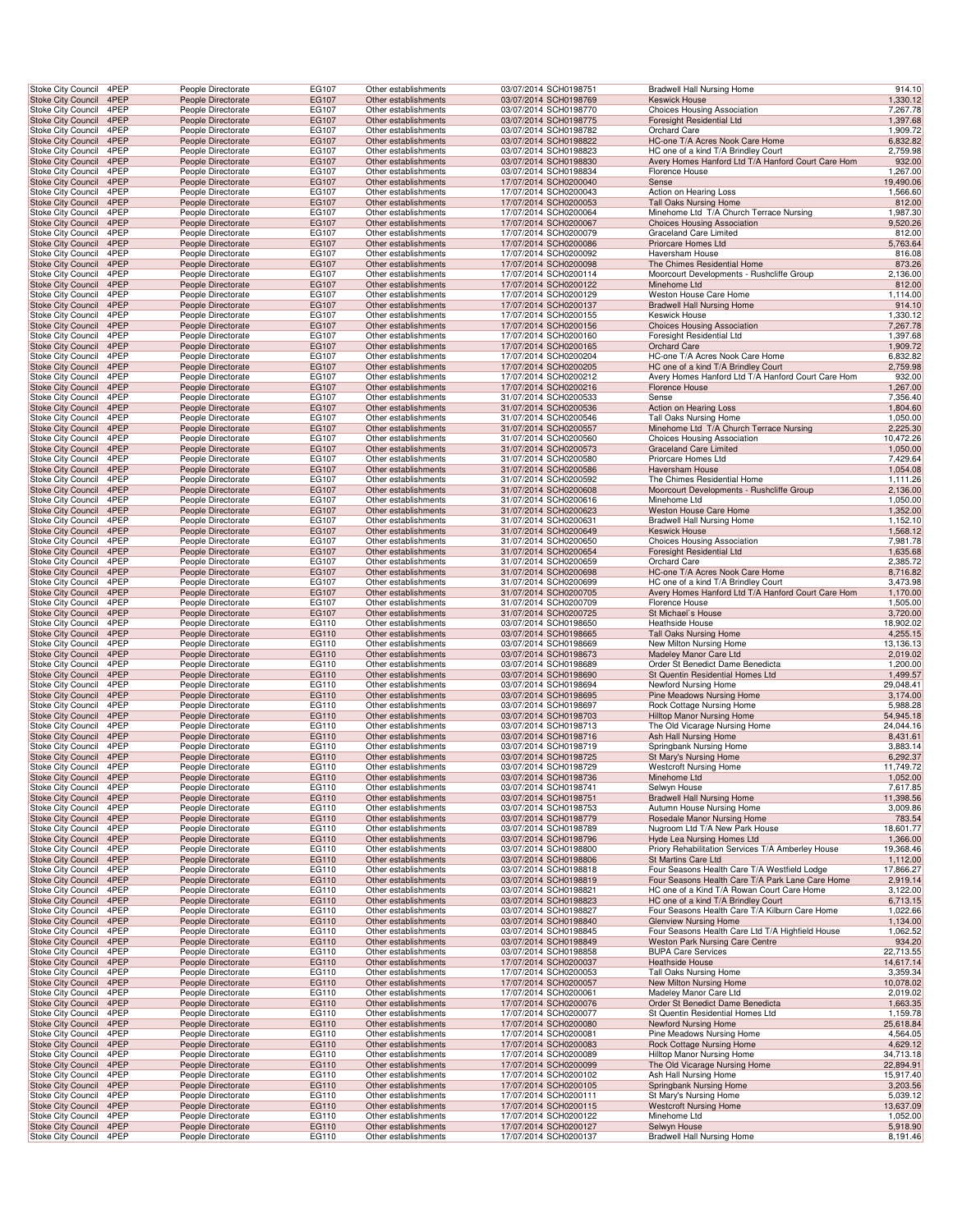| Stoke City Council | 4PEP | People Directorate | EG107 | Other establishments | 03/07/2014 SCH0198751 | Bradwell Hall Nursing Home | 914.10 |
|---|---|---|---|---|---|---|---|
| Stoke City Council | 4PEP | People Directorate | EG107 | Other establishments | 03/07/2014 SCH0198769 | Keswick House | 1,330.12 |
| Stoke City Council | 4PEP | People Directorate | EG107 | Other establishments | 03/07/2014 SCH0198770 | Choices Housing Association | 7,267.78 |
| Stoke City Council | 4PEP | People Directorate | EG107 | Other establishments | 03/07/2014 SCH0198775 | Foresight Residential Ltd | 1,397.68 |
| Stoke City Council | 4PEP | People Directorate | EG107 | Other establishments | 03/07/2014 SCH0198782 | Orchard Care | 1,909.72 |
| Stoke City Council | 4PEP | People Directorate | EG107 | Other establishments | 03/07/2014 SCH0198822 | HC-one T/A Acres Nook Care Home | 6,832.82 |
| Stoke City Council | 4PEP | People Directorate | EG107 | Other establishments | 03/07/2014 SCH0198823 | HC one of a kind T/A Brindley Court | 2,759.98 |
| Stoke City Council | 4PEP | People Directorate | EG107 | Other establishments | 03/07/2014 SCH0198830 | Avery Homes Hanford Ltd T/A Hanford Court Care Hom | 932.00 |
| Stoke City Council | 4PEP | People Directorate | EG107 | Other establishments | 03/07/2014 SCH0198834 | Florence House | 1,267.00 |
| Stoke City Council | 4PEP | People Directorate | EG107 | Other establishments | 17/07/2014 SCH0200040 | Sense | 19,490.06 |
| Stoke City Council | 4PEP | People Directorate | EG107 | Other establishments | 17/07/2014 SCH0200043 | Action on Hearing Loss | 1,566.60 |
| Stoke City Council | 4PEP | People Directorate | EG107 | Other establishments | 17/07/2014 SCH0200053 | Tall Oaks Nursing Home | 812.00 |
| Stoke City Council | 4PEP | People Directorate | EG107 | Other establishments | 17/07/2014 SCH0200064 | Minehome Ltd T/A Church Terrace Nursing | 1,987.30 |
| Stoke City Council | 4PEP | People Directorate | EG107 | Other establishments | 17/07/2014 SCH0200067 | Choices Housing Association | 9,520.26 |
| Stoke City Council | 4PEP | People Directorate | EG107 | Other establishments | 17/07/2014 SCH0200079 | Graceland Care Limited | 812.00 |
| Stoke City Council | 4PEP | People Directorate | EG107 | Other establishments | 17/07/2014 SCH0200086 | Priorcare Homes Ltd | 5,763.64 |
| Stoke City Council | 4PEP | People Directorate | EG107 | Other establishments | 17/07/2014 SCH0200092 | Haversham House | 816.08 |
| Stoke City Council | 4PEP | People Directorate | EG107 | Other establishments | 17/07/2014 SCH0200098 | The Chimes Residential Home | 873.26 |
| Stoke City Council | 4PEP | People Directorate | EG107 | Other establishments | 17/07/2014 SCH0200114 | Moorcourt Developments - Rushcliffe Group | 2,136.00 |
| Stoke City Council | 4PEP | People Directorate | EG107 | Other establishments | 17/07/2014 SCH0200122 | Minehome Ltd | 812.00 |
| Stoke City Council | 4PEP | People Directorate | EG107 | Other establishments | 17/07/2014 SCH0200129 | Weston House Care Home | 1,114.00 |
| Stoke City Council | 4PEP | People Directorate | EG107 | Other establishments | 17/07/2014 SCH0200137 | Bradwell Hall Nursing Home | 914.10 |
| Stoke City Council | 4PEP | People Directorate | EG107 | Other establishments | 17/07/2014 SCH0200155 | Keswick House | 1,330.12 |
| Stoke City Council | 4PEP | People Directorate | EG107 | Other establishments | 17/07/2014 SCH0200156 | Choices Housing Association | 7,267.78 |
| Stoke City Council | 4PEP | People Directorate | EG107 | Other establishments | 17/07/2014 SCH0200160 | Foresight Residential Ltd | 1,397.68 |
| Stoke City Council | 4PEP | People Directorate | EG107 | Other establishments | 17/07/2014 SCH0200165 | Orchard Care | 1,909.72 |
| Stoke City Council | 4PEP | People Directorate | EG107 | Other establishments | 17/07/2014 SCH0200204 | HC-one T/A Acres Nook Care Home | 6,832.82 |
| Stoke City Council | 4PEP | People Directorate | EG107 | Other establishments | 17/07/2014 SCH0200205 | HC one of a kind T/A Brindley Court | 2,759.98 |
| Stoke City Council | 4PEP | People Directorate | EG107 | Other establishments | 17/07/2014 SCH0200212 | Avery Homes Hanford Ltd T/A Hanford Court Care Hom | 932.00 |
| Stoke City Council | 4PEP | People Directorate | EG107 | Other establishments | 17/07/2014 SCH0200216 | Florence House | 1,267.00 |
| Stoke City Council | 4PEP | People Directorate | EG107 | Other establishments | 31/07/2014 SCH0200533 | Sense | 7,356.40 |
| Stoke City Council | 4PEP | People Directorate | EG107 | Other establishments | 31/07/2014 SCH0200536 | Action on Hearing Loss | 1,804.60 |
| Stoke City Council | 4PEP | People Directorate | EG107 | Other establishments | 31/07/2014 SCH0200546 | Tall Oaks Nursing Home | 1,050.00 |
| Stoke City Council | 4PEP | People Directorate | EG107 | Other establishments | 31/07/2014 SCH0200557 | Minehome Ltd T/A Church Terrace Nursing | 2,225.30 |
| Stoke City Council | 4PEP | People Directorate | EG107 | Other establishments | 31/07/2014 SCH0200560 | Choices Housing Association | 10,472.26 |
| Stoke City Council | 4PEP | People Directorate | EG107 | Other establishments | 31/07/2014 SCH0200573 | Graceland Care Limited | 1,050.00 |
| Stoke City Council | 4PEP | People Directorate | EG107 | Other establishments | 31/07/2014 SCH0200580 | Priorcare Homes Ltd | 7,429.64 |
| Stoke City Council | 4PEP | People Directorate | EG107 | Other establishments | 31/07/2014 SCH0200586 | Haversham House | 1,054.08 |
| Stoke City Council | 4PEP | People Directorate | EG107 | Other establishments | 31/07/2014 SCH0200592 | The Chimes Residential Home | 1,111.26 |
| Stoke City Council | 4PEP | People Directorate | EG107 | Other establishments | 31/07/2014 SCH0200608 | Moorcourt Developments - Rushcliffe Group | 2,136.00 |
| Stoke City Council | 4PEP | People Directorate | EG107 | Other establishments | 31/07/2014 SCH0200616 | Minehome Ltd | 1,050.00 |
| Stoke City Council | 4PEP | People Directorate | EG107 | Other establishments | 31/07/2014 SCH0200623 | Weston House Care Home | 1,352.00 |
| Stoke City Council | 4PEP | People Directorate | EG107 | Other establishments | 31/07/2014 SCH0200631 | Bradwell Hall Nursing Home | 1,152.10 |
| Stoke City Council | 4PEP | People Directorate | EG107 | Other establishments | 31/07/2014 SCH0200649 | Keswick House | 1,568.12 |
| Stoke City Council | 4PEP | People Directorate | EG107 | Other establishments | 31/07/2014 SCH0200650 | Choices Housing Association | 7,981.78 |
| Stoke City Council | 4PEP | People Directorate | EG107 | Other establishments | 31/07/2014 SCH0200654 | Foresight Residential Ltd | 1,635.68 |
| Stoke City Council | 4PEP | People Directorate | EG107 | Other establishments | 31/07/2014 SCH0200659 | Orchard Care | 2,385.72 |
| Stoke City Council | 4PEP | People Directorate | EG107 | Other establishments | 31/07/2014 SCH0200698 | HC-one T/A Acres Nook Care Home | 8,716.82 |
| Stoke City Council | 4PEP | People Directorate | EG107 | Other establishments | 31/07/2014 SCH0200699 | HC one of a kind T/A Brindley Court | 3,473.98 |
| Stoke City Council | 4PEP | People Directorate | EG107 | Other establishments | 31/07/2014 SCH0200705 | Avery Homes Hanford Ltd T/A Hanford Court Care Hom | 1,170.00 |
| Stoke City Council | 4PEP | People Directorate | EG107 | Other establishments | 31/07/2014 SCH0200709 | Florence House | 1,505.00 |
| Stoke City Council | 4PEP | People Directorate | EG107 | Other establishments | 31/07/2014 SCH0200725 | St Michael`s House | 3,720.00 |
| Stoke City Council | 4PEP | People Directorate | EG110 | Other establishments | 03/07/2014 SCH0198650 | Heathside House | 18,902.02 |
| Stoke City Council | 4PEP | People Directorate | EG110 | Other establishments | 03/07/2014 SCH0198665 | Tall Oaks Nursing Home | 4,255.15 |
| Stoke City Council | 4PEP | People Directorate | EG110 | Other establishments | 03/07/2014 SCH0198669 | New Milton Nursing Home | 13,136.13 |
| Stoke City Council | 4PEP | People Directorate | EG110 | Other establishments | 03/07/2014 SCH0198673 | Madeley Manor Care Ltd | 2,019.02 |
| Stoke City Council | 4PEP | People Directorate | EG110 | Other establishments | 03/07/2014 SCH0198689 | Order St Benedict Dame Benedicta | 1,200.00 |
| Stoke City Council | 4PEP | People Directorate | EG110 | Other establishments | 03/07/2014 SCH0198690 | St Quentin Residential Homes Ltd | 1,499.57 |
| Stoke City Council | 4PEP | People Directorate | EG110 | Other establishments | 03/07/2014 SCH0198694 | Newford Nursing Home | 29,048.41 |
| Stoke City Council | 4PEP | People Directorate | EG110 | Other establishments | 03/07/2014 SCH0198695 | Pine Meadows Nursing Home | 3,174.00 |
| Stoke City Council | 4PEP | People Directorate | EG110 | Other establishments | 03/07/2014 SCH0198697 | Rock Cottage Nursing Home | 5,988.28 |
| Stoke City Council | 4PEP | People Directorate | EG110 | Other establishments | 03/07/2014 SCH0198703 | Hilltop Manor Nursing Home | 54,945.18 |
| Stoke City Council | 4PEP | People Directorate | EG110 | Other establishments | 03/07/2014 SCH0198713 | The Old Vicarage Nursing Home | 24,044.16 |
| Stoke City Council | 4PEP | People Directorate | EG110 | Other establishments | 03/07/2014 SCH0198716 | Ash Hall Nursing Home | 8,431.61 |
| Stoke City Council | 4PEP | People Directorate | EG110 | Other establishments | 03/07/2014 SCH0198719 | Springbank Nursing Home | 3,883.14 |
| Stoke City Council | 4PEP | People Directorate | EG110 | Other establishments | 03/07/2014 SCH0198725 | St Mary's Nursing Home | 6,292.37 |
| Stoke City Council | 4PEP | People Directorate | EG110 | Other establishments | 03/07/2014 SCH0198729 | Westcroft Nursing Home | 11,749.72 |
| Stoke City Council | 4PEP | People Directorate | EG110 | Other establishments | 03/07/2014 SCH0198736 | Minehome Ltd | 1,052.00 |
| Stoke City Council | 4PEP | People Directorate | EG110 | Other establishments | 03/07/2014 SCH0198741 | Selwyn House | 7,617.85 |
| Stoke City Council | 4PEP | People Directorate | EG110 | Other establishments | 03/07/2014 SCH0198751 | Bradwell Hall Nursing Home | 11,398.56 |
| Stoke City Council | 4PEP | People Directorate | EG110 | Other establishments | 03/07/2014 SCH0198753 | Autumn House Nursing Home | 3,009.86 |
| Stoke City Council | 4PEP | People Directorate | EG110 | Other establishments | 03/07/2014 SCH0198779 | Rosedale Manor Nursing Home | 783.54 |
| Stoke City Council | 4PEP | People Directorate | EG110 | Other establishments | 03/07/2014 SCH0198789 | Nugroom Ltd T/A New Park House | 18,601.77 |
| Stoke City Council | 4PEP | People Directorate | EG110 | Other establishments | 03/07/2014 SCH0198796 | Hyde Lea Nursing Homes Ltd | 1,366.00 |
| Stoke City Council | 4PEP | People Directorate | EG110 | Other establishments | 03/07/2014 SCH0198800 | Priory Rehabilitation Services T/A Amberley House | 19,368.46 |
| Stoke City Council | 4PEP | People Directorate | EG110 | Other establishments | 03/07/2014 SCH0198806 | St Martins Care Ltd | 1,112.00 |
| Stoke City Council | 4PEP | People Directorate | EG110 | Other establishments | 03/07/2014 SCH0198818 | Four Seasons Health Care T/A Westfield Lodge | 17,866.27 |
| Stoke City Council | 4PEP | People Directorate | EG110 | Other establishments | 03/07/2014 SCH0198819 | Four Seasons Health Care T/A Park Lane Care Home | 2,919.14 |
| Stoke City Council | 4PEP | People Directorate | EG110 | Other establishments | 03/07/2014 SCH0198821 | HC one of a Kind T/A Rowan Court Care Home | 3,122.00 |
| Stoke City Council | 4PEP | People Directorate | EG110 | Other establishments | 03/07/2014 SCH0198823 | HC one of a kind T/A Brindley Court | 6,713.15 |
| Stoke City Council | 4PEP | People Directorate | EG110 | Other establishments | 03/07/2014 SCH0198827 | Four Seasons Health Care T/A Kilburn Care Home | 1,022.66 |
| Stoke City Council | 4PEP | People Directorate | EG110 | Other establishments | 03/07/2014 SCH0198840 | Glenview Nursing Home | 1,134.00 |
| Stoke City Council | 4PEP | People Directorate | EG110 | Other establishments | 03/07/2014 SCH0198845 | Four Seasons Health Care Ltd T/A Highfield House | 1,062.52 |
| Stoke City Council | 4PEP | People Directorate | EG110 | Other establishments | 03/07/2014 SCH0198849 | Weston Park Nursing Care Centre | 934.20 |
| Stoke City Council | 4PEP | People Directorate | EG110 | Other establishments | 03/07/2014 SCH0198858 | BUPA Care Services | 22,713.55 |
| Stoke City Council | 4PEP | People Directorate | EG110 | Other establishments | 17/07/2014 SCH0200037 | Heathside House | 14,617.14 |
| Stoke City Council | 4PEP | People Directorate | EG110 | Other establishments | 17/07/2014 SCH0200053 | Tall Oaks Nursing Home | 3,359.34 |
| Stoke City Council | 4PEP | People Directorate | EG110 | Other establishments | 17/07/2014 SCH0200057 | New Milton Nursing Home | 10,078.02 |
| Stoke City Council | 4PEP | People Directorate | EG110 | Other establishments | 17/07/2014 SCH0200061 | Madeley Manor Care Ltd | 2,019.02 |
| Stoke City Council | 4PEP | People Directorate | EG110 | Other establishments | 17/07/2014 SCH0200076 | Order St Benedict Dame Benedicta | 1,663.35 |
| Stoke City Council | 4PEP | People Directorate | EG110 | Other establishments | 17/07/2014 SCH0200077 | St Quentin Residential Homes Ltd | 1,159.78 |
| Stoke City Council | 4PEP | People Directorate | EG110 | Other establishments | 17/07/2014 SCH0200080 | Newford Nursing Home | 25,618.84 |
| Stoke City Council | 4PEP | People Directorate | EG110 | Other establishments | 17/07/2014 SCH0200081 | Pine Meadows Nursing Home | 4,564.05 |
| Stoke City Council | 4PEP | People Directorate | EG110 | Other establishments | 17/07/2014 SCH0200083 | Rock Cottage Nursing Home | 4,629.12 |
| Stoke City Council | 4PEP | People Directorate | EG110 | Other establishments | 17/07/2014 SCH0200089 | Hilltop Manor Nursing Home | 34,713.18 |
| Stoke City Council | 4PEP | People Directorate | EG110 | Other establishments | 17/07/2014 SCH0200099 | The Old Vicarage Nursing Home | 22,894.91 |
| Stoke City Council | 4PEP | People Directorate | EG110 | Other establishments | 17/07/2014 SCH0200102 | Ash Hall Nursing Home | 15,917.40 |
| Stoke City Council | 4PEP | People Directorate | EG110 | Other establishments | 17/07/2014 SCH0200105 | Springbank Nursing Home | 3,203.56 |
| Stoke City Council | 4PEP | People Directorate | EG110 | Other establishments | 17/07/2014 SCH0200111 | St Mary's Nursing Home | 5,039.12 |
| Stoke City Council | 4PEP | People Directorate | EG110 | Other establishments | 17/07/2014 SCH0200115 | Westcroft Nursing Home | 13,637.09 |
| Stoke City Council | 4PEP | People Directorate | EG110 | Other establishments | 17/07/2014 SCH0200122 | Minehome Ltd | 1,052.00 |
| Stoke City Council | 4PEP | People Directorate | EG110 | Other establishments | 17/07/2014 SCH0200127 | Selwyn House | 5,918.90 |
| Stoke City Council | 4PEP | People Directorate | EG110 | Other establishments | 17/07/2014 SCH0200137 | Bradwell Hall Nursing Home | 8,191.46 |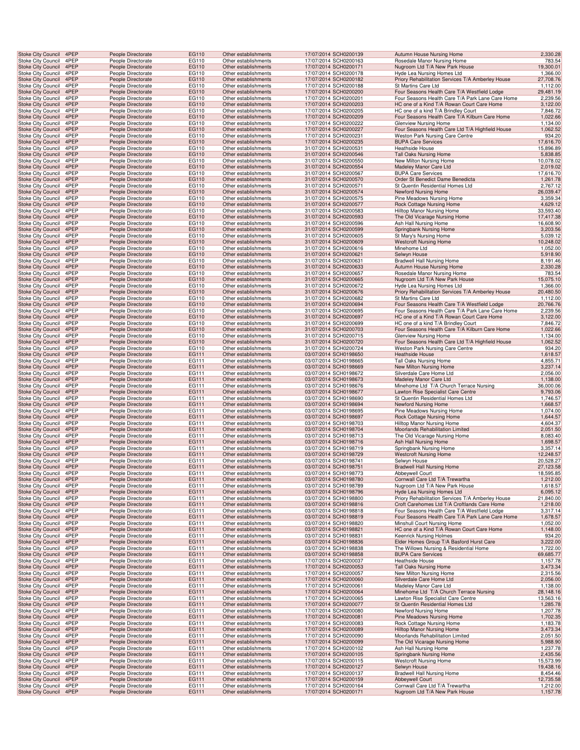| | | | | | | | | |
|---|---|---|---|---|---|---|---|---|
| Stoke City Council | 4PEP | People Directorate | EG110 | Other establishments | 17/07/2014 | SCH0200139 | Autumn House Nursing Home | 2,330.28 |
| Stoke City Council | 4PEP | People Directorate | EG110 | Other establishments | 17/07/2014 | SCH0200163 | Rosedale Manor Nursing Home | 783.54 |
| Stoke City Council | 4PEP | People Directorate | EG110 | Other establishments | 17/07/2014 | SCH0200171 | Nugroom Ltd T/A New Park House | 19,300.01 |
| Stoke City Council | 4PEP | People Directorate | EG110 | Other establishments | 17/07/2014 | SCH0200178 | Hyde Lea Nursing Homes Ltd | 1,366.00 |
| Stoke City Council | 4PEP | People Directorate | EG110 | Other establishments | 17/07/2014 | SCH0200182 | Priory Rehabilitation Services T/A Amberley House | 27,708.76 |
| Stoke City Council | 4PEP | People Directorate | EG110 | Other establishments | 17/07/2014 | SCH0200188 | St Martins Care Ltd | 1,112.00 |
| Stoke City Council | 4PEP | People Directorate | EG110 | Other establishments | 17/07/2014 | SCH0200200 | Four Seasons Health Care T/A Westfield Lodge | 29,481.19 |
| Stoke City Council | 4PEP | People Directorate | EG110 | Other establishments | 17/07/2014 | SCH0200201 | Four Seasons Health Care T/A Park Lane Care Home | 2,239.56 |
| Stoke City Council | 4PEP | People Directorate | EG110 | Other establishments | 17/07/2014 | SCH0200203 | HC one of a Kind T/A Rowan Court Care Home | 3,122.00 |
| Stoke City Council | 4PEP | People Directorate | EG110 | Other establishments | 17/07/2014 | SCH0200205 | HC one of a kind T/A Brindley Court | 7,846.72 |
| Stoke City Council | 4PEP | People Directorate | EG110 | Other establishments | 17/07/2014 | SCH0200209 | Four Seasons Health Care T/A Kilburn Care Home | 1,022.66 |
| Stoke City Council | 4PEP | People Directorate | EG110 | Other establishments | 17/07/2014 | SCH0200222 | Glenview Nursing Home | 1,134.00 |
| Stoke City Council | 4PEP | People Directorate | EG110 | Other establishments | 17/07/2014 | SCH0200227 | Four Seasons Health Care Ltd T/A Highfield House | 1,062.52 |
| Stoke City Council | 4PEP | People Directorate | EG110 | Other establishments | 17/07/2014 | SCH0200231 | Weston Park Nursing Care Centre | 934.20 |
| Stoke City Council | 4PEP | People Directorate | EG110 | Other establishments | 17/07/2014 | SCH0200235 | BUPA Care Services | 17,616.70 |
| Stoke City Council | 4PEP | People Directorate | EG110 | Other establishments | 31/07/2014 | SCH0200531 | Heathside House | 15,896.89 |
| Stoke City Council | 4PEP | People Directorate | EG110 | Other establishments | 31/07/2014 | SCH0200546 | Tall Oaks Nursing Home | 5,838.85 |
| Stoke City Council | 4PEP | People Directorate | EG110 | Other establishments | 31/07/2014 | SCH0200550 | New Milton Nursing Home | 10,078.02 |
| Stoke City Council | 4PEP | People Directorate | EG110 | Other establishments | 31/07/2014 | SCH0200554 | Madeley Manor Care Ltd | 2,019.02 |
| Stoke City Council | 4PEP | People Directorate | EG110 | Other establishments | 31/07/2014 | SCH0200567 | BUPA Care Services | 17,616.70 |
| Stoke City Council | 4PEP | People Directorate | EG110 | Other establishments | 31/07/2014 | SCH0200570 | Order St Benedict Dame Benedicta | 1,261.78 |
| Stoke City Council | 4PEP | People Directorate | EG110 | Other establishments | 31/07/2014 | SCH0200571 | St Quentin Residential Homes Ltd | 2,767.12 |
| Stoke City Council | 4PEP | People Directorate | EG110 | Other establishments | 31/07/2014 | SCH0200574 | Newford Nursing Home | 26,039.47 |
| Stoke City Council | 4PEP | People Directorate | EG110 | Other establishments | 31/07/2014 | SCH0200575 | Pine Meadows Nursing Home | 3,359.34 |
| Stoke City Council | 4PEP | People Directorate | EG110 | Other establishments | 31/07/2014 | SCH0200577 | Rock Cottage Nursing Home | 4,629.12 |
| Stoke City Council | 4PEP | People Directorate | EG110 | Other establishments | 31/07/2014 | SCH0200583 | Hilltop Manor Nursing Home | 33,593.40 |
| Stoke City Council | 4PEP | People Directorate | EG110 | Other establishments | 31/07/2014 | SCH0200593 | The Old Vicarage Nursing Home | 17,417.38 |
| Stoke City Council | 4PEP | People Directorate | EG110 | Other establishments | 31/07/2014 | SCH0200596 | Ash Hall Nursing Home | 16,608.90 |
| Stoke City Council | 4PEP | People Directorate | EG110 | Other establishments | 31/07/2014 | SCH0200599 | Springbank Nursing Home | 3,203.56 |
| Stoke City Council | 4PEP | People Directorate | EG110 | Other establishments | 31/07/2014 | SCH0200605 | St Mary's Nursing Home | 5,039.12 |
| Stoke City Council | 4PEP | People Directorate | EG110 | Other establishments | 31/07/2014 | SCH0200609 | Westcroft Nursing Home | 10,248.02 |
| Stoke City Council | 4PEP | People Directorate | EG110 | Other establishments | 31/07/2014 | SCH0200616 | Minehome Ltd | 1,052.00 |
| Stoke City Council | 4PEP | People Directorate | EG110 | Other establishments | 31/07/2014 | SCH0200621 | Selwyn House | 5,918.90 |
| Stoke City Council | 4PEP | People Directorate | EG110 | Other establishments | 31/07/2014 | SCH0200631 | Bradwell Hall Nursing Home | 8,191.46 |
| Stoke City Council | 4PEP | People Directorate | EG110 | Other establishments | 31/07/2014 | SCH0200633 | Autumn House Nursing Home | 2,330.28 |
| Stoke City Council | 4PEP | People Directorate | EG110 | Other establishments | 31/07/2014 | SCH0200657 | Rosedale Manor Nursing Home | 783.54 |
| Stoke City Council | 4PEP | People Directorate | EG110 | Other establishments | 31/07/2014 | SCH0200665 | Nugroom Ltd T/A New Park House | 15,075.10 |
| Stoke City Council | 4PEP | People Directorate | EG110 | Other establishments | 31/07/2014 | SCH0200672 | Hyde Lea Nursing Homes Ltd | 1,366.00 |
| Stoke City Council | 4PEP | People Directorate | EG110 | Other establishments | 31/07/2014 | SCH0200676 | Priory Rehabilitation Services T/A Amberley House | 20,480.50 |
| Stoke City Council | 4PEP | People Directorate | EG110 | Other establishments | 31/07/2014 | SCH0200682 | St Martins Care Ltd | 1,112.00 |
| Stoke City Council | 4PEP | People Directorate | EG110 | Other establishments | 31/07/2014 | SCH0200694 | Four Seasons Health Care T/A Westfield Lodge | 20,766.76 |
| Stoke City Council | 4PEP | People Directorate | EG110 | Other establishments | 31/07/2014 | SCH0200695 | Four Seasons Health Care T/A Park Lane Care Home | 2,239.56 |
| Stoke City Council | 4PEP | People Directorate | EG110 | Other establishments | 31/07/2014 | SCH0200697 | HC one of a Kind T/A Rowan Court Care Home | 3,122.00 |
| Stoke City Council | 4PEP | People Directorate | EG110 | Other establishments | 31/07/2014 | SCH0200699 | HC one of a kind T/A Brindley Court | 7,846.72 |
| Stoke City Council | 4PEP | People Directorate | EG110 | Other establishments | 31/07/2014 | SCH0200703 | Four Seasons Health Care T/A Kilburn Care Home | 1,022.66 |
| Stoke City Council | 4PEP | People Directorate | EG110 | Other establishments | 31/07/2014 | SCH0200715 | Glenview Nursing Home | 1,134.00 |
| Stoke City Council | 4PEP | People Directorate | EG110 | Other establishments | 31/07/2014 | SCH0200720 | Four Seasons Health Care Ltd T/A Highfield House | 1,062.52 |
| Stoke City Council | 4PEP | People Directorate | EG110 | Other establishments | 31/07/2014 | SCH0200724 | Weston Park Nursing Care Centre | 934.20 |
| Stoke City Council | 4PEP | People Directorate | EG111 | Other establishments | 03/07/2014 | SCH0198650 | Heathside House | 1,618.57 |
| Stoke City Council | 4PEP | People Directorate | EG111 | Other establishments | 03/07/2014 | SCH0198665 | Tall Oaks Nursing Home | 4,855.71 |
| Stoke City Council | 4PEP | People Directorate | EG111 | Other establishments | 03/07/2014 | SCH0198669 | New Milton Nursing Home | 3,237.14 |
| Stoke City Council | 4PEP | People Directorate | EG111 | Other establishments | 03/07/2014 | SCH0198672 | Silverdale Care Home Ltd | 2,056.00 |
| Stoke City Council | 4PEP | People Directorate | EG111 | Other establishments | 03/07/2014 | SCH0198673 | Madeley Manor Care Ltd | 1,138.00 |
| Stoke City Council | 4PEP | People Directorate | EG111 | Other establishments | 03/07/2014 | SCH0198676 | Minehome Ltd T/A Church Terrace Nursing | 36,000.06 |
| Stoke City Council | 4PEP | People Directorate | EG111 | Other establishments | 03/07/2014 | SCH0198677 | Lawton Rise Specialist Care Centre | 9,793.06 |
| Stoke City Council | 4PEP | People Directorate | EG111 | Other establishments | 03/07/2014 | SCH0198690 | St Quentin Residential Homes Ltd | 1,746.57 |
| Stoke City Council | 4PEP | People Directorate | EG111 | Other establishments | 03/07/2014 | SCH0198694 | Newford Nursing Home | 1,668.57 |
| Stoke City Council | 4PEP | People Directorate | EG111 | Other establishments | 03/07/2014 | SCH0198695 | Pine Meadows Nursing Home | 1,074.00 |
| Stoke City Council | 4PEP | People Directorate | EG111 | Other establishments | 03/07/2014 | SCH0198697 | Rock Cottage Nursing Home | 1,644.57 |
| Stoke City Council | 4PEP | People Directorate | EG111 | Other establishments | 03/07/2014 | SCH0198703 | Hilltop Manor Nursing Home | 4,604.37 |
| Stoke City Council | 4PEP | People Directorate | EG111 | Other establishments | 03/07/2014 | SCH0198704 | Moorlands Rehabilitation Limited | 2,051.50 |
| Stoke City Council | 4PEP | People Directorate | EG111 | Other establishments | 03/07/2014 | SCH0198713 | The Old Vicarage Nursing Home | 8,083.40 |
| Stoke City Council | 4PEP | People Directorate | EG111 | Other establishments | 03/07/2014 | SCH0198716 | Ash Hall Nursing Home | 1,698.57 |
| Stoke City Council | 4PEP | People Directorate | EG111 | Other establishments | 03/07/2014 | SCH0198719 | Springbank Nursing Home | 3,357.14 |
| Stoke City Council | 4PEP | People Directorate | EG111 | Other establishments | 03/07/2014 | SCH0198729 | Westcroft Nursing Home | 12,248.57 |
| Stoke City Council | 4PEP | People Directorate | EG111 | Other establishments | 03/07/2014 | SCH0198741 | Selwyn House | 20,528.27 |
| Stoke City Council | 4PEP | People Directorate | EG111 | Other establishments | 03/07/2014 | SCH0198751 | Bradwell Hall Nursing Home | 27,123.58 |
| Stoke City Council | 4PEP | People Directorate | EG111 | Other establishments | 03/07/2014 | SCH0198773 | Abbeywell Court | 18,595.85 |
| Stoke City Council | 4PEP | People Directorate | EG111 | Other establishments | 03/07/2014 | SCH0198780 | Cornwall Care Ltd T/A Trewartha | 1,212.00 |
| Stoke City Council | 4PEP | People Directorate | EG111 | Other establishments | 03/07/2014 | SCH0198789 | Nugroom Ltd T/A New Park House | 1,618.57 |
| Stoke City Council | 4PEP | People Directorate | EG111 | Other establishments | 03/07/2014 | SCH0198796 | Hyde Lea Nursing Homes Ltd | 6,095.12 |
| Stoke City Council | 4PEP | People Directorate | EG111 | Other establishments | 03/07/2014 | SCH0198800 | Priory Rehabilitation Services T/A Amberley House | 21,840.00 |
| Stoke City Council | 4PEP | People Directorate | EG111 | Other establishments | 03/07/2014 | SCH0198816 | Croft Carehomes Ltd T/A Croftlands Care Home | 1,218.00 |
| Stoke City Council | 4PEP | People Directorate | EG111 | Other establishments | 03/07/2014 | SCH0198818 | Four Seasons Health Care T/A Westfield Lodge | 3,317.14 |
| Stoke City Council | 4PEP | People Directorate | EG111 | Other establishments | 03/07/2014 | SCH0198819 | Four Seasons Health Care T/A Park Lane Care Home | 1,678.57 |
| Stoke City Council | 4PEP | People Directorate | EG111 | Other establishments | 03/07/2014 | SCH0198820 | Minshull Court Nursing Home | 1,052.00 |
| Stoke City Council | 4PEP | People Directorate | EG111 | Other establishments | 03/07/2014 | SCH0198821 | HC one of a Kind T/A Rowan Court Care Home | 1,148.00 |
| Stoke City Council | 4PEP | People Directorate | EG111 | Other establishments | 03/07/2014 | SCH0198831 | Keenrick Nursing Holmes | 934.20 |
| Stoke City Council | 4PEP | People Directorate | EG111 | Other establishments | 03/07/2014 | SCH0198836 | Elder Homes Group T/A Basford Hurst Care | 3,222.00 |
| Stoke City Council | 4PEP | People Directorate | EG111 | Other establishments | 03/07/2014 | SCH0198838 | The Willows Nursing & Residential Home | 1,722.00 |
| Stoke City Council | 4PEP | People Directorate | EG111 | Other establishments | 03/07/2014 | SCH0198858 | BUPA Care Services | 69,685.77 |
| Stoke City Council | 4PEP | People Directorate | EG111 | Other establishments | 17/07/2014 | SCH0200037 | Heathside House | 1,157.78 |
| Stoke City Council | 4PEP | People Directorate | EG111 | Other establishments | 17/07/2014 | SCH0200053 | Tall Oaks Nursing Home | 3,473.34 |
| Stoke City Council | 4PEP | People Directorate | EG111 | Other establishments | 17/07/2014 | SCH0200057 | New Milton Nursing Home | 2,315.56 |
| Stoke City Council | 4PEP | People Directorate | EG111 | Other establishments | 17/07/2014 | SCH0200060 | Silverdale Care Home Ltd | 2,056.00 |
| Stoke City Council | 4PEP | People Directorate | EG111 | Other establishments | 17/07/2014 | SCH0200061 | Madeley Manor Care Ltd | 1,138.00 |
| Stoke City Council | 4PEP | People Directorate | EG111 | Other establishments | 17/07/2014 | SCH0200064 | Minehome Ltd T/A Church Terrace Nursing | 28,148.16 |
| Stoke City Council | 4PEP | People Directorate | EG111 | Other establishments | 17/07/2014 | SCH0200065 | Lawton Rise Specialist Care Centre | 13,563.16 |
| Stoke City Council | 4PEP | People Directorate | EG111 | Other establishments | 17/07/2014 | SCH0200077 | St Quentin Residential Homes Ltd | 1,285.78 |
| Stoke City Council | 4PEP | People Directorate | EG111 | Other establishments | 17/07/2014 | SCH0200080 | Newford Nursing Home | 1,207.78 |
| Stoke City Council | 4PEP | People Directorate | EG111 | Other establishments | 17/07/2014 | SCH0200081 | Pine Meadows Nursing Home | 1,702.35 |
| Stoke City Council | 4PEP | People Directorate | EG111 | Other establishments | 17/07/2014 | SCH0200083 | Rock Cottage Nursing Home | 1,183.78 |
| Stoke City Council | 4PEP | People Directorate | EG111 | Other establishments | 17/07/2014 | SCH0200089 | Hilltop Manor Nursing Home | 3,473.34 |
| Stoke City Council | 4PEP | People Directorate | EG111 | Other establishments | 17/07/2014 | SCH0200090 | Moorlands Rehabilitation Limited | 2,051.50 |
| Stoke City Council | 4PEP | People Directorate | EG111 | Other establishments | 17/07/2014 | SCH0200099 | The Old Vicarage Nursing Home | 5,988.90 |
| Stoke City Council | 4PEP | People Directorate | EG111 | Other establishments | 17/07/2014 | SCH0200102 | Ash Hall Nursing Home | 1,237.78 |
| Stoke City Council | 4PEP | People Directorate | EG111 | Other establishments | 17/07/2014 | SCH0200105 | Springbank Nursing Home | 2,435.56 |
| Stoke City Council | 4PEP | People Directorate | EG111 | Other establishments | 17/07/2014 | SCH0200115 | Westcroft Nursing Home | 15,573.99 |
| Stoke City Council | 4PEP | People Directorate | EG111 | Other establishments | 17/07/2014 | SCH0200127 | Selwyn House | 19,438.16 |
| Stoke City Council | 4PEP | People Directorate | EG111 | Other establishments | 17/07/2014 | SCH0200137 | Bradwell Hall Nursing Home | 8,454.46 |
| Stoke City Council | 4PEP | People Directorate | EG111 | Other establishments | 17/07/2014 | SCH0200159 | Abbeywell Court | 12,735.58 |
| Stoke City Council | 4PEP | People Directorate | EG111 | Other establishments | 17/07/2014 | SCH0200164 | Cornwall Care Ltd T/A Trewartha | 1,212.00 |
| Stoke City Council | 4PEP | People Directorate | EG111 | Other establishments | 17/07/2014 | SCH0200171 | Nugroom Ltd T/A New Park House | 1,157.78 |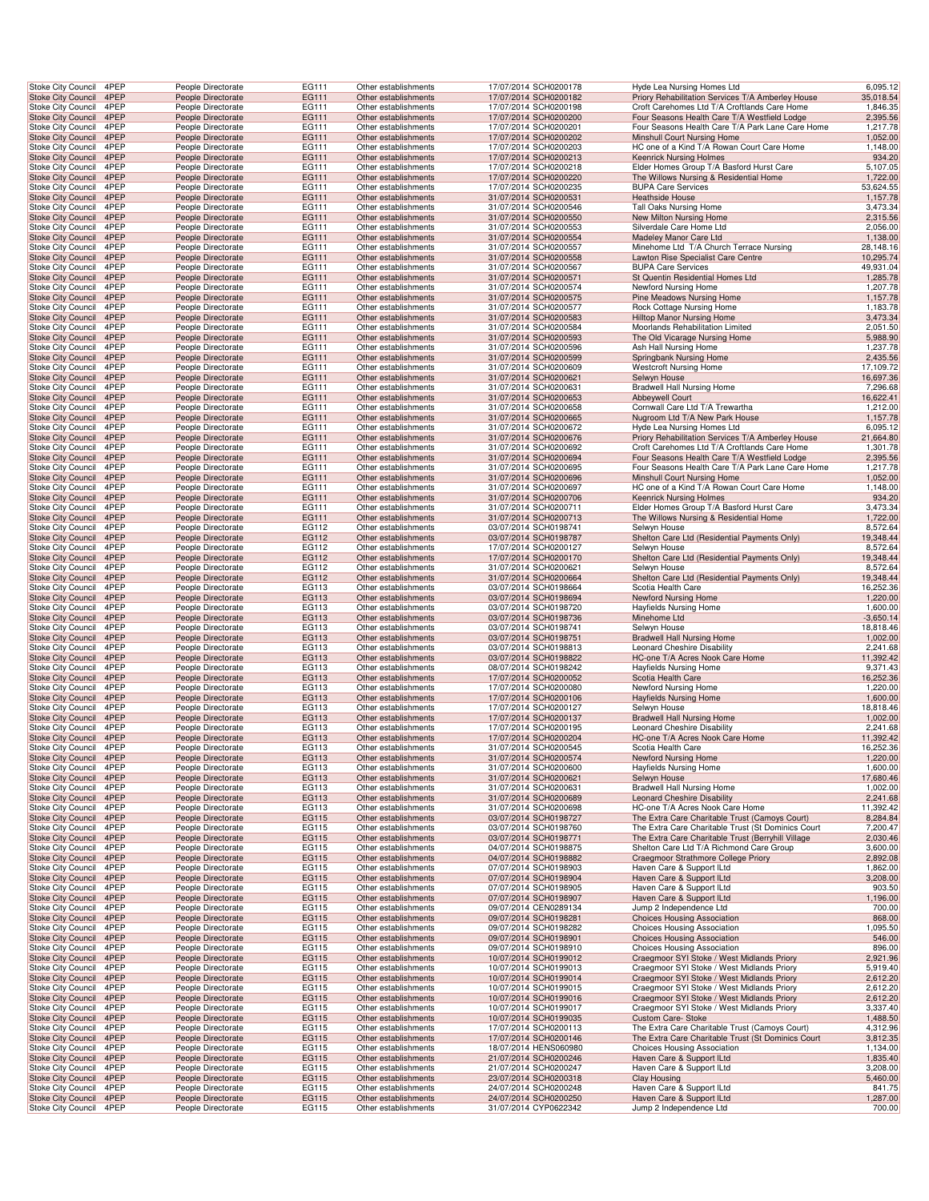| | | | | | | | | |
|---|---|---|---|---|---|---|---|---|
| Stoke City Council | 4PEP | People Directorate | EG111 | Other establishments | 17/07/2014 | SCH0200178 | Hyde Lea Nursing Homes Ltd | 6,095.12 |
| Stoke City Council | 4PEP | People Directorate | EG111 | Other establishments | 17/07/2014 | SCH0200182 | Priory Rehabilitation Services T/A Amberley House | 35,018.54 |
| Stoke City Council | 4PEP | People Directorate | EG111 | Other establishments | 17/07/2014 | SCH0200198 | Croft Carehomes Ltd T/A Croftlands Care Home | 1,846.35 |
| Stoke City Council | 4PEP | People Directorate | EG111 | Other establishments | 17/07/2014 | SCH0200200 | Four Seasons Health Care T/A Westfield Lodge | 2,395.56 |
| Stoke City Council | 4PEP | People Directorate | EG111 | Other establishments | 17/07/2014 | SCH0200201 | Four Seasons Health Care T/A Park Lane Care Home | 1,217.78 |
| Stoke City Council | 4PEP | People Directorate | EG111 | Other establishments | 17/07/2014 | SCH0200202 | Minshull Court Nursing Home | 1,052.00 |
| Stoke City Council | 4PEP | People Directorate | EG111 | Other establishments | 17/07/2014 | SCH0200203 | HC one of a Kind T/A Rowan Court Care Home | 1,148.00 |
| Stoke City Council | 4PEP | People Directorate | EG111 | Other establishments | 17/07/2014 | SCH0200213 | Keenrick Nursing Holmes | 934.20 |
| Stoke City Council | 4PEP | People Directorate | EG111 | Other establishments | 17/07/2014 | SCH0200218 | Elder Homes Group T/A Basford Hurst Care | 5,107.05 |
| Stoke City Council | 4PEP | People Directorate | EG111 | Other establishments | 17/07/2014 | SCH0200220 | The Willows Nursing & Residential Home | 1,722.00 |
| Stoke City Council | 4PEP | People Directorate | EG111 | Other establishments | 17/07/2014 | SCH0200235 | BUPA Care Services | 53,624.55 |
| Stoke City Council | 4PEP | People Directorate | EG111 | Other establishments | 31/07/2014 | SCH0200531 | Heathside House | 1,157.78 |
| Stoke City Council | 4PEP | People Directorate | EG111 | Other establishments | 31/07/2014 | SCH0200546 | Tall Oaks Nursing Home | 3,473.34 |
| Stoke City Council | 4PEP | People Directorate | EG111 | Other establishments | 31/07/2014 | SCH0200550 | New Milton Nursing Home | 2,315.56 |
| Stoke City Council | 4PEP | People Directorate | EG111 | Other establishments | 31/07/2014 | SCH0200553 | Silverdale Care Home Ltd | 2,056.00 |
| Stoke City Council | 4PEP | People Directorate | EG111 | Other establishments | 31/07/2014 | SCH0200554 | Madeley Manor Care Ltd | 1,138.00 |
| Stoke City Council | 4PEP | People Directorate | EG111 | Other establishments | 31/07/2014 | SCH0200557 | Minehome Ltd T/A Church Terrace Nursing | 28,148.16 |
| Stoke City Council | 4PEP | People Directorate | EG111 | Other establishments | 31/07/2014 | SCH0200558 | Lawton Rise Specialist Care Centre | 10,295.74 |
| Stoke City Council | 4PEP | People Directorate | EG111 | Other establishments | 31/07/2014 | SCH0200567 | BUPA Care Services | 49,931.04 |
| Stoke City Council | 4PEP | People Directorate | EG111 | Other establishments | 31/07/2014 | SCH0200571 | St Quentin Residential Homes Ltd | 1,285.78 |
| Stoke City Council | 4PEP | People Directorate | EG111 | Other establishments | 31/07/2014 | SCH0200574 | Newford Nursing Home | 1,207.78 |
| Stoke City Council | 4PEP | People Directorate | EG111 | Other establishments | 31/07/2014 | SCH0200575 | Pine Meadows Nursing Home | 1,157.78 |
| Stoke City Council | 4PEP | People Directorate | EG111 | Other establishments | 31/07/2014 | SCH0200577 | Rock Cottage Nursing Home | 1,183.78 |
| Stoke City Council | 4PEP | People Directorate | EG111 | Other establishments | 31/07/2014 | SCH0200583 | Hilltop Manor Nursing Home | 3,473.34 |
| Stoke City Council | 4PEP | People Directorate | EG111 | Other establishments | 31/07/2014 | SCH0200584 | Moorlands Rehabilitation Limited | 2,051.50 |
| Stoke City Council | 4PEP | People Directorate | EG111 | Other establishments | 31/07/2014 | SCH0200593 | The Old Vicarage Nursing Home | 5,988.90 |
| Stoke City Council | 4PEP | People Directorate | EG111 | Other establishments | 31/07/2014 | SCH0200596 | Ash Hall Nursing Home | 1,237.78 |
| Stoke City Council | 4PEP | People Directorate | EG111 | Other establishments | 31/07/2014 | SCH0200599 | Springbank Nursing Home | 2,435.56 |
| Stoke City Council | 4PEP | People Directorate | EG111 | Other establishments | 31/07/2014 | SCH0200609 | Westcroft Nursing Home | 17,109.72 |
| Stoke City Council | 4PEP | People Directorate | EG111 | Other establishments | 31/07/2014 | SCH0200621 | Selwyn House | 16,697.36 |
| Stoke City Council | 4PEP | People Directorate | EG111 | Other establishments | 31/07/2014 | SCH0200631 | Bradwell Hall Nursing Home | 7,296.68 |
| Stoke City Council | 4PEP | People Directorate | EG111 | Other establishments | 31/07/2014 | SCH0200653 | Abbeywell Court | 16,622.41 |
| Stoke City Council | 4PEP | People Directorate | EG111 | Other establishments | 31/07/2014 | SCH0200658 | Cornwall Care Ltd T/A Trewartha | 1,212.00 |
| Stoke City Council | 4PEP | People Directorate | EG111 | Other establishments | 31/07/2014 | SCH0200665 | Nugroom Ltd T/A New Park House | 1,157.78 |
| Stoke City Council | 4PEP | People Directorate | EG111 | Other establishments | 31/07/2014 | SCH0200672 | Hyde Lea Nursing Homes Ltd | 6,095.12 |
| Stoke City Council | 4PEP | People Directorate | EG111 | Other establishments | 31/07/2014 | SCH0200676 | Priory Rehabilitation Services T/A Amberley House | 21,664.80 |
| Stoke City Council | 4PEP | People Directorate | EG111 | Other establishments | 31/07/2014 | SCH0200692 | Croft Carehomes Ltd T/A Croftlands Care Home | 1,301.78 |
| Stoke City Council | 4PEP | People Directorate | EG111 | Other establishments | 31/07/2014 | SCH0200694 | Four Seasons Health Care T/A Westfield Lodge | 2,395.56 |
| Stoke City Council | 4PEP | People Directorate | EG111 | Other establishments | 31/07/2014 | SCH0200695 | Four Seasons Health Care T/A Park Lane Care Home | 1,217.78 |
| Stoke City Council | 4PEP | People Directorate | EG111 | Other establishments | 31/07/2014 | SCH0200696 | Minshull Court Nursing Home | 1,052.00 |
| Stoke City Council | 4PEP | People Directorate | EG111 | Other establishments | 31/07/2014 | SCH0200697 | HC one of a Kind T/A Rowan Court Care Home | 1,148.00 |
| Stoke City Council | 4PEP | People Directorate | EG111 | Other establishments | 31/07/2014 | SCH0200706 | Keenrick Nursing Holmes | 934.20 |
| Stoke City Council | 4PEP | People Directorate | EG111 | Other establishments | 31/07/2014 | SCH0200711 | Elder Homes Group T/A Basford Hurst Care | 3,473.34 |
| Stoke City Council | 4PEP | People Directorate | EG111 | Other establishments | 31/07/2014 | SCH0200713 | The Willows Nursing & Residential Home | 1,722.00 |
| Stoke City Council | 4PEP | People Directorate | EG112 | Other establishments | 03/07/2014 | SCH0198741 | Selwyn House | 8,572.64 |
| Stoke City Council | 4PEP | People Directorate | EG112 | Other establishments | 03/07/2014 | SCH0198787 | Shelton Care Ltd (Residential Payments Only) | 19,348.44 |
| Stoke City Council | 4PEP | People Directorate | EG112 | Other establishments | 17/07/2014 | SCH0200127 | Selwyn House | 8,572.64 |
| Stoke City Council | 4PEP | People Directorate | EG112 | Other establishments | 17/07/2014 | SCH0200170 | Shelton Care Ltd (Residential Payments Only) | 19,348.44 |
| Stoke City Council | 4PEP | People Directorate | EG112 | Other establishments | 31/07/2014 | SCH0200621 | Selwyn House | 8,572.64 |
| Stoke City Council | 4PEP | People Directorate | EG112 | Other establishments | 31/07/2014 | SCH0200664 | Shelton Care Ltd (Residential Payments Only) | 19,348.44 |
| Stoke City Council | 4PEP | People Directorate | EG113 | Other establishments | 03/07/2014 | SCH0198664 | Scotia Health Care | 16,252.36 |
| Stoke City Council | 4PEP | People Directorate | EG113 | Other establishments | 03/07/2014 | SCH0198694 | Newford Nursing Home | 1,220.00 |
| Stoke City Council | 4PEP | People Directorate | EG113 | Other establishments | 03/07/2014 | SCH0198720 | Hayfields Nursing Home | 1,600.00 |
| Stoke City Council | 4PEP | People Directorate | EG113 | Other establishments | 03/07/2014 | SCH0198736 | Minehome Ltd | -3,650.14 |
| Stoke City Council | 4PEP | People Directorate | EG113 | Other establishments | 03/07/2014 | SCH0198741 | Selwyn House | 18,818.46 |
| Stoke City Council | 4PEP | People Directorate | EG113 | Other establishments | 03/07/2014 | SCH0198751 | Bradwell Hall Nursing Home | 1,002.00 |
| Stoke City Council | 4PEP | People Directorate | EG113 | Other establishments | 03/07/2014 | SCH0198813 | Leonard Cheshire Disability | 2,241.68 |
| Stoke City Council | 4PEP | People Directorate | EG113 | Other establishments | 03/07/2014 | SCH0198822 | HC-one T/A Acres Nook Care Home | 11,392.42 |
| Stoke City Council | 4PEP | People Directorate | EG113 | Other establishments | 08/07/2014 | SCH0198242 | Hayfields Nursing Home | 9,371.43 |
| Stoke City Council | 4PEP | People Directorate | EG113 | Other establishments | 17/07/2014 | SCH0200052 | Scotia Health Care | 16,252.36 |
| Stoke City Council | 4PEP | People Directorate | EG113 | Other establishments | 17/07/2014 | SCH0200080 | Newford Nursing Home | 1,220.00 |
| Stoke City Council | 4PEP | People Directorate | EG113 | Other establishments | 17/07/2014 | SCH0200106 | Hayfields Nursing Home | 1,600.00 |
| Stoke City Council | 4PEP | People Directorate | EG113 | Other establishments | 17/07/2014 | SCH0200127 | Selwyn House | 18,818.46 |
| Stoke City Council | 4PEP | People Directorate | EG113 | Other establishments | 17/07/2014 | SCH0200137 | Bradwell Hall Nursing Home | 1,002.00 |
| Stoke City Council | 4PEP | People Directorate | EG113 | Other establishments | 17/07/2014 | SCH0200195 | Leonard Cheshire Disability | 2,241.68 |
| Stoke City Council | 4PEP | People Directorate | EG113 | Other establishments | 17/07/2014 | SCH0200204 | HC-one T/A Acres Nook Care Home | 11,392.42 |
| Stoke City Council | 4PEP | People Directorate | EG113 | Other establishments | 31/07/2014 | SCH0200545 | Scotia Health Care | 16,252.36 |
| Stoke City Council | 4PEP | People Directorate | EG113 | Other establishments | 31/07/2014 | SCH0200574 | Newford Nursing Home | 1,220.00 |
| Stoke City Council | 4PEP | People Directorate | EG113 | Other establishments | 31/07/2014 | SCH0200600 | Hayfields Nursing Home | 1,600.00 |
| Stoke City Council | 4PEP | People Directorate | EG113 | Other establishments | 31/07/2014 | SCH0200621 | Selwyn House | 17,680.46 |
| Stoke City Council | 4PEP | People Directorate | EG113 | Other establishments | 31/07/2014 | SCH0200631 | Bradwell Hall Nursing Home | 1,002.00 |
| Stoke City Council | 4PEP | People Directorate | EG113 | Other establishments | 31/07/2014 | SCH0200689 | Leonard Cheshire Disability | 2,241.68 |
| Stoke City Council | 4PEP | People Directorate | EG113 | Other establishments | 31/07/2014 | SCH0200698 | HC-one T/A Acres Nook Care Home | 11,392.42 |
| Stoke City Council | 4PEP | People Directorate | EG115 | Other establishments | 03/07/2014 | SCH0198727 | The Extra Care Charitable Trust (Camoys Court) | 8,284.84 |
| Stoke City Council | 4PEP | People Directorate | EG115 | Other establishments | 03/07/2014 | SCH0198760 | The Extra Care Charitable Trust (St Dominics Court | 7,200.47 |
| Stoke City Council | 4PEP | People Directorate | EG115 | Other establishments | 03/07/2014 | SCH0198771 | The Extra Care Charitable Trust (Berryhill Village | 2,030.46 |
| Stoke City Council | 4PEP | People Directorate | EG115 | Other establishments | 04/07/2014 | SCH0198875 | Shelton Care Ltd T/A Richmond Care Group | 3,600.00 |
| Stoke City Council | 4PEP | People Directorate | EG115 | Other establishments | 04/07/2014 | SCH0198882 | Craegmoor Strathmore College Priory | 2,892.08 |
| Stoke City Council | 4PEP | People Directorate | EG115 | Other establishments | 07/07/2014 | SCH0198903 | Haven Care & Support lLtd | 1,862.00 |
| Stoke City Council | 4PEP | People Directorate | EG115 | Other establishments | 07/07/2014 | SCH0198904 | Haven Care & Support lLtd | 3,208.00 |
| Stoke City Council | 4PEP | People Directorate | EG115 | Other establishments | 07/07/2014 | SCH0198905 | Haven Care & Support lLtd | 903.50 |
| Stoke City Council | 4PEP | People Directorate | EG115 | Other establishments | 07/07/2014 | SCH0198907 | Haven Care & Support lLtd | 1,196.00 |
| Stoke City Council | 4PEP | People Directorate | EG115 | Other establishments | 09/07/2014 | CEN0289134 | Jump 2 Independence Ltd | 700.00 |
| Stoke City Council | 4PEP | People Directorate | EG115 | Other establishments | 09/07/2014 | SCH0198281 | Choices Housing Association | 868.00 |
| Stoke City Council | 4PEP | People Directorate | EG115 | Other establishments | 09/07/2014 | SCH0198282 | Choices Housing Association | 1,095.50 |
| Stoke City Council | 4PEP | People Directorate | EG115 | Other establishments | 09/07/2014 | SCH0198901 | Choices Housing Association | 546.00 |
| Stoke City Council | 4PEP | People Directorate | EG115 | Other establishments | 09/07/2014 | SCH0198910 | Choices Housing Association | 896.00 |
| Stoke City Council | 4PEP | People Directorate | EG115 | Other establishments | 10/07/2014 | SCH0199012 | Craegmoor SYI Stoke / West Midlands Priory | 2,921.96 |
| Stoke City Council | 4PEP | People Directorate | EG115 | Other establishments | 10/07/2014 | SCH0199013 | Craegmoor SYI Stoke / West Midlands Priory | 5,919.40 |
| Stoke City Council | 4PEP | People Directorate | EG115 | Other establishments | 10/07/2014 | SCH0199014 | Craegmoor SYI Stoke / West Midlands Priory | 2,612.20 |
| Stoke City Council | 4PEP | People Directorate | EG115 | Other establishments | 10/07/2014 | SCH0199015 | Craegmoor SYI Stoke / West Midlands Priory | 2,612.20 |
| Stoke City Council | 4PEP | People Directorate | EG115 | Other establishments | 10/07/2014 | SCH0199016 | Craegmoor SYI Stoke / West Midlands Priory | 2,612.20 |
| Stoke City Council | 4PEP | People Directorate | EG115 | Other establishments | 10/07/2014 | SCH0199017 | Craegmoor SYI Stoke / West Midlands Priory | 3,337.40 |
| Stoke City Council | 4PEP | People Directorate | EG115 | Other establishments | 10/07/2014 | SCH0199035 | Custom Care- Stoke | 1,488.50 |
| Stoke City Council | 4PEP | People Directorate | EG115 | Other establishments | 17/07/2014 | SCH0200113 | The Extra Care Charitable Trust (Camoys Court) | 4,312.96 |
| Stoke City Council | 4PEP | People Directorate | EG115 | Other establishments | 17/07/2014 | SCH0200146 | The Extra Care Charitable Trust (St Dominics Court | 3,812.35 |
| Stoke City Council | 4PEP | People Directorate | EG115 | Other establishments | 18/07/2014 | HENS060980 | Choices Housing Association | 1,134.00 |
| Stoke City Council | 4PEP | People Directorate | EG115 | Other establishments | 21/07/2014 | SCH0200246 | Haven Care & Support lLtd | 1,835.40 |
| Stoke City Council | 4PEP | People Directorate | EG115 | Other establishments | 21/07/2014 | SCH0200247 | Haven Care & Support lLtd | 3,208.00 |
| Stoke City Council | 4PEP | People Directorate | EG115 | Other establishments | 23/07/2014 | SCH0200318 | Clay Housing | 5,460.00 |
| Stoke City Council | 4PEP | People Directorate | EG115 | Other establishments | 24/07/2014 | SCH0200248 | Haven Care & Support lLtd | 841.75 |
| Stoke City Council | 4PEP | People Directorate | EG115 | Other establishments | 24/07/2014 | SCH0200250 | Haven Care & Support lLtd | 1,287.00 |
| Stoke City Council | 4PEP | People Directorate | EG115 | Other establishments | 31/07/2014 | CYP0622342 | Jump 2 Independence Ltd | 700.00 |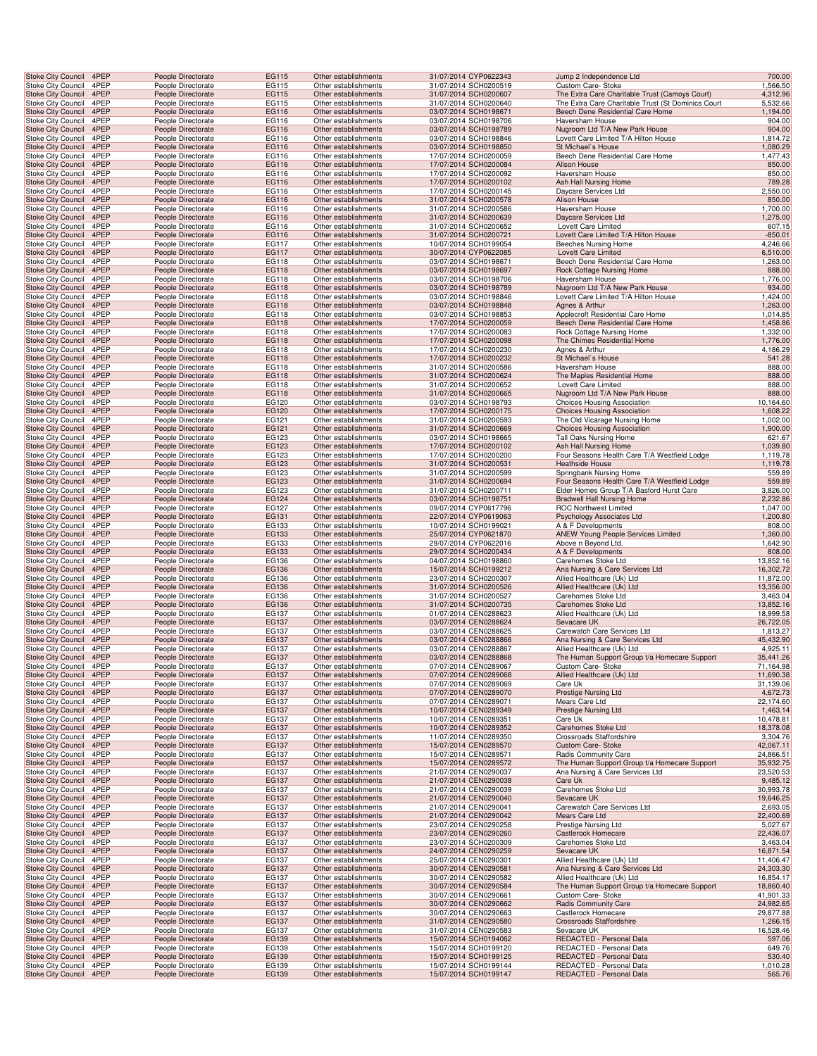| Stoke City Council | 4PEP | People Directorate | EG115 | Other establishments | 31/07/2014 | CYP0622343 | Jump 2 Independence Ltd | 700.00 |
|---|---|---|---|---|---|---|---|---|
| Stoke City Council | 4PEP | People Directorate | EG115 | Other establishments | 31/07/2014 | SCH0200519 | Custom Care- Stoke | 1,566.50 |
| Stoke City Council | 4PEP | People Directorate | EG115 | Other establishments | 31/07/2014 | SCH0200607 | The Extra Care Charitable Trust (Camoys Court) | 4,312.96 |
| Stoke City Council | 4PEP | People Directorate | EG115 | Other establishments | 31/07/2014 | SCH0200640 | The Extra Care Charitable Trust (St Dominics Court | 5,532.66 |
| Stoke City Council | 4PEP | People Directorate | EG116 | Other establishments | 03/07/2014 | SCH0198671 | Beech Dene Residential Care Home | 1,194.00 |
| Stoke City Council | 4PEP | People Directorate | EG116 | Other establishments | 03/07/2014 | SCH0198706 | Haversham House | 904.00 |
| Stoke City Council | 4PEP | People Directorate | EG116 | Other establishments | 03/07/2014 | SCH0198789 | Nugroom Ltd T/A New Park House | 904.00 |
| Stoke City Council | 4PEP | People Directorate | EG116 | Other establishments | 03/07/2014 | SCH0198846 | Lovett Care Limited T/A Hilton House | 1,814.72 |
| Stoke City Council | 4PEP | People Directorate | EG116 | Other establishments | 03/07/2014 | SCH0198850 | St Michael`s House | 1,080.29 |
| Stoke City Council | 4PEP | People Directorate | EG116 | Other establishments | 17/07/2014 | SCH0200059 | Beech Dene Residential Care Home | 1,477.43 |
| Stoke City Council | 4PEP | People Directorate | EG116 | Other establishments | 17/07/2014 | SCH0200084 | Alison House | 850.00 |
| Stoke City Council | 4PEP | People Directorate | EG116 | Other establishments | 17/07/2014 | SCH0200092 | Haversham House | 850.00 |
| Stoke City Council | 4PEP | People Directorate | EG116 | Other establishments | 17/07/2014 | SCH0200102 | Ash Hall Nursing Home | 789.28 |
| Stoke City Council | 4PEP | People Directorate | EG116 | Other establishments | 17/07/2014 | SCH0200145 | Daycare Services Ltd | 2,550.00 |
| Stoke City Council | 4PEP | People Directorate | EG116 | Other establishments | 31/07/2014 | SCH0200578 | Alison House | 850.00 |
| Stoke City Council | 4PEP | People Directorate | EG116 | Other establishments | 31/07/2014 | SCH0200586 | Haversham House | 1,700.00 |
| Stoke City Council | 4PEP | People Directorate | EG116 | Other establishments | 31/07/2014 | SCH0200639 | Daycare Services Ltd | 1,275.00 |
| Stoke City Council | 4PEP | People Directorate | EG116 | Other establishments | 31/07/2014 | SCH0200652 | Lovett Care Limited | 607.15 |
| Stoke City Council | 4PEP | People Directorate | EG116 | Other establishments | 31/07/2014 | SCH0200721 | Lovett Care Limited T/A Hilton House | -850.01 |
| Stoke City Council | 4PEP | People Directorate | EG117 | Other establishments | 10/07/2014 | SCH0199054 | Beeches Nursing Home | 4,246.66 |
| Stoke City Council | 4PEP | People Directorate | EG117 | Other establishments | 30/07/2014 | CYP0622085 | Lovett Care Limited | 6,510.00 |
| Stoke City Council | 4PEP | People Directorate | EG118 | Other establishments | 03/07/2014 | SCH0198671 | Beech Dene Residential Care Home | 1,263.00 |
| Stoke City Council | 4PEP | People Directorate | EG118 | Other establishments | 03/07/2014 | SCH0198697 | Rock Cottage Nursing Home | 888.00 |
| Stoke City Council | 4PEP | People Directorate | EG118 | Other establishments | 03/07/2014 | SCH0198706 | Haversham House | 1,776.00 |
| Stoke City Council | 4PEP | People Directorate | EG118 | Other establishments | 03/07/2014 | SCH0198789 | Nugroom Ltd T/A New Park House | 934.00 |
| Stoke City Council | 4PEP | People Directorate | EG118 | Other establishments | 03/07/2014 | SCH0198846 | Lovett Care Limited T/A Hilton House | 1,424.00 |
| Stoke City Council | 4PEP | People Directorate | EG118 | Other establishments | 03/07/2014 | SCH0198848 | Agnes & Arthur | 1,263.00 |
| Stoke City Council | 4PEP | People Directorate | EG118 | Other establishments | 03/07/2014 | SCH0198853 | Applecroft Residential Care Home | 1,014.85 |
| Stoke City Council | 4PEP | People Directorate | EG118 | Other establishments | 17/07/2014 | SCH0200059 | Beech Dene Residential Care Home | 1,458.86 |
| Stoke City Council | 4PEP | People Directorate | EG118 | Other establishments | 17/07/2014 | SCH0200083 | Rock Cottage Nursing Home | 1,332.00 |
| Stoke City Council | 4PEP | People Directorate | EG118 | Other establishments | 17/07/2014 | SCH0200098 | The Chimes Residential Home | 1,776.00 |
| Stoke City Council | 4PEP | People Directorate | EG118 | Other establishments | 17/07/2014 | SCH0200230 | Agnes & Arthur | 4,186.29 |
| Stoke City Council | 4PEP | People Directorate | EG118 | Other establishments | 17/07/2014 | SCH0200232 | St Michael`s House | 541.28 |
| Stoke City Council | 4PEP | People Directorate | EG118 | Other establishments | 31/07/2014 | SCH0200586 | Haversham House | 888.00 |
| Stoke City Council | 4PEP | People Directorate | EG118 | Other establishments | 31/07/2014 | SCH0200624 | The Maples Residential Home | 888.00 |
| Stoke City Council | 4PEP | People Directorate | EG118 | Other establishments | 31/07/2014 | SCH0200652 | Lovett Care Limited | 888.00 |
| Stoke City Council | 4PEP | People Directorate | EG118 | Other establishments | 31/07/2014 | SCH0200665 | Nugroom Ltd T/A New Park House | 888.00 |
| Stoke City Council | 4PEP | People Directorate | EG120 | Other establishments | 03/07/2014 | SCH0198793 | Choices Housing Association | 10,164.60 |
| Stoke City Council | 4PEP | People Directorate | EG120 | Other establishments | 17/07/2014 | SCH0200175 | Choices Housing Association | 1,608.22 |
| Stoke City Council | 4PEP | People Directorate | EG121 | Other establishments | 31/07/2014 | SCH0200593 | The Old Vicarage Nursing Home | 1,002.00 |
| Stoke City Council | 4PEP | People Directorate | EG121 | Other establishments | 31/07/2014 | SCH0200669 | Choices Housing Association | 1,900.00 |
| Stoke City Council | 4PEP | People Directorate | EG123 | Other establishments | 03/07/2014 | SCH0198665 | Tall Oaks Nursing Home | 621.67 |
| Stoke City Council | 4PEP | People Directorate | EG123 | Other establishments | 17/07/2014 | SCH0200102 | Ash Hall Nursing Home | 1,039.80 |
| Stoke City Council | 4PEP | People Directorate | EG123 | Other establishments | 17/07/2014 | SCH0200200 | Four Seasons Health Care T/A Westfield Lodge | 1,119.78 |
| Stoke City Council | 4PEP | People Directorate | EG123 | Other establishments | 31/07/2014 | SCH0200531 | Heathside House | 1,119.78 |
| Stoke City Council | 4PEP | People Directorate | EG123 | Other establishments | 31/07/2014 | SCH0200599 | Springbank Nursing Home | 559.89 |
| Stoke City Council | 4PEP | People Directorate | EG123 | Other establishments | 31/07/2014 | SCH0200694 | Four Seasons Health Care T/A Westfield Lodge | 559.89 |
| Stoke City Council | 4PEP | People Directorate | EG123 | Other establishments | 31/07/2014 | SCH0200711 | Elder Homes Group T/A Basford Hurst Care | 3,826.00 |
| Stoke City Council | 4PEP | People Directorate | EG124 | Other establishments | 03/07/2014 | SCH0198751 | Bradwell Hall Nursing Home | 2,232.86 |
| Stoke City Council | 4PEP | People Directorate | EG127 | Other establishments | 09/07/2014 | CYP0617796 | ROC Northwest Limited | 1,047.00 |
| Stoke City Council | 4PEP | People Directorate | EG131 | Other establishments | 22/07/2014 | CYP0619063 | Psychology Associates Ltd | 1,200.80 |
| Stoke City Council | 4PEP | People Directorate | EG133 | Other establishments | 10/07/2014 | SCH0199021 | A & F Developments | 808.00 |
| Stoke City Council | 4PEP | People Directorate | EG133 | Other establishments | 25/07/2014 | CYP0621870 | ANEW Young People Services Limited | 1,360.00 |
| Stoke City Council | 4PEP | People Directorate | EG133 | Other establishments | 29/07/2014 | CYP0622016 | Above n Beyond Ltd. | 1,642.90 |
| Stoke City Council | 4PEP | People Directorate | EG133 | Other establishments | 29/07/2014 | SCH0200434 | A & F Developments | 808.00 |
| Stoke City Council | 4PEP | People Directorate | EG136 | Other establishments | 04/07/2014 | SCH0198860 | Carehomes Stoke Ltd | 13,852.16 |
| Stoke City Council | 4PEP | People Directorate | EG136 | Other establishments | 15/07/2014 | SCH0199212 | Ana Nursing & Care Services Ltd | 16,302.72 |
| Stoke City Council | 4PEP | People Directorate | EG136 | Other establishments | 23/07/2014 | SCH0200307 | Allied Healthcare (Uk) Ltd | 11,872.00 |
| Stoke City Council | 4PEP | People Directorate | EG136 | Other establishments | 31/07/2014 | SCH0200526 | Allied Healthcare (Uk) Ltd | 13,356.00 |
| Stoke City Council | 4PEP | People Directorate | EG136 | Other establishments | 31/07/2014 | SCH0200527 | Carehomes Stoke Ltd | 3,463.04 |
| Stoke City Council | 4PEP | People Directorate | EG136 | Other establishments | 31/07/2014 | SCH0200735 | Carehomes Stoke Ltd | 13,852.16 |
| Stoke City Council | 4PEP | People Directorate | EG137 | Other establishments | 01/07/2014 | CEN0288623 | Allied Healthcare (Uk) Ltd | 18,999.58 |
| Stoke City Council | 4PEP | People Directorate | EG137 | Other establishments | 03/07/2014 | CEN0288624 | Sevacare UK | 26,722.05 |
| Stoke City Council | 4PEP | People Directorate | EG137 | Other establishments | 03/07/2014 | CEN0288625 | Carewatch Care Services Ltd | 1,813.27 |
| Stoke City Council | 4PEP | People Directorate | EG137 | Other establishments | 03/07/2014 | CEN0288866 | Ana Nursing & Care Services Ltd | 45,432.90 |
| Stoke City Council | 4PEP | People Directorate | EG137 | Other establishments | 03/07/2014 | CEN0288867 | Allied Healthcare (Uk) Ltd | 4,925.11 |
| Stoke City Council | 4PEP | People Directorate | EG137 | Other establishments | 03/07/2014 | CEN0288868 | The Human Support Group t/a Homecare Support | 35,441.26 |
| Stoke City Council | 4PEP | People Directorate | EG137 | Other establishments | 07/07/2014 | CEN0289067 | Custom Care- Stoke | 71,164.98 |
| Stoke City Council | 4PEP | People Directorate | EG137 | Other establishments | 07/07/2014 | CEN0289068 | Allied Healthcare (Uk) Ltd | 11,690.38 |
| Stoke City Council | 4PEP | People Directorate | EG137 | Other establishments | 07/07/2014 | CEN0289069 | Care Uk | 31,139.06 |
| Stoke City Council | 4PEP | People Directorate | EG137 | Other establishments | 07/07/2014 | CEN0289070 | Prestige Nursing Ltd | 4,672.73 |
| Stoke City Council | 4PEP | People Directorate | EG137 | Other establishments | 07/07/2014 | CEN0289071 | Mears Care Ltd | 22,174.60 |
| Stoke City Council | 4PEP | People Directorate | EG137 | Other establishments | 10/07/2014 | CEN0289349 | Prestige Nursing Ltd | 1,463.14 |
| Stoke City Council | 4PEP | People Directorate | EG137 | Other establishments | 10/07/2014 | CEN0289351 | Care Uk | 10,478.81 |
| Stoke City Council | 4PEP | People Directorate | EG137 | Other establishments | 10/07/2014 | CEN0289352 | Carehomes Stoke Ltd | 18,378.08 |
| Stoke City Council | 4PEP | People Directorate | EG137 | Other establishments | 11/07/2014 | CEN0289350 | Crossroads Staffordshire | 3,304.76 |
| Stoke City Council | 4PEP | People Directorate | EG137 | Other establishments | 15/07/2014 | CEN0289570 | Custom Care- Stoke | 42,067.11 |
| Stoke City Council | 4PEP | People Directorate | EG137 | Other establishments | 15/07/2014 | CEN0289571 | Radis Community Care | 24,866.51 |
| Stoke City Council | 4PEP | People Directorate | EG137 | Other establishments | 15/07/2014 | CEN0289572 | The Human Support Group t/a Homecare Support | 35,932.75 |
| Stoke City Council | 4PEP | People Directorate | EG137 | Other establishments | 21/07/2014 | CEN0290037 | Ana Nursing & Care Services Ltd | 23,520.53 |
| Stoke City Council | 4PEP | People Directorate | EG137 | Other establishments | 21/07/2014 | CEN0290038 | Care Uk | 9,485.12 |
| Stoke City Council | 4PEP | People Directorate | EG137 | Other establishments | 21/07/2014 | CEN0290039 | Carehomes Stoke Ltd | 30,993.78 |
| Stoke City Council | 4PEP | People Directorate | EG137 | Other establishments | 21/07/2014 | CEN0290040 | Sevacare UK | 19,646.25 |
| Stoke City Council | 4PEP | People Directorate | EG137 | Other establishments | 21/07/2014 | CEN0290041 | Carewatch Care Services Ltd | 2,693.05 |
| Stoke City Council | 4PEP | People Directorate | EG137 | Other establishments | 21/07/2014 | CEN0290042 | Mears Care Ltd | 22,400.69 |
| Stoke City Council | 4PEP | People Directorate | EG137 | Other establishments | 23/07/2014 | CEN0290258 | Prestige Nursing Ltd | 5,027.67 |
| Stoke City Council | 4PEP | People Directorate | EG137 | Other establishments | 23/07/2014 | CEN0290260 | Castlerock Homecare | 22,436.07 |
| Stoke City Council | 4PEP | People Directorate | EG137 | Other establishments | 23/07/2014 | SCH0200309 | Carehomes Stoke Ltd | 3,463.04 |
| Stoke City Council | 4PEP | People Directorate | EG137 | Other establishments | 24/07/2014 | CEN0290259 | Sevacare UK | 16,871.54 |
| Stoke City Council | 4PEP | People Directorate | EG137 | Other establishments | 25/07/2014 | CEN0290301 | Allied Healthcare (Uk) Ltd | 11,406.47 |
| Stoke City Council | 4PEP | People Directorate | EG137 | Other establishments | 30/07/2014 | CEN0290581 | Ana Nursing & Care Services Ltd | 24,303.30 |
| Stoke City Council | 4PEP | People Directorate | EG137 | Other establishments | 30/07/2014 | CEN0290582 | Allied Healthcare (Uk) Ltd | 16,854.17 |
| Stoke City Council | 4PEP | People Directorate | EG137 | Other establishments | 30/07/2014 | CEN0290584 | The Human Support Group t/a Homecare Support | 18,860.40 |
| Stoke City Council | 4PEP | People Directorate | EG137 | Other establishments | 30/07/2014 | CEN0290661 | Custom Care- Stoke | 41,901.33 |
| Stoke City Council | 4PEP | People Directorate | EG137 | Other establishments | 30/07/2014 | CEN0290662 | Radis Community Care | 24,982.65 |
| Stoke City Council | 4PEP | People Directorate | EG137 | Other establishments | 30/07/2014 | CEN0290663 | Castlerock Homecare | 29,877.88 |
| Stoke City Council | 4PEP | People Directorate | EG137 | Other establishments | 31/07/2014 | CEN0290580 | Crossroads Staffordshire | 1,266.15 |
| Stoke City Council | 4PEP | People Directorate | EG137 | Other establishments | 31/07/2014 | CEN0290583 | Sevacare UK | 16,528.46 |
| Stoke City Council | 4PEP | People Directorate | EG139 | Other establishments | 15/07/2014 | SCH0194062 | REDACTED - Personal Data | 597.06 |
| Stoke City Council | 4PEP | People Directorate | EG139 | Other establishments | 15/07/2014 | SCH0199120 | REDACTED - Personal Data | 649.76 |
| Stoke City Council | 4PEP | People Directorate | EG139 | Other establishments | 15/07/2014 | SCH0199125 | REDACTED - Personal Data | 530.40 |
| Stoke City Council | 4PEP | People Directorate | EG139 | Other establishments | 15/07/2014 | SCH0199144 | REDACTED - Personal Data | 1,010.28 |
| Stoke City Council | 4PEP | People Directorate | EG139 | Other establishments | 15/07/2014 | SCH0199147 | REDACTED - Personal Data | 565.76 |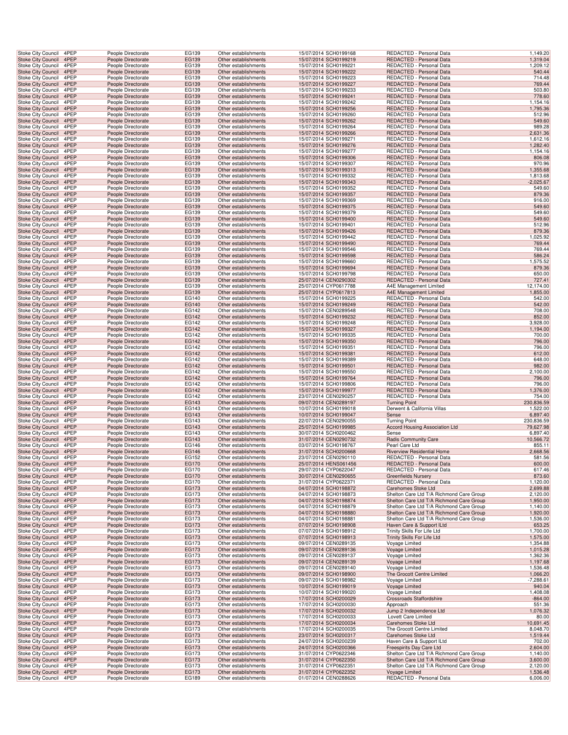| | | | | | | | | |
|---|---|---|---|---|---|---|---|---|
| Stoke City Council | 4PEP | People Directorate | EG139 | Other establishments | 15/07/2014 | SCH0199168 | REDACTED - Personal Data | 1,149.20 |
| Stoke City Council | 4PEP | People Directorate | EG139 | Other establishments | 15/07/2014 | SCH0199219 | REDACTED - Personal Data | 1,319.04 |
| Stoke City Council | 4PEP | People Directorate | EG139 | Other establishments | 15/07/2014 | SCH0199221 | REDACTED - Personal Data | 1,209.12 |
| Stoke City Council | 4PEP | People Directorate | EG139 | Other establishments | 15/07/2014 | SCH0199222 | REDACTED - Personal Data | 540.44 |
| Stoke City Council | 4PEP | People Directorate | EG139 | Other establishments | 15/07/2014 | SCH0199223 | REDACTED - Personal Data | 714.48 |
| Stoke City Council | 4PEP | People Directorate | EG139 | Other establishments | 15/07/2014 | SCH0199227 | REDACTED - Personal Data | 769.44 |
| Stoke City Council | 4PEP | People Directorate | EG139 | Other establishments | 15/07/2014 | SCH0199233 | REDACTED - Personal Data | 503.80 |
| Stoke City Council | 4PEP | People Directorate | EG139 | Other establishments | 15/07/2014 | SCH0199241 | REDACTED - Personal Data | 778.60 |
| Stoke City Council | 4PEP | People Directorate | EG139 | Other establishments | 15/07/2014 | SCH0199242 | REDACTED - Personal Data | 1,154.16 |
| Stoke City Council | 4PEP | People Directorate | EG139 | Other establishments | 15/07/2014 | SCH0199256 | REDACTED - Personal Data | 1,795.36 |
| Stoke City Council | 4PEP | People Directorate | EG139 | Other establishments | 15/07/2014 | SCH0199260 | REDACTED - Personal Data | 512.96 |
| Stoke City Council | 4PEP | People Directorate | EG139 | Other establishments | 15/07/2014 | SCH0199262 | REDACTED - Personal Data | 549.60 |
| Stoke City Council | 4PEP | People Directorate | EG139 | Other establishments | 15/07/2014 | SCH0199264 | REDACTED - Personal Data | 989.28 |
| Stoke City Council | 4PEP | People Directorate | EG139 | Other establishments | 15/07/2014 | SCH0199266 | REDACTED - Personal Data | 2,631.36 |
| Stoke City Council | 4PEP | People Directorate | EG139 | Other establishments | 15/07/2014 | SCH0199271 | REDACTED - Personal Data | 1,612.16 |
| Stoke City Council | 4PEP | People Directorate | EG139 | Other establishments | 15/07/2014 | SCH0199276 | REDACTED - Personal Data | 1,282.40 |
| Stoke City Council | 4PEP | People Directorate | EG139 | Other establishments | 15/07/2014 | SCH0199277 | REDACTED - Personal Data | 1,154.16 |
| Stoke City Council | 4PEP | People Directorate | EG139 | Other establishments | 15/07/2014 | SCH0199306 | REDACTED - Personal Data | 806.08 |
| Stoke City Council | 4PEP | People Directorate | EG139 | Other establishments | 15/07/2014 | SCH0199307 | REDACTED - Personal Data | 970.96 |
| Stoke City Council | 4PEP | People Directorate | EG139 | Other establishments | 15/07/2014 | SCH0199313 | REDACTED - Personal Data | 1,355.68 |
| Stoke City Council | 4PEP | People Directorate | EG139 | Other establishments | 15/07/2014 | SCH0199332 | REDACTED - Personal Data | 1,813.68 |
| Stoke City Council | 4PEP | People Directorate | EG139 | Other establishments | 15/07/2014 | SCH0199343 | REDACTED - Personal Data | -2,025.67 |
| Stoke City Council | 4PEP | People Directorate | EG139 | Other establishments | 15/07/2014 | SCH0199352 | REDACTED - Personal Data | 549.60 |
| Stoke City Council | 4PEP | People Directorate | EG139 | Other establishments | 15/07/2014 | SCH0199357 | REDACTED - Personal Data | 879.36 |
| Stoke City Council | 4PEP | People Directorate | EG139 | Other establishments | 15/07/2014 | SCH0199369 | REDACTED - Personal Data | 916.00 |
| Stoke City Council | 4PEP | People Directorate | EG139 | Other establishments | 15/07/2014 | SCH0199375 | REDACTED - Personal Data | 549.60 |
| Stoke City Council | 4PEP | People Directorate | EG139 | Other establishments | 15/07/2014 | SCH0199379 | REDACTED - Personal Data | 549.60 |
| Stoke City Council | 4PEP | People Directorate | EG139 | Other establishments | 15/07/2014 | SCH0199400 | REDACTED - Personal Data | 549.60 |
| Stoke City Council | 4PEP | People Directorate | EG139 | Other establishments | 15/07/2014 | SCH0199401 | REDACTED - Personal Data | 512.96 |
| Stoke City Council | 4PEP | People Directorate | EG139 | Other establishments | 15/07/2014 | SCH0199426 | REDACTED - Personal Data | 879.36 |
| Stoke City Council | 4PEP | People Directorate | EG139 | Other establishments | 15/07/2014 | SCH0199442 | REDACTED - Personal Data | 1,025.92 |
| Stoke City Council | 4PEP | People Directorate | EG139 | Other establishments | 15/07/2014 | SCH0199490 | REDACTED - Personal Data | 769.44 |
| Stoke City Council | 4PEP | People Directorate | EG139 | Other establishments | 15/07/2014 | SCH0199546 | REDACTED - Personal Data | 769.44 |
| Stoke City Council | 4PEP | People Directorate | EG139 | Other establishments | 15/07/2014 | SCH0199598 | REDACTED - Personal Data | 586.24 |
| Stoke City Council | 4PEP | People Directorate | EG139 | Other establishments | 15/07/2014 | SCH0199660 | REDACTED - Personal Data | 1,575.52 |
| Stoke City Council | 4PEP | People Directorate | EG139 | Other establishments | 15/07/2014 | SCH0199694 | REDACTED - Personal Data | 879.36 |
| Stoke City Council | 4PEP | People Directorate | EG139 | Other establishments | 15/07/2014 | SCH0199798 | REDACTED - Personal Data | 650.00 |
| Stoke City Council | 4PEP | People Directorate | EG139 | Other establishments | 25/07/2014 | CEN0290302 | REDACTED - Personal Data | 727.41 |
| Stoke City Council | 4PEP | People Directorate | EG139 | Other establishments | 25/07/2014 | CYP0617788 | A4E Management Limited | 12,174.00 |
| Stoke City Council | 4PEP | People Directorate | EG139 | Other establishments | 25/07/2014 | CYP0617813 | A4E Management Limited | 1,855.00 |
| Stoke City Council | 4PEP | People Directorate | EG140 | Other establishments | 15/07/2014 | SCH0199225 | REDACTED - Personal Data | 542.00 |
| Stoke City Council | 4PEP | People Directorate | EG140 | Other establishments | 15/07/2014 | SCH0199249 | REDACTED - Personal Data | 542.00 |
| Stoke City Council | 4PEP | People Directorate | EG142 | Other establishments | 15/07/2014 | CEN0289548 | REDACTED - Personal Data | 708.00 |
| Stoke City Council | 4PEP | People Directorate | EG142 | Other establishments | 15/07/2014 | SCH0199232 | REDACTED - Personal Data | 852.00 |
| Stoke City Council | 4PEP | People Directorate | EG142 | Other establishments | 15/07/2014 | SCH0199248 | REDACTED - Personal Data | 3,928.00 |
| Stoke City Council | 4PEP | People Directorate | EG142 | Other establishments | 15/07/2014 | SCH0199327 | REDACTED - Personal Data | 1,194.00 |
| Stoke City Council | 4PEP | People Directorate | EG142 | Other establishments | 15/07/2014 | SCH0199335 | REDACTED - Personal Data | 700.00 |
| Stoke City Council | 4PEP | People Directorate | EG142 | Other establishments | 15/07/2014 | SCH0199350 | REDACTED - Personal Data | 796.00 |
| Stoke City Council | 4PEP | People Directorate | EG142 | Other establishments | 15/07/2014 | SCH0199351 | REDACTED - Personal Data | 796.00 |
| Stoke City Council | 4PEP | People Directorate | EG142 | Other establishments | 15/07/2014 | SCH0199381 | REDACTED - Personal Data | 612.00 |
| Stoke City Council | 4PEP | People Directorate | EG142 | Other establishments | 15/07/2014 | SCH0199389 | REDACTED - Personal Data | 648.00 |
| Stoke City Council | 4PEP | People Directorate | EG142 | Other establishments | 15/07/2014 | SCH0199501 | REDACTED - Personal Data | 982.00 |
| Stoke City Council | 4PEP | People Directorate | EG142 | Other establishments | 15/07/2014 | SCH0199550 | REDACTED - Personal Data | 2,100.00 |
| Stoke City Council | 4PEP | People Directorate | EG142 | Other establishments | 15/07/2014 | SCH0199764 | REDACTED - Personal Data | 796.00 |
| Stoke City Council | 4PEP | People Directorate | EG142 | Other establishments | 15/07/2014 | SCH0199806 | REDACTED - Personal Data | 796.00 |
| Stoke City Council | 4PEP | People Directorate | EG142 | Other establishments | 15/07/2014 | SCH0199977 | REDACTED - Personal Data | 1,376.00 |
| Stoke City Council | 4PEP | People Directorate | EG142 | Other establishments | 23/07/2014 | CEN0290257 | REDACTED - Personal Data | 754.00 |
| Stoke City Council | 4PEP | People Directorate | EG143 | Other establishments | 09/07/2014 | CEN0289197 | Turning Point | 230,836.59 |
| Stoke City Council | 4PEP | People Directorate | EG143 | Other establishments | 10/07/2014 | SCH0199018 | Derwent & California Villas | 1,522.00 |
| Stoke City Council | 4PEP | People Directorate | EG143 | Other establishments | 10/07/2014 | SCH0199047 | Sense | 6,897.40 |
| Stoke City Council | 4PEP | People Directorate | EG143 | Other establishments | 22/07/2014 | CEN0290055 | Turning Point | 230,836.59 |
| Stoke City Council | 4PEP | People Directorate | EG143 | Other establishments | 25/07/2014 | SCH0199985 | Accord Housing Association Ltd | 79,627.98 |
| Stoke City Council | 4PEP | People Directorate | EG143 | Other establishments | 30/07/2014 | SCH0200462 | Sense | 6,897.40 |
| Stoke City Council | 4PEP | People Directorate | EG143 | Other establishments | 31/07/2014 | CEN0290732 | Radis Community Care | 10,566.72 |
| Stoke City Council | 4PEP | People Directorate | EG146 | Other establishments | 03/07/2014 | SCH0198767 | Pearl Care Ltd | 855.11 |
| Stoke City Council | 4PEP | People Directorate | EG146 | Other establishments | 31/07/2014 | SCH0200668 | Riverview Residential Home | 2,668.56 |
| Stoke City Council | 4PEP | People Directorate | EG152 | Other establishments | 23/07/2014 | CEN0290110 | REDACTED - Personal Data | 581.56 |
| Stoke City Council | 4PEP | People Directorate | EG170 | Other establishments | 25/07/2014 | HENS061456 | REDACTED - Personal Data | 600.00 |
| Stoke City Council | 4PEP | People Directorate | EG170 | Other establishments | 29/07/2014 | CYP0622047 | REDACTED - Personal Data | 617.46 |
| Stoke City Council | 4PEP | People Directorate | EG170 | Other establishments | 30/07/2014 | CEN0290655 | Greenfields Nursery | 873.60 |
| Stoke City Council | 4PEP | People Directorate | EG170 | Other establishments | 31/07/2014 | CYP0622371 | REDACTED - Personal Data | 1,120.00 |
| Stoke City Council | 4PEP | People Directorate | EG173 | Other establishments | 04/07/2014 | SCH0198872 | Carehomes Stoke Ltd | 2,699.88 |
| Stoke City Council | 4PEP | People Directorate | EG173 | Other establishments | 04/07/2014 | SCH0198873 | Shelton Care Ltd T/A Richmond Care Group | 2,120.00 |
| Stoke City Council | 4PEP | People Directorate | EG173 | Other establishments | 04/07/2014 | SCH0198874 | Shelton Care Ltd T/A Richmond Care Group | 1,950.00 |
| Stoke City Council | 4PEP | People Directorate | EG173 | Other establishments | 04/07/2014 | SCH0198879 | Shelton Care Ltd T/A Richmond Care Group | 1,140.00 |
| Stoke City Council | 4PEP | People Directorate | EG173 | Other establishments | 04/07/2014 | SCH0198880 | Shelton Care Ltd T/A Richmond Care Group | 1,920.00 |
| Stoke City Council | 4PEP | People Directorate | EG173 | Other establishments | 04/07/2014 | SCH0198881 | Shelton Care Ltd T/A Richmond Care Group | 1,536.00 |
| Stoke City Council | 4PEP | People Directorate | EG173 | Other establishments | 07/07/2014 | SCH0198908 | Haven Care & Support ILtd | 653.25 |
| Stoke City Council | 4PEP | People Directorate | EG173 | Other establishments | 07/07/2014 | SCH0198912 | Trinity Skills For Life Ltd | 1,700.00 |
| Stoke City Council | 4PEP | People Directorate | EG173 | Other establishments | 07/07/2014 | SCH0198913 | Trinity Skills For Life Ltd | 1,575.00 |
| Stoke City Council | 4PEP | People Directorate | EG173 | Other establishments | 09/07/2014 | CEN0289135 | Voyage Limited | 1,354.88 |
| Stoke City Council | 4PEP | People Directorate | EG173 | Other establishments | 09/07/2014 | CEN0289136 | Voyage Limited | 1,015.28 |
| Stoke City Council | 4PEP | People Directorate | EG173 | Other establishments | 09/07/2014 | CEN0289137 | Voyage Limited | 1,362.36 |
| Stoke City Council | 4PEP | People Directorate | EG173 | Other establishments | 09/07/2014 | CEN0289139 | Voyage Limited | 1,197.68 |
| Stoke City Council | 4PEP | People Directorate | EG173 | Other establishments | 09/07/2014 | CEN0289140 | Voyage Limited | 1,536.48 |
| Stoke City Council | 4PEP | People Directorate | EG173 | Other establishments | 09/07/2014 | SCH0198900 | The Grocott Centre Limited | 1,066.20 |
| Stoke City Council | 4PEP | People Directorate | EG173 | Other establishments | 09/07/2014 | SCH0198982 | Voyage Limited | -7,288.61 |
| Stoke City Council | 4PEP | People Directorate | EG173 | Other establishments | 10/07/2014 | SCH0199019 | Voyage Limited | 940.04 |
| Stoke City Council | 4PEP | People Directorate | EG173 | Other establishments | 10/07/2014 | SCH0199020 | Voyage Limited | 1,408.08 |
| Stoke City Council | 4PEP | People Directorate | EG173 | Other establishments | 17/07/2014 | SCH0200029 | Crossroads Staffordshire | -864.00 |
| Stoke City Council | 4PEP | People Directorate | EG173 | Other establishments | 17/07/2014 | SCH0200030 | Approach | 551.36 |
| Stoke City Council | 4PEP | People Directorate | EG173 | Other establishments | 17/07/2014 | SCH0200032 | Jump 2 Independence Ltd | 1,076.32 |
| Stoke City Council | 4PEP | People Directorate | EG173 | Other establishments | 17/07/2014 | SCH0200033 | Lovett Care Limited | 80.00 |
| Stoke City Council | 4PEP | People Directorate | EG173 | Other establishments | 17/07/2014 | SCH0200034 | Carehomes Stoke Ltd | 10,691.45 |
| Stoke City Council | 4PEP | People Directorate | EG173 | Other establishments | 17/07/2014 | SCH0200035 | The Grocott Centre Limited | 8,048.70 |
| Stoke City Council | 4PEP | People Directorate | EG173 | Other establishments | 23/07/2014 | SCH0200317 | Carehomes Stoke Ltd | 1,519.44 |
| Stoke City Council | 4PEP | People Directorate | EG173 | Other establishments | 24/07/2014 | SCH0200239 | Haven Care & Support ILtd | 702.00 |
| Stoke City Council | 4PEP | People Directorate | EG173 | Other establishments | 24/07/2014 | SCH0200366 | Freespirits Day Care Ltd | 2,604.00 |
| Stoke City Council | 4PEP | People Directorate | EG173 | Other establishments | 31/07/2014 | CYP0622346 | Shelton Care Ltd T/A Richmond Care Group | 1,140.00 |
| Stoke City Council | 4PEP | People Directorate | EG173 | Other establishments | 31/07/2014 | CYP0622350 | Shelton Care Ltd T/A Richmond Care Group | 3,600.00 |
| Stoke City Council | 4PEP | People Directorate | EG173 | Other establishments | 31/07/2014 | CYP0622351 | Shelton Care Ltd T/A Richmond Care Group | 2,120.00 |
| Stoke City Council | 4PEP | People Directorate | EG173 | Other establishments | 31/07/2014 | CYP0622352 | Voyage Limited | 1,536.48 |
| Stoke City Council | 4PEP | People Directorate | EG189 | Other establishments | 01/07/2014 | CEN0288626 | REDACTED - Personal Data | 6,006.00 |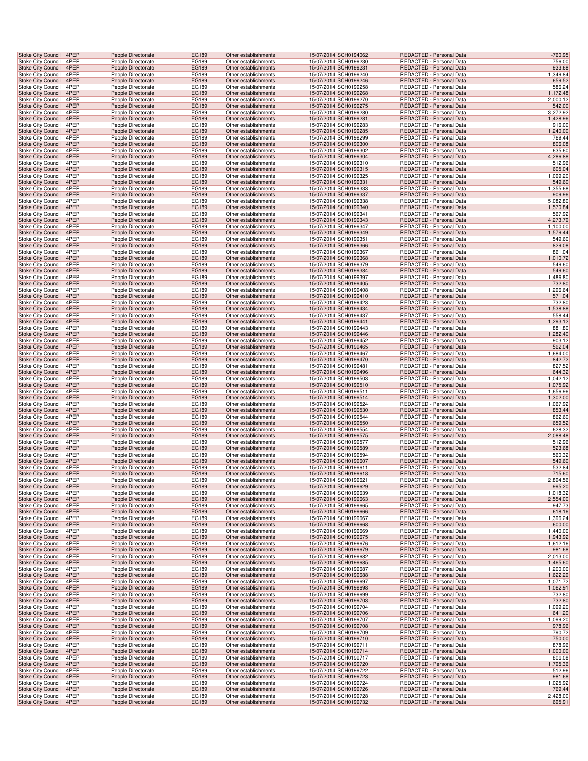| | | | | | | | | |
|---|---|---|---|---|---|---|---|---|
| Stoke City Council | 4PEP | People Directorate | EG189 | Other establishments | 15/07/2014 | SCH0194062 | REDACTED - Personal Data | -760.95 |
| Stoke City Council | 4PEP | People Directorate | EG189 | Other establishments | 15/07/2014 | SCH0199230 | REDACTED - Personal Data | 756.00 |
| Stoke City Council | 4PEP | People Directorate | EG189 | Other establishments | 15/07/2014 | SCH0199231 | REDACTED - Personal Data | 933.68 |
| Stoke City Council | 4PEP | People Directorate | EG189 | Other establishments | 15/07/2014 | SCH0199240 | REDACTED - Personal Data | 1,349.84 |
| Stoke City Council | 4PEP | People Directorate | EG189 | Other establishments | 15/07/2014 | SCH0199246 | REDACTED - Personal Data | 659.52 |
| Stoke City Council | 4PEP | People Directorate | EG189 | Other establishments | 15/07/2014 | SCH0199258 | REDACTED - Personal Data | 586.24 |
| Stoke City Council | 4PEP | People Directorate | EG189 | Other establishments | 15/07/2014 | SCH0199268 | REDACTED - Personal Data | 1,172.48 |
| Stoke City Council | 4PEP | People Directorate | EG189 | Other establishments | 15/07/2014 | SCH0199270 | REDACTED - Personal Data | 2,000.12 |
| Stoke City Council | 4PEP | People Directorate | EG189 | Other establishments | 15/07/2014 | SCH0199275 | REDACTED - Personal Data | 542.00 |
| Stoke City Council | 4PEP | People Directorate | EG189 | Other establishments | 15/07/2014 | SCH0199280 | REDACTED - Personal Data | 3,272.92 |
| Stoke City Council | 4PEP | People Directorate | EG189 | Other establishments | 15/07/2014 | SCH0199281 | REDACTED - Personal Data | 1,428.96 |
| Stoke City Council | 4PEP | People Directorate | EG189 | Other establishments | 15/07/2014 | SCH0199283 | REDACTED - Personal Data | 916.00 |
| Stoke City Council | 4PEP | People Directorate | EG189 | Other establishments | 15/07/2014 | SCH0199285 | REDACTED - Personal Data | 1,240.00 |
| Stoke City Council | 4PEP | People Directorate | EG189 | Other establishments | 15/07/2014 | SCH0199299 | REDACTED - Personal Data | 769.44 |
| Stoke City Council | 4PEP | People Directorate | EG189 | Other establishments | 15/07/2014 | SCH0199300 | REDACTED - Personal Data | 806.08 |
| Stoke City Council | 4PEP | People Directorate | EG189 | Other establishments | 15/07/2014 | SCH0199302 | REDACTED - Personal Data | 635.60 |
| Stoke City Council | 4PEP | People Directorate | EG189 | Other establishments | 15/07/2014 | SCH0199304 | REDACTED - Personal Data | 4,286.88 |
| Stoke City Council | 4PEP | People Directorate | EG189 | Other establishments | 15/07/2014 | SCH0199310 | REDACTED - Personal Data | 512.96 |
| Stoke City Council | 4PEP | People Directorate | EG189 | Other establishments | 15/07/2014 | SCH0199315 | REDACTED - Personal Data | 605.04 |
| Stoke City Council | 4PEP | People Directorate | EG189 | Other establishments | 15/07/2014 | SCH0199325 | REDACTED - Personal Data | 1,099.20 |
| Stoke City Council | 4PEP | People Directorate | EG189 | Other establishments | 15/07/2014 | SCH0199331 | REDACTED - Personal Data | 549.60 |
| Stoke City Council | 4PEP | People Directorate | EG189 | Other establishments | 15/07/2014 | SCH0199333 | REDACTED - Personal Data | 1,355.68 |
| Stoke City Council | 4PEP | People Directorate | EG189 | Other establishments | 15/07/2014 | SCH0199337 | REDACTED - Personal Data | 909.96 |
| Stoke City Council | 4PEP | People Directorate | EG189 | Other establishments | 15/07/2014 | SCH0199338 | REDACTED - Personal Data | 5,082.80 |
| Stoke City Council | 4PEP | People Directorate | EG189 | Other establishments | 15/07/2014 | SCH0199340 | REDACTED - Personal Data | 1,570.84 |
| Stoke City Council | 4PEP | People Directorate | EG189 | Other establishments | 15/07/2014 | SCH0199341 | REDACTED - Personal Data | 567.92 |
| Stoke City Council | 4PEP | People Directorate | EG189 | Other establishments | 15/07/2014 | SCH0199343 | REDACTED - Personal Data | 4,273.79 |
| Stoke City Council | 4PEP | People Directorate | EG189 | Other establishments | 15/07/2014 | SCH0199347 | REDACTED - Personal Data | 1,100.00 |
| Stoke City Council | 4PEP | People Directorate | EG189 | Other establishments | 15/07/2014 | SCH0199349 | REDACTED - Personal Data | 1,579.44 |
| Stoke City Council | 4PEP | People Directorate | EG189 | Other establishments | 15/07/2014 | SCH0199351 | REDACTED - Personal Data | 549.60 |
| Stoke City Council | 4PEP | People Directorate | EG189 | Other establishments | 15/07/2014 | SCH0199366 | REDACTED - Personal Data | 829.08 |
| Stoke City Council | 4PEP | People Directorate | EG189 | Other establishments | 15/07/2014 | SCH0199367 | REDACTED - Personal Data | 861.04 |
| Stoke City Council | 4PEP | People Directorate | EG189 | Other establishments | 15/07/2014 | SCH0199368 | REDACTED - Personal Data | 1,010.72 |
| Stoke City Council | 4PEP | People Directorate | EG189 | Other establishments | 15/07/2014 | SCH0199379 | REDACTED - Personal Data | 549.60 |
| Stoke City Council | 4PEP | People Directorate | EG189 | Other establishments | 15/07/2014 | SCH0199384 | REDACTED - Personal Data | 549.60 |
| Stoke City Council | 4PEP | People Directorate | EG189 | Other establishments | 15/07/2014 | SCH0199397 | REDACTED - Personal Data | 1,486.80 |
| Stoke City Council | 4PEP | People Directorate | EG189 | Other establishments | 15/07/2014 | SCH0199405 | REDACTED - Personal Data | 732.80 |
| Stoke City Council | 4PEP | People Directorate | EG189 | Other establishments | 15/07/2014 | SCH0199408 | REDACTED - Personal Data | 1,296.64 |
| Stoke City Council | 4PEP | People Directorate | EG189 | Other establishments | 15/07/2014 | SCH0199410 | REDACTED - Personal Data | 571.04 |
| Stoke City Council | 4PEP | People Directorate | EG189 | Other establishments | 15/07/2014 | SCH0199423 | REDACTED - Personal Data | 732.80 |
| Stoke City Council | 4PEP | People Directorate | EG189 | Other establishments | 15/07/2014 | SCH0199434 | REDACTED - Personal Data | 1,538.88 |
| Stoke City Council | 4PEP | People Directorate | EG189 | Other establishments | 15/07/2014 | SCH0199437 | REDACTED - Personal Data | 558.44 |
| Stoke City Council | 4PEP | People Directorate | EG189 | Other establishments | 15/07/2014 | SCH0199441 | REDACTED - Personal Data | 1,293.12 |
| Stoke City Council | 4PEP | People Directorate | EG189 | Other establishments | 15/07/2014 | SCH0199443 | REDACTED - Personal Data | 881.80 |
| Stoke City Council | 4PEP | People Directorate | EG189 | Other establishments | 15/07/2014 | SCH0199446 | REDACTED - Personal Data | 1,282.40 |
| Stoke City Council | 4PEP | People Directorate | EG189 | Other establishments | 15/07/2014 | SCH0199452 | REDACTED - Personal Data | 903.12 |
| Stoke City Council | 4PEP | People Directorate | EG189 | Other establishments | 15/07/2014 | SCH0199465 | REDACTED - Personal Data | 562.04 |
| Stoke City Council | 4PEP | People Directorate | EG189 | Other establishments | 15/07/2014 | SCH0199467 | REDACTED - Personal Data | 1,684.00 |
| Stoke City Council | 4PEP | People Directorate | EG189 | Other establishments | 15/07/2014 | SCH0199470 | REDACTED - Personal Data | 842.72 |
| Stoke City Council | 4PEP | People Directorate | EG189 | Other establishments | 15/07/2014 | SCH0199481 | REDACTED - Personal Data | 827.52 |
| Stoke City Council | 4PEP | People Directorate | EG189 | Other establishments | 15/07/2014 | SCH0199496 | REDACTED - Personal Data | 644.32 |
| Stoke City Council | 4PEP | People Directorate | EG189 | Other establishments | 15/07/2014 | SCH0199503 | REDACTED - Personal Data | 1,042.12 |
| Stoke City Council | 4PEP | People Directorate | EG189 | Other establishments | 15/07/2014 | SCH0199510 | REDACTED - Personal Data | 1,075.92 |
| Stoke City Council | 4PEP | People Directorate | EG189 | Other establishments | 15/07/2014 | SCH0199511 | REDACTED - Personal Data | 1,656.96 |
| Stoke City Council | 4PEP | People Directorate | EG189 | Other establishments | 15/07/2014 | SCH0199514 | REDACTED - Personal Data | 1,302.00 |
| Stoke City Council | 4PEP | People Directorate | EG189 | Other establishments | 15/07/2014 | SCH0199524 | REDACTED - Personal Data | 1,067.92 |
| Stoke City Council | 4PEP | People Directorate | EG189 | Other establishments | 15/07/2014 | SCH0199530 | REDACTED - Personal Data | 853.44 |
| Stoke City Council | 4PEP | People Directorate | EG189 | Other establishments | 15/07/2014 | SCH0199544 | REDACTED - Personal Data | 862.60 |
| Stoke City Council | 4PEP | People Directorate | EG189 | Other establishments | 15/07/2014 | SCH0199550 | REDACTED - Personal Data | 659.52 |
| Stoke City Council | 4PEP | People Directorate | EG189 | Other establishments | 15/07/2014 | SCH0199554 | REDACTED - Personal Data | 628.32 |
| Stoke City Council | 4PEP | People Directorate | EG189 | Other establishments | 15/07/2014 | SCH0199575 | REDACTED - Personal Data | 2,088.48 |
| Stoke City Council | 4PEP | People Directorate | EG189 | Other establishments | 15/07/2014 | SCH0199577 | REDACTED - Personal Data | 512.96 |
| Stoke City Council | 4PEP | People Directorate | EG189 | Other establishments | 15/07/2014 | SCH0199589 | REDACTED - Personal Data | 523.68 |
| Stoke City Council | 4PEP | People Directorate | EG189 | Other establishments | 15/07/2014 | SCH0199594 | REDACTED - Personal Data | 560.32 |
| Stoke City Council | 4PEP | People Directorate | EG189 | Other establishments | 15/07/2014 | SCH0199607 | REDACTED - Personal Data | 549.60 |
| Stoke City Council | 4PEP | People Directorate | EG189 | Other establishments | 15/07/2014 | SCH0199611 | REDACTED - Personal Data | 532.84 |
| Stoke City Council | 4PEP | People Directorate | EG189 | Other establishments | 15/07/2014 | SCH0199618 | REDACTED - Personal Data | 715.60 |
| Stoke City Council | 4PEP | People Directorate | EG189 | Other establishments | 15/07/2014 | SCH0199621 | REDACTED - Personal Data | 2,894.56 |
| Stoke City Council | 4PEP | People Directorate | EG189 | Other establishments | 15/07/2014 | SCH0199629 | REDACTED - Personal Data | 995.20 |
| Stoke City Council | 4PEP | People Directorate | EG189 | Other establishments | 15/07/2014 | SCH0199639 | REDACTED - Personal Data | 1,018.32 |
| Stoke City Council | 4PEP | People Directorate | EG189 | Other establishments | 15/07/2014 | SCH0199663 | REDACTED - Personal Data | 2,554.00 |
| Stoke City Council | 4PEP | People Directorate | EG189 | Other establishments | 15/07/2014 | SCH0199665 | REDACTED - Personal Data | 947.73 |
| Stoke City Council | 4PEP | People Directorate | EG189 | Other establishments | 15/07/2014 | SCH0199666 | REDACTED - Personal Data | 618.16 |
| Stoke City Council | 4PEP | People Directorate | EG189 | Other establishments | 15/07/2014 | SCH0199667 | REDACTED - Personal Data | 1,396.24 |
| Stoke City Council | 4PEP | People Directorate | EG189 | Other establishments | 15/07/2014 | SCH0199668 | REDACTED - Personal Data | 600.00 |
| Stoke City Council | 4PEP | People Directorate | EG189 | Other establishments | 15/07/2014 | SCH0199669 | REDACTED - Personal Data | 1,440.00 |
| Stoke City Council | 4PEP | People Directorate | EG189 | Other establishments | 15/07/2014 | SCH0199675 | REDACTED - Personal Data | 1,943.92 |
| Stoke City Council | 4PEP | People Directorate | EG189 | Other establishments | 15/07/2014 | SCH0199676 | REDACTED - Personal Data | 1,612.16 |
| Stoke City Council | 4PEP | People Directorate | EG189 | Other establishments | 15/07/2014 | SCH0199679 | REDACTED - Personal Data | 981.68 |
| Stoke City Council | 4PEP | People Directorate | EG189 | Other establishments | 15/07/2014 | SCH0199682 | REDACTED - Personal Data | 2,013.00 |
| Stoke City Council | 4PEP | People Directorate | EG189 | Other establishments | 15/07/2014 | SCH0199685 | REDACTED - Personal Data | 1,465.60 |
| Stoke City Council | 4PEP | People Directorate | EG189 | Other establishments | 15/07/2014 | SCH0199687 | REDACTED - Personal Data | 1,200.00 |
| Stoke City Council | 4PEP | People Directorate | EG189 | Other establishments | 15/07/2014 | SCH0199688 | REDACTED - Personal Data | 1,622.29 |
| Stoke City Council | 4PEP | People Directorate | EG189 | Other establishments | 15/07/2014 | SCH0199697 | REDACTED - Personal Data | 1,071.72 |
| Stoke City Council | 4PEP | People Directorate | EG189 | Other establishments | 15/07/2014 | SCH0199698 | REDACTED - Personal Data | 1,062.91 |
| Stoke City Council | 4PEP | People Directorate | EG189 | Other establishments | 15/07/2014 | SCH0199699 | REDACTED - Personal Data | 732.80 |
| Stoke City Council | 4PEP | People Directorate | EG189 | Other establishments | 15/07/2014 | SCH0199703 | REDACTED - Personal Data | 732.80 |
| Stoke City Council | 4PEP | People Directorate | EG189 | Other establishments | 15/07/2014 | SCH0199704 | REDACTED - Personal Data | 1,099.20 |
| Stoke City Council | 4PEP | People Directorate | EG189 | Other establishments | 15/07/2014 | SCH0199706 | REDACTED - Personal Data | 641.20 |
| Stoke City Council | 4PEP | People Directorate | EG189 | Other establishments | 15/07/2014 | SCH0199707 | REDACTED - Personal Data | 1,099.20 |
| Stoke City Council | 4PEP | People Directorate | EG189 | Other establishments | 15/07/2014 | SCH0199708 | REDACTED - Personal Data | 978.96 |
| Stoke City Council | 4PEP | People Directorate | EG189 | Other establishments | 15/07/2014 | SCH0199709 | REDACTED - Personal Data | 790.72 |
| Stoke City Council | 4PEP | People Directorate | EG189 | Other establishments | 15/07/2014 | SCH0199710 | REDACTED - Personal Data | 750.00 |
| Stoke City Council | 4PEP | People Directorate | EG189 | Other establishments | 15/07/2014 | SCH0199711 | REDACTED - Personal Data | 878.96 |
| Stoke City Council | 4PEP | People Directorate | EG189 | Other establishments | 15/07/2014 | SCH0199714 | REDACTED - Personal Data | 1,000.00 |
| Stoke City Council | 4PEP | People Directorate | EG189 | Other establishments | 15/07/2014 | SCH0199717 | REDACTED - Personal Data | 806.08 |
| Stoke City Council | 4PEP | People Directorate | EG189 | Other establishments | 15/07/2014 | SCH0199720 | REDACTED - Personal Data | 1,795.36 |
| Stoke City Council | 4PEP | People Directorate | EG189 | Other establishments | 15/07/2014 | SCH0199722 | REDACTED - Personal Data | 512.96 |
| Stoke City Council | 4PEP | People Directorate | EG189 | Other establishments | 15/07/2014 | SCH0199723 | REDACTED - Personal Data | 981.68 |
| Stoke City Council | 4PEP | People Directorate | EG189 | Other establishments | 15/07/2014 | SCH0199724 | REDACTED - Personal Data | 1,025.92 |
| Stoke City Council | 4PEP | People Directorate | EG189 | Other establishments | 15/07/2014 | SCH0199726 | REDACTED - Personal Data | 769.44 |
| Stoke City Council | 4PEP | People Directorate | EG189 | Other establishments | 15/07/2014 | SCH0199728 | REDACTED - Personal Data | 2,428.00 |
| Stoke City Council | 4PEP | People Directorate | EG189 | Other establishments | 15/07/2014 | SCH0199732 | REDACTED - Personal Data | 695.91 |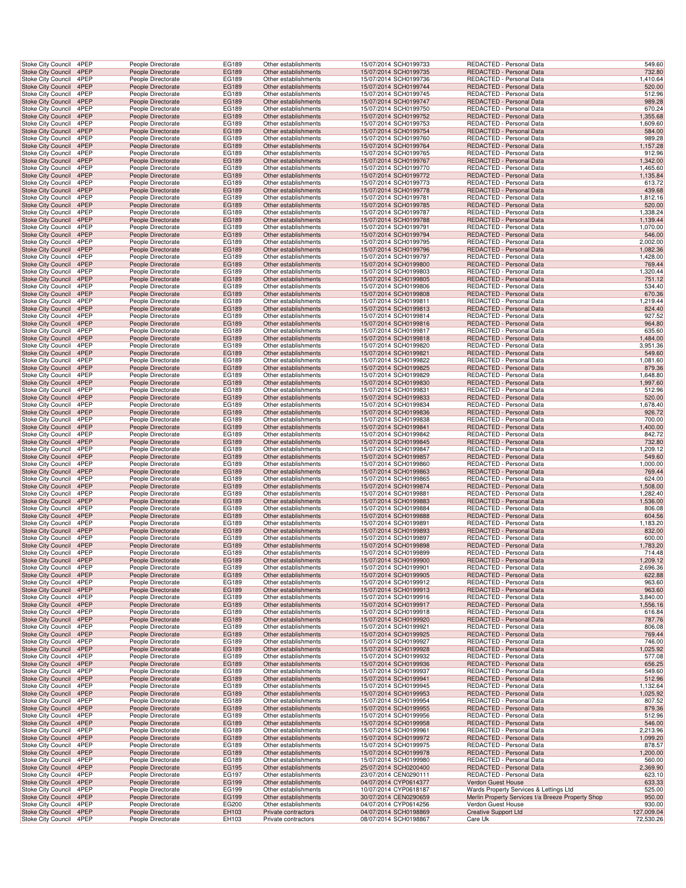| Stoke City Council | 4PEP | People Directorate | EG189 | Other establishments | 15/07/2014 SCH0199733 | REDACTED - Personal Data | 549.60 |
|---|---|---|---|---|---|---|---|
| Stoke City Council | 4PEP | People Directorate | EG189 | Other establishments | 15/07/2014 SCH0199735 | REDACTED - Personal Data | 732.80 |
| Stoke City Council | 4PEP | People Directorate | EG189 | Other establishments | 15/07/2014 SCH0199736 | REDACTED - Personal Data | 1,410.64 |
| Stoke City Council | 4PEP | People Directorate | EG189 | Other establishments | 15/07/2014 SCH0199744 | REDACTED - Personal Data | 520.00 |
| Stoke City Council | 4PEP | People Directorate | EG189 | Other establishments | 15/07/2014 SCH0199745 | REDACTED - Personal Data | 512.96 |
| Stoke City Council | 4PEP | People Directorate | EG189 | Other establishments | 15/07/2014 SCH0199747 | REDACTED - Personal Data | 989.28 |
| Stoke City Council | 4PEP | People Directorate | EG189 | Other establishments | 15/07/2014 SCH0199750 | REDACTED - Personal Data | 670.24 |
| Stoke City Council | 4PEP | People Directorate | EG189 | Other establishments | 15/07/2014 SCH0199752 | REDACTED - Personal Data | 1,355.68 |
| Stoke City Council | 4PEP | People Directorate | EG189 | Other establishments | 15/07/2014 SCH0199753 | REDACTED - Personal Data | 1,609.60 |
| Stoke City Council | 4PEP | People Directorate | EG189 | Other establishments | 15/07/2014 SCH0199754 | REDACTED - Personal Data | 584.00 |
| Stoke City Council | 4PEP | People Directorate | EG189 | Other establishments | 15/07/2014 SCH0199760 | REDACTED - Personal Data | 989.28 |
| Stoke City Council | 4PEP | People Directorate | EG189 | Other establishments | 15/07/2014 SCH0199764 | REDACTED - Personal Data | 1,157.28 |
| Stoke City Council | 4PEP | People Directorate | EG189 | Other establishments | 15/07/2014 SCH0199765 | REDACTED - Personal Data | 912.96 |
| Stoke City Council | 4PEP | People Directorate | EG189 | Other establishments | 15/07/2014 SCH0199767 | REDACTED - Personal Data | 1,342.00 |
| Stoke City Council | 4PEP | People Directorate | EG189 | Other establishments | 15/07/2014 SCH0199770 | REDACTED - Personal Data | 1,465.60 |
| Stoke City Council | 4PEP | People Directorate | EG189 | Other establishments | 15/07/2014 SCH0199772 | REDACTED - Personal Data | 1,135.84 |
| Stoke City Council | 4PEP | People Directorate | EG189 | Other establishments | 15/07/2014 SCH0199773 | REDACTED - Personal Data | 613.72 |
| Stoke City Council | 4PEP | People Directorate | EG189 | Other establishments | 15/07/2014 SCH0199778 | REDACTED - Personal Data | 439.68 |
| Stoke City Council | 4PEP | People Directorate | EG189 | Other establishments | 15/07/2014 SCH0199781 | REDACTED - Personal Data | 1,812.16 |
| Stoke City Council | 4PEP | People Directorate | EG189 | Other establishments | 15/07/2014 SCH0199785 | REDACTED - Personal Data | 520.00 |
| Stoke City Council | 4PEP | People Directorate | EG189 | Other establishments | 15/07/2014 SCH0199787 | REDACTED - Personal Data | 1,338.24 |
| Stoke City Council | 4PEP | People Directorate | EG189 | Other establishments | 15/07/2014 SCH0199788 | REDACTED - Personal Data | 1,139.44 |
| Stoke City Council | 4PEP | People Directorate | EG189 | Other establishments | 15/07/2014 SCH0199791 | REDACTED - Personal Data | 1,070.00 |
| Stoke City Council | 4PEP | People Directorate | EG189 | Other establishments | 15/07/2014 SCH0199794 | REDACTED - Personal Data | 546.00 |
| Stoke City Council | 4PEP | People Directorate | EG189 | Other establishments | 15/07/2014 SCH0199795 | REDACTED - Personal Data | 2,002.00 |
| Stoke City Council | 4PEP | People Directorate | EG189 | Other establishments | 15/07/2014 SCH0199796 | REDACTED - Personal Data | 1,082.36 |
| Stoke City Council | 4PEP | People Directorate | EG189 | Other establishments | 15/07/2014 SCH0199797 | REDACTED - Personal Data | 1,428.00 |
| Stoke City Council | 4PEP | People Directorate | EG189 | Other establishments | 15/07/2014 SCH0199800 | REDACTED - Personal Data | 769.44 |
| Stoke City Council | 4PEP | People Directorate | EG189 | Other establishments | 15/07/2014 SCH0199803 | REDACTED - Personal Data | 1,320.44 |
| Stoke City Council | 4PEP | People Directorate | EG189 | Other establishments | 15/07/2014 SCH0199805 | REDACTED - Personal Data | 751.12 |
| Stoke City Council | 4PEP | People Directorate | EG189 | Other establishments | 15/07/2014 SCH0199806 | REDACTED - Personal Data | 534.40 |
| Stoke City Council | 4PEP | People Directorate | EG189 | Other establishments | 15/07/2014 SCH0199808 | REDACTED - Personal Data | 670.36 |
| Stoke City Council | 4PEP | People Directorate | EG189 | Other establishments | 15/07/2014 SCH0199811 | REDACTED - Personal Data | 1,219.44 |
| Stoke City Council | 4PEP | People Directorate | EG189 | Other establishments | 15/07/2014 SCH0199813 | REDACTED - Personal Data | 824.40 |
| Stoke City Council | 4PEP | People Directorate | EG189 | Other establishments | 15/07/2014 SCH0199814 | REDACTED - Personal Data | 927.52 |
| Stoke City Council | 4PEP | People Directorate | EG189 | Other establishments | 15/07/2014 SCH0199816 | REDACTED - Personal Data | 964.80 |
| Stoke City Council | 4PEP | People Directorate | EG189 | Other establishments | 15/07/2014 SCH0199817 | REDACTED - Personal Data | 635.60 |
| Stoke City Council | 4PEP | People Directorate | EG189 | Other establishments | 15/07/2014 SCH0199818 | REDACTED - Personal Data | 1,484.00 |
| Stoke City Council | 4PEP | People Directorate | EG189 | Other establishments | 15/07/2014 SCH0199820 | REDACTED - Personal Data | 3,951.36 |
| Stoke City Council | 4PEP | People Directorate | EG189 | Other establishments | 15/07/2014 SCH0199821 | REDACTED - Personal Data | 549.60 |
| Stoke City Council | 4PEP | People Directorate | EG189 | Other establishments | 15/07/2014 SCH0199822 | REDACTED - Personal Data | 1,081.60 |
| Stoke City Council | 4PEP | People Directorate | EG189 | Other establishments | 15/07/2014 SCH0199825 | REDACTED - Personal Data | 879.36 |
| Stoke City Council | 4PEP | People Directorate | EG189 | Other establishments | 15/07/2014 SCH0199829 | REDACTED - Personal Data | 1,648.80 |
| Stoke City Council | 4PEP | People Directorate | EG189 | Other establishments | 15/07/2014 SCH0199830 | REDACTED - Personal Data | 1,997.60 |
| Stoke City Council | 4PEP | People Directorate | EG189 | Other establishments | 15/07/2014 SCH0199831 | REDACTED - Personal Data | 512.96 |
| Stoke City Council | 4PEP | People Directorate | EG189 | Other establishments | 15/07/2014 SCH0199833 | REDACTED - Personal Data | 520.00 |
| Stoke City Council | 4PEP | People Directorate | EG189 | Other establishments | 15/07/2014 SCH0199834 | REDACTED - Personal Data | 1,678.40 |
| Stoke City Council | 4PEP | People Directorate | EG189 | Other establishments | 15/07/2014 SCH0199836 | REDACTED - Personal Data | 926.72 |
| Stoke City Council | 4PEP | People Directorate | EG189 | Other establishments | 15/07/2014 SCH0199838 | REDACTED - Personal Data | 700.00 |
| Stoke City Council | 4PEP | People Directorate | EG189 | Other establishments | 15/07/2014 SCH0199841 | REDACTED - Personal Data | 1,400.00 |
| Stoke City Council | 4PEP | People Directorate | EG189 | Other establishments | 15/07/2014 SCH0199842 | REDACTED - Personal Data | 842.72 |
| Stoke City Council | 4PEP | People Directorate | EG189 | Other establishments | 15/07/2014 SCH0199845 | REDACTED - Personal Data | 732.80 |
| Stoke City Council | 4PEP | People Directorate | EG189 | Other establishments | 15/07/2014 SCH0199847 | REDACTED - Personal Data | 1,209.12 |
| Stoke City Council | 4PEP | People Directorate | EG189 | Other establishments | 15/07/2014 SCH0199857 | REDACTED - Personal Data | 549.60 |
| Stoke City Council | 4PEP | People Directorate | EG189 | Other establishments | 15/07/2014 SCH0199860 | REDACTED - Personal Data | 1,000.00 |
| Stoke City Council | 4PEP | People Directorate | EG189 | Other establishments | 15/07/2014 SCH0199863 | REDACTED - Personal Data | 769.44 |
| Stoke City Council | 4PEP | People Directorate | EG189 | Other establishments | 15/07/2014 SCH0199865 | REDACTED - Personal Data | 624.00 |
| Stoke City Council | 4PEP | People Directorate | EG189 | Other establishments | 15/07/2014 SCH0199874 | REDACTED - Personal Data | 1,508.00 |
| Stoke City Council | 4PEP | People Directorate | EG189 | Other establishments | 15/07/2014 SCH0199881 | REDACTED - Personal Data | 1,282.40 |
| Stoke City Council | 4PEP | People Directorate | EG189 | Other establishments | 15/07/2014 SCH0199883 | REDACTED - Personal Data | 1,536.00 |
| Stoke City Council | 4PEP | People Directorate | EG189 | Other establishments | 15/07/2014 SCH0199884 | REDACTED - Personal Data | 806.08 |
| Stoke City Council | 4PEP | People Directorate | EG189 | Other establishments | 15/07/2014 SCH0199888 | REDACTED - Personal Data | 604.56 |
| Stoke City Council | 4PEP | People Directorate | EG189 | Other establishments | 15/07/2014 SCH0199891 | REDACTED - Personal Data | 1,183.20 |
| Stoke City Council | 4PEP | People Directorate | EG189 | Other establishments | 15/07/2014 SCH0199893 | REDACTED - Personal Data | 832.00 |
| Stoke City Council | 4PEP | People Directorate | EG189 | Other establishments | 15/07/2014 SCH0199897 | REDACTED - Personal Data | 600.00 |
| Stoke City Council | 4PEP | People Directorate | EG189 | Other establishments | 15/07/2014 SCH0199898 | REDACTED - Personal Data | 1,783.20 |
| Stoke City Council | 4PEP | People Directorate | EG189 | Other establishments | 15/07/2014 SCH0199899 | REDACTED - Personal Data | 714.48 |
| Stoke City Council | 4PEP | People Directorate | EG189 | Other establishments | 15/07/2014 SCH0199900 | REDACTED - Personal Data | 1,209.12 |
| Stoke City Council | 4PEP | People Directorate | EG189 | Other establishments | 15/07/2014 SCH0199901 | REDACTED - Personal Data | 2,696.36 |
| Stoke City Council | 4PEP | People Directorate | EG189 | Other establishments | 15/07/2014 SCH0199905 | REDACTED - Personal Data | 622.88 |
| Stoke City Council | 4PEP | People Directorate | EG189 | Other establishments | 15/07/2014 SCH0199912 | REDACTED - Personal Data | 963.60 |
| Stoke City Council | 4PEP | People Directorate | EG189 | Other establishments | 15/07/2014 SCH0199913 | REDACTED - Personal Data | 963.60 |
| Stoke City Council | 4PEP | People Directorate | EG189 | Other establishments | 15/07/2014 SCH0199916 | REDACTED - Personal Data | 3,840.00 |
| Stoke City Council | 4PEP | People Directorate | EG189 | Other establishments | 15/07/2014 SCH0199917 | REDACTED - Personal Data | 1,556.16 |
| Stoke City Council | 4PEP | People Directorate | EG189 | Other establishments | 15/07/2014 SCH0199918 | REDACTED - Personal Data | 616.84 |
| Stoke City Council | 4PEP | People Directorate | EG189 | Other establishments | 15/07/2014 SCH0199920 | REDACTED - Personal Data | 787.76 |
| Stoke City Council | 4PEP | People Directorate | EG189 | Other establishments | 15/07/2014 SCH0199921 | REDACTED - Personal Data | 806.08 |
| Stoke City Council | 4PEP | People Directorate | EG189 | Other establishments | 15/07/2014 SCH0199925 | REDACTED - Personal Data | 769.44 |
| Stoke City Council | 4PEP | People Directorate | EG189 | Other establishments | 15/07/2014 SCH0199927 | REDACTED - Personal Data | 746.00 |
| Stoke City Council | 4PEP | People Directorate | EG189 | Other establishments | 15/07/2014 SCH0199928 | REDACTED - Personal Data | 1,025.92 |
| Stoke City Council | 4PEP | People Directorate | EG189 | Other establishments | 15/07/2014 SCH0199932 | REDACTED - Personal Data | 577.08 |
| Stoke City Council | 4PEP | People Directorate | EG189 | Other establishments | 15/07/2014 SCH0199936 | REDACTED - Personal Data | 656.25 |
| Stoke City Council | 4PEP | People Directorate | EG189 | Other establishments | 15/07/2014 SCH0199937 | REDACTED - Personal Data | 549.60 |
| Stoke City Council | 4PEP | People Directorate | EG189 | Other establishments | 15/07/2014 SCH0199941 | REDACTED - Personal Data | 512.96 |
| Stoke City Council | 4PEP | People Directorate | EG189 | Other establishments | 15/07/2014 SCH0199945 | REDACTED - Personal Data | 1,132.64 |
| Stoke City Council | 4PEP | People Directorate | EG189 | Other establishments | 15/07/2014 SCH0199953 | REDACTED - Personal Data | 1,025.92 |
| Stoke City Council | 4PEP | People Directorate | EG189 | Other establishments | 15/07/2014 SCH0199954 | REDACTED - Personal Data | 807.52 |
| Stoke City Council | 4PEP | People Directorate | EG189 | Other establishments | 15/07/2014 SCH0199955 | REDACTED - Personal Data | 879.36 |
| Stoke City Council | 4PEP | People Directorate | EG189 | Other establishments | 15/07/2014 SCH0199956 | REDACTED - Personal Data | 512.96 |
| Stoke City Council | 4PEP | People Directorate | EG189 | Other establishments | 15/07/2014 SCH0199958 | REDACTED - Personal Data | 546.00 |
| Stoke City Council | 4PEP | People Directorate | EG189 | Other establishments | 15/07/2014 SCH0199961 | REDACTED - Personal Data | 2,213.96 |
| Stoke City Council | 4PEP | People Directorate | EG189 | Other establishments | 15/07/2014 SCH0199972 | REDACTED - Personal Data | 1,099.20 |
| Stoke City Council | 4PEP | People Directorate | EG189 | Other establishments | 15/07/2014 SCH0199975 | REDACTED - Personal Data | 878.57 |
| Stoke City Council | 4PEP | People Directorate | EG189 | Other establishments | 15/07/2014 SCH0199978 | REDACTED - Personal Data | 1,200.00 |
| Stoke City Council | 4PEP | People Directorate | EG189 | Other establishments | 15/07/2014 SCH0199980 | REDACTED - Personal Data | 560.00 |
| Stoke City Council | 4PEP | People Directorate | EG195 | Other establishments | 25/07/2014 SCH0200400 | REDACTED - Personal Data | 2,369.90 |
| Stoke City Council | 4PEP | People Directorate | EG197 | Other establishments | 23/07/2014 CEN0290111 | REDACTED - Personal Data | 623.10 |
| Stoke City Council | 4PEP | People Directorate | EG199 | Other establishments | 04/07/2014 CYP0614377 | Verdon Guest House | 633.33 |
| Stoke City Council | 4PEP | People Directorate | EG199 | Other establishments | 10/07/2014 CYP0618187 | Wards Property Services & Lettings Ltd | 525.00 |
| Stoke City Council | 4PEP | People Directorate | EG199 | Other establishments | 30/07/2014 CEN0290659 | Merlin Property Services t/a Breeze Property Shop | 950.00 |
| Stoke City Council | 4PEP | People Directorate | EG200 | Other establishments | 04/07/2014 CYP0614256 | Verdon Guest House | 930.00 |
| Stoke City Council | 4PEP | People Directorate | EH103 | Private contractors | 04/07/2014 SCH0198869 | Creative Support Ltd | 127,009.04 |
| Stoke City Council | 4PEP | People Directorate | EH103 | Private contractors | 08/07/2014 SCH0198867 | Care Uk | 72,530.26 |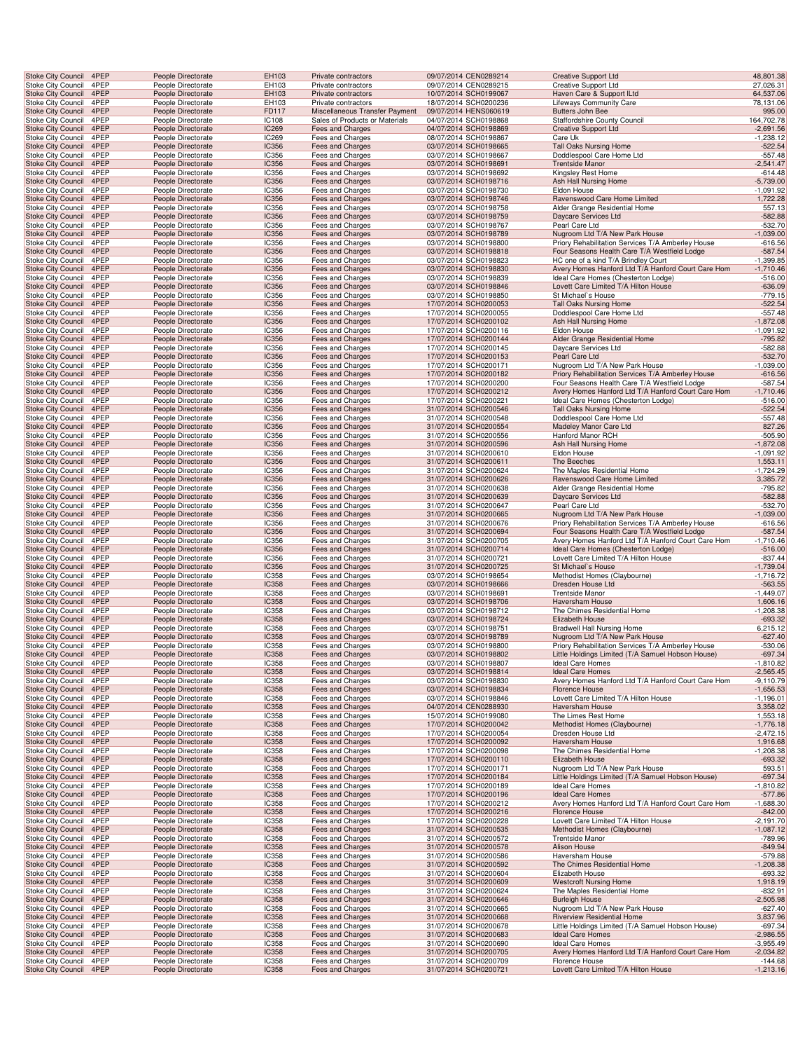| Stoke City Council | 4PEP | People Directorate | EH103 | Private contractors | 09/07/2014 CEN0289214 | Creative Support Ltd | 48,801.38 |
|---|---|---|---|---|---|---|---|
| Stoke City Council | 4PEP | People Directorate | EH103 | Private contractors | 09/07/2014 CEN0289215 | Creative Support Ltd | 27,026.31 |
| Stoke City Council | 4PEP | People Directorate | EH103 | Private contractors | 10/07/2014 SCH0199067 | Haven Care & Support lLtd | 64,537.06 |
| Stoke City Council | 4PEP | People Directorate | EH103 | Private contractors | 18/07/2014 SCH0200236 | Lifeways Community Care | 78,131.06 |
| Stoke City Council | 4PEP | People Directorate | FD117 | Miscellaneous Transfer Payment | 09/07/2014 HENS060619 | Butters John Bee | 995.00 |
| Stoke City Council | 4PEP | People Directorate | IC108 | Sales of Products or Materials | 04/07/2014 SCH0198868 | Staffordshire County Council | 164,702.78 |
| Stoke City Council | 4PEP | People Directorate | IC269 | Fees and Charges | 04/07/2014 SCH0198869 | Creative Support Ltd | -2,691.56 |
| Stoke City Council | 4PEP | People Directorate | IC269 | Fees and Charges | 08/07/2014 SCH0198867 | Care Uk | -1,238.12 |
| Stoke City Council | 4PEP | People Directorate | IC356 | Fees and Charges | 03/07/2014 SCH0198665 | Tall Oaks Nursing Home | -522.54 |
| Stoke City Council | 4PEP | People Directorate | IC356 | Fees and Charges | 03/07/2014 SCH0198667 | Doddlespool Care Home Ltd | -557.48 |
| Stoke City Council | 4PEP | People Directorate | IC356 | Fees and Charges | 03/07/2014 SCH0198691 | Trentside Manor | -2,541.47 |
| Stoke City Council | 4PEP | People Directorate | IC356 | Fees and Charges | 03/07/2014 SCH0198692 | Kingsley Rest Home | -614.48 |
| Stoke City Council | 4PEP | People Directorate | IC356 | Fees and Charges | 03/07/2014 SCH0198716 | Ash Hall Nursing Home | -5,739.00 |
| Stoke City Council | 4PEP | People Directorate | IC356 | Fees and Charges | 03/07/2014 SCH0198730 | Eldon House | -1,091.92 |
| Stoke City Council | 4PEP | People Directorate | IC356 | Fees and Charges | 03/07/2014 SCH0198746 | Ravenswood Care Home Limited | 1,722.28 |
| Stoke City Council | 4PEP | People Directorate | IC356 | Fees and Charges | 03/07/2014 SCH0198758 | Alder Grange Residential Home | 557.13 |
| Stoke City Council | 4PEP | People Directorate | IC356 | Fees and Charges | 03/07/2014 SCH0198759 | Daycare Services Ltd | -582.88 |
| Stoke City Council | 4PEP | People Directorate | IC356 | Fees and Charges | 03/07/2014 SCH0198767 | Pearl Care Ltd | -532.70 |
| Stoke City Council | 4PEP | People Directorate | IC356 | Fees and Charges | 03/07/2014 SCH0198789 | Nugroom Ltd T/A New Park House | -1,039.00 |
| Stoke City Council | 4PEP | People Directorate | IC356 | Fees and Charges | 03/07/2014 SCH0198800 | Priory Rehabilitation Services T/A Amberley House | -616.56 |
| Stoke City Council | 4PEP | People Directorate | IC356 | Fees and Charges | 03/07/2014 SCH0198818 | Four Seasons Health Care T/A Westfield Lodge | -587.54 |
| Stoke City Council | 4PEP | People Directorate | IC356 | Fees and Charges | 03/07/2014 SCH0198823 | HC one of a kind T/A Brindley Court | -1,399.85 |
| Stoke City Council | 4PEP | People Directorate | IC356 | Fees and Charges | 03/07/2014 SCH0198830 | Avery Homes Hanford Ltd T/A Hanford Court Care Hom | -1,710.46 |
| Stoke City Council | 4PEP | People Directorate | IC356 | Fees and Charges | 03/07/2014 SCH0198839 | Ideal Care Homes (Chesterton Lodge) | -516.00 |
| Stoke City Council | 4PEP | People Directorate | IC356 | Fees and Charges | 03/07/2014 SCH0198846 | Lovett Care Limited T/A Hilton House | -636.09 |
| Stoke City Council | 4PEP | People Directorate | IC356 | Fees and Charges | 03/07/2014 SCH0198850 | St Michael`s House | -779.15 |
| Stoke City Council | 4PEP | People Directorate | IC356 | Fees and Charges | 17/07/2014 SCH0200053 | Tall Oaks Nursing Home | -522.54 |
| Stoke City Council | 4PEP | People Directorate | IC356 | Fees and Charges | 17/07/2014 SCH0200055 | Doddlespool Care Home Ltd | -557.48 |
| Stoke City Council | 4PEP | People Directorate | IC356 | Fees and Charges | 17/07/2014 SCH0200102 | Ash Hall Nursing Home | -1,872.08 |
| Stoke City Council | 4PEP | People Directorate | IC356 | Fees and Charges | 17/07/2014 SCH0200116 | Eldon House | -1,091.92 |
| Stoke City Council | 4PEP | People Directorate | IC356 | Fees and Charges | 17/07/2014 SCH0200144 | Alder Grange Residential Home | -795.82 |
| Stoke City Council | 4PEP | People Directorate | IC356 | Fees and Charges | 17/07/2014 SCH0200145 | Daycare Services Ltd | -582.88 |
| Stoke City Council | 4PEP | People Directorate | IC356 | Fees and Charges | 17/07/2014 SCH0200153 | Pearl Care Ltd | -532.70 |
| Stoke City Council | 4PEP | People Directorate | IC356 | Fees and Charges | 17/07/2014 SCH0200171 | Nugroom Ltd T/A New Park House | -1,039.00 |
| Stoke City Council | 4PEP | People Directorate | IC356 | Fees and Charges | 17/07/2014 SCH0200182 | Priory Rehabilitation Services T/A Amberley House | -616.56 |
| Stoke City Council | 4PEP | People Directorate | IC356 | Fees and Charges | 17/07/2014 SCH0200200 | Four Seasons Health Care T/A Westfield Lodge | -587.54 |
| Stoke City Council | 4PEP | People Directorate | IC356 | Fees and Charges | 17/07/2014 SCH0200212 | Avery Homes Hanford Ltd T/A Hanford Court Care Hom | -1,710.46 |
| Stoke City Council | 4PEP | People Directorate | IC356 | Fees and Charges | 17/07/2014 SCH0200221 | Ideal Care Homes (Chesterton Lodge) | -516.00 |
| Stoke City Council | 4PEP | People Directorate | IC356 | Fees and Charges | 31/07/2014 SCH0200546 | Tall Oaks Nursing Home | -522.54 |
| Stoke City Council | 4PEP | People Directorate | IC356 | Fees and Charges | 31/07/2014 SCH0200548 | Doddlespool Care Home Ltd | -557.48 |
| Stoke City Council | 4PEP | People Directorate | IC356 | Fees and Charges | 31/07/2014 SCH0200554 | Madeley Manor Care Ltd | 827.26 |
| Stoke City Council | 4PEP | People Directorate | IC356 | Fees and Charges | 31/07/2014 SCH0200556 | Hanford Manor RCH | -505.90 |
| Stoke City Council | 4PEP | People Directorate | IC356 | Fees and Charges | 31/07/2014 SCH0200596 | Ash Hall Nursing Home | -1,872.08 |
| Stoke City Council | 4PEP | People Directorate | IC356 | Fees and Charges | 31/07/2014 SCH0200610 | Eldon House | -1,091.92 |
| Stoke City Council | 4PEP | People Directorate | IC356 | Fees and Charges | 31/07/2014 SCH0200611 | The Beeches | 1,553.11 |
| Stoke City Council | 4PEP | People Directorate | IC356 | Fees and Charges | 31/07/2014 SCH0200624 | The Maples Residential Home | -1,724.29 |
| Stoke City Council | 4PEP | People Directorate | IC356 | Fees and Charges | 31/07/2014 SCH0200626 | Ravenswood Care Home Limited | 3,385.72 |
| Stoke City Council | 4PEP | People Directorate | IC356 | Fees and Charges | 31/07/2014 SCH0200638 | Alder Grange Residential Home | -795.82 |
| Stoke City Council | 4PEP | People Directorate | IC356 | Fees and Charges | 31/07/2014 SCH0200639 | Daycare Services Ltd | -582.88 |
| Stoke City Council | 4PEP | People Directorate | IC356 | Fees and Charges | 31/07/2014 SCH0200647 | Pearl Care Ltd | -532.70 |
| Stoke City Council | 4PEP | People Directorate | IC356 | Fees and Charges | 31/07/2014 SCH0200665 | Nugroom Ltd T/A New Park House | -1,039.00 |
| Stoke City Council | 4PEP | People Directorate | IC356 | Fees and Charges | 31/07/2014 SCH0200676 | Priory Rehabilitation Services T/A Amberley House | -616.56 |
| Stoke City Council | 4PEP | People Directorate | IC356 | Fees and Charges | 31/07/2014 SCH0200694 | Four Seasons Health Care T/A Westfield Lodge | -587.54 |
| Stoke City Council | 4PEP | People Directorate | IC356 | Fees and Charges | 31/07/2014 SCH0200705 | Avery Homes Hanford Ltd T/A Hanford Court Care Hom | -1,710.46 |
| Stoke City Council | 4PEP | People Directorate | IC356 | Fees and Charges | 31/07/2014 SCH0200714 | Ideal Care Homes (Chesterton Lodge) | -516.00 |
| Stoke City Council | 4PEP | People Directorate | IC356 | Fees and Charges | 31/07/2014 SCH0200721 | Lovett Care Limited T/A Hilton House | -837.44 |
| Stoke City Council | 4PEP | People Directorate | IC356 | Fees and Charges | 31/07/2014 SCH0200725 | St Michael`s House | -1,739.04 |
| Stoke City Council | 4PEP | People Directorate | IC358 | Fees and Charges | 03/07/2014 SCH0198654 | Methodist Homes (Claybourne) | -1,716.72 |
| Stoke City Council | 4PEP | People Directorate | IC358 | Fees and Charges | 03/07/2014 SCH0198666 | Dresden House Ltd | -563.55 |
| Stoke City Council | 4PEP | People Directorate | IC358 | Fees and Charges | 03/07/2014 SCH0198691 | Trentside Manor | -1,449.07 |
| Stoke City Council | 4PEP | People Directorate | IC358 | Fees and Charges | 03/07/2014 SCH0198706 | Haversham House | 1,606.16 |
| Stoke City Council | 4PEP | People Directorate | IC358 | Fees and Charges | 03/07/2014 SCH0198712 | The Chimes Residential Home | -1,208.38 |
| Stoke City Council | 4PEP | People Directorate | IC358 | Fees and Charges | 03/07/2014 SCH0198724 | Elizabeth House | -693.32 |
| Stoke City Council | 4PEP | People Directorate | IC358 | Fees and Charges | 03/07/2014 SCH0198751 | Bradwell Hall Nursing Home | 6,215.12 |
| Stoke City Council | 4PEP | People Directorate | IC358 | Fees and Charges | 03/07/2014 SCH0198789 | Nugroom Ltd T/A New Park House | -627.40 |
| Stoke City Council | 4PEP | People Directorate | IC358 | Fees and Charges | 03/07/2014 SCH0198800 | Priory Rehabilitation Services T/A Amberley House | -530.06 |
| Stoke City Council | 4PEP | People Directorate | IC358 | Fees and Charges | 03/07/2014 SCH0198802 | Little Holdings Limited (T/A Samuel Hobson House) | -697.34 |
| Stoke City Council | 4PEP | People Directorate | IC358 | Fees and Charges | 03/07/2014 SCH0198807 | Ideal Care Homes | -1,810.82 |
| Stoke City Council | 4PEP | People Directorate | IC358 | Fees and Charges | 03/07/2014 SCH0198814 | Ideal Care Homes | -2,565.45 |
| Stoke City Council | 4PEP | People Directorate | IC358 | Fees and Charges | 03/07/2014 SCH0198830 | Avery Homes Hanford Ltd T/A Hanford Court Care Hom | -9,110.79 |
| Stoke City Council | 4PEP | People Directorate | IC358 | Fees and Charges | 03/07/2014 SCH0198834 | Florence House | -1,656.53 |
| Stoke City Council | 4PEP | People Directorate | IC358 | Fees and Charges | 03/07/2014 SCH0198846 | Lovett Care Limited T/A Hilton House | -1,196.01 |
| Stoke City Council | 4PEP | People Directorate | IC358 | Fees and Charges | 04/07/2014 CEN0288930 | Haversham House | 3,358.02 |
| Stoke City Council | 4PEP | People Directorate | IC358 | Fees and Charges | 15/07/2014 SCH0199080 | The Limes Rest Home | 1,553.18 |
| Stoke City Council | 4PEP | People Directorate | IC358 | Fees and Charges | 17/07/2014 SCH0200042 | Methodist Homes (Claybourne) | -1,776.18 |
| Stoke City Council | 4PEP | People Directorate | IC358 | Fees and Charges | 17/07/2014 SCH0200054 | Dresden House Ltd | -2,472.15 |
| Stoke City Council | 4PEP | People Directorate | IC358 | Fees and Charges | 17/07/2014 SCH0200092 | Haversham House | 1,916.68 |
| Stoke City Council | 4PEP | People Directorate | IC358 | Fees and Charges | 17/07/2014 SCH0200098 | The Chimes Residential Home | -1,208.38 |
| Stoke City Council | 4PEP | People Directorate | IC358 | Fees and Charges | 17/07/2014 SCH0200110 | Elizabeth House | -693.32 |
| Stoke City Council | 4PEP | People Directorate | IC358 | Fees and Charges | 17/07/2014 SCH0200171 | Nugroom Ltd T/A New Park House | 593.51 |
| Stoke City Council | 4PEP | People Directorate | IC358 | Fees and Charges | 17/07/2014 SCH0200184 | Little Holdings Limited (T/A Samuel Hobson House) | -697.34 |
| Stoke City Council | 4PEP | People Directorate | IC358 | Fees and Charges | 17/07/2014 SCH0200189 | Ideal Care Homes | -1,810.82 |
| Stoke City Council | 4PEP | People Directorate | IC358 | Fees and Charges | 17/07/2014 SCH0200196 | Ideal Care Homes | -577.86 |
| Stoke City Council | 4PEP | People Directorate | IC358 | Fees and Charges | 17/07/2014 SCH0200212 | Avery Homes Hanford Ltd T/A Hanford Court Care Hom | -1,688.30 |
| Stoke City Council | 4PEP | People Directorate | IC358 | Fees and Charges | 17/07/2014 SCH0200216 | Florence House | -842.00 |
| Stoke City Council | 4PEP | People Directorate | IC358 | Fees and Charges | 17/07/2014 SCH0200228 | Lovett Care Limited T/A Hilton House | -2,191.70 |
| Stoke City Council | 4PEP | People Directorate | IC358 | Fees and Charges | 31/07/2014 SCH0200535 | Methodist Homes (Claybourne) | -1,087.12 |
| Stoke City Council | 4PEP | People Directorate | IC358 | Fees and Charges | 31/07/2014 SCH0200572 | Trentside Manor | -789.96 |
| Stoke City Council | 4PEP | People Directorate | IC358 | Fees and Charges | 31/07/2014 SCH0200578 | Alison House | -849.94 |
| Stoke City Council | 4PEP | People Directorate | IC358 | Fees and Charges | 31/07/2014 SCH0200586 | Haversham House | -579.88 |
| Stoke City Council | 4PEP | People Directorate | IC358 | Fees and Charges | 31/07/2014 SCH0200592 | The Chimes Residential Home | -1,208.38 |
| Stoke City Council | 4PEP | People Directorate | IC358 | Fees and Charges | 31/07/2014 SCH0200604 | Elizabeth House | -693.32 |
| Stoke City Council | 4PEP | People Directorate | IC358 | Fees and Charges | 31/07/2014 SCH0200609 | Westcroft Nursing Home | 1,918.19 |
| Stoke City Council | 4PEP | People Directorate | IC358 | Fees and Charges | 31/07/2014 SCH0200624 | The Maples Residential Home | -832.91 |
| Stoke City Council | 4PEP | People Directorate | IC358 | Fees and Charges | 31/07/2014 SCH0200646 | Burleigh House | -2,505.98 |
| Stoke City Council | 4PEP | People Directorate | IC358 | Fees and Charges | 31/07/2014 SCH0200665 | Nugroom Ltd T/A New Park House | -627.40 |
| Stoke City Council | 4PEP | People Directorate | IC358 | Fees and Charges | 31/07/2014 SCH0200668 | Riverview Residential Home | 3,837.96 |
| Stoke City Council | 4PEP | People Directorate | IC358 | Fees and Charges | 31/07/2014 SCH0200678 | Little Holdings Limited (T/A Samuel Hobson House) | -697.34 |
| Stoke City Council | 4PEP | People Directorate | IC358 | Fees and Charges | 31/07/2014 SCH0200683 | Ideal Care Homes | -2,986.55 |
| Stoke City Council | 4PEP | People Directorate | IC358 | Fees and Charges | 31/07/2014 SCH0200690 | Ideal Care Homes | -3,955.49 |
| Stoke City Council | 4PEP | People Directorate | IC358 | Fees and Charges | 31/07/2014 SCH0200705 | Avery Homes Hanford Ltd T/A Hanford Court Care Hom | -2,034.82 |
| Stoke City Council | 4PEP | People Directorate | IC358 | Fees and Charges | 31/07/2014 SCH0200709 | Florence House | -144.68 |
| Stoke City Council | 4PEP | People Directorate | IC358 | Fees and Charges | 31/07/2014 SCH0200721 | Lovett Care Limited T/A Hilton House | -1,213.16 |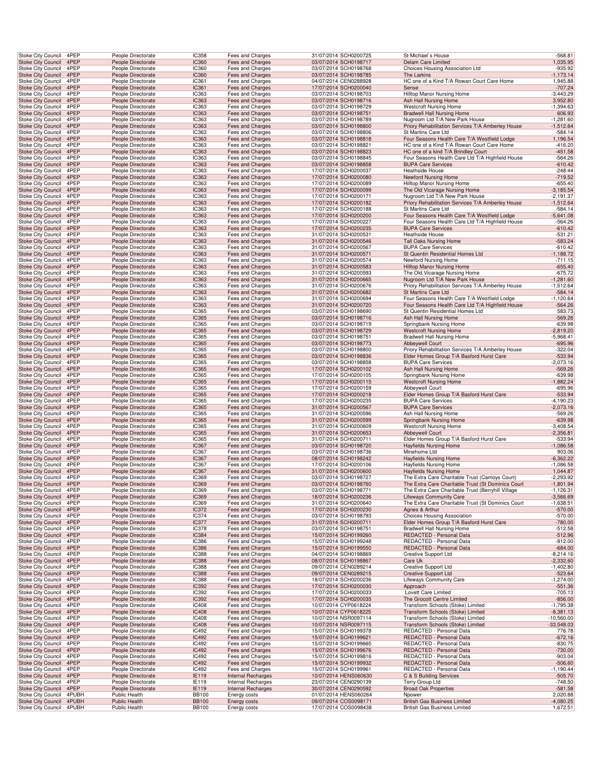| | | | | | | | |
|---|---|---|---|---|---|---|---|
| Stoke City Council | 4PEP | People Directorate | IC358 | Fees and Charges | 31/07/2014 SCH0200725 | St Michael`s House | -568.81 |
| Stoke City Council | 4PEP | People Directorate | IC360 | Fees and Charges | 03/07/2014 SCH0198717 | Delam Care Limited | 1,035.95 |
| Stoke City Council | 4PEP | People Directorate | IC360 | Fees and Charges | 03/07/2014 SCH0198768 | Choices Housing Association Ltd | -935.92 |
| Stoke City Council | 4PEP | People Directorate | IC360 | Fees and Charges | 03/07/2014 SCH0198785 | The Larkins | -1,173.14 |
| Stoke City Council | 4PEP | People Directorate | IC361 | Fees and Charges | 04/07/2014 CEN0288928 | HC one of a Kind T/A Rowan Court Care Home | 1,945.88 |
| Stoke City Council | 4PEP | People Directorate | IC361 | Fees and Charges | 17/07/2014 SCH0200040 | Sense | -707.24 |
| Stoke City Council | 4PEP | People Directorate | IC363 | Fees and Charges | 03/07/2014 SCH0198703 | Hilltop Manor Nursing Home | -3,443.29 |
| Stoke City Council | 4PEP | People Directorate | IC363 | Fees and Charges | 03/07/2014 SCH0198716 | Ash Hall Nursing Home | 3,952.80 |
| Stoke City Council | 4PEP | People Directorate | IC363 | Fees and Charges | 03/07/2014 SCH0198729 | Westcroft Nursing Home | -1,394.63 |
| Stoke City Council | 4PEP | People Directorate | IC363 | Fees and Charges | 03/07/2014 SCH0198751 | Bradwell Hall Nursing Home | 606.93 |
| Stoke City Council | 4PEP | People Directorate | IC363 | Fees and Charges | 03/07/2014 SCH0198789 | Nugroom Ltd T/A New Park House | -1,281.60 |
| Stoke City Council | 4PEP | People Directorate | IC363 | Fees and Charges | 03/07/2014 SCH0198800 | Priory Rehabilitation Services T/A Amberley House | -1,512.64 |
| Stoke City Council | 4PEP | People Directorate | IC363 | Fees and Charges | 03/07/2014 SCH0198806 | St Martins Care Ltd | -584.14 |
| Stoke City Council | 4PEP | People Directorate | IC363 | Fees and Charges | 03/07/2014 SCH0198818 | Four Seasons Health Care T/A Westfield Lodge | 1,196.54 |
| Stoke City Council | 4PEP | People Directorate | IC363 | Fees and Charges | 03/07/2014 SCH0198821 | HC one of a Kind T/A Rowan Court Care Home | -416.20 |
| Stoke City Council | 4PEP | People Directorate | IC363 | Fees and Charges | 03/07/2014 SCH0198823 | HC one of a kind T/A Brindley Court | -451.58 |
| Stoke City Council | 4PEP | People Directorate | IC363 | Fees and Charges | 03/07/2014 SCH0198845 | Four Seasons Health Care Ltd T/A Highfield House | -564.26 |
| Stoke City Council | 4PEP | People Directorate | IC363 | Fees and Charges | 03/07/2014 SCH0198858 | BUPA Care Services | -610.42 |
| Stoke City Council | 4PEP | People Directorate | IC363 | Fees and Charges | 17/07/2014 SCH0200037 | Heathside House | -248.44 |
| Stoke City Council | 4PEP | People Directorate | IC363 | Fees and Charges | 17/07/2014 SCH0200080 | Newford Nursing Home | -719.52 |
| Stoke City Council | 4PEP | People Directorate | IC363 | Fees and Charges | 17/07/2014 SCH0200089 | Hilltop Manor Nursing Home | -655.40 |
| Stoke City Council | 4PEP | People Directorate | IC363 | Fees and Charges | 17/07/2014 SCH0200099 | The Old Vicarage Nursing Home | -3,185.54 |
| Stoke City Council | 4PEP | People Directorate | IC363 | Fees and Charges | 17/07/2014 SCH0200171 | Nugroom Ltd T/A New Park House | -2,191.37 |
| Stoke City Council | 4PEP | People Directorate | IC363 | Fees and Charges | 17/07/2014 SCH0200182 | Priory Rehabilitation Services T/A Amberley House | -1,512.64 |
| Stoke City Council | 4PEP | People Directorate | IC363 | Fees and Charges | 17/07/2014 SCH0200188 | St Martins Care Ltd | -584.14 |
| Stoke City Council | 4PEP | People Directorate | IC363 | Fees and Charges | 17/07/2014 SCH0200200 | Four Seasons Health Care T/A Westfield Lodge | -5,641.08 |
| Stoke City Council | 4PEP | People Directorate | IC363 | Fees and Charges | 17/07/2014 SCH0200227 | Four Seasons Health Care Ltd T/A Highfield House | -564.26 |
| Stoke City Council | 4PEP | People Directorate | IC363 | Fees and Charges | 17/07/2014 SCH0200235 | BUPA Care Services | -610.42 |
| Stoke City Council | 4PEP | People Directorate | IC363 | Fees and Charges | 31/07/2014 SCH0200531 | Heathside House | -531.21 |
| Stoke City Council | 4PEP | People Directorate | IC363 | Fees and Charges | 31/07/2014 SCH0200546 | Tall Oaks Nursing Home | -583.24 |
| Stoke City Council | 4PEP | People Directorate | IC363 | Fees and Charges | 31/07/2014 SCH0200567 | BUPA Care Services | -610.42 |
| Stoke City Council | 4PEP | People Directorate | IC363 | Fees and Charges | 31/07/2014 SCH0200571 | St Quentin Residential Homes Ltd | -1,188.72 |
| Stoke City Council | 4PEP | People Directorate | IC363 | Fees and Charges | 31/07/2014 SCH0200574 | Newford Nursing Home | -711.15 |
| Stoke City Council | 4PEP | People Directorate | IC363 | Fees and Charges | 31/07/2014 SCH0200583 | Hilltop Manor Nursing Home | -655.40 |
| Stoke City Council | 4PEP | People Directorate | IC363 | Fees and Charges | 31/07/2014 SCH0200593 | The Old Vicarage Nursing Home | -675.72 |
| Stoke City Council | 4PEP | People Directorate | IC363 | Fees and Charges | 31/07/2014 SCH0200665 | Nugroom Ltd T/A New Park House | -1,281.60 |
| Stoke City Council | 4PEP | People Directorate | IC363 | Fees and Charges | 31/07/2014 SCH0200676 | Priory Rehabilitation Services T/A Amberley House | -1,512.64 |
| Stoke City Council | 4PEP | People Directorate | IC363 | Fees and Charges | 31/07/2014 SCH0200682 | St Martins Care Ltd | -584.14 |
| Stoke City Council | 4PEP | People Directorate | IC363 | Fees and Charges | 31/07/2014 SCH0200694 | Four Seasons Health Care T/A Westfield Lodge | -1,120.64 |
| Stoke City Council | 4PEP | People Directorate | IC363 | Fees and Charges | 31/07/2014 SCH0200720 | Four Seasons Health Care Ltd T/A Highfield House | -564.26 |
| Stoke City Council | 4PEP | People Directorate | IC365 | Fees and Charges | 03/07/2014 SCH0198690 | St Quentin Residential Homes Ltd | 583.73 |
| Stoke City Council | 4PEP | People Directorate | IC365 | Fees and Charges | 03/07/2014 SCH0198716 | Ash Hall Nursing Home | -569.26 |
| Stoke City Council | 4PEP | People Directorate | IC365 | Fees and Charges | 03/07/2014 SCH0198719 | Springbank Nursing Home | -639.98 |
| Stoke City Council | 4PEP | People Directorate | IC365 | Fees and Charges | 03/07/2014 SCH0198729 | Westcroft Nursing Home | -2,819.20 |
| Stoke City Council | 4PEP | People Directorate | IC365 | Fees and Charges | 03/07/2014 SCH0198751 | Bradwell Hall Nursing Home | -5,968.41 |
| Stoke City Council | 4PEP | People Directorate | IC365 | Fees and Charges | 03/07/2014 SCH0198773 | Abbeywell Court | -695.96 |
| Stoke City Council | 4PEP | People Directorate | IC365 | Fees and Charges | 03/07/2014 SCH0198800 | Priory Rehabilitation Services T/A Amberley House | -322.04 |
| Stoke City Council | 4PEP | People Directorate | IC365 | Fees and Charges | 03/07/2014 SCH0198836 | Elder Homes Group T/A Basford Hurst Care | -533.94 |
| Stoke City Council | 4PEP | People Directorate | IC365 | Fees and Charges | 03/07/2014 SCH0198858 | BUPA Care Services | -2,073.16 |
| Stoke City Council | 4PEP | People Directorate | IC365 | Fees and Charges | 17/07/2014 SCH0200102 | Ash Hall Nursing Home | -569.26 |
| Stoke City Council | 4PEP | People Directorate | IC365 | Fees and Charges | 17/07/2014 SCH0200105 | Springbank Nursing Home | -639.98 |
| Stoke City Council | 4PEP | People Directorate | IC365 | Fees and Charges | 17/07/2014 SCH0200115 | Westcroft Nursing Home | -1,882.24 |
| Stoke City Council | 4PEP | People Directorate | IC365 | Fees and Charges | 17/07/2014 SCH0200159 | Abbeywell Court | -695.96 |
| Stoke City Council | 4PEP | People Directorate | IC365 | Fees and Charges | 17/07/2014 SCH0200218 | Elder Homes Group T/A Basford Hurst Care | -533.94 |
| Stoke City Council | 4PEP | People Directorate | IC365 | Fees and Charges | 17/07/2014 SCH0200235 | BUPA Care Services | -4,190.23 |
| Stoke City Council | 4PEP | People Directorate | IC365 | Fees and Charges | 31/07/2014 SCH0200567 | BUPA Care Services | -2,073.16 |
| Stoke City Council | 4PEP | People Directorate | IC365 | Fees and Charges | 31/07/2014 SCH0200596 | Ash Hall Nursing Home | -569.26 |
| Stoke City Council | 4PEP | People Directorate | IC365 | Fees and Charges | 31/07/2014 SCH0200599 | Springbank Nursing Home | -639.98 |
| Stoke City Council | 4PEP | People Directorate | IC365 | Fees and Charges | 31/07/2014 SCH0200609 | Westcroft Nursing Home | -3,408.54 |
| Stoke City Council | 4PEP | People Directorate | IC365 | Fees and Charges | 31/07/2014 SCH0200653 | Abbeywell Court | -2,356.81 |
| Stoke City Council | 4PEP | People Directorate | IC365 | Fees and Charges | 31/07/2014 SCH0200711 | Elder Homes Group T/A Basford Hurst Care | -533.94 |
| Stoke City Council | 4PEP | People Directorate | IC367 | Fees and Charges | 03/07/2014 SCH0198720 | Hayfields Nursing Home | -1,086.58 |
| Stoke City Council | 4PEP | People Directorate | IC367 | Fees and Charges | 03/07/2014 SCH0198736 | Minehome Ltd | 903.06 |
| Stoke City Council | 4PEP | People Directorate | IC367 | Fees and Charges | 08/07/2014 SCH0198242 | Hayfields Nursing Home | -6,362.22 |
| Stoke City Council | 4PEP | People Directorate | IC367 | Fees and Charges | 17/07/2014 SCH0200106 | Hayfields Nursing Home | -1,086.58 |
| Stoke City Council | 4PEP | People Directorate | IC367 | Fees and Charges | 31/07/2014 SCH0200600 | Hayfields Nursing Home | -1,044.87 |
| Stoke City Council | 4PEP | People Directorate | IC369 | Fees and Charges | 03/07/2014 SCH0198727 | The Extra Care Charitable Trust (Camoys Court) | -2,293.92 |
| Stoke City Council | 4PEP | People Directorate | IC369 | Fees and Charges | 03/07/2014 SCH0198760 | The Extra Care Charitable Trust (St Dominics Court | -1,801.94 |
| Stoke City Council | 4PEP | People Directorate | IC369 | Fees and Charges | 03/07/2014 SCH0198771 | The Extra Care Charitable Trust (Berryhill Village | -1,126.31 |
| Stoke City Council | 4PEP | People Directorate | IC369 | Fees and Charges | 18/07/2014 SCH0200236 | Lifeways Community Care | -3,566.69 |
| Stoke City Council | 4PEP | People Directorate | IC369 | Fees and Charges | 31/07/2014 SCH0200640 | The Extra Care Charitable Trust (St Dominics Court | -1,638.51 |
| Stoke City Council | 4PEP | People Directorate | IC372 | Fees and Charges | 17/07/2014 SCH0200230 | Agnes & Arthur | -570.00 |
| Stoke City Council | 4PEP | People Directorate | IC374 | Fees and Charges | 03/07/2014 SCH0198793 | Choices Housing Association | -570.00 |
| Stoke City Council | 4PEP | People Directorate | IC377 | Fees and Charges | 31/07/2014 SCH0200711 | Elder Homes Group T/A Basford Hurst Care | -780.00 |
| Stoke City Council | 4PEP | People Directorate | IC378 | Fees and Charges | 03/07/2014 SCH0198751 | Bradwell Hall Nursing Home | -512.58 |
| Stoke City Council | 4PEP | People Directorate | IC384 | Fees and Charges | 15/07/2014 SCH0199260 | REDACTED - Personal Data | -512.96 |
| Stoke City Council | 4PEP | People Directorate | IC386 | Fees and Charges | 15/07/2014 SCH0199248 | REDACTED - Personal Data | -912.00 |
| Stoke City Council | 4PEP | People Directorate | IC386 | Fees and Charges | 15/07/2014 SCH0199550 | REDACTED - Personal Data | -684.00 |
| Stoke City Council | 4PEP | People Directorate | IC388 | Fees and Charges | 04/07/2014 SCH0198869 | Creative Support Ltd | -8,214.16 |
| Stoke City Council | 4PEP | People Directorate | IC388 | Fees and Charges | 08/07/2014 SCH0198867 | Care Uk | -2,332.60 |
| Stoke City Council | 4PEP | People Directorate | IC388 | Fees and Charges | 09/07/2014 CEN0289214 | Creative Support Ltd | -1,402.80 |
| Stoke City Council | 4PEP | People Directorate | IC388 | Fees and Charges | 09/07/2014 CEN0289215 | Creative Support Ltd | -523.64 |
| Stoke City Council | 4PEP | People Directorate | IC388 | Fees and Charges | 18/07/2014 SCH0200236 | Lifeways Community Care | -1,274.00 |
| Stoke City Council | 4PEP | People Directorate | IC392 | Fees and Charges | 17/07/2014 SCH0200030 | Approach | -551.36 |
| Stoke City Council | 4PEP | People Directorate | IC392 | Fees and Charges | 17/07/2014 SCH0200033 | Lovett Care Limited | -705.13 |
| Stoke City Council | 4PEP | People Directorate | IC392 | Fees and Charges | 17/07/2014 SCH0200035 | The Grocott Centre Limited | -856.00 |
| Stoke City Council | 4PEP | People Directorate | IC408 | Fees and Charges | 10/07/2014 CYP0618224 | Transform Schools (Stoke) Limited | -1,795.38 |
| Stoke City Council | 4PEP | People Directorate | IC408 | Fees and Charges | 10/07/2014 CYP0618225 | Transform Schools (Stoke) Limited | -8,381.13 |
| Stoke City Council | 4PEP | People Directorate | IC408 | Fees and Charges | 10/07/2014 NSR0097114 | Transform Schools (Stoke) Limited | -10,560.00 |
| Stoke City Council | 4PEP | People Directorate | IC408 | Fees and Charges | 10/07/2014 NSR0097115 | Transform Schools (Stoke) Limited | -33,548.03 |
| Stoke City Council | 4PEP | People Directorate | IC492 | Fees and Charges | 15/07/2014 SCH0199378 | REDACTED - Personal Data | 776.78 |
| Stoke City Council | 4PEP | People Directorate | IC492 | Fees and Charges | 15/07/2014 SCH0199621 | REDACTED - Personal Data | -672.16 |
| Stoke City Council | 4PEP | People Directorate | IC492 | Fees and Charges | 15/07/2014 SCH0199665 | REDACTED - Personal Data | -830.75 |
| Stoke City Council | 4PEP | People Directorate | IC492 | Fees and Charges | 15/07/2014 SCH0199676 | REDACTED - Personal Data | -730.00 |
| Stoke City Council | 4PEP | People Directorate | IC492 | Fees and Charges | 15/07/2014 SCH0199816 | REDACTED - Personal Data | -903.04 |
| Stoke City Council | 4PEP | People Directorate | IC492 | Fees and Charges | 15/07/2014 SCH0199932 | REDACTED - Personal Data | -506.60 |
| Stoke City Council | 4PEP | People Directorate | IC492 | Fees and Charges | 15/07/2014 SCH0199961 | REDACTED - Personal Data | -1,190.44 |
| Stoke City Council | 4PEP | People Directorate | IE119 | Internal Recharges | 10/07/2014 HENS060630 | C & S Building Services | -505.70 |
| Stoke City Council | 4PEP | People Directorate | IE119 | Internal Recharges | 23/07/2014 CEN0290139 | Terry Group Ltd | -748.50 |
| Stoke City Council | 4PEP | People Directorate | IE119 | Internal Recharges | 30/07/2014 CEN0290592 | Broad Oak Properties | -581.58 |
| Stoke City Council | 4PUBH | Public Health | BB100 | Energy costs | 01/07/2014 HENS060264 | Npower | 2,020.88 |
| Stoke City Council | 4PUBH | Public Health | BB100 | Energy costs | 09/07/2014 COS0098171 | British Gas Business Limited | -4,080.25 |
| Stoke City Council | 4PUBH | Public Health | BB100 | Energy costs | 17/07/2014 COS0098438 | British Gas Business Limited | 1,672.51 |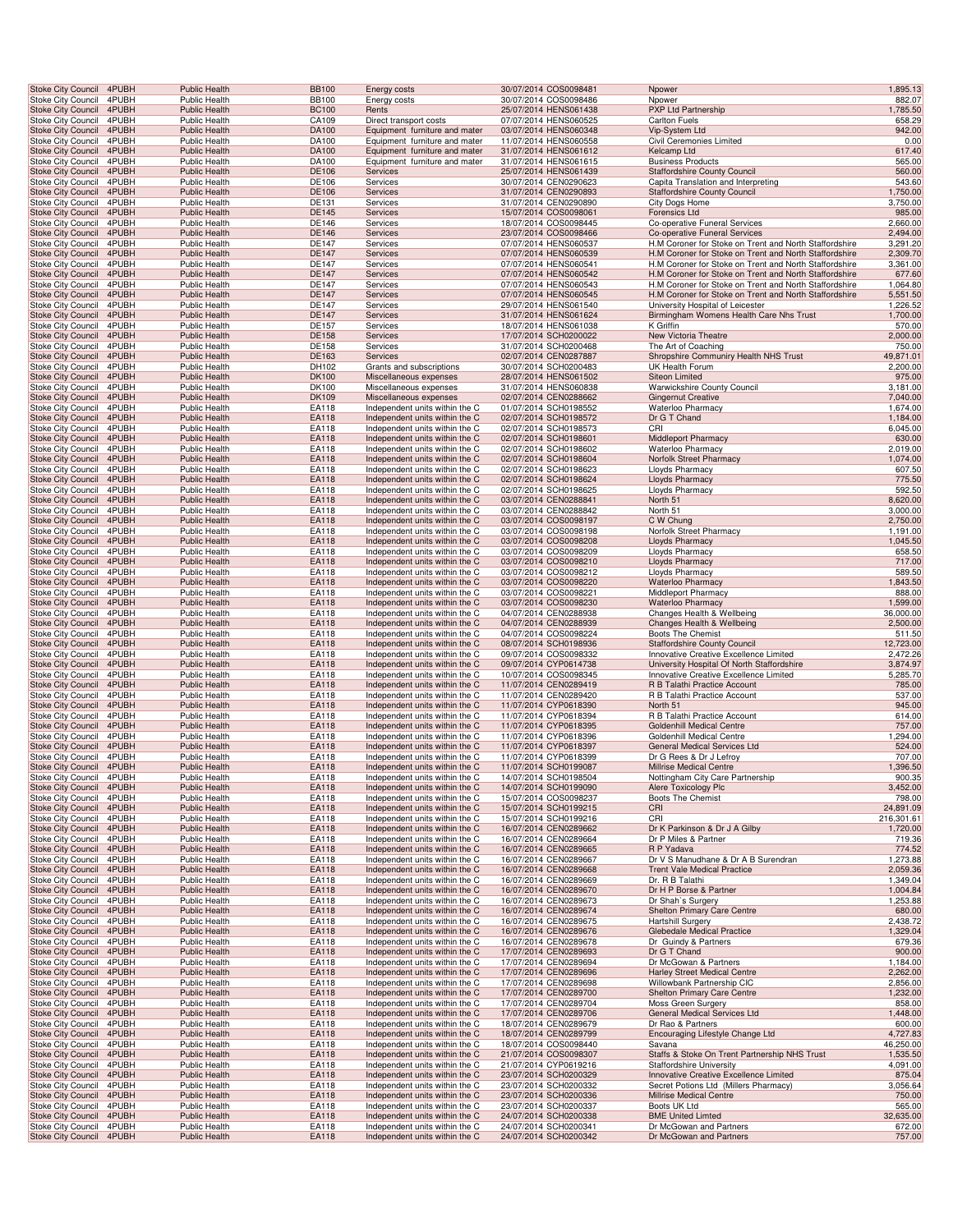| Stoke City Council | 4PUBH | Public Health | BB100 | Energy costs | 30/07/2014 | COS0098481 | Npower | 1,895.13 |
|---|---|---|---|---|---|---|---|---|
| Stoke City Council | 4PUBH | Public Health | BB100 | Energy costs | 30/07/2014 | COS0098486 | Npower | 882.07 |
| Stoke City Council | 4PUBH | Public Health | BC100 | Rents | 25/07/2014 | HENS061438 | PXP Ltd Partnership | 1,785.50 |
| Stoke City Council | 4PUBH | Public Health | CA109 | Direct transport costs | 07/07/2014 | HENS060525 | Carlton Fuels | 658.29 |
| Stoke City Council | 4PUBH | Public Health | DA100 | Equipment furniture and mater | 03/07/2014 | HENS060348 | Vip-System Ltd | 942.00 |
| Stoke City Council | 4PUBH | Public Health | DA100 | Equipment furniture and mater | 11/07/2014 | HENS060558 | Civil Ceremonies Limited | 0.00 |
| Stoke City Council | 4PUBH | Public Health | DA100 | Equipment furniture and mater | 31/07/2014 | HENS061612 | Kelcamp Ltd | 617.40 |
| Stoke City Council | 4PUBH | Public Health | DA100 | Equipment furniture and mater | 31/07/2014 | HENS061615 | Business Products | 565.00 |
| Stoke City Council | 4PUBH | Public Health | DE106 | Services | 25/07/2014 | HENS061439 | Staffordshire County Council | 560.00 |
| Stoke City Council | 4PUBH | Public Health | DE106 | Services | 30/07/2014 | CEN0290623 | Capita Translation and Interpreting | 543.60 |
| Stoke City Council | 4PUBH | Public Health | DE106 | Services | 31/07/2014 | CEN0290893 | Staffordshire County Council | 1,750.00 |
| Stoke City Council | 4PUBH | Public Health | DE131 | Services | 31/07/2014 | CEN0290890 | City Dogs Home | 3,750.00 |
| Stoke City Council | 4PUBH | Public Health | DE145 | Services | 15/07/2014 | COS0098061 | Forensics Ltd | 985.00 |
| Stoke City Council | 4PUBH | Public Health | DE146 | Services | 18/07/2014 | COS0098445 | Co-operative Funeral Services | 2,660.00 |
| Stoke City Council | 4PUBH | Public Health | DE146 | Services | 23/07/2014 | COS0098466 | Co-operative Funeral Services | 2,494.00 |
| Stoke City Council | 4PUBH | Public Health | DE147 | Services | 07/07/2014 | HENS060537 | H.M Coroner for Stoke on Trent and North Staffordshire | 3,291.20 |
| Stoke City Council | 4PUBH | Public Health | DE147 | Services | 07/07/2014 | HENS060539 | H.M Coroner for Stoke on Trent and North Staffordshire | 2,309.70 |
| Stoke City Council | 4PUBH | Public Health | DE147 | Services | 07/07/2014 | HENS060541 | H.M Coroner for Stoke on Trent and North Staffordshire | 3,361.00 |
| Stoke City Council | 4PUBH | Public Health | DE147 | Services | 07/07/2014 | HENS060542 | H.M Coroner for Stoke on Trent and North Staffordshire | 677.60 |
| Stoke City Council | 4PUBH | Public Health | DE147 | Services | 07/07/2014 | HENS060543 | H.M Coroner for Stoke on Trent and North Staffordshire | 1,064.80 |
| Stoke City Council | 4PUBH | Public Health | DE147 | Services | 07/07/2014 | HENS060545 | H.M Coroner for Stoke on Trent and North Staffordshire | 5,551.50 |
| Stoke City Council | 4PUBH | Public Health | DE147 | Services | 29/07/2014 | HENS061540 | University Hospital of Leicester | 1,226.52 |
| Stoke City Council | 4PUBH | Public Health | DE147 | Services | 31/07/2014 | HENS061624 | Birmingham Womens Health Care Nhs Trust | 1,700.00 |
| Stoke City Council | 4PUBH | Public Health | DE157 | Services | 18/07/2014 | HENS061038 | K Griffin | 570.00 |
| Stoke City Council | 4PUBH | Public Health | DE158 | Services | 17/07/2014 | SCH0200022 | New Victoria Theatre | 2,000.00 |
| Stoke City Council | 4PUBH | Public Health | DE158 | Services | 31/07/2014 | SCH0200468 | The Art of Coaching | 750.00 |
| Stoke City Council | 4PUBH | Public Health | DE163 | Services | 02/07/2014 | CEN0287887 | Shropshire Communiry Health NHS Trust | 49,871.01 |
| Stoke City Council | 4PUBH | Public Health | DH102 | Grants and subscriptions | 30/07/2014 | SCH0200483 | UK Health Forum | 2,200.00 |
| Stoke City Council | 4PUBH | Public Health | DK100 | Miscellaneous expenses | 28/07/2014 | HENS061502 | Siteon Limited | 975.00 |
| Stoke City Council | 4PUBH | Public Health | DK100 | Miscellaneous expenses | 31/07/2014 | HENS060838 | Warwickshire County Council | 3,181.00 |
| Stoke City Council | 4PUBH | Public Health | DK109 | Miscellaneous expenses | 02/07/2014 | CEN0288662 | Gingernut Creative | 7,040.00 |
| Stoke City Council | 4PUBH | Public Health | EA118 | Independent units within the C | 01/07/2014 | SCH0198552 | Waterloo Pharmacy | 1,674.00 |
| Stoke City Council | 4PUBH | Public Health | EA118 | Independent units within the C | 02/07/2014 | SCH0198572 | Dr G T Chand | 1,184.00 |
| Stoke City Council | 4PUBH | Public Health | EA118 | Independent units within the C | 02/07/2014 | SCH0198573 | CRI | 6,045.00 |
| Stoke City Council | 4PUBH | Public Health | EA118 | Independent units within the C | 02/07/2014 | SCH0198601 | Middleport Pharmacy | 630.00 |
| Stoke City Council | 4PUBH | Public Health | EA118 | Independent units within the C | 02/07/2014 | SCH0198602 | Waterloo Pharmacy | 2,019.00 |
| Stoke City Council | 4PUBH | Public Health | EA118 | Independent units within the C | 02/07/2014 | SCH0198604 | Norfolk Street Pharmacy | 1,074.00 |
| Stoke City Council | 4PUBH | Public Health | EA118 | Independent units within the C | 02/07/2014 | SCH0198623 | Lloyds Pharmacy | 607.50 |
| Stoke City Council | 4PUBH | Public Health | EA118 | Independent units within the C | 02/07/2014 | SCH0198624 | Lloyds Pharmacy | 775.50 |
| Stoke City Council | 4PUBH | Public Health | EA118 | Independent units within the C | 02/07/2014 | SCH0198625 | Lloyds Pharmacy | 592.50 |
| Stoke City Council | 4PUBH | Public Health | EA118 | Independent units within the C | 03/07/2014 | CEN0288841 | North 51 | 8,620.00 |
| Stoke City Council | 4PUBH | Public Health | EA118 | Independent units within the C | 03/07/2014 | CEN0288842 | North 51 | 3,000.00 |
| Stoke City Council | 4PUBH | Public Health | EA118 | Independent units within the C | 03/07/2014 | COS0098197 | C W Chung | 2,750.00 |
| Stoke City Council | 4PUBH | Public Health | EA118 | Independent units within the C | 03/07/2014 | COS0098198 | Norfolk Street Pharmacy | 1,191.00 |
| Stoke City Council | 4PUBH | Public Health | EA118 | Independent units within the C | 03/07/2014 | COS0098208 | Lloyds Pharmacy | 1,045.50 |
| Stoke City Council | 4PUBH | Public Health | EA118 | Independent units within the C | 03/07/2014 | COS0098209 | Lloyds Pharmacy | 658.50 |
| Stoke City Council | 4PUBH | Public Health | EA118 | Independent units within the C | 03/07/2014 | COS0098210 | Lloyds Pharmacy | 717.00 |
| Stoke City Council | 4PUBH | Public Health | EA118 | Independent units within the C | 03/07/2014 | COS0098212 | Lloyds Pharmacy | 589.50 |
| Stoke City Council | 4PUBH | Public Health | EA118 | Independent units within the C | 03/07/2014 | COS0098220 | Waterloo Pharmacy | 1,843.50 |
| Stoke City Council | 4PUBH | Public Health | EA118 | Independent units within the C | 03/07/2014 | COS0098221 | Middleport Pharmacy | 888.00 |
| Stoke City Council | 4PUBH | Public Health | EA118 | Independent units within the C | 03/07/2014 | COS0098230 | Waterloo Pharmacy | 1,599.00 |
| Stoke City Council | 4PUBH | Public Health | EA118 | Independent units within the C | 04/07/2014 | CEN0288938 | Changes Health & Wellbeing | 36,000.00 |
| Stoke City Council | 4PUBH | Public Health | EA118 | Independent units within the C | 04/07/2014 | CEN0288939 | Changes Health & Wellbeing | 2,500.00 |
| Stoke City Council | 4PUBH | Public Health | EA118 | Independent units within the C | 04/07/2014 | COS0098224 | Boots The Chemist | 511.50 |
| Stoke City Council | 4PUBH | Public Health | EA118 | Independent units within the C | 08/07/2014 | SCH0198936 | Staffordshire County Council | 12,723.00 |
| Stoke City Council | 4PUBH | Public Health | EA118 | Independent units within the C | 09/07/2014 | COS0098332 | Innovative Creative Excellence Limited | 2,472.26 |
| Stoke City Council | 4PUBH | Public Health | EA118 | Independent units within the C | 09/07/2014 | CYP0614738 | University Hospital Of North Staffordshire | 3,874.97 |
| Stoke City Council | 4PUBH | Public Health | EA118 | Independent units within the C | 10/07/2014 | COS0098345 | Innovative Creative Excellence Limited | 5,285.70 |
| Stoke City Council | 4PUBH | Public Health | EA118 | Independent units within the C | 11/07/2014 | CEN0289419 | R B Talathi Practice Account | 785.00 |
| Stoke City Council | 4PUBH | Public Health | EA118 | Independent units within the C | 11/07/2014 | CEN0289420 | R B Talathi Practice Account | 537.00 |
| Stoke City Council | 4PUBH | Public Health | EA118 | Independent units within the C | 11/07/2014 | CYP0618390 | North 51 | 945.00 |
| Stoke City Council | 4PUBH | Public Health | EA118 | Independent units within the C | 11/07/2014 | CYP0618394 | R B Talathi Practice Account | 614.00 |
| Stoke City Council | 4PUBH | Public Health | EA118 | Independent units within the C | 11/07/2014 | CYP0618395 | Goldenhill Medical Centre | 757.00 |
| Stoke City Council | 4PUBH | Public Health | EA118 | Independent units within the C | 11/07/2014 | CYP0618396 | Goldenhill Medical Centre | 1,294.00 |
| Stoke City Council | 4PUBH | Public Health | EA118 | Independent units within the C | 11/07/2014 | CYP0618397 | General Medical Services Ltd | 524.00 |
| Stoke City Council | 4PUBH | Public Health | EA118 | Independent units within the C | 11/07/2014 | CYP0618399 | Dr G Rees & Dr J Lefroy | 707.00 |
| Stoke City Council | 4PUBH | Public Health | EA118 | Independent units within the C | 11/07/2014 | SCH0199087 | Millrise Medical Centre | 1,396.50 |
| Stoke City Council | 4PUBH | Public Health | EA118 | Independent units within the C | 14/07/2014 | SCH0198504 | Nottingham City Care Partnership | 900.35 |
| Stoke City Council | 4PUBH | Public Health | EA118 | Independent units within the C | 14/07/2014 | SCH0199090 | Alere Toxicology Plc | 3,452.00 |
| Stoke City Council | 4PUBH | Public Health | EA118 | Independent units within the C | 15/07/2014 | COS0098237 | Boots The Chemist | 798.00 |
| Stoke City Council | 4PUBH | Public Health | EA118 | Independent units within the C | 15/07/2014 | SCH0199215 | CRI | 24,891.09 |
| Stoke City Council | 4PUBH | Public Health | EA118 | Independent units within the C | 15/07/2014 | SCH0199216 | CRI | 216,301.61 |
| Stoke City Council | 4PUBH | Public Health | EA118 | Independent units within the C | 16/07/2014 | CEN0289662 | Dr K Parkinson & Dr J A Gilby | 1,720.00 |
| Stoke City Council | 4PUBH | Public Health | EA118 | Independent units within the C | 16/07/2014 | CEN0289664 | Dr P Miles & Partner | 719.36 |
| Stoke City Council | 4PUBH | Public Health | EA118 | Independent units within the C | 16/07/2014 | CEN0289665 | R P Yadava | 774.52 |
| Stoke City Council | 4PUBH | Public Health | EA118 | Independent units within the C | 16/07/2014 | CEN0289667 | Dr V S Manudhane & Dr A B Surendran | 1,273.88 |
| Stoke City Council | 4PUBH | Public Health | EA118 | Independent units within the C | 16/07/2014 | CEN0289668 | Trent Vale Medical Practice | 2,059.36 |
| Stoke City Council | 4PUBH | Public Health | EA118 | Independent units within the C | 16/07/2014 | CEN0289669 | Dr. R B Talathi | 1,349.04 |
| Stoke City Council | 4PUBH | Public Health | EA118 | Independent units within the C | 16/07/2014 | CEN0289670 | Dr H P Borse & Partner | 1,004.84 |
| Stoke City Council | 4PUBH | Public Health | EA118 | Independent units within the C | 16/07/2014 | CEN0289673 | Dr Shah`s Surgery | 1,253.88 |
| Stoke City Council | 4PUBH | Public Health | EA118 | Independent units within the C | 16/07/2014 | CEN0289674 | Shelton Primary Care Centre | 680.00 |
| Stoke City Council | 4PUBH | Public Health | EA118 | Independent units within the C | 16/07/2014 | CEN0289675 | Hartshill Surgery | 2,438.72 |
| Stoke City Council | 4PUBH | Public Health | EA118 | Independent units within the C | 16/07/2014 | CEN0289676 | Glebedale Medical Practice | 1,329.04 |
| Stoke City Council | 4PUBH | Public Health | EA118 | Independent units within the C | 16/07/2014 | CEN0289678 | Dr Guindy & Partners | 679.36 |
| Stoke City Council | 4PUBH | Public Health | EA118 | Independent units within the C | 17/07/2014 | CEN0289693 | Dr G T Chand | 900.00 |
| Stoke City Council | 4PUBH | Public Health | EA118 | Independent units within the C | 17/07/2014 | CEN0289694 | Dr McGowan & Partners | 1,184.00 |
| Stoke City Council | 4PUBH | Public Health | EA118 | Independent units within the C | 17/07/2014 | CEN0289696 | Harley Street Medical Centre | 2,262.00 |
| Stoke City Council | 4PUBH | Public Health | EA118 | Independent units within the C | 17/07/2014 | CEN0289698 | Willowbank Partnership CIC | 2,856.00 |
| Stoke City Council | 4PUBH | Public Health | EA118 | Independent units within the C | 17/07/2014 | CEN0289700 | Shelton Primary Care Centre | 1,232.00 |
| Stoke City Council | 4PUBH | Public Health | EA118 | Independent units within the C | 17/07/2014 | CEN0289704 | Moss Green Surgery | 858.00 |
| Stoke City Council | 4PUBH | Public Health | EA118 | Independent units within the C | 17/07/2014 | CEN0289706 | General Medical Services Ltd | 1,448.00 |
| Stoke City Council | 4PUBH | Public Health | EA118 | Independent units within the C | 18/07/2014 | CEN0289679 | Dr Rao & Partners | 600.00 |
| Stoke City Council | 4PUBH | Public Health | EA118 | Independent units within the C | 18/07/2014 | CEN0289799 | Encouraging Lifestyle Change Ltd | 4,727.83 |
| Stoke City Council | 4PUBH | Public Health | EA118 | Independent units within the C | 18/07/2014 | COS0098440 | Savana | 46,250.00 |
| Stoke City Council | 4PUBH | Public Health | EA118 | Independent units within the C | 21/07/2014 | COS0098307 | Staffs & Stoke On Trent Partnership NHS Trust | 1,535.50 |
| Stoke City Council | 4PUBH | Public Health | EA118 | Independent units within the C | 21/07/2014 | CYP0619216 | Staffordshire University | 4,091.00 |
| Stoke City Council | 4PUBH | Public Health | EA118 | Independent units within the C | 23/07/2014 | SCH0200329 | Innovative Creative Excellence Limited | 875.04 |
| Stoke City Council | 4PUBH | Public Health | EA118 | Independent units within the C | 23/07/2014 | SCH0200332 | Secret Potions Ltd (Millers Pharmacy) | 3,056.64 |
| Stoke City Council | 4PUBH | Public Health | EA118 | Independent units within the C | 23/07/2014 | SCH0200336 | Millrise Medical Centre | 750.00 |
| Stoke City Council | 4PUBH | Public Health | EA118 | Independent units within the C | 23/07/2014 | SCH0200337 | Boots UK Ltd | 565.00 |
| Stoke City Council | 4PUBH | Public Health | EA118 | Independent units within the C | 24/07/2014 | SCH0200338 | BME United Limted | 32,635.00 |
| Stoke City Council | 4PUBH | Public Health | EA118 | Independent units within the C | 24/07/2014 | SCH0200341 | Dr McGowan and Partners | 672.00 |
| Stoke City Council | 4PUBH | Public Health | EA118 | Independent units within the C | 24/07/2014 | SCH0200342 | Dr McGowan and Partners | 757.00 |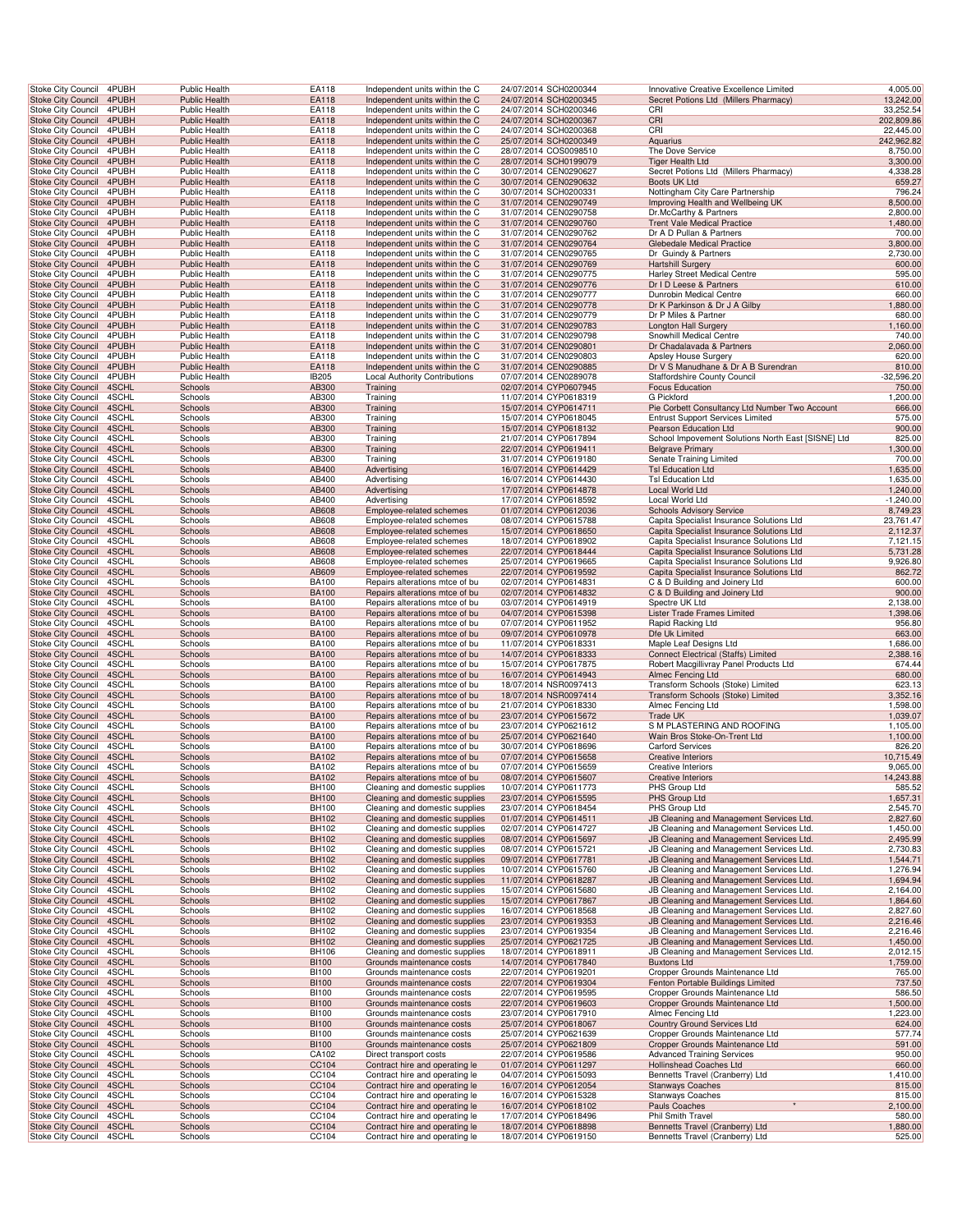| | | | | | | | | |
|---|---|---|---|---|---|---|---|---|
| Stoke City Council | 4PUBH | Public Health | EA118 | Independent units within the C | 24/07/2014 | SCH0200344 | Innovative Creative Excellence Limited | 4,005.00 |
| Stoke City Council | 4PUBH | Public Health | EA118 | Independent units within the C | 24/07/2014 | SCH0200345 | Secret Potions Ltd (Millers Pharmacy) | 13,242.00 |
| Stoke City Council | 4PUBH | Public Health | EA118 | Independent units within the C | 24/07/2014 | SCH0200346 | CRI | 33,252.54 |
| Stoke City Council | 4PUBH | Public Health | EA118 | Independent units within the C | 24/07/2014 | SCH0200367 | CRI | 202,809.86 |
| Stoke City Council | 4PUBH | Public Health | EA118 | Independent units within the C | 24/07/2014 | SCH0200368 | CRI | 22,445.00 |
| Stoke City Council | 4PUBH | Public Health | EA118 | Independent units within the C | 25/07/2014 | SCH0200349 | Aquarius | 242,962.82 |
| Stoke City Council | 4PUBH | Public Health | EA118 | Independent units within the C | 28/07/2014 | COS0098510 | The Dove Service | 8,750.00 |
| Stoke City Council | 4PUBH | Public Health | EA118 | Independent units within the C | 28/07/2014 | SCH0199079 | Tiger Health Ltd | 3,300.00 |
| Stoke City Council | 4PUBH | Public Health | EA118 | Independent units within the C | 30/07/2014 | CEN0290627 | Secret Potions Ltd (Millers Pharmacy) | 4,338.28 |
| Stoke City Council | 4PUBH | Public Health | EA118 | Independent units within the C | 30/07/2014 | CEN0290632 | Boots UK Ltd | 659.27 |
| Stoke City Council | 4PUBH | Public Health | EA118 | Independent units within the C | 30/07/2014 | SCH0200331 | Nottingham City Care Partnership | 796.24 |
| Stoke City Council | 4PUBH | Public Health | EA118 | Independent units within the C | 31/07/2014 | CEN0290749 | Improving Health and Wellbeing UK | 8,500.00 |
| Stoke City Council | 4PUBH | Public Health | EA118 | Independent units within the C | 31/07/2014 | CEN0290758 | Dr.McCarthy & Partners | 2,800.00 |
| Stoke City Council | 4PUBH | Public Health | EA118 | Independent units within the C | 31/07/2014 | CEN0290760 | Trent Vale Medical Practice | 1,480.00 |
| Stoke City Council | 4PUBH | Public Health | EA118 | Independent units within the C | 31/07/2014 | CEN0290762 | Dr A D Pullan & Partners | 700.00 |
| Stoke City Council | 4PUBH | Public Health | EA118 | Independent units within the C | 31/07/2014 | CEN0290764 | Glebedale Medical Practice | 3,800.00 |
| Stoke City Council | 4PUBH | Public Health | EA118 | Independent units within the C | 31/07/2014 | CEN0290765 | Dr Guindy & Partners | 2,730.00 |
| Stoke City Council | 4PUBH | Public Health | EA118 | Independent units within the C | 31/07/2014 | CEN0290769 | Hartshill Surgery | 600.00 |
| Stoke City Council | 4PUBH | Public Health | EA118 | Independent units within the C | 31/07/2014 | CEN0290775 | Harley Street Medical Centre | 595.00 |
| Stoke City Council | 4PUBH | Public Health | EA118 | Independent units within the C | 31/07/2014 | CEN0290776 | Dr I D Leese & Partners | 610.00 |
| Stoke City Council | 4PUBH | Public Health | EA118 | Independent units within the C | 31/07/2014 | CEN0290777 | Dunrobin Medical Centre | 660.00 |
| Stoke City Council | 4PUBH | Public Health | EA118 | Independent units within the C | 31/07/2014 | CEN0290778 | Dr K Parkinson & Dr J A Gilby | 1,880.00 |
| Stoke City Council | 4PUBH | Public Health | EA118 | Independent units within the C | 31/07/2014 | CEN0290779 | Dr P Miles & Partner | 680.00 |
| Stoke City Council | 4PUBH | Public Health | EA118 | Independent units within the C | 31/07/2014 | CEN0290783 | Longton Hall Surgery | 1,160.00 |
| Stoke City Council | 4PUBH | Public Health | EA118 | Independent units within the C | 31/07/2014 | CEN0290798 | Snowhill Medical Centre | 740.00 |
| Stoke City Council | 4PUBH | Public Health | EA118 | Independent units within the C | 31/07/2014 | CEN0290801 | Dr Chadalavada & Partners | 2,060.00 |
| Stoke City Council | 4PUBH | Public Health | EA118 | Independent units within the C | 31/07/2014 | CEN0290803 | Apsley House Surgery | 620.00 |
| Stoke City Council | 4PUBH | Public Health | EA118 | Independent units within the C | 31/07/2014 | CEN0290885 | Dr V S Manudhane & Dr A B Surendran | 610.00 |
| Stoke City Council | 4PUBH | Public Health | IB205 | Local Authority Contributions | 07/07/2014 | CEN0289078 | Staffordshire County Council | -32,596.20 |
| Stoke City Council | 4SCHL | Schools | AB300 | Training | 02/07/2014 | CYP0607945 | Focus Education | 750.00 |
| Stoke City Council | 4SCHL | Schools | AB300 | Training | 11/07/2014 | CYP0618319 | G Pickford | 1,200.00 |
| Stoke City Council | 4SCHL | Schools | AB300 | Training | 15/07/2014 | CYP0614711 | Pie Corbett Consultancy Ltd Number Two Account | 666.00 |
| Stoke City Council | 4SCHL | Schools | AB300 | Training | 15/07/2014 | CYP0618045 | Entrust Support Services Limited | 575.00 |
| Stoke City Council | 4SCHL | Schools | AB300 | Training | 15/07/2014 | CYP0618132 | Pearson Education Ltd | 900.00 |
| Stoke City Council | 4SCHL | Schools | AB300 | Training | 21/07/2014 | CYP0617894 | School Improvement Solutions North East [SISNE] Ltd | 825.00 |
| Stoke City Council | 4SCHL | Schools | AB300 | Training | 22/07/2014 | CYP0619411 | Belgrave Primary | 1,300.00 |
| Stoke City Council | 4SCHL | Schools | AB300 | Training | 31/07/2014 | CYP0619180 | Senate Training Limited | 700.00 |
| Stoke City Council | 4SCHL | Schools | AB400 | Advertising | 16/07/2014 | CYP0614429 | Tsl Education Ltd | 1,635.00 |
| Stoke City Council | 4SCHL | Schools | AB400 | Advertising | 16/07/2014 | CYP0614430 | Tsl Education Ltd | 1,635.00 |
| Stoke City Council | 4SCHL | Schools | AB400 | Advertising | 17/07/2014 | CYP0614878 | Local World Ltd | 1,240.00 |
| Stoke City Council | 4SCHL | Schools | AB400 | Advertising | 17/07/2014 | CYP0618592 | Local World Ltd | -1,240.00 |
| Stoke City Council | 4SCHL | Schools | AB608 | Employee-related schemes | 01/07/2014 | CYP0612036 | Schools Advisory Service | 8,749.23 |
| Stoke City Council | 4SCHL | Schools | AB608 | Employee-related schemes | 08/07/2014 | CYP0615788 | Capita Specialist Insurance Solutions Ltd | 23,761.47 |
| Stoke City Council | 4SCHL | Schools | AB608 | Employee-related schemes | 15/07/2014 | CYP0618650 | Capita Specialist Insurance Solutions Ltd | 2,112.37 |
| Stoke City Council | 4SCHL | Schools | AB608 | Employee-related schemes | 18/07/2014 | CYP0618902 | Capita Specialist Insurance Solutions Ltd | 7,121.15 |
| Stoke City Council | 4SCHL | Schools | AB608 | Employee-related schemes | 22/07/2014 | CYP0618444 | Capita Specialist Insurance Solutions Ltd | 5,731.28 |
| Stoke City Council | 4SCHL | Schools | AB608 | Employee-related schemes | 25/07/2014 | CYP0619665 | Capita Specialist Insurance Solutions Ltd | 9,926.80 |
| Stoke City Council | 4SCHL | Schools | AB609 | Employee-related schemes | 22/07/2014 | CYP0619592 | Capita Specialist Insurance Solutions Ltd | 862.72 |
| Stoke City Council | 4SCHL | Schools | BA100 | Repairs alterations mtce of bu | 02/07/2014 | CYP0614831 | C & D Building and Joinery Ltd | 600.00 |
| Stoke City Council | 4SCHL | Schools | BA100 | Repairs alterations mtce of bu | 02/07/2014 | CYP0614832 | C & D Building and Joinery Ltd | 900.00 |
| Stoke City Council | 4SCHL | Schools | BA100 | Repairs alterations mtce of bu | 03/07/2014 | CYP0614919 | Spectre UK Ltd | 2,138.00 |
| Stoke City Council | 4SCHL | Schools | BA100 | Repairs alterations mtce of bu | 04/07/2014 | CYP0615398 | Lister Trade Frames Limited | 1,398.06 |
| Stoke City Council | 4SCHL | Schools | BA100 | Repairs alterations mtce of bu | 07/07/2014 | CYP0611952 | Rapid Racking Ltd | 956.80 |
| Stoke City Council | 4SCHL | Schools | BA100 | Repairs alterations mtce of bu | 09/07/2014 | CYP0610978 | Dfe Uk Limited | 663.00 |
| Stoke City Council | 4SCHL | Schools | BA100 | Repairs alterations mtce of bu | 11/07/2014 | CYP0618331 | Maple Leaf Designs Ltd | 1,686.00 |
| Stoke City Council | 4SCHL | Schools | BA100 | Repairs alterations mtce of bu | 14/07/2014 | CYP0618333 | Connect Electrical (Staffs) Limited | 2,388.16 |
| Stoke City Council | 4SCHL | Schools | BA100 | Repairs alterations mtce of bu | 15/07/2014 | CYP0617875 | Robert Macgillivray Panel Products Ltd | 674.44 |
| Stoke City Council | 4SCHL | Schools | BA100 | Repairs alterations mtce of bu | 16/07/2014 | CYP0614943 | Almec Fencing Ltd | 680.00 |
| Stoke City Council | 4SCHL | Schools | BA100 | Repairs alterations mtce of bu | 18/07/2014 | NSR0097413 | Transform Schools (Stoke) Limited | 623.13 |
| Stoke City Council | 4SCHL | Schools | BA100 | Repairs alterations mtce of bu | 18/07/2014 | NSR0097414 | Transform Schools (Stoke) Limited | 3,352.16 |
| Stoke City Council | 4SCHL | Schools | BA100 | Repairs alterations mtce of bu | 21/07/2014 | CYP0618330 | Almec Fencing Ltd | 1,598.00 |
| Stoke City Council | 4SCHL | Schools | BA100 | Repairs alterations mtce of bu | 23/07/2014 | CYP0615672 | Trade UK | 1,039.07 |
| Stoke City Council | 4SCHL | Schools | BA100 | Repairs alterations mtce of bu | 23/07/2014 | CYP0621612 | S M PLASTERING AND ROOFING | 1,105.00 |
| Stoke City Council | 4SCHL | Schools | BA100 | Repairs alterations mtce of bu | 25/07/2014 | CYP0621640 | Wain Bros Stoke-On-Trent Ltd | 1,100.00 |
| Stoke City Council | 4SCHL | Schools | BA100 | Repairs alterations mtce of bu | 30/07/2014 | CYP0618696 | Carford Services | 826.20 |
| Stoke City Council | 4SCHL | Schools | BA102 | Repairs alterations mtce of bu | 07/07/2014 | CYP0615658 | Creative Interiors | 10,715.49 |
| Stoke City Council | 4SCHL | Schools | BA102 | Repairs alterations mtce of bu | 07/07/2014 | CYP0615659 | Creative Interiors | 9,065.00 |
| Stoke City Council | 4SCHL | Schools | BA102 | Repairs alterations mtce of bu | 08/07/2014 | CYP0615607 | Creative Interiors | 14,243.88 |
| Stoke City Council | 4SCHL | Schools | BH100 | Cleaning and domestic supplies | 10/07/2014 | CYP0611773 | PHS Group Ltd | 585.52 |
| Stoke City Council | 4SCHL | Schools | BH100 | Cleaning and domestic supplies | 23/07/2014 | CYP0615595 | PHS Group Ltd | 1,657.31 |
| Stoke City Council | 4SCHL | Schools | BH100 | Cleaning and domestic supplies | 23/07/2014 | CYP0618454 | PHS Group Ltd | 2,545.70 |
| Stoke City Council | 4SCHL | Schools | BH102 | Cleaning and domestic supplies | 01/07/2014 | CYP0614511 | JB Cleaning and Management Services Ltd. | 2,827.60 |
| Stoke City Council | 4SCHL | Schools | BH102 | Cleaning and domestic supplies | 02/07/2014 | CYP0614727 | JB Cleaning and Management Services Ltd. | 1,450.00 |
| Stoke City Council | 4SCHL | Schools | BH102 | Cleaning and domestic supplies | 08/07/2014 | CYP0615697 | JB Cleaning and Management Services Ltd. | 2,495.99 |
| Stoke City Council | 4SCHL | Schools | BH102 | Cleaning and domestic supplies | 08/07/2014 | CYP0615721 | JB Cleaning and Management Services Ltd. | 2,730.83 |
| Stoke City Council | 4SCHL | Schools | BH102 | Cleaning and domestic supplies | 09/07/2014 | CYP0617781 | JB Cleaning and Management Services Ltd. | 1,544.71 |
| Stoke City Council | 4SCHL | Schools | BH102 | Cleaning and domestic supplies | 10/07/2014 | CYP0615760 | JB Cleaning and Management Services Ltd. | 1,276.94 |
| Stoke City Council | 4SCHL | Schools | BH102 | Cleaning and domestic supplies | 11/07/2014 | CYP0618287 | JB Cleaning and Management Services Ltd. | 1,694.94 |
| Stoke City Council | 4SCHL | Schools | BH102 | Cleaning and domestic supplies | 15/07/2014 | CYP0615680 | JB Cleaning and Management Services Ltd. | 2,164.00 |
| Stoke City Council | 4SCHL | Schools | BH102 | Cleaning and domestic supplies | 15/07/2014 | CYP0617867 | JB Cleaning and Management Services Ltd. | 1,864.60 |
| Stoke City Council | 4SCHL | Schools | BH102 | Cleaning and domestic supplies | 16/07/2014 | CYP0618568 | JB Cleaning and Management Services Ltd. | 2,827.60 |
| Stoke City Council | 4SCHL | Schools | BH102 | Cleaning and domestic supplies | 23/07/2014 | CYP0619353 | JB Cleaning and Management Services Ltd. | 2,216.46 |
| Stoke City Council | 4SCHL | Schools | BH102 | Cleaning and domestic supplies | 23/07/2014 | CYP0619354 | JB Cleaning and Management Services Ltd. | 2,216.46 |
| Stoke City Council | 4SCHL | Schools | BH102 | Cleaning and domestic supplies | 25/07/2014 | CYP0621725 | JB Cleaning and Management Services Ltd. | 1,450.00 |
| Stoke City Council | 4SCHL | Schools | BH106 | Cleaning and domestic supplies | 18/07/2014 | CYP0618911 | JB Cleaning and Management Services Ltd. | 2,012.15 |
| Stoke City Council | 4SCHL | Schools | BI100 | Grounds maintenance costs | 14/07/2014 | CYP0617840 | Buxtons Ltd | 1,759.00 |
| Stoke City Council | 4SCHL | Schools | BI100 | Grounds maintenance costs | 22/07/2014 | CYP0619201 | Cropper Grounds Maintenance Ltd | 765.00 |
| Stoke City Council | 4SCHL | Schools | BI100 | Grounds maintenance costs | 22/07/2014 | CYP0619304 | Fenton Portable Buildings Limited | 737.50 |
| Stoke City Council | 4SCHL | Schools | BI100 | Grounds maintenance costs | 22/07/2014 | CYP0619595 | Cropper Grounds Maintenance Ltd | 586.50 |
| Stoke City Council | 4SCHL | Schools | BI100 | Grounds maintenance costs | 22/07/2014 | CYP0619603 | Cropper Grounds Maintenance Ltd | 1,500.00 |
| Stoke City Council | 4SCHL | Schools | BI100 | Grounds maintenance costs | 23/07/2014 | CYP0617910 | Almec Fencing Ltd | 1,223.00 |
| Stoke City Council | 4SCHL | Schools | BI100 | Grounds maintenance costs | 25/07/2014 | CYP0618067 | Country Ground Services Ltd | 624.00 |
| Stoke City Council | 4SCHL | Schools | BI100 | Grounds maintenance costs | 25/07/2014 | CYP0621639 | Cropper Grounds Maintenance Ltd | 577.74 |
| Stoke City Council | 4SCHL | Schools | BI100 | Grounds maintenance costs | 25/07/2014 | CYP0621809 | Cropper Grounds Maintenance Ltd | 591.00 |
| Stoke City Council | 4SCHL | Schools | CA102 | Direct transport costs | 22/07/2014 | CYP0619586 | Advanced Training Services | 950.00 |
| Stoke City Council | 4SCHL | Schools | CC104 | Contract hire and operating le | 01/07/2014 | CYP0611297 | Hollinshead Coaches Ltd | 660.00 |
| Stoke City Council | 4SCHL | Schools | CC104 | Contract hire and operating le | 04/07/2014 | CYP0615093 | Bennetts Travel (Cranberry) Ltd | 1,410.00 |
| Stoke City Council | 4SCHL | Schools | CC104 | Contract hire and operating le | 16/07/2014 | CYP0612054 | Stanways Coaches | 815.00 |
| Stoke City Council | 4SCHL | Schools | CC104 | Contract hire and operating le | 16/07/2014 | CYP0615328 | Stanways Coaches | 815.00 |
| Stoke City Council | 4SCHL | Schools | CC104 | Contract hire and operating le | 16/07/2014 | CYP0618102 | Pauls Coaches | 2,100.00 |
| Stoke City Council | 4SCHL | Schools | CC104 | Contract hire and operating le | 17/07/2014 | CYP0618496 | Phil Smith Travel | 580.00 |
| Stoke City Council | 4SCHL | Schools | CC104 | Contract hire and operating le | 18/07/2014 | CYP0618898 | Bennetts Travel (Cranberry) Ltd | 1,880.00 |
| Stoke City Council | 4SCHL | Schools | CC104 | Contract hire and operating le | 18/07/2014 | CYP0619150 | Bennetts Travel (Cranberry) Ltd | 525.00 |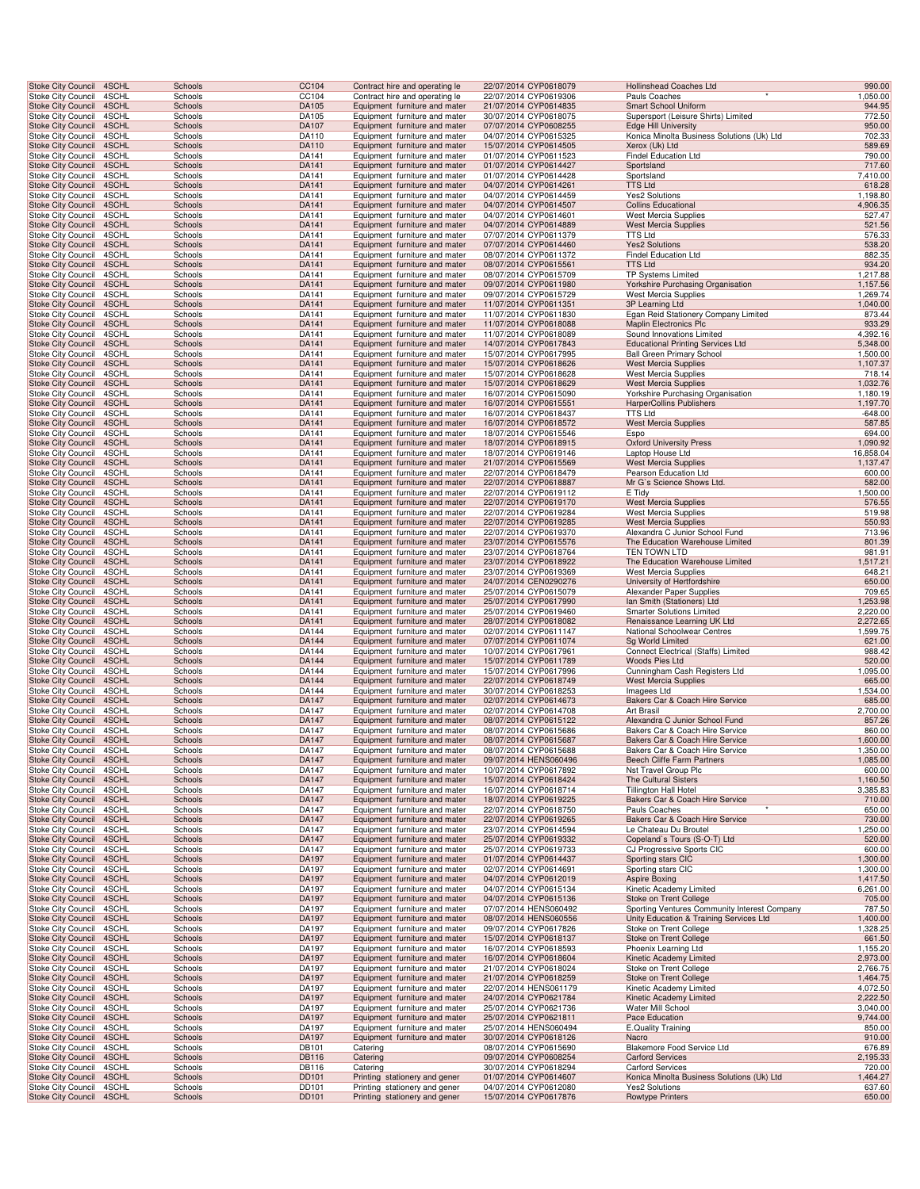| | | | | | | | | |
|---|---|---|---|---|---|---|---|---|
| Stoke City Council | 4SCHL | Schools | CC104 | Contract hire and operating le | 22/07/2014 | CYP0618079 | Hollinshead Coaches Ltd | 990.00 |
| Stoke City Council | 4SCHL | Schools | CC104 | Contract hire and operating le | 22/07/2014 | CYP0619306 | Pauls Coaches | 1,050.00 |
| Stoke City Council | 4SCHL | Schools | DA105 | Equipment furniture and mater | 21/07/2014 | CYP0614835 | Smart School Uniform | 944.95 |
| Stoke City Council | 4SCHL | Schools | DA105 | Equipment furniture and mater | 30/07/2014 | CYP0618075 | Supersport (Leisure Shirts) Limited | 772.50 |
| Stoke City Council | 4SCHL | Schools | DA107 | Equipment furniture and mater | 07/07/2014 | CYP0608255 | Edge Hill University | 950.00 |
| Stoke City Council | 4SCHL | Schools | DA110 | Equipment furniture and mater | 04/07/2014 | CYP0615325 | Konica Minolta Business Solutions (Uk) Ltd | 702.33 |
| Stoke City Council | 4SCHL | Schools | DA110 | Equipment furniture and mater | 15/07/2014 | CYP0614505 | Xerox (Uk) Ltd | 589.69 |
| Stoke City Council | 4SCHL | Schools | DA141 | Equipment furniture and mater | 01/07/2014 | CYP0611523 | Findel Education Ltd | 790.00 |
| Stoke City Council | 4SCHL | Schools | DA141 | Equipment furniture and mater | 01/07/2014 | CYP0614427 | Sportsland | 717.60 |
| Stoke City Council | 4SCHL | Schools | DA141 | Equipment furniture and mater | 01/07/2014 | CYP0614428 | Sportsland | 7,410.00 |
| Stoke City Council | 4SCHL | Schools | DA141 | Equipment furniture and mater | 04/07/2014 | CYP0614261 | TTS Ltd | 618.28 |
| Stoke City Council | 4SCHL | Schools | DA141 | Equipment furniture and mater | 04/07/2014 | CYP0614459 | Yes2 Solutions | 1,198.80 |
| Stoke City Council | 4SCHL | Schools | DA141 | Equipment furniture and mater | 04/07/2014 | CYP0614507 | Collins Educational | 4,906.35 |
| Stoke City Council | 4SCHL | Schools | DA141 | Equipment furniture and mater | 04/07/2014 | CYP0614601 | West Mercia Supplies | 527.47 |
| Stoke City Council | 4SCHL | Schools | DA141 | Equipment furniture and mater | 04/07/2014 | CYP0614889 | West Mercia Supplies | 521.56 |
| Stoke City Council | 4SCHL | Schools | DA141 | Equipment furniture and mater | 07/07/2014 | CYP0611379 | TTS Ltd | 576.33 |
| Stoke City Council | 4SCHL | Schools | DA141 | Equipment furniture and mater | 07/07/2014 | CYP0614460 | Yes2 Solutions | 538.20 |
| Stoke City Council | 4SCHL | Schools | DA141 | Equipment furniture and mater | 08/07/2014 | CYP0611372 | Findel Education Ltd | 882.35 |
| Stoke City Council | 4SCHL | Schools | DA141 | Equipment furniture and mater | 08/07/2014 | CYP0615561 | TTS Ltd | 934.20 |
| Stoke City Council | 4SCHL | Schools | DA141 | Equipment furniture and mater | 08/07/2014 | CYP0615709 | TP Systems Limited | 1,217.88 |
| Stoke City Council | 4SCHL | Schools | DA141 | Equipment furniture and mater | 09/07/2014 | CYP0611980 | Yorkshire Purchasing Organisation | 1,157.56 |
| Stoke City Council | 4SCHL | Schools | DA141 | Equipment furniture and mater | 09/07/2014 | CYP0615729 | West Mercia Supplies | 1,269.74 |
| Stoke City Council | 4SCHL | Schools | DA141 | Equipment furniture and mater | 11/07/2014 | CYP0611351 | 3P Learning Ltd | 1,040.00 |
| Stoke City Council | 4SCHL | Schools | DA141 | Equipment furniture and mater | 11/07/2014 | CYP0611830 | Egan Reid Stationery Company Limited | 873.44 |
| Stoke City Council | 4SCHL | Schools | DA141 | Equipment furniture and mater | 11/07/2014 | CYP0618088 | Maplin Electronics Plc | 933.29 |
| Stoke City Council | 4SCHL | Schools | DA141 | Equipment furniture and mater | 11/07/2014 | CYP0618089 | Sound Innovations Limited | 4,392.16 |
| Stoke City Council | 4SCHL | Schools | DA141 | Equipment furniture and mater | 14/07/2014 | CYP0617843 | Educational Printing Services Ltd | 5,348.00 |
| Stoke City Council | 4SCHL | Schools | DA141 | Equipment furniture and mater | 15/07/2014 | CYP0617995 | Ball Green Primary School | 1,500.00 |
| Stoke City Council | 4SCHL | Schools | DA141 | Equipment furniture and mater | 15/07/2014 | CYP0618626 | West Mercia Supplies | 1,107.37 |
| Stoke City Council | 4SCHL | Schools | DA141 | Equipment furniture and mater | 15/07/2014 | CYP0618628 | West Mercia Supplies | 718.14 |
| Stoke City Council | 4SCHL | Schools | DA141 | Equipment furniture and mater | 15/07/2014 | CYP0618629 | West Mercia Supplies | 1,032.76 |
| Stoke City Council | 4SCHL | Schools | DA141 | Equipment furniture and mater | 16/07/2014 | CYP0615090 | Yorkshire Purchasing Organisation | 1,180.19 |
| Stoke City Council | 4SCHL | Schools | DA141 | Equipment furniture and mater | 16/07/2014 | CYP0615551 | HarperCollins Publishers | 1,197.70 |
| Stoke City Council | 4SCHL | Schools | DA141 | Equipment furniture and mater | 16/07/2014 | CYP0618437 | TTS Ltd | -648.00 |
| Stoke City Council | 4SCHL | Schools | DA141 | Equipment furniture and mater | 16/07/2014 | CYP0618572 | West Mercia Supplies | 587.85 |
| Stoke City Council | 4SCHL | Schools | DA141 | Equipment furniture and mater | 18/07/2014 | CYP0615546 | Espo | 694.00 |
| Stoke City Council | 4SCHL | Schools | DA141 | Equipment furniture and mater | 18/07/2014 | CYP0618915 | Oxford University Press | 1,090.92 |
| Stoke City Council | 4SCHL | Schools | DA141 | Equipment furniture and mater | 18/07/2014 | CYP0619146 | Laptop House Ltd | 16,858.04 |
| Stoke City Council | 4SCHL | Schools | DA141 | Equipment furniture and mater | 21/07/2014 | CYP0615569 | West Mercia Supplies | 1,137.47 |
| Stoke City Council | 4SCHL | Schools | DA141 | Equipment furniture and mater | 22/07/2014 | CYP0618479 | Pearson Education Ltd | 600.00 |
| Stoke City Council | 4SCHL | Schools | DA141 | Equipment furniture and mater | 22/07/2014 | CYP0618887 | Mr G`s Science Shows Ltd. | 582.00 |
| Stoke City Council | 4SCHL | Schools | DA141 | Equipment furniture and mater | 22/07/2014 | CYP0619112 | E Tidy | 1,500.00 |
| Stoke City Council | 4SCHL | Schools | DA141 | Equipment furniture and mater | 22/07/2014 | CYP0619170 | West Mercia Supplies | 576.55 |
| Stoke City Council | 4SCHL | Schools | DA141 | Equipment furniture and mater | 22/07/2014 | CYP0619284 | West Mercia Supplies | 519.98 |
| Stoke City Council | 4SCHL | Schools | DA141 | Equipment furniture and mater | 22/07/2014 | CYP0619285 | West Mercia Supplies | 550.93 |
| Stoke City Council | 4SCHL | Schools | DA141 | Equipment furniture and mater | 22/07/2014 | CYP0619370 | Alexandra C Junior School Fund | 713.96 |
| Stoke City Council | 4SCHL | Schools | DA141 | Equipment furniture and mater | 23/07/2014 | CYP0615576 | The Education Warehouse Limited | 801.39 |
| Stoke City Council | 4SCHL | Schools | DA141 | Equipment furniture and mater | 23/07/2014 | CYP0618764 | TEN TOWN LTD | 981.91 |
| Stoke City Council | 4SCHL | Schools | DA141 | Equipment furniture and mater | 23/07/2014 | CYP0618922 | The Education Warehouse Limited | 1,517.21 |
| Stoke City Council | 4SCHL | Schools | DA141 | Equipment furniture and mater | 23/07/2014 | CYP0619369 | West Mercia Supplies | 648.21 |
| Stoke City Council | 4SCHL | Schools | DA141 | Equipment furniture and mater | 24/07/2014 | CEN0290276 | University of Hertfordshire | 650.00 |
| Stoke City Council | 4SCHL | Schools | DA141 | Equipment furniture and mater | 25/07/2014 | CYP0615079 | Alexander Paper Supplies | 709.65 |
| Stoke City Council | 4SCHL | Schools | DA141 | Equipment furniture and mater | 25/07/2014 | CYP0617990 | Ian Smith (Stationers) Ltd | 1,253.98 |
| Stoke City Council | 4SCHL | Schools | DA141 | Equipment furniture and mater | 25/07/2014 | CYP0619460 | Smarter Solutions Limited | 2,220.00 |
| Stoke City Council | 4SCHL | Schools | DA141 | Equipment furniture and mater | 28/07/2014 | CYP0618082 | Renaissance Learning UK Ltd | 2,272.65 |
| Stoke City Council | 4SCHL | Schools | DA144 | Equipment furniture and mater | 02/07/2014 | CYP0611147 | National Schoolwear Centres | 1,599.75 |
| Stoke City Council | 4SCHL | Schools | DA144 | Equipment furniture and mater | 07/07/2014 | CYP0611074 | Sg World Limited | 621.00 |
| Stoke City Council | 4SCHL | Schools | DA144 | Equipment furniture and mater | 10/07/2014 | CYP0617961 | Connect Electrical (Staffs) Limited | 988.42 |
| Stoke City Council | 4SCHL | Schools | DA144 | Equipment furniture and mater | 15/07/2014 | CYP0611789 | Woods Pies Ltd | 520.00 |
| Stoke City Council | 4SCHL | Schools | DA144 | Equipment furniture and mater | 15/07/2014 | CYP0617996 | Cunningham Cash Registers Ltd | 1,095.00 |
| Stoke City Council | 4SCHL | Schools | DA144 | Equipment furniture and mater | 22/07/2014 | CYP0618749 | West Mercia Supplies | 665.00 |
| Stoke City Council | 4SCHL | Schools | DA144 | Equipment furniture and mater | 30/07/2014 | CYP0618253 | Imagees Ltd | 1,534.00 |
| Stoke City Council | 4SCHL | Schools | DA147 | Equipment furniture and mater | 02/07/2014 | CYP0614673 | Bakers Car & Coach Hire Service | 685.00 |
| Stoke City Council | 4SCHL | Schools | DA147 | Equipment furniture and mater | 02/07/2014 | CYP0614708 | Art Brasil | 2,700.00 |
| Stoke City Council | 4SCHL | Schools | DA147 | Equipment furniture and mater | 08/07/2014 | CYP0615122 | Alexandra C Junior School Fund | 857.26 |
| Stoke City Council | 4SCHL | Schools | DA147 | Equipment furniture and mater | 08/07/2014 | CYP0615686 | Bakers Car & Coach Hire Service | 860.00 |
| Stoke City Council | 4SCHL | Schools | DA147 | Equipment furniture and mater | 08/07/2014 | CYP0615687 | Bakers Car & Coach Hire Service | 1,600.00 |
| Stoke City Council | 4SCHL | Schools | DA147 | Equipment furniture and mater | 08/07/2014 | CYP0615688 | Bakers Car & Coach Hire Service | 1,350.00 |
| Stoke City Council | 4SCHL | Schools | DA147 | Equipment furniture and mater | 09/07/2014 | HENS060496 | Beech Cliffe Farm Partners | 1,085.00 |
| Stoke City Council | 4SCHL | Schools | DA147 | Equipment furniture and mater | 10/07/2014 | CYP0617892 | Nst Travel Group Plc | 600.00 |
| Stoke City Council | 4SCHL | Schools | DA147 | Equipment furniture and mater | 15/07/2014 | CYP0618424 | The Cultural Sisters | 1,160.50 |
| Stoke City Council | 4SCHL | Schools | DA147 | Equipment furniture and mater | 16/07/2014 | CYP0618714 | Tillington Hall Hotel | 3,385.83 |
| Stoke City Council | 4SCHL | Schools | DA147 | Equipment furniture and mater | 18/07/2014 | CYP0619225 | Bakers Car & Coach Hire Service | 710.00 |
| Stoke City Council | 4SCHL | Schools | DA147 | Equipment furniture and mater | 22/07/2014 | CYP0618750 | Pauls Coaches | 650.00 |
| Stoke City Council | 4SCHL | Schools | DA147 | Equipment furniture and mater | 22/07/2014 | CYP0619265 | Bakers Car & Coach Hire Service | 730.00 |
| Stoke City Council | 4SCHL | Schools | DA147 | Equipment furniture and mater | 23/07/2014 | CYP0614594 | Le Chateau Du Broutel | 1,250.00 |
| Stoke City Council | 4SCHL | Schools | DA147 | Equipment furniture and mater | 25/07/2014 | CYP0619332 | Copeland`s Tours (S-O-T) Ltd | 520.00 |
| Stoke City Council | 4SCHL | Schools | DA147 | Equipment furniture and mater | 25/07/2014 | CYP0619733 | CJ Progressive Sports CIC | 600.00 |
| Stoke City Council | 4SCHL | Schools | DA197 | Equipment furniture and mater | 01/07/2014 | CYP0614437 | Sporting stars CIC | 1,300.00 |
| Stoke City Council | 4SCHL | Schools | DA197 | Equipment furniture and mater | 02/07/2014 | CYP0614691 | Sporting stars CIC | 1,300.00 |
| Stoke City Council | 4SCHL | Schools | DA197 | Equipment furniture and mater | 04/07/2014 | CYP0612019 | Aspire Boxing | 1,417.50 |
| Stoke City Council | 4SCHL | Schools | DA197 | Equipment furniture and mater | 04/07/2014 | CYP0615134 | Kinetic Academy Limited | 6,261.00 |
| Stoke City Council | 4SCHL | Schools | DA197 | Equipment furniture and mater | 04/07/2014 | CYP0615136 | Stoke on Trent College | 705.00 |
| Stoke City Council | 4SCHL | Schools | DA197 | Equipment furniture and mater | 07/07/2014 | HENS060492 | Sporting Ventures Community Interest Company | 787.50 |
| Stoke City Council | 4SCHL | Schools | DA197 | Equipment furniture and mater | 08/07/2014 | HENS060556 | Unity Education & Training Services Ltd | 1,400.00 |
| Stoke City Council | 4SCHL | Schools | DA197 | Equipment furniture and mater | 09/07/2014 | CYP0617826 | Stoke on Trent College | 1,328.25 |
| Stoke City Council | 4SCHL | Schools | DA197 | Equipment furniture and mater | 15/07/2014 | CYP0618137 | Stoke on Trent College | 661.50 |
| Stoke City Council | 4SCHL | Schools | DA197 | Equipment furniture and mater | 16/07/2014 | CYP0618593 | Phoenix Learning Ltd | 1,155.20 |
| Stoke City Council | 4SCHL | Schools | DA197 | Equipment furniture and mater | 16/07/2014 | CYP0618604 | Kinetic Academy Limited | 2,973.00 |
| Stoke City Council | 4SCHL | Schools | DA197 | Equipment furniture and mater | 21/07/2014 | CYP0618024 | Stoke on Trent College | 2,766.75 |
| Stoke City Council | 4SCHL | Schools | DA197 | Equipment furniture and mater | 21/07/2014 | CYP0618259 | Stoke on Trent College | 1,464.75 |
| Stoke City Council | 4SCHL | Schools | DA197 | Equipment furniture and mater | 22/07/2014 | HENS061179 | Kinetic Academy Limited | 4,072.50 |
| Stoke City Council | 4SCHL | Schools | DA197 | Equipment furniture and mater | 24/07/2014 | CYP0621784 | Kinetic Academy Limited | 2,222.50 |
| Stoke City Council | 4SCHL | Schools | DA197 | Equipment furniture and mater | 25/07/2014 | CYP0621736 | Water Mill School | 3,040.00 |
| Stoke City Council | 4SCHL | Schools | DA197 | Equipment furniture and mater | 25/07/2014 | CYP0621811 | Pace Education | 9,744.00 |
| Stoke City Council | 4SCHL | Schools | DA197 | Equipment furniture and mater | 25/07/2014 | HENS060494 | E.Quality Training | 850.00 |
| Stoke City Council | 4SCHL | Schools | DA197 | Equipment furniture and mater | 30/07/2014 | CYP0618126 | Nacro | 910.00 |
| Stoke City Council | 4SCHL | Schools | DB101 | Catering | 08/07/2014 | CYP0615690 | Blakemore Food Service Ltd | 676.89 |
| Stoke City Council | 4SCHL | Schools | DB116 | Catering | 09/07/2014 | CYP0608254 | Carford Services | 2,195.33 |
| Stoke City Council | 4SCHL | Schools | DB116 | Catering | 30/07/2014 | CYP0618294 | Carford Services | 720.00 |
| Stoke City Council | 4SCHL | Schools | DD101 | Printing stationery and gener | 01/07/2014 | CYP0614607 | Konica Minolta Business Solutions (Uk) Ltd | 1,464.27 |
| Stoke City Council | 4SCHL | Schools | DD101 | Printing stationery and gener | 04/07/2014 | CYP0612080 | Yes2 Solutions | 637.60 |
| Stoke City Council | 4SCHL | Schools | DD101 | Printing stationery and gener | 15/07/2014 | CYP0617876 | Rowtype Printers | 650.00 |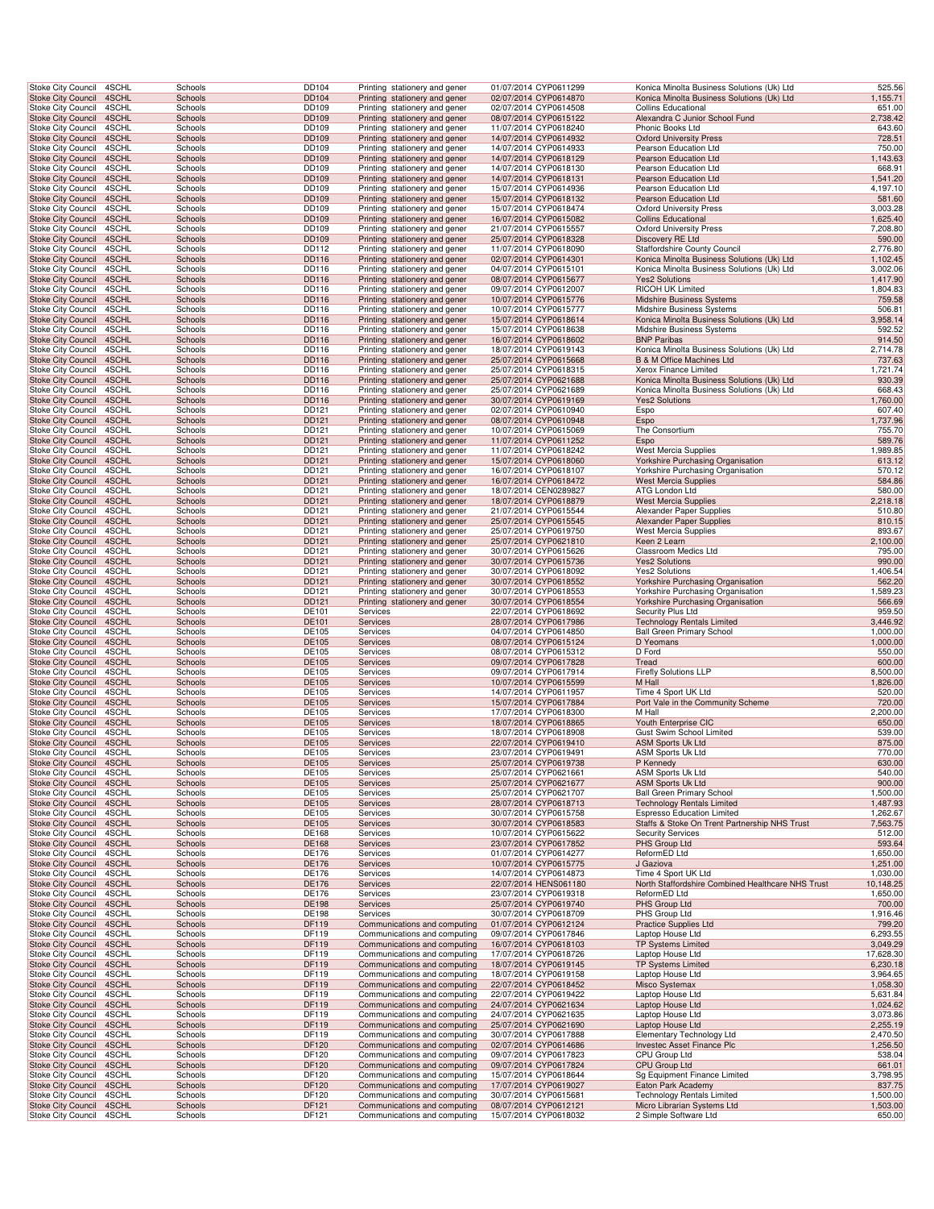| Stoke City Council | 4SCHL | Schools | DD104 | Printing stationery and gener | 01/07/2014 | CYP0611299 | Konica Minolta Business Solutions (Uk) Ltd | 525.56 |
|---|---|---|---|---|---|---|---|---|
| Stoke City Council | 4SCHL | Schools | DD104 | Printing stationery and gener | 02/07/2014 | CYP0614870 | Konica Minolta Business Solutions (Uk) Ltd | 1,155.71 |
| Stoke City Council | 4SCHL | Schools | DD109 | Printing stationery and gener | 02/07/2014 | CYP0614508 | Collins Educational | 651.00 |
| Stoke City Council | 4SCHL | Schools | DD109 | Printing stationery and gener | 08/07/2014 | CYP0615122 | Alexandra C Junior School Fund | 2,738.42 |
| Stoke City Council | 4SCHL | Schools | DD109 | Printing stationery and gener | 11/07/2014 | CYP0618240 | Phonic Books Ltd | 643.60 |
| Stoke City Council | 4SCHL | Schools | DD109 | Printing stationery and gener | 14/07/2014 | CYP0614932 | Oxford University Press | 728.51 |
| Stoke City Council | 4SCHL | Schools | DD109 | Printing stationery and gener | 14/07/2014 | CYP0614933 | Pearson Education Ltd | 750.00 |
| Stoke City Council | 4SCHL | Schools | DD109 | Printing stationery and gener | 14/07/2014 | CYP0618129 | Pearson Education Ltd | 1,143.63 |
| Stoke City Council | 4SCHL | Schools | DD109 | Printing stationery and gener | 14/07/2014 | CYP0618130 | Pearson Education Ltd | 668.91 |
| Stoke City Council | 4SCHL | Schools | DD109 | Printing stationery and gener | 14/07/2014 | CYP0618131 | Pearson Education Ltd | 1,541.20 |
| Stoke City Council | 4SCHL | Schools | DD109 | Printing stationery and gener | 15/07/2014 | CYP0614936 | Pearson Education Ltd | 4,197.10 |
| Stoke City Council | 4SCHL | Schools | DD109 | Printing stationery and gener | 15/07/2014 | CYP0618132 | Pearson Education Ltd | 581.60 |
| Stoke City Council | 4SCHL | Schools | DD109 | Printing stationery and gener | 15/07/2014 | CYP0618474 | Oxford University Press | 3,003.28 |
| Stoke City Council | 4SCHL | Schools | DD109 | Printing stationery and gener | 16/07/2014 | CYP0615082 | Collins Educational | 1,625.40 |
| Stoke City Council | 4SCHL | Schools | DD109 | Printing stationery and gener | 21/07/2014 | CYP0615557 | Oxford University Press | 7,208.80 |
| Stoke City Council | 4SCHL | Schools | DD109 | Printing stationery and gener | 25/07/2014 | CYP0618328 | Discovery RE Ltd | 590.00 |
| Stoke City Council | 4SCHL | Schools | DD112 | Printing stationery and gener | 11/07/2014 | CYP0618090 | Staffordshire County Council | 2,776.80 |
| Stoke City Council | 4SCHL | Schools | DD116 | Printing stationery and gener | 02/07/2014 | CYP0614301 | Konica Minolta Business Solutions (Uk) Ltd | 1,102.45 |
| Stoke City Council | 4SCHL | Schools | DD116 | Printing stationery and gener | 04/07/2014 | CYP0615101 | Konica Minolta Business Solutions (Uk) Ltd | 3,002.06 |
| Stoke City Council | 4SCHL | Schools | DD116 | Printing stationery and gener | 08/07/2014 | CYP0615677 | Yes2 Solutions | 1,417.90 |
| Stoke City Council | 4SCHL | Schools | DD116 | Printing stationery and gener | 09/07/2014 | CYP0612007 | RICOH UK Limited | 1,804.83 |
| Stoke City Council | 4SCHL | Schools | DD116 | Printing stationery and gener | 10/07/2014 | CYP0615776 | Midshire Business Systems | 759.58 |
| Stoke City Council | 4SCHL | Schools | DD116 | Printing stationery and gener | 10/07/2014 | CYP0615777 | Midshire Business Systems | 506.81 |
| Stoke City Council | 4SCHL | Schools | DD116 | Printing stationery and gener | 15/07/2014 | CYP0618614 | Konica Minolta Business Solutions (Uk) Ltd | 3,958.14 |
| Stoke City Council | 4SCHL | Schools | DD116 | Printing stationery and gener | 15/07/2014 | CYP0618638 | Midshire Business Systems | 592.52 |
| Stoke City Council | 4SCHL | Schools | DD116 | Printing stationery and gener | 16/07/2014 | CYP0618602 | BNP Paribas | 914.50 |
| Stoke City Council | 4SCHL | Schools | DD116 | Printing stationery and gener | 18/07/2014 | CYP0619143 | Konica Minolta Business Solutions (Uk) Ltd | 2,714.78 |
| Stoke City Council | 4SCHL | Schools | DD116 | Printing stationery and gener | 25/07/2014 | CYP0615668 | B & M Office Machines Ltd | 737.63 |
| Stoke City Council | 4SCHL | Schools | DD116 | Printing stationery and gener | 25/07/2014 | CYP0618315 | Xerox Finance Limited | 1,721.74 |
| Stoke City Council | 4SCHL | Schools | DD116 | Printing stationery and gener | 25/07/2014 | CYP0621688 | Konica Minolta Business Solutions (Uk) Ltd | 930.39 |
| Stoke City Council | 4SCHL | Schools | DD116 | Printing stationery and gener | 25/07/2014 | CYP0621689 | Konica Minolta Business Solutions (Uk) Ltd | 668.43 |
| Stoke City Council | 4SCHL | Schools | DD116 | Printing stationery and gener | 30/07/2014 | CYP0619169 | Yes2 Solutions | 1,760.00 |
| Stoke City Council | 4SCHL | Schools | DD121 | Printing stationery and gener | 02/07/2014 | CYP0610940 | Espo | 607.40 |
| Stoke City Council | 4SCHL | Schools | DD121 | Printing stationery and gener | 08/07/2014 | CYP0610948 | Espo | 1,737.96 |
| Stoke City Council | 4SCHL | Schools | DD121 | Printing stationery and gener | 10/07/2014 | CYP0615069 | The Consortium | 755.70 |
| Stoke City Council | 4SCHL | Schools | DD121 | Printing stationery and gener | 11/07/2014 | CYP0611252 | Espo | 589.76 |
| Stoke City Council | 4SCHL | Schools | DD121 | Printing stationery and gener | 11/07/2014 | CYP0618242 | West Mercia Supplies | 1,989.85 |
| Stoke City Council | 4SCHL | Schools | DD121 | Printing stationery and gener | 15/07/2014 | CYP0618060 | Yorkshire Purchasing Organisation | 613.12 |
| Stoke City Council | 4SCHL | Schools | DD121 | Printing stationery and gener | 16/07/2014 | CYP0618107 | Yorkshire Purchasing Organisation | 570.12 |
| Stoke City Council | 4SCHL | Schools | DD121 | Printing stationery and gener | 16/07/2014 | CYP0618472 | West Mercia Supplies | 584.86 |
| Stoke City Council | 4SCHL | Schools | DD121 | Printing stationery and gener | 18/07/2014 | CEN0289827 | ATG London Ltd | 580.00 |
| Stoke City Council | 4SCHL | Schools | DD121 | Printing stationery and gener | 18/07/2014 | CYP0618879 | West Mercia Supplies | 2,218.18 |
| Stoke City Council | 4SCHL | Schools | DD121 | Printing stationery and gener | 21/07/2014 | CYP0615544 | Alexander Paper Supplies | 510.80 |
| Stoke City Council | 4SCHL | Schools | DD121 | Printing stationery and gener | 25/07/2014 | CYP0615545 | Alexander Paper Supplies | 810.15 |
| Stoke City Council | 4SCHL | Schools | DD121 | Printing stationery and gener | 25/07/2014 | CYP0619750 | West Mercia Supplies | 893.67 |
| Stoke City Council | 4SCHL | Schools | DD121 | Printing stationery and gener | 25/07/2014 | CYP0621810 | Keen 2 Learn | 2,100.00 |
| Stoke City Council | 4SCHL | Schools | DD121 | Printing stationery and gener | 30/07/2014 | CYP0615626 | Classroom Medics Ltd | 795.00 |
| Stoke City Council | 4SCHL | Schools | DD121 | Printing stationery and gener | 30/07/2014 | CYP0615736 | Yes2 Solutions | 990.00 |
| Stoke City Council | 4SCHL | Schools | DD121 | Printing stationery and gener | 30/07/2014 | CYP0618092 | Yes2 Solutions | 1,406.54 |
| Stoke City Council | 4SCHL | Schools | DD121 | Printing stationery and gener | 30/07/2014 | CYP0618552 | Yorkshire Purchasing Organisation | 562.20 |
| Stoke City Council | 4SCHL | Schools | DD121 | Printing stationery and gener | 30/07/2014 | CYP0618553 | Yorkshire Purchasing Organisation | 1,589.23 |
| Stoke City Council | 4SCHL | Schools | DD121 | Printing stationery and gener | 30/07/2014 | CYP0618554 | Yorkshire Purchasing Organisation | 566.69 |
| Stoke City Council | 4SCHL | Schools | DE101 | Services | 22/07/2014 | CYP0618692 | Security Plus Ltd | 959.50 |
| Stoke City Council | 4SCHL | Schools | DE101 | Services | 28/07/2014 | CYP0617986 | Technology Rentals Limited | 3,446.92 |
| Stoke City Council | 4SCHL | Schools | DE105 | Services | 04/07/2014 | CYP0614850 | Ball Green Primary School | 1,000.00 |
| Stoke City Council | 4SCHL | Schools | DE105 | Services | 08/07/2014 | CYP0615124 | D Yeomans | 1,000.00 |
| Stoke City Council | 4SCHL | Schools | DE105 | Services | 08/07/2014 | CYP0615312 | D Ford | 550.00 |
| Stoke City Council | 4SCHL | Schools | DE105 | Services | 09/07/2014 | CYP0617828 | Tread | 600.00 |
| Stoke City Council | 4SCHL | Schools | DE105 | Services | 09/07/2014 | CYP0617914 | Firefly Solutions LLP | 8,500.00 |
| Stoke City Council | 4SCHL | Schools | DE105 | Services | 10/07/2014 | CYP0615599 | M Hall | 1,826.00 |
| Stoke City Council | 4SCHL | Schools | DE105 | Services | 14/07/2014 | CYP0611957 | Time 4 Sport UK Ltd | 520.00 |
| Stoke City Council | 4SCHL | Schools | DE105 | Services | 15/07/2014 | CYP0617884 | Port Vale in the Community Scheme | 720.00 |
| Stoke City Council | 4SCHL | Schools | DE105 | Services | 17/07/2014 | CYP0618300 | M Hall | 2,200.00 |
| Stoke City Council | 4SCHL | Schools | DE105 | Services | 18/07/2014 | CYP0618865 | Youth Enterprise CIC | 650.00 |
| Stoke City Council | 4SCHL | Schools | DE105 | Services | 18/07/2014 | CYP0618908 | Gust Swim School Limited | 539.00 |
| Stoke City Council | 4SCHL | Schools | DE105 | Services | 22/07/2014 | CYP0619410 | ASM Sports Uk Ltd | 875.00 |
| Stoke City Council | 4SCHL | Schools | DE105 | Services | 23/07/2014 | CYP0619491 | ASM Sports Uk Ltd | 770.00 |
| Stoke City Council | 4SCHL | Schools | DE105 | Services | 25/07/2014 | CYP0619738 | P Kennedy | 630.00 |
| Stoke City Council | 4SCHL | Schools | DE105 | Services | 25/07/2014 | CYP0621661 | ASM Sports Uk Ltd | 540.00 |
| Stoke City Council | 4SCHL | Schools | DE105 | Services | 25/07/2014 | CYP0621677 | ASM Sports Uk Ltd | 900.00 |
| Stoke City Council | 4SCHL | Schools | DE105 | Services | 25/07/2014 | CYP0621707 | Ball Green Primary School | 1,500.00 |
| Stoke City Council | 4SCHL | Schools | DE105 | Services | 28/07/2014 | CYP0618713 | Technology Rentals Limited | 1,487.93 |
| Stoke City Council | 4SCHL | Schools | DE105 | Services | 30/07/2014 | CYP0615758 | Espresso Education Limited | 1,262.67 |
| Stoke City Council | 4SCHL | Schools | DE105 | Services | 30/07/2014 | CYP0618583 | Staffs & Stoke On Trent Partnership NHS Trust | 7,563.75 |
| Stoke City Council | 4SCHL | Schools | DE168 | Services | 10/07/2014 | CYP0615622 | Security Services | 512.00 |
| Stoke City Council | 4SCHL | Schools | DE168 | Services | 23/07/2014 | CYP0617852 | PHS Group Ltd | 593.64 |
| Stoke City Council | 4SCHL | Schools | DE176 | Services | 01/07/2014 | CYP0614277 | ReformED Ltd | 1,650.00 |
| Stoke City Council | 4SCHL | Schools | DE176 | Services | 10/07/2014 | CYP0615775 | J Gaziova | 1,251.00 |
| Stoke City Council | 4SCHL | Schools | DE176 | Services | 14/07/2014 | CYP0614873 | Time 4 Sport UK Ltd | 1,030.00 |
| Stoke City Council | 4SCHL | Schools | DE176 | Services | 22/07/2014 | HENS061180 | North Staffordshire Combined Healthcare NHS Trust | 10,148.25 |
| Stoke City Council | 4SCHL | Schools | DE176 | Services | 23/07/2014 | CYP0619318 | ReformED Ltd | 1,650.00 |
| Stoke City Council | 4SCHL | Schools | DE198 | Services | 25/07/2014 | CYP0619740 | PHS Group Ltd | 700.00 |
| Stoke City Council | 4SCHL | Schools | DE198 | Services | 30/07/2014 | CYP0618709 | PHS Group Ltd | 1,916.46 |
| Stoke City Council | 4SCHL | Schools | DF119 | Communications and computing | 01/07/2014 | CYP0612124 | Practice Supplies Ltd | 799.20 |
| Stoke City Council | 4SCHL | Schools | DF119 | Communications and computing | 09/07/2014 | CYP0617846 | Laptop House Ltd | 6,293.55 |
| Stoke City Council | 4SCHL | Schools | DF119 | Communications and computing | 16/07/2014 | CYP0618103 | TP Systems Limited | 3,049.29 |
| Stoke City Council | 4SCHL | Schools | DF119 | Communications and computing | 17/07/2014 | CYP0618726 | Laptop House Ltd | 17,628.30 |
| Stoke City Council | 4SCHL | Schools | DF119 | Communications and computing | 18/07/2014 | CYP0619145 | TP Systems Limited | 6,230.18 |
| Stoke City Council | 4SCHL | Schools | DF119 | Communications and computing | 18/07/2014 | CYP0619158 | Laptop House Ltd | 3,964.65 |
| Stoke City Council | 4SCHL | Schools | DF119 | Communications and computing | 22/07/2014 | CYP0618452 | Misco Systemax | 1,058.30 |
| Stoke City Council | 4SCHL | Schools | DF119 | Communications and computing | 22/07/2014 | CYP0619422 | Laptop House Ltd | 5,631.84 |
| Stoke City Council | 4SCHL | Schools | DF119 | Communications and computing | 24/07/2014 | CYP0621634 | Laptop House Ltd | 1,024.62 |
| Stoke City Council | 4SCHL | Schools | DF119 | Communications and computing | 24/07/2014 | CYP0621635 | Laptop House Ltd | 3,073.86 |
| Stoke City Council | 4SCHL | Schools | DF119 | Communications and computing | 25/07/2014 | CYP0621690 | Laptop House Ltd | 2,255.19 |
| Stoke City Council | 4SCHL | Schools | DF119 | Communications and computing | 30/07/2014 | CYP0617888 | Elementary Technology Ltd | 2,470.50 |
| Stoke City Council | 4SCHL | Schools | DF120 | Communications and computing | 02/07/2014 | CYP0614686 | Investec Asset Finance Plc | 1,256.50 |
| Stoke City Council | 4SCHL | Schools | DF120 | Communications and computing | 09/07/2014 | CYP0617823 | CPU Group Ltd | 538.04 |
| Stoke City Council | 4SCHL | Schools | DF120 | Communications and computing | 09/07/2014 | CYP0617824 | CPU Group Ltd | 661.01 |
| Stoke City Council | 4SCHL | Schools | DF120 | Communications and computing | 15/07/2014 | CYP0618644 | Sg Equipment Finance Limited | 3,798.95 |
| Stoke City Council | 4SCHL | Schools | DF120 | Communications and computing | 17/07/2014 | CYP0619027 | Eaton Park Academy | 837.75 |
| Stoke City Council | 4SCHL | Schools | DF120 | Communications and computing | 30/07/2014 | CYP0615681 | Technology Rentals Limited | 1,500.00 |
| Stoke City Council | 4SCHL | Schools | DF121 | Communications and computing | 08/07/2014 | CYP0612121 | Micro Librarian Systems Ltd | 1,503.00 |
| Stoke City Council | 4SCHL | Schools | DF121 | Communications and computing | 15/07/2014 | CYP0618032 | 2 Simple Software Ltd | 650.00 |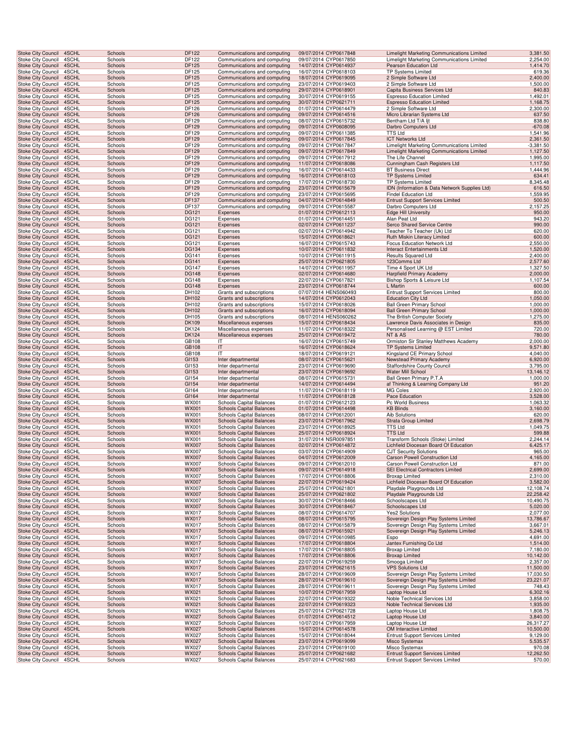| | | | | | | | | |
|---|---|---|---|---|---|---|---|---|
| Stoke City Council | 4SCHL | Schools | DF122 | Communications and computing | 09/07/2014 | CYP0617848 | Limelight Marketing Communications Limited | 3,381.50 |
| Stoke City Council | 4SCHL | Schools | DF122 | Communications and computing | 09/07/2014 | CYP0617850 | Limelight Marketing Communications Limited | 2,254.00 |
| Stoke City Council | 4SCHL | Schools | DF125 | Communications and computing | 14/07/2014 | CYP0614937 | Pearson Education Ltd | 1,414.70 |
| Stoke City Council | 4SCHL | Schools | DF125 | Communications and computing | 16/07/2014 | CYP0618103 | TP Systems Limited | 619.36 |
| Stoke City Council | 4SCHL | Schools | DF125 | Communications and computing | 18/07/2014 | CYP0619095 | 2 Simple Software Ltd | 2,400.00 |
| Stoke City Council | 4SCHL | Schools | DF125 | Communications and computing | 23/07/2014 | CYP0619403 | 2 Simple Software Ltd | 1,500.00 |
| Stoke City Council | 4SCHL | Schools | DF125 | Communications and computing | 29/07/2014 | CYP0618901 | Capita Business Services Ltd | 840.83 |
| Stoke City Council | 4SCHL | Schools | DF125 | Communications and computing | 30/07/2014 | CYP0619155 | Espresso Education Limited | 1,492.01 |
| Stoke City Council | 4SCHL | Schools | DF125 | Communications and computing | 30/07/2014 | CYP0621711 | Espresso Education Limited | 1,168.75 |
| Stoke City Council | 4SCHL | Schools | DF126 | Communications and computing | 01/07/2014 | CYP0614479 | 2 Simple Software Ltd | 2,300.00 |
| Stoke City Council | 4SCHL | Schools | DF126 | Communications and computing | 09/07/2014 | CYP0614516 | Micro Librarian Systems Ltd | 637.50 |
| Stoke City Council | 4SCHL | Schools | DF129 | Communications and computing | 08/07/2014 | CYP0615732 | Bentham Ltd T/A ljt | 838.80 |
| Stoke City Council | 4SCHL | Schools | DF129 | Communications and computing | 09/07/2014 | CYP0608095 | Darbro Computers Ltd | -670.08 |
| Stoke City Council | 4SCHL | Schools | DF129 | Communications and computing | 09/07/2014 | CYP0611385 | TTS Ltd | 1,541.96 |
| Stoke City Council | 4SCHL | Schools | DF129 | Communications and computing | 09/07/2014 | CYP0617845 | ICT Networks Ltd | 2,361.50 |
| Stoke City Council | 4SCHL | Schools | DF129 | Communications and computing | 09/07/2014 | CYP0617847 | Limelight Marketing Communications Limited | -3,381.50 |
| Stoke City Council | 4SCHL | Schools | DF129 | Communications and computing | 09/07/2014 | CYP0617849 | Limelight Marketing Communications Limited | 1,127.50 |
| Stoke City Council | 4SCHL | Schools | DF129 | Communications and computing | 09/07/2014 | CYP0617912 | The Life Channel | 1,995.00 |
| Stoke City Council | 4SCHL | Schools | DF129 | Communications and computing | 11/07/2014 | CYP0618086 | Cunningham Cash Registers Ltd | 1,117.50 |
| Stoke City Council | 4SCHL | Schools | DF129 | Communications and computing | 16/07/2014 | CYP0614433 | BT Business Direct | 1,444.96 |
| Stoke City Council | 4SCHL | Schools | DF129 | Communications and computing | 16/07/2014 | CYP0618103 | TP Systems Limited | 634.41 |
| Stoke City Council | 4SCHL | Schools | DF129 | Communications and computing | 17/07/2014 | CYP0618730 | TP Systems Limited | 8,345.48 |
| Stoke City Council | 4SCHL | Schools | DF129 | Communications and computing | 23/07/2014 | CYP0615679 | IDN (Information & Data Network Supplies Ltd) | 616.50 |
| Stoke City Council | 4SCHL | Schools | DF129 | Communications and computing | 23/07/2014 | CYP0615695 | Findel Education Ltd | 1,559.95 |
| Stoke City Council | 4SCHL | Schools | DF137 | Communications and computing | 04/07/2014 | CYP0614849 | Entrust Support Services Limited | 500.50 |
| Stoke City Council | 4SCHL | Schools | DF137 | Communications and computing | 09/07/2014 | CYP0615587 | Darbro Computers Ltd | 2,157.25 |
| Stoke City Council | 4SCHL | Schools | DG121 | Expenses | 01/07/2014 | CYP0612113 | Edge Hill University | 950.00 |
| Stoke City Council | 4SCHL | Schools | DG121 | Expenses | 01/07/2014 | CYP0614451 | Alan Peat Ltd | 943.20 |
| Stoke City Council | 4SCHL | Schools | DG121 | Expenses | 02/07/2014 | CYP0611237 | Serco Shared Service Centre | 990.00 |
| Stoke City Council | 4SCHL | Schools | DG121 | Expenses | 02/07/2014 | CYP0614942 | Teacher To Teacher (Uk) Ltd | 620.00 |
| Stoke City Council | 4SCHL | Schools | DG121 | Expenses | 15/07/2014 | CYP0618621 | Ruth Miskin Literacy Limited | 600.00 |
| Stoke City Council | 4SCHL | Schools | DG121 | Expenses | 16/07/2014 | CYP0615743 | Focus Education Network Ltd | 2,550.00 |
| Stoke City Council | 4SCHL | Schools | DG134 | Expenses | 10/07/2014 | CYP0611832 | Interact Entertainments Ltd | 1,520.00 |
| Stoke City Council | 4SCHL | Schools | DG141 | Expenses | 10/07/2014 | CYP0611915 | Results Squared Ltd | 2,400.00 |
| Stoke City Council | 4SCHL | Schools | DG141 | Expenses | 25/07/2014 | CYP0621805 | 123Comms Ltd | 2,577.60 |
| Stoke City Council | 4SCHL | Schools | DG147 | Expenses | 14/07/2014 | CYP0611957 | Time 4 Sport UK Ltd | 1,327.50 |
| Stoke City Council | 4SCHL | Schools | DG148 | Expenses | 02/07/2014 | CYP0614680 | Harpfield Primary Academy | 2,000.00 |
| Stoke City Council | 4SCHL | Schools | DG148 | Expenses | 22/07/2014 | CYP0617821 | Bishop Sports & Leisure Ltd | 1,107.54 |
| Stoke City Council | 4SCHL | Schools | DG148 | Expenses | 23/07/2014 | CYP0618744 | L Martin | 600.00 |
| Stoke City Council | 4SCHL | Schools | DH102 | Grants and subscriptions | 07/07/2014 | HENS060493 | Entrust Support Services Limited | 800.00 |
| Stoke City Council | 4SCHL | Schools | DH102 | Grants and subscriptions | 14/07/2014 | CYP0612043 | Education City Ltd | 1,050.00 |
| Stoke City Council | 4SCHL | Schools | DH102 | Grants and subscriptions | 15/07/2014 | CYP0618026 | Ball Green Primary School | 1,000.00 |
| Stoke City Council | 4SCHL | Schools | DH102 | Grants and subscriptions | 16/07/2014 | CYP0618094 | Ball Green Primary School | 1,000.00 |
| Stoke City Council | 4SCHL | Schools | DH105 | Grants and subscriptions | 08/07/2014 | HENS060262 | The British Computer Society | 1,275.00 |
| Stoke City Council | 4SCHL | Schools | DK109 | Miscellaneous expenses | 15/07/2014 | CYP0618434 | Lawrence Davis Associates in Design | 835.00 |
| Stoke City Council | 4SCHL | Schools | DK124 | Miscellaneous expenses | 11/07/2014 | CYP0618322 | Personalised Learning @ EST Limited | 720.00 |
| Stoke City Council | 4SCHL | Schools | DK124 | Miscellaneous expenses | 25/07/2014 | CYP0619472 | NT & AS | 780.00 |
| Stoke City Council | 4SCHL | Schools | GB108 | IT | 16/07/2014 | CYP0615749 | Ormiston Sir Stanley Matthews Academy | 2,000.00 |
| Stoke City Council | 4SCHL | Schools | GB108 | IT | 16/07/2014 | CYP0618624 | TP Systems Limited | 9,571.80 |
| Stoke City Council | 4SCHL | Schools | GB108 | IT | 18/07/2014 | CYP0619121 | Kingsland CE Primary School | 4,040.00 |
| Stoke City Council | 4SCHL | Schools | GI153 | Inter departmental | 08/07/2014 | CYP0615621 | Newstead Primary Academy | 6,920.00 |
| Stoke City Council | 4SCHL | Schools | GI153 | Inter departmental | 23/07/2014 | CYP0619690 | Staffordshire County Council | 3,795.00 |
| Stoke City Council | 4SCHL | Schools | GI153 | Inter departmental | 23/07/2014 | CYP0619692 | Water Mill School | 13,146.12 |
| Stoke City Council | 4SCHL | Schools | GI154 | Inter departmental | 08/07/2014 | CYP0615731 | Ball Green Primary P.T.A | 1,000.00 |
| Stoke City Council | 4SCHL | Schools | GI154 | Inter departmental | 14/07/2014 | CYP0614494 | af Thinking & Learning Company Ltd | 951.20 |
| Stoke City Council | 4SCHL | Schools | GI164 | Inter departmental | 11/07/2014 | CYP0618119 | MG Coles | 2,920.00 |
| Stoke City Council | 4SCHL | Schools | GI164 | Inter departmental | 11/07/2014 | CYP0618128 | Pace Education | 3,528.00 |
| Stoke City Council | 4SCHL | Schools | WX001 | Schools Capital Balances | 01/07/2014 | CYP0612123 | Pc World Business | 1,063.32 |
| Stoke City Council | 4SCHL | Schools | WX001 | Schools Capital Balances | 01/07/2014 | CYP0614498 | KB Blinds | 3,160.00 |
| Stoke City Council | 4SCHL | Schools | WX001 | Schools Capital Balances | 08/07/2014 | CYP0612001 | Aib Solutions | 620.00 |
| Stoke City Council | 4SCHL | Schools | WX001 | Schools Capital Balances | 23/07/2014 | CYP0617962 | Strata Group Limited | 2,698.79 |
| Stoke City Council | 4SCHL | Schools | WX001 | Schools Capital Balances | 23/07/2014 | CYP0618925 | TTS Ltd | 1,049.75 |
| Stoke City Council | 4SCHL | Schools | WX001 | Schools Capital Balances | 25/07/2014 | CYP0618924 | TTS Ltd | 599.88 |
| Stoke City Council | 4SCHL | Schools | WX001 | Schools Capital Balances | 31/07/2014 | NS0097851 | Transform Schools (Stoke) Limited | 2,244.14 |
| Stoke City Council | 4SCHL | Schools | WX007 | Schools Capital Balances | 02/07/2014 | CYP0614872 | Lichfield Diocesan Board Of Education | 6,425.17 |
| Stoke City Council | 4SCHL | Schools | WX007 | Schools Capital Balances | 03/07/2014 | CYP0614909 | CJT Security Solutions | 965.00 |
| Stoke City Council | 4SCHL | Schools | WX007 | Schools Capital Balances | 04/07/2014 | CYP0612009 | Carson Powell Construction Ltd | 4,165.00 |
| Stoke City Council | 4SCHL | Schools | WX007 | Schools Capital Balances | 09/07/2014 | CYP0612010 | Carson Powell Construction Ltd | 871.00 |
| Stoke City Council | 4SCHL | Schools | WX007 | Schools Capital Balances | 09/07/2014 | CYP0614918 | SEI Electrical Contractors Limited | 2,699.00 |
| Stoke City Council | 4SCHL | Schools | WX007 | Schools Capital Balances | 17/07/2014 | CYP0618806 | Broxap Limited | 2,310.00 |
| Stoke City Council | 4SCHL | Schools | WX007 | Schools Capital Balances | 22/07/2014 | CYP0619424 | Lichfield Diocesan Board Of Education | 3,582.00 |
| Stoke City Council | 4SCHL | Schools | WX007 | Schools Capital Balances | 25/07/2014 | CYP0621801 | Playdale Playgrounds Ltd | 12,108.74 |
| Stoke City Council | 4SCHL | Schools | WX007 | Schools Capital Balances | 25/07/2014 | CYP0621802 | Playdale Playgrounds Ltd | 22,258.42 |
| Stoke City Council | 4SCHL | Schools | WX007 | Schools Capital Balances | 30/07/2014 | CYP0618466 | Schoolscapes Ltd | 10,490.75 |
| Stoke City Council | 4SCHL | Schools | WX007 | Schools Capital Balances | 30/07/2014 | CYP0618467 | Schoolscapes Ltd | 5,020.00 |
| Stoke City Council | 4SCHL | Schools | WX017 | Schools Capital Balances | 08/07/2014 | CYP0614707 | Yes2 Solutions | 2,077.00 |
| Stoke City Council | 4SCHL | Schools | WX017 | Schools Capital Balances | 08/07/2014 | CYP0615795 | Sovereign Design Play Systems Limited | 13,786.67 |
| Stoke City Council | 4SCHL | Schools | WX017 | Schools Capital Balances | 08/07/2014 | CYP0615879 | Sovereign Design Play Systems Limited | 3,667.01 |
| Stoke City Council | 4SCHL | Schools | WX017 | Schools Capital Balances | 08/07/2014 | CYP0615921 | Sovereign Design Play Systems Limited | 5,246.13 |
| Stoke City Council | 4SCHL | Schools | WX017 | Schools Capital Balances | 09/07/2014 | CYP0610985 | Espo | 4,691.00 |
| Stoke City Council | 4SCHL | Schools | WX017 | Schools Capital Balances | 17/07/2014 | CYP0618804 | Jantex Furnishing Co Ltd | 1,514.00 |
| Stoke City Council | 4SCHL | Schools | WX017 | Schools Capital Balances | 17/07/2014 | CYP0618805 | Broxap Limited | 7,180.00 |
| Stoke City Council | 4SCHL | Schools | WX017 | Schools Capital Balances | 17/07/2014 | CYP0618806 | Broxap Limited | 10,142.00 |
| Stoke City Council | 4SCHL | Schools | WX017 | Schools Capital Balances | 22/07/2014 | CYP0619259 | Smooga Limited | 2,357.00 |
| Stoke City Council | 4SCHL | Schools | WX017 | Schools Capital Balances | 23/07/2014 | CYP0621615 | VPS Solutions Ltd | 11,500.00 |
| Stoke City Council | 4SCHL | Schools | WX017 | Schools Capital Balances | 28/07/2014 | CYP0619609 | Sovereign Design Play Systems Limited | 17,030.50 |
| Stoke City Council | 4SCHL | Schools | WX017 | Schools Capital Balances | 28/07/2014 | CYP0619610 | Sovereign Design Play Systems Limited | 23,221.07 |
| Stoke City Council | 4SCHL | Schools | WX017 | Schools Capital Balances | 28/07/2014 | CYP0619611 | Sovereign Design Play Systems Limited | 748.43 |
| Stoke City Council | 4SCHL | Schools | WX021 | Schools Capital Balances | 10/07/2014 | CYP0617959 | Laptop House Ltd | 6,302.16 |
| Stoke City Council | 4SCHL | Schools | WX021 | Schools Capital Balances | 22/07/2014 | CYP0619322 | Noble Technical Services Ltd | 3,858.00 |
| Stoke City Council | 4SCHL | Schools | WX021 | Schools Capital Balances | 22/07/2014 | CYP0619323 | Noble Technical Services Ltd | 1,935.00 |
| Stoke City Council | 4SCHL | Schools | WX021 | Schools Capital Balances | 25/07/2014 | CYP0621728 | Laptop House Ltd | 1,808.75 |
| Stoke City Council | 4SCHL | Schools | WX027 | Schools Capital Balances | 01/07/2014 | CYP0614512 | Laptop House Ltd | 3,840.00 |
| Stoke City Council | 4SCHL | Schools | WX027 | Schools Capital Balances | 10/07/2014 | CYP0617959 | Laptop House Ltd | 26,317.27 |
| Stoke City Council | 4SCHL | Schools | WX027 | Schools Capital Balances | 15/07/2014 | CYP0614578 | OM Interactive Limited | 10,500.00 |
| Stoke City Council | 4SCHL | Schools | WX027 | Schools Capital Balances | 15/07/2014 | CYP0618044 | Entrust Support Services Limited | 9,129.00 |
| Stoke City Council | 4SCHL | Schools | WX027 | Schools Capital Balances | 23/07/2014 | CYP0619099 | Misco Systemax | 5,535.57 |
| Stoke City Council | 4SCHL | Schools | WX027 | Schools Capital Balances | 23/07/2014 | CYP0619100 | Misco Systemax | 970.08 |
| Stoke City Council | 4SCHL | Schools | WX027 | Schools Capital Balances | 25/07/2014 | CYP0621682 | Entrust Support Services Limited | 12,262.50 |
| Stoke City Council | 4SCHL | Schools | WX027 | Schools Capital Balances | 25/07/2014 | CYP0621683 | Entrust Support Services Limited | 570.00 |